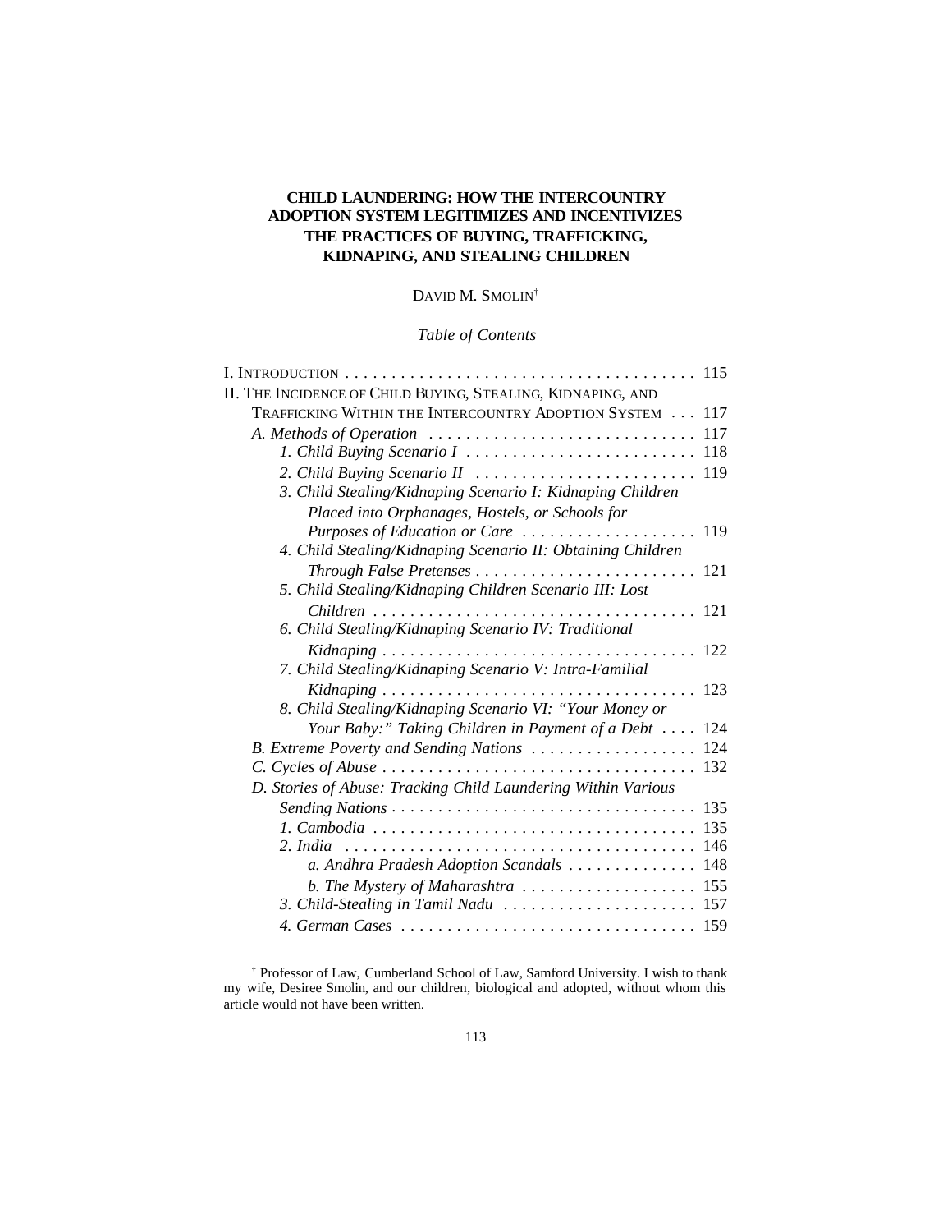# CHILD LAUNDERING: HOW THE INTERCOUNTRY ADOPTION SYSTEM LEGITIMIZES AND INCENTIVIZES THE PRACTICES OF BUYING, TRAFFICKING, KIDNAPING, AND STEALING CHILDREN

DAVID M. SMOLIN[†]

*Table of Contents*

I. INTRODUCTION . . . . . . . . . . . . . . . . . . . . . . . . . . . . . . . . . . . . . . 115

II. THE INCIDENCE OF CHILD BUYING, STEALING, KIDNAPING, AND TRAFFICKING WITHIN THE INTERCOUNTRY ADOPTION SYSTEM . . . 117

- *A. Methods of Operation* . . . . . . . . . . . . . . . . . . . . . . . . . . . . 117
  - *1. Child Buying Scenario I* . . . . . . . . . . . . . . . . . . . . . . . . . 118
  - *2. Child Buying Scenario II* . . . . . . . . . . . . . . . . . . . . . . . . 119
  - *3. Child Stealing/Kidnaping Scenario I: Kidnaping Children Placed into Orphanages, Hostels, or Schools for Purposes of Education or Care* . . . . . . . . . . . . . . . . . . 119
  - *4. Child Stealing/Kidnaping Scenario II: Obtaining Children Through False Pretenses* . . . . . . . . . . . . . . . . . . . . . . . . 121
  - *5. Child Stealing/Kidnaping Children Scenario III: Lost Children* . . . . . . . . . . . . . . . . . . . . . . . . . . . . . . . . . . . 121
  - *6. Child Stealing/Kidnaping Scenario IV: Traditional Kidnaping* . . . . . . . . . . . . . . . . . . . . . . . . . . . . . . . . . . 122
  - *7. Child Stealing/Kidnaping Scenario V: Intra-Familial Kidnaping* . . . . . . . . . . . . . . . . . . . . . . . . . . . . . . . . . 123
  - *8. Child Stealing/Kidnaping Scenario VI: "Your Money or Your Baby:" Taking Children in Payment of a Debt* . . . . 124
- *B. Extreme Poverty and Sending Nations* . . . . . . . . . . . . . . . . . . 124
- *C. Cycles of Abuse* . . . . . . . . . . . . . . . . . . . . . . . . . . . . . . . . . 132
- *D. Stories of Abuse: Tracking Child Laundering Within Various Sending Nations* . . . . . . . . . . . . . . . . . . . . . . . . . . . . . . . . . 135
  - *1. Cambodia* . . . . . . . . . . . . . . . . . . . . . . . . . . . . . . . . . . . 135
  - *2. India* . . . . . . . . . . . . . . . . . . . . . . . . . . . . . . . . . . . . . 146
    - *a. Andhra Pradesh Adoption Scandals* . . . . . . . . . . . . . 148
    - *b. The Mystery of Maharashtra* . . . . . . . . . . . . . . . . . . . 155
  - *3. Child-Stealing in Tamil Nadu* . . . . . . . . . . . . . . . . . . . . . 157
  - *4. German Cases* . . . . . . . . . . . . . . . . . . . . . . . . . . . . . . . . 159

---

[†] Professor of Law, Cumberland School of Law, Samford University. I wish to thank my wife, Desiree Smolin, and our children, biological and adopted, without whom this article would not have been written.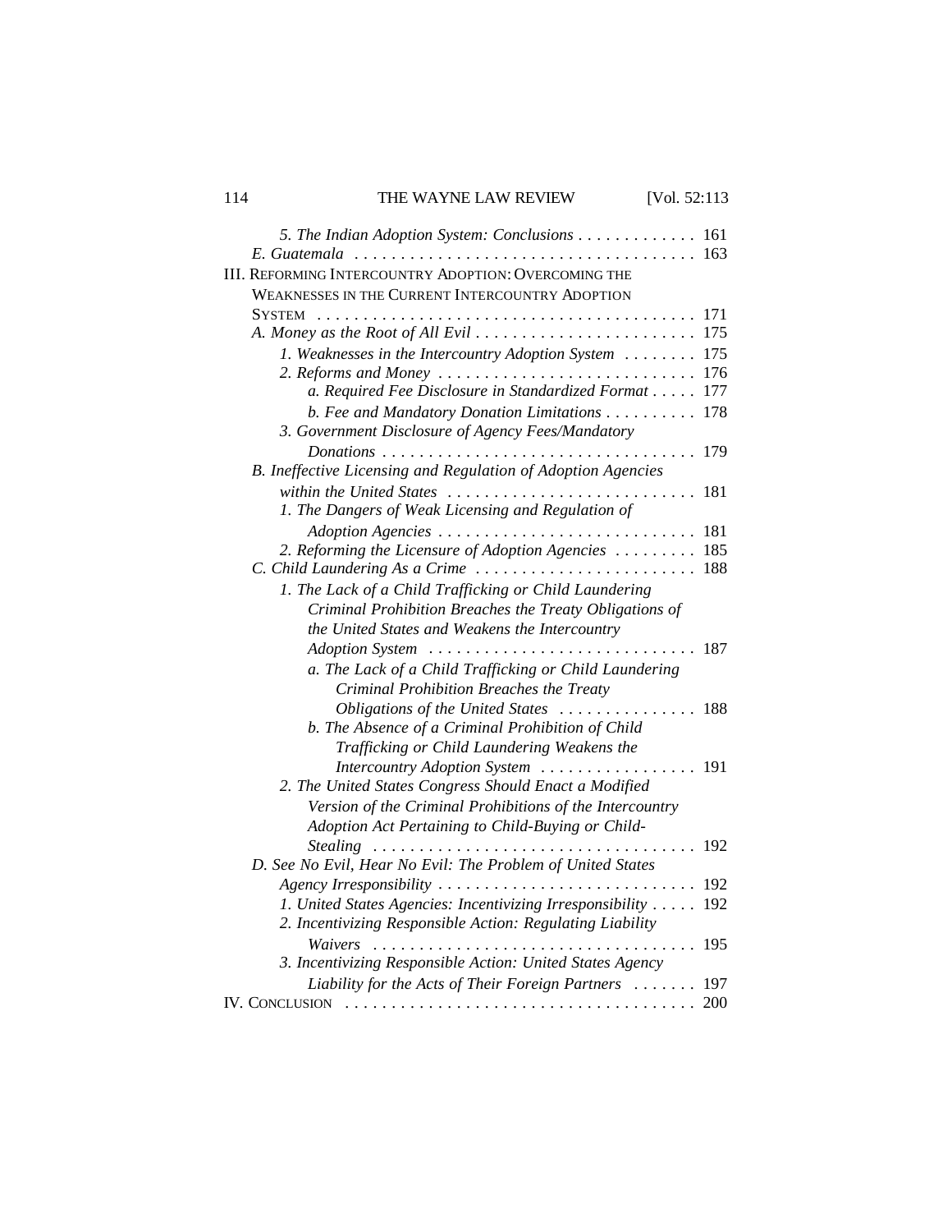- *5. The Indian Adoption System: Conclusions* . . . . . . . . . . . . . 161
- *E. Guatemala* . . . . . . . . . . . . . . . . . . . . . . . . . . . . . . . . . . . . . 163

III. REFORMING INTERCOUNTRY ADOPTION: OVERCOMING THE WEAKNESSES IN THE CURRENT INTERCOUNTRY ADOPTION SYSTEM . . . . . . . . . . . . . . . . . . . . . . . . . . . . . . . . . . . . . . . . . 171

- *A. Money as the Root of All Evil* . . . . . . . . . . . . . . . . . . . . . . . . 175
  - *1. Weaknesses in the Intercountry Adoption System* . . . . . . . . 175
  - *2. Reforms and Money* . . . . . . . . . . . . . . . . . . . . . . . . . . . . 176
    - *a. Required Fee Disclosure in Standardized Format* . . . . . 177
    - *b. Fee and Mandatory Donation Limitations* . . . . . . . . . . 178
  - *3. Government Disclosure of Agency Fees/Mandatory Donations* . . . . . . . . . . . . . . . . . . . . . . . . . . . . . . . . . . 179
- *B. Ineffective Licensing and Regulation of Adoption Agencies within the United States* . . . . . . . . . . . . . . . . . . . . . . . . . . . 181
  - *1. The Dangers of Weak Licensing and Regulation of Adoption Agencies* . . . . . . . . . . . . . . . . . . . . . . . . . . . . 181
  - *2. Reforming the Licensure of Adoption Agencies* . . . . . . . . . 185
- *C. Child Laundering As a Crime* . . . . . . . . . . . . . . . . . . . . . . . . 188
  - *1. The Lack of a Child Trafficking or Child Laundering Criminal Prohibition Breaches the Treaty Obligations of the United States and Weakens the Intercountry Adoption System* . . . . . . . . . . . . . . . . . . . . . . . . . . . . . 187
    - *a. The Lack of a Child Trafficking or Child Laundering Criminal Prohibition Breaches the Treaty Obligations of the United States* . . . . . . . . . . . . . . . 188
    - *b. The Absence of a Criminal Prohibition of Child Trafficking or Child Laundering Weakens the Intercountry Adoption System* . . . . . . . . . . . . . . . . . 191
  - *2. The United States Congress Should Enact a Modified Version of the Criminal Prohibitions of the Intercountry Adoption Act Pertaining to Child-Buying or Child-Stealing* . . . . . . . . . . . . . . . . . . . . . . . . . . . . . . . . . . . . 192
- *D. See No Evil, Hear No Evil: The Problem of United States Agency Irresponsibility* . . . . . . . . . . . . . . . . . . . . . . . . . . . . 192
  - *1. United States Agencies: Incentivizing Irresponsibility* . . . . . 192
  - *2. Incentivizing Responsible Action: Regulating Liability Waivers* . . . . . . . . . . . . . . . . . . . . . . . . . . . . . . . . . . . 195
  - *3. Incentivizing Responsible Action: United States Agency Liability for the Acts of Their Foreign Partners* . . . . . . . 197

IV. CONCLUSION . . . . . . . . . . . . . . . . . . . . . . . . . . . . . . . . . . . . . . 200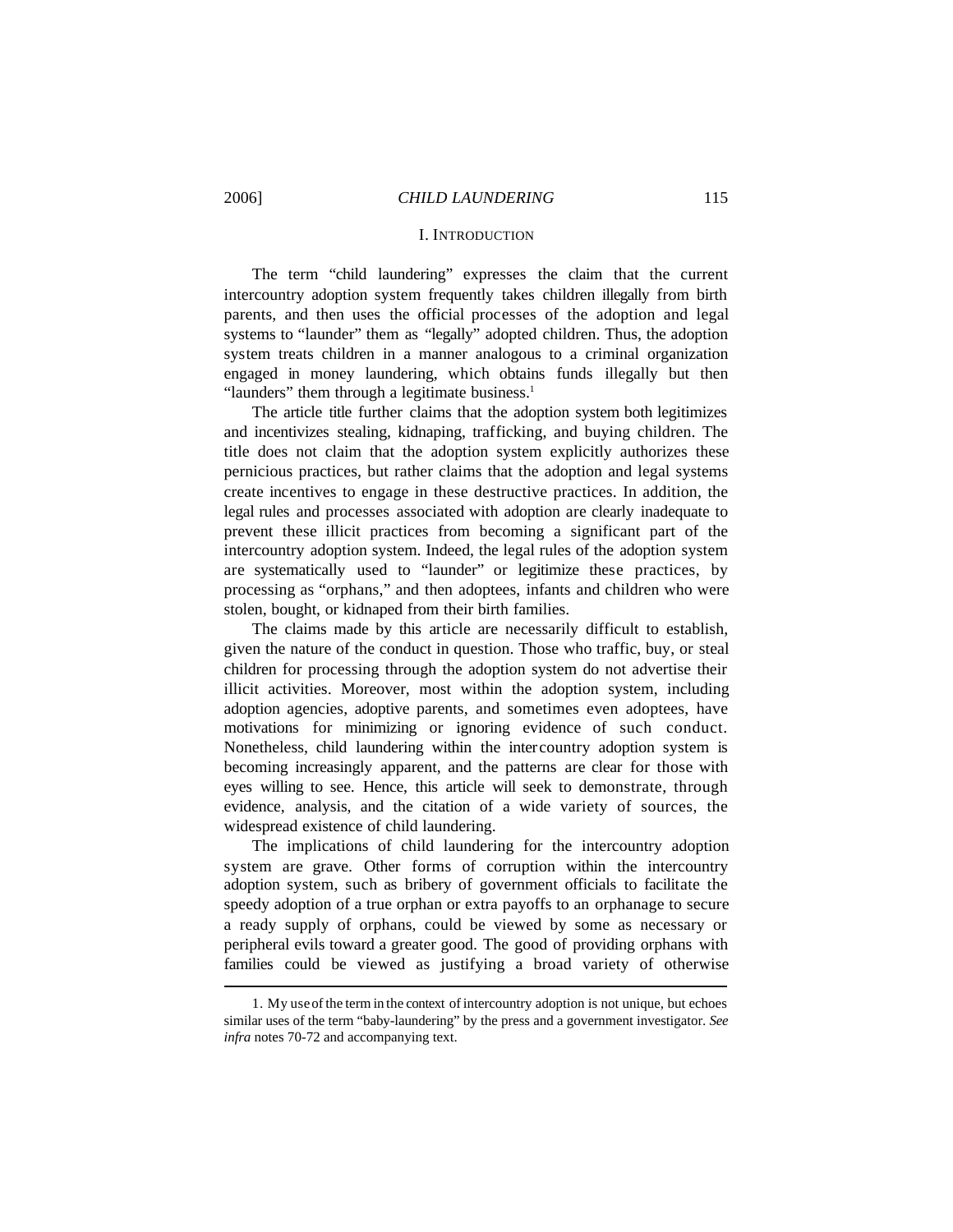# I. INTRODUCTION

The term "child laundering" expresses the claim that the current intercountry adoption system frequently takes children illegally from birth parents, and then uses the official processes of the adoption and legal systems to "launder" them as "legally" adopted children. Thus, the adoption system treats children in a manner analogous to a criminal organization engaged in money laundering, which obtains funds illegally but then "launders" them through a legitimate business.[1]

The article title further claims that the adoption system both legitimizes and incentivizes stealing, kidnaping, trafficking, and buying children. The title does not claim that the adoption system explicitly authorizes these pernicious practices, but rather claims that the adoption and legal systems create incentives to engage in these destructive practices. In addition, the legal rules and processes associated with adoption are clearly inadequate to prevent these illicit practices from becoming a significant part of the intercountry adoption system. Indeed, the legal rules of the adoption system are systematically used to "launder" or legitimize these practices, by processing as "orphans," and then adoptees, infants and children who were stolen, bought, or kidnaped from their birth families.

The claims made by this article are necessarily difficult to establish, given the nature of the conduct in question. Those who traffic, buy, or steal children for processing through the adoption system do not advertise their illicit activities. Moreover, most within the adoption system, including adoption agencies, adoptive parents, and sometimes even adoptees, have motivations for minimizing or ignoring evidence of such conduct. Nonetheless, child laundering within the intercountry adoption system is becoming increasingly apparent, and the patterns are clear for those with eyes willing to see. Hence, this article will seek to demonstrate, through evidence, analysis, and the citation of a wide variety of sources, the widespread existence of child laundering.

The implications of child laundering for the intercountry adoption system are grave. Other forms of corruption within the intercountry adoption system, such as bribery of government officials to facilitate the speedy adoption of a true orphan or extra payoffs to an orphanage to secure a ready supply of orphans, could be viewed by some as necessary or peripheral evils toward a greater good. The good of providing orphans with families could be viewed as justifying a broad variety of otherwise

---

1. My use of the term in the context of intercountry adoption is not unique, but echoes similar uses of the term "baby-laundering" by the press and a government investigator. *See infra* notes 70-72 and accompanying text.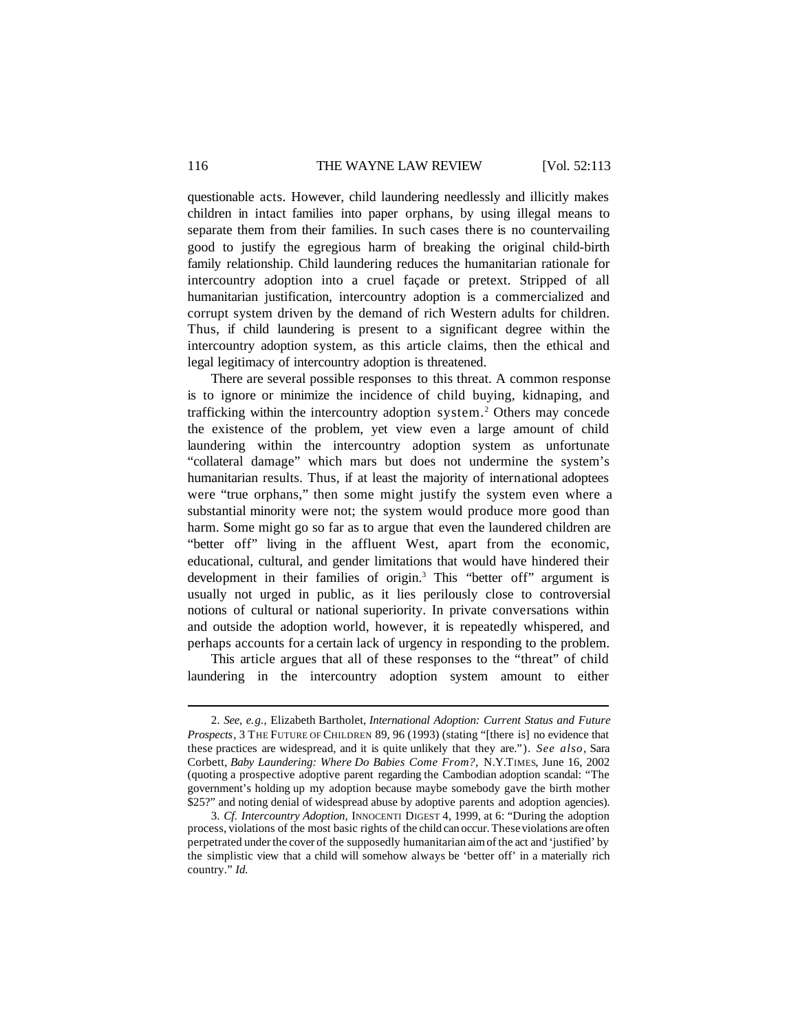questionable acts. However, child laundering needlessly and illicitly makes children in intact families into paper orphans, by using illegal means to separate them from their families. In such cases there is no countervailing good to justify the egregious harm of breaking the original child-birth family relationship. Child laundering reduces the humanitarian rationale for intercountry adoption into a cruel façade or pretext. Stripped of all humanitarian justification, intercountry adoption is a commercialized and corrupt system driven by the demand of rich Western adults for children. Thus, if child laundering is present to a significant degree within the intercountry adoption system, as this article claims, then the ethical and legal legitimacy of intercountry adoption is threatened.

There are several possible responses to this threat. A common response is to ignore or minimize the incidence of child buying, kidnaping, and trafficking within the intercountry adoption system.[2] Others may concede the existence of the problem, yet view even a large amount of child laundering within the intercountry adoption system as unfortunate "collateral damage" which mars but does not undermine the system's humanitarian results. Thus, if at least the majority of international adoptees were "true orphans," then some might justify the system even where a substantial minority were not; the system would produce more good than harm. Some might go so far as to argue that even the laundered children are "better off" living in the affluent West, apart from the economic, educational, cultural, and gender limitations that would have hindered their development in their families of origin.[3] This "better off" argument is usually not urged in public, as it lies perilously close to controversial notions of cultural or national superiority. In private conversations within and outside the adoption world, however, it is repeatedly whispered, and perhaps accounts for a certain lack of urgency in responding to the problem.

This article argues that all of these responses to the "threat" of child laundering in the intercountry adoption system amount to either

---

2. *See, e.g.,* Elizabeth Bartholet, *International Adoption: Current Status and Future Prospects*, 3 THE FUTURE OF CHILDREN 89, 96 (1993) (stating "[there is] no evidence that these practices are widespread, and it is quite unlikely that they are."). *See also*, Sara Corbett, *Baby Laundering: Where Do Babies Come From?*, N.Y.TIMES, June 16, 2002 (quoting a prospective adoptive parent regarding the Cambodian adoption scandal: "The government's holding up my adoption because maybe somebody gave the birth mother $25?" and noting denial of widespread abuse by adoptive parents and adoption agencies).

3. *Cf. Intercountry Adoption*, INNOCENTI DIGEST 4, 1999, at 6: "During the adoption process, violations of the most basic rights of the child can occur. These violations are often perpetrated under the cover of the supposedly humanitarian aim of the act and 'justified' by the simplistic view that a child will somehow always be 'better off' in a materially rich country." *Id.*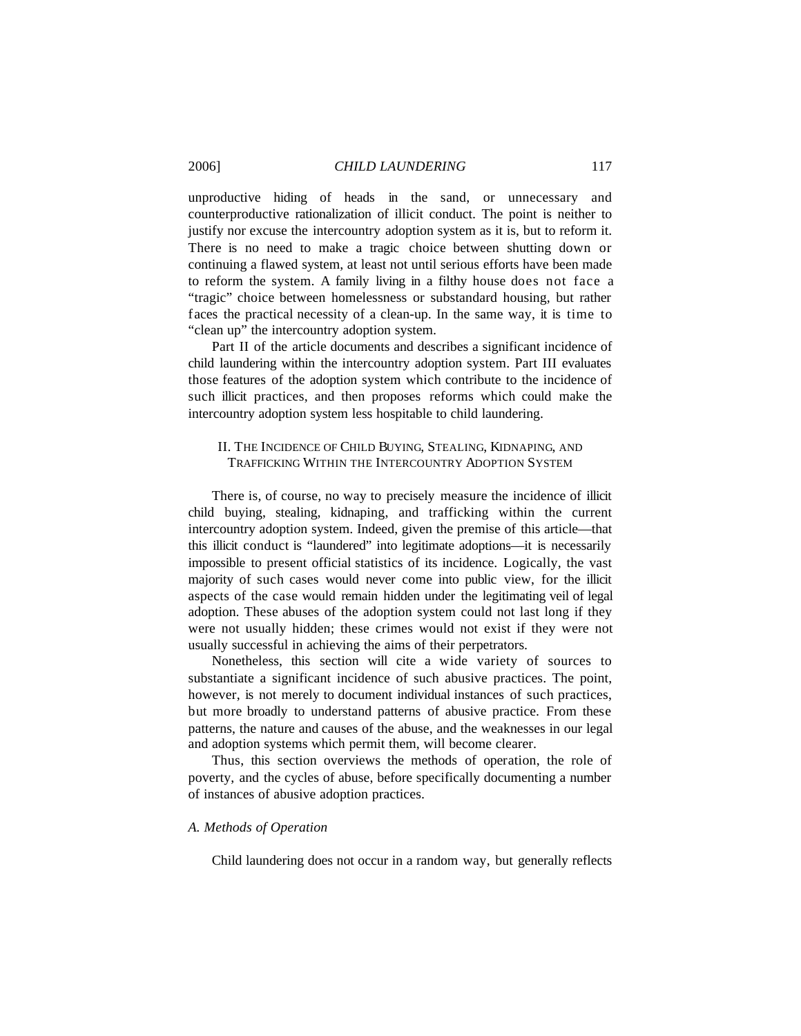unproductive hiding of heads in the sand, or unnecessary and counterproductive rationalization of illicit conduct. The point is neither to justify nor excuse the intercountry adoption system as it is, but to reform it. There is no need to make a tragic choice between shutting down or continuing a flawed system, at least not until serious efforts have been made to reform the system. A family living in a filthy house does not face a "tragic" choice between homelessness or substandard housing, but rather faces the practical necessity of a clean-up. In the same way, it is time to "clean up" the intercountry adoption system.

Part II of the article documents and describes a significant incidence of child laundering within the intercountry adoption system. Part III evaluates those features of the adoption system which contribute to the incidence of such illicit practices, and then proposes reforms which could make the intercountry adoption system less hospitable to child laundering.

## II. The Incidence of Child Buying, Stealing, Kidnaping, and Trafficking Within the Intercountry Adoption System

There is, of course, no way to precisely measure the incidence of illicit child buying, stealing, kidnaping, and trafficking within the current intercountry adoption system. Indeed, given the premise of this article—that this illicit conduct is "laundered" into legitimate adoptions—it is necessarily impossible to present official statistics of its incidence. Logically, the vast majority of such cases would never come into public view, for the illicit aspects of the case would remain hidden under the legitimating veil of legal adoption. These abuses of the adoption system could not last long if they were not usually hidden; these crimes would not exist if they were not usually successful in achieving the aims of their perpetrators.

Nonetheless, this section will cite a wide variety of sources to substantiate a significant incidence of such abusive practices. The point, however, is not merely to document individual instances of such practices, but more broadly to understand patterns of abusive practice. From these patterns, the nature and causes of the abuse, and the weaknesses in our legal and adoption systems which permit them, will become clearer.

Thus, this section overviews the methods of operation, the role of poverty, and the cycles of abuse, before specifically documenting a number of instances of abusive adoption practices.

### *A. Methods of Operation*

Child laundering does not occur in a random way, but generally reflects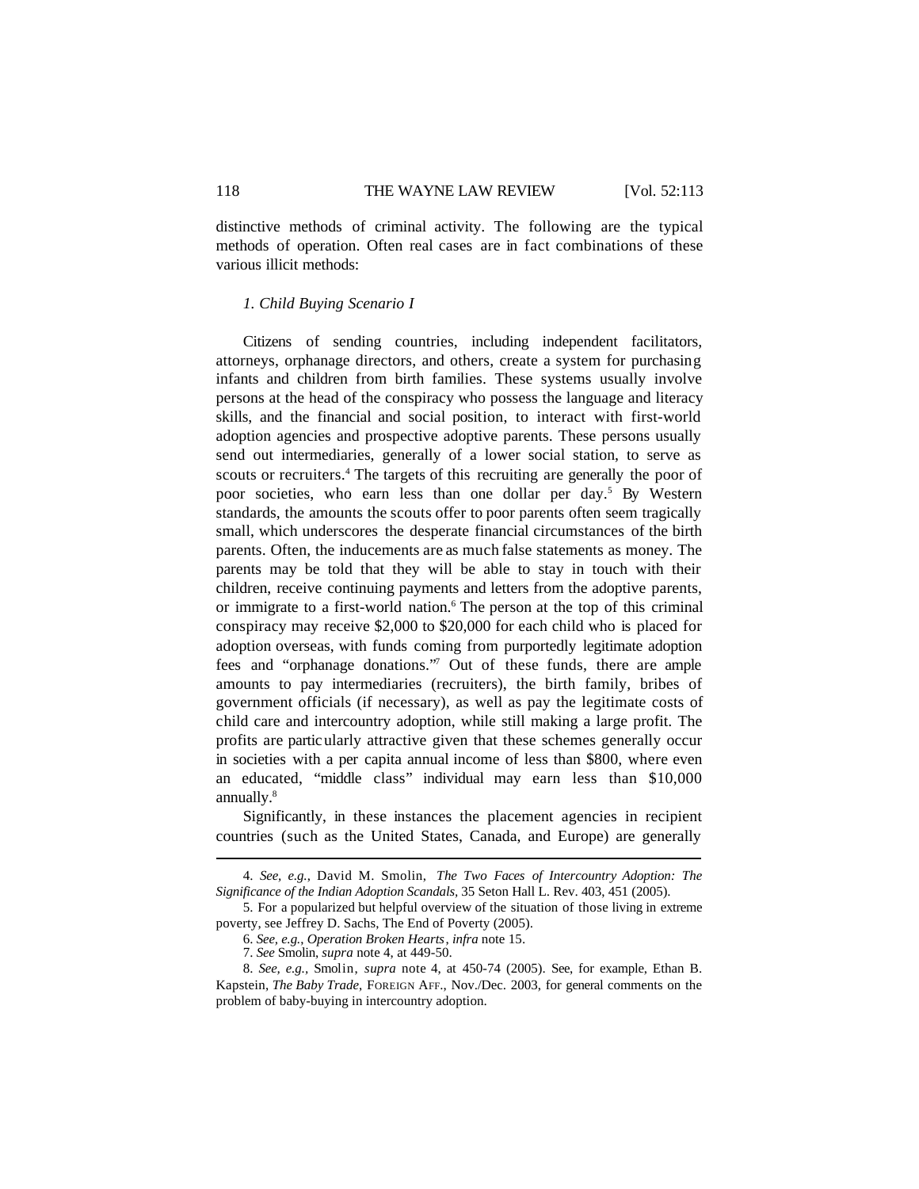distinctive methods of criminal activity. The following are the typical methods of operation. Often real cases are in fact combinations of these various illicit methods:

### *1. Child Buying Scenario I*

Citizens of sending countries, including independent facilitators, attorneys, orphanage directors, and others, create a system for purchasing infants and children from birth families. These systems usually involve persons at the head of the conspiracy who possess the language and literacy skills, and the financial and social position, to interact with first-world adoption agencies and prospective adoptive parents. These persons usually send out intermediaries, generally of a lower social station, to serve as scouts or recruiters.[4] The targets of this recruiting are generally the poor of poor societies, who earn less than one dollar per day.[5] By Western standards, the amounts the scouts offer to poor parents often seem tragically small, which underscores the desperate financial circumstances of the birth parents. Often, the inducements are as much false statements as money. The parents may be told that they will be able to stay in touch with their children, receive continuing payments and letters from the adoptive parents, or immigrate to a first-world nation.[6] The person at the top of this criminal conspiracy may receive $2,000 to $20,000 for each child who is placed for adoption overseas, with funds coming from purportedly legitimate adoption fees and "orphanage donations."[7] Out of these funds, there are ample amounts to pay intermediaries (recruiters), the birth family, bribes of government officials (if necessary), as well as pay the legitimate costs of child care and intercountry adoption, while still making a large profit. The profits are particularly attractive given that these schemes generally occur in societies with a per capita annual income of less than $800, where even an educated, "middle class" individual may earn less than $10,000 annually.[8]

Significantly, in these instances the placement agencies in recipient countries (such as the United States, Canada, and Europe) are generally

---

4. *See, e.g.*, David M. Smolin, *The Two Faces of Intercountry Adoption: The Significance of the Indian Adoption Scandals*, 35 Seton Hall L. Rev. 403, 451 (2005).

5. For a popularized but helpful overview of the situation of those living in extreme poverty, see Jeffrey D. Sachs, The End of Poverty (2005).

6. *See, e.g.*, *Operation Broken Hearts*, *infra* note 15.

7. *See* Smolin, *supra* note 4, at 449-50.

8. *See, e.g.*, Smolin, *supra* note 4, at 450-74 (2005). See, for example, Ethan B. Kapstein, *The Baby Trade*, FOREIGN AFF., Nov./Dec. 2003, for general comments on the problem of baby-buying in intercountry adoption.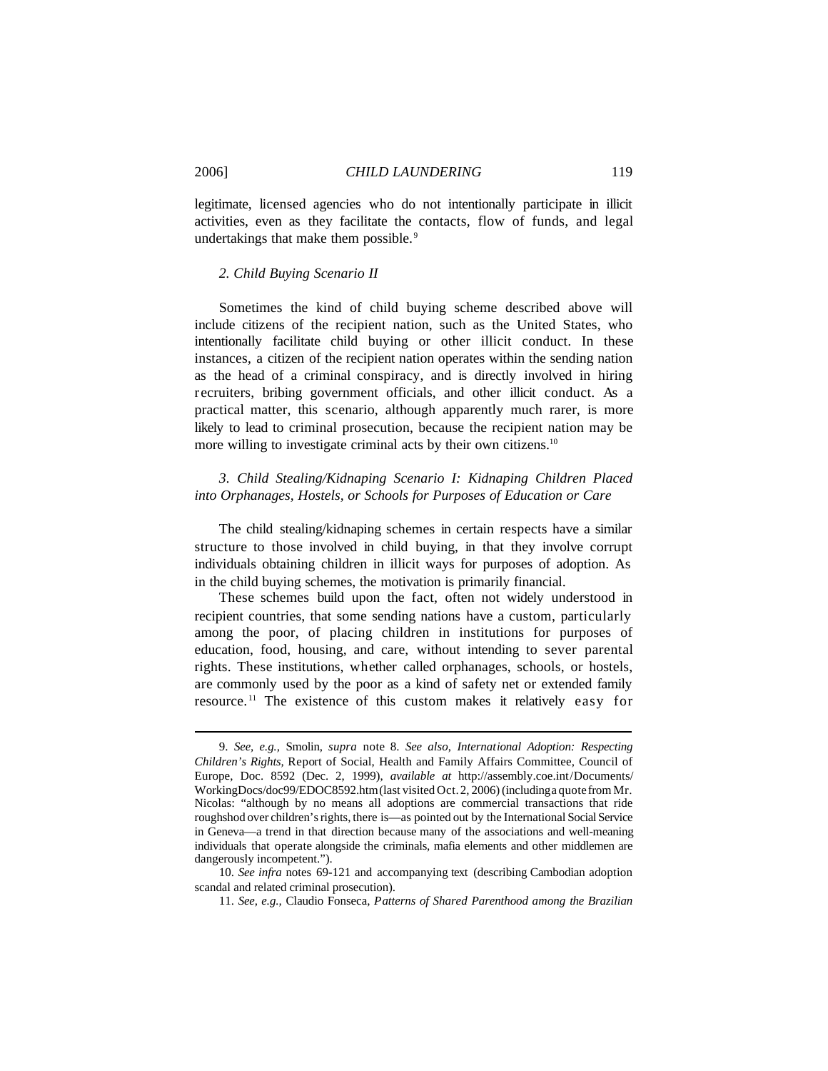legitimate, licensed agencies who do not intentionally participate in illicit activities, even as they facilitate the contacts, flow of funds, and legal undertakings that make them possible.[9]

### *2. Child Buying Scenario II*

Sometimes the kind of child buying scheme described above will include citizens of the recipient nation, such as the United States, who intentionally facilitate child buying or other illicit conduct. In these instances, a citizen of the recipient nation operates within the sending nation as the head of a criminal conspiracy, and is directly involved in hiring recruiters, bribing government officials, and other illicit conduct. As a practical matter, this scenario, although apparently much rarer, is more likely to lead to criminal prosecution, because the recipient nation may be more willing to investigate criminal acts by their own citizens.[10]

### *3. Child Stealing/Kidnaping Scenario I: Kidnaping Children Placed into Orphanages, Hostels, or Schools for Purposes of Education or Care*

The child stealing/kidnaping schemes in certain respects have a similar structure to those involved in child buying, in that they involve corrupt individuals obtaining children in illicit ways for purposes of adoption. As in the child buying schemes, the motivation is primarily financial.

These schemes build upon the fact, often not widely understood in recipient countries, that some sending nations have a custom, particularly among the poor, of placing children in institutions for purposes of education, food, housing, and care, without intending to sever parental rights. These institutions, whether called orphanages, schools, or hostels, are commonly used by the poor as a kind of safety net or extended family resource.[11] The existence of this custom makes it relatively easy for

---

9. *See, e.g.*, Smolin, *supra* note 8. *See also*, *International Adoption: Respecting Children's Rights*, Report of Social, Health and Family Affairs Committee, Council of Europe, Doc. 8592 (Dec. 2, 1999), *available at* http://assembly.coe.int/Documents/WorkingDocs/doc99/EDOC8592.htm (last visited Oct. 2, 2006) (including a quote from Mr. Nicolas: "although by no means all adoptions are commercial transactions that ride roughshod over children's rights, there is—as pointed out by the International Social Service in Geneva—a trend in that direction because many of the associations and well-meaning individuals that operate alongside the criminals, mafia elements and other middlemen are dangerously incompetent.").

10. *See infra* notes 69-121 and accompanying text (describing Cambodian adoption scandal and related criminal prosecution).

11. *See, e.g.*, Claudio Fonseca, *Patterns of Shared Parenthood among the Brazilian*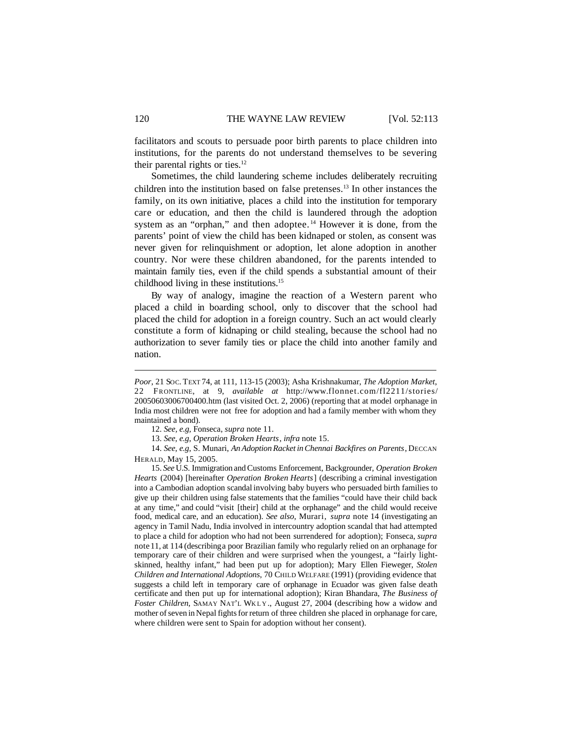facilitators and scouts to persuade poor birth parents to place children into institutions, for the parents do not understand themselves to be severing their parental rights or ties.[12]

Sometimes, the child laundering scheme includes deliberately recruiting children into the institution based on false pretenses.[13] In other instances the family, on its own initiative, places a child into the institution for temporary care or education, and then the child is laundered through the adoption system as an "orphan," and then adoptee.[14] However it is done, from the parents' point of view the child has been kidnaped or stolen, as consent was never given for relinquishment or adoption, let alone adoption in another country. Nor were these children abandoned, for the parents intended to maintain family ties, even if the child spends a substantial amount of their childhood living in these institutions.[15]

By way of analogy, imagine the reaction of a Western parent who placed a child in boarding school, only to discover that the school had placed the child for adoption in a foreign country. Such an act would clearly constitute a form of kidnaping or child stealing, because the school had no authorization to sever family ties or place the child into another family and nation.

---

*Poor*, 21 SOC. TEXT 74, at 111, 113-15 (2003); Asha Krishnakumar, *The Adoption Market*, 22 FRONTLINE, at 9, *available at* http://www.flonnet.com/fl2211/stories/20050603006700400.htm (last visited Oct. 2, 2006) (reporting that at model orphanage in India most children were not free for adoption and had a family member with whom they maintained a bond).

12. *See, e.g*, Fonseca, *supra* note 11.

13. *See, e.g*, *Operation Broken Hearts*, *infra* note 15.

14. *See, e.g*, S. Munari, *An Adoption Racket in Chennai Backfires on Parents*, DECCAN HERALD, May 15, 2005.

15. *See* U.S. Immigration and Customs Enforcement, Backgrounder, *Operation Broken Hearts* (2004) [hereinafter *Operation Broken Hearts*] (describing a criminal investigation into a Cambodian adoption scandal involving baby buyers who persuaded birth families to give up their children using false statements that the families "could have their child back at any time," and could "visit [their] child at the orphanage" and the child would receive food, medical care, and an education). *See also*, Murari, *supra* note 14 (investigating an agency in Tamil Nadu, India involved in intercountry adoption scandal that had attempted to place a child for adoption who had not been surrendered for adoption); Fonseca, *supra* note 11, at 114 (describing a poor Brazilian family who regularly relied on an orphanage for temporary care of their children and were surprised when the youngest, a "fairly light-skinned, healthy infant," had been put up for adoption); Mary Ellen Fieweger, *Stolen Children and International Adoptions*, 70 CHILD WELFARE (1991) (providing evidence that suggests a child left in temporary care of orphanage in Ecuador was given false death certificate and then put up for international adoption); Kiran Bhandara, *The Business of Foster Children*, SAMAY NAT'L WKLY., August 27, 2004 (describing how a widow and mother of seven in Nepal fights for return of three children she placed in orphanage for care, where children were sent to Spain for adoption without her consent).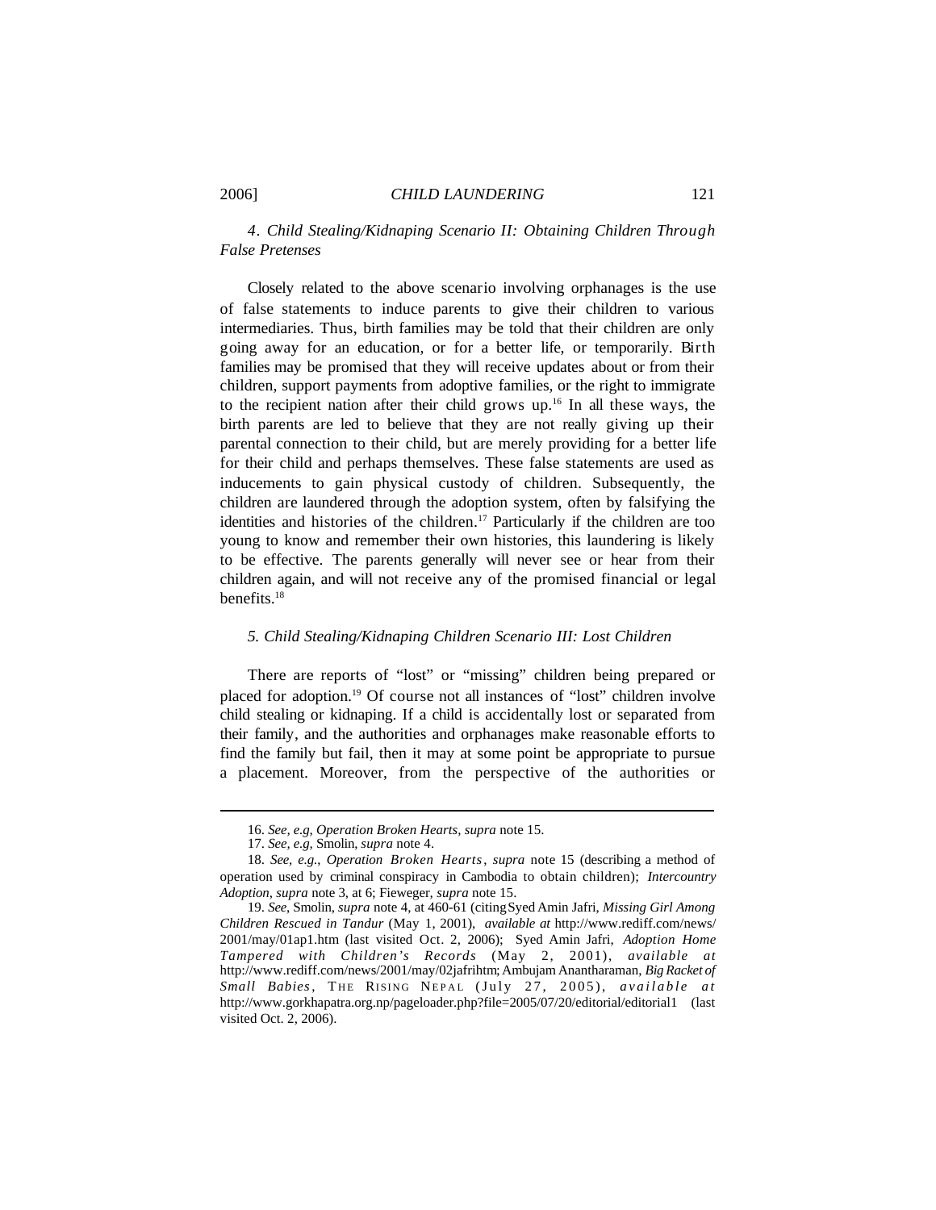#### *4. Child Stealing/Kidnaping Scenario II: Obtaining Children Through False Pretenses*

Closely related to the above scenario involving orphanages is the use of false statements to induce parents to give their children to various intermediaries. Thus, birth families may be told that their children are only going away for an education, or for a better life, or temporarily. Birth families may be promised that they will receive updates about or from their children, support payments from adoptive families, or the right to immigrate to the recipient nation after their child grows up.[16] In all these ways, the birth parents are led to believe that they are not really giving up their parental connection to their child, but are merely providing for a better life for their child and perhaps themselves. These false statements are used as inducements to gain physical custody of children. Subsequently, the children are laundered through the adoption system, often by falsifying the identities and histories of the children.[17] Particularly if the children are too young to know and remember their own histories, this laundering is likely to be effective. The parents generally will never see or hear from their children again, and will not receive any of the promised financial or legal benefits.[18]

#### *5. Child Stealing/Kidnaping Children Scenario III: Lost Children*

There are reports of "lost" or "missing" children being prepared or placed for adoption.[19] Of course not all instances of "lost" children involve child stealing or kidnaping. If a child is accidentally lost or separated from their family, and the authorities and orphanages make reasonable efforts to find the family but fail, then it may at some point be appropriate to pursue a placement. Moreover, from the perspective of the authorities or

---

16. *See, e.g*, *Operation Broken Hearts*, *supra* note 15.

17. *See, e.g*, Smolin, *supra* note 4.

18. *See, e.g.*, *Operation Broken Hearts*, *supra* note 15 (describing a method of operation used by criminal conspiracy in Cambodia to obtain children); *Intercountry Adoption*, *supra* note 3, at 6; Fieweger, *supra* note 15.

19. *See*, Smolin, *supra* note 4, at 460-61 (citing Syed Amin Jafri, *Missing Girl Among Children Rescued in Tandur* (May 1, 2001), *available at* http://www.rediff.com/news/2001/may/01ap1.htm (last visited Oct. 2, 2006); Syed Amin Jafri, *Adoption Home Tampered with Children's Records* (May 2, 2001), *available at* http://www.rediff.com/news/2001/may/02jafrihtm; Ambujam Anantharaman, *Big Racket of Small Babies*, THE RISING NEPAL (July 27, 2005), *available at* http://www.gorkhapatra.org.np/pageloader.php?file=2005/07/20/editorial/editorial1 (last visited Oct. 2, 2006).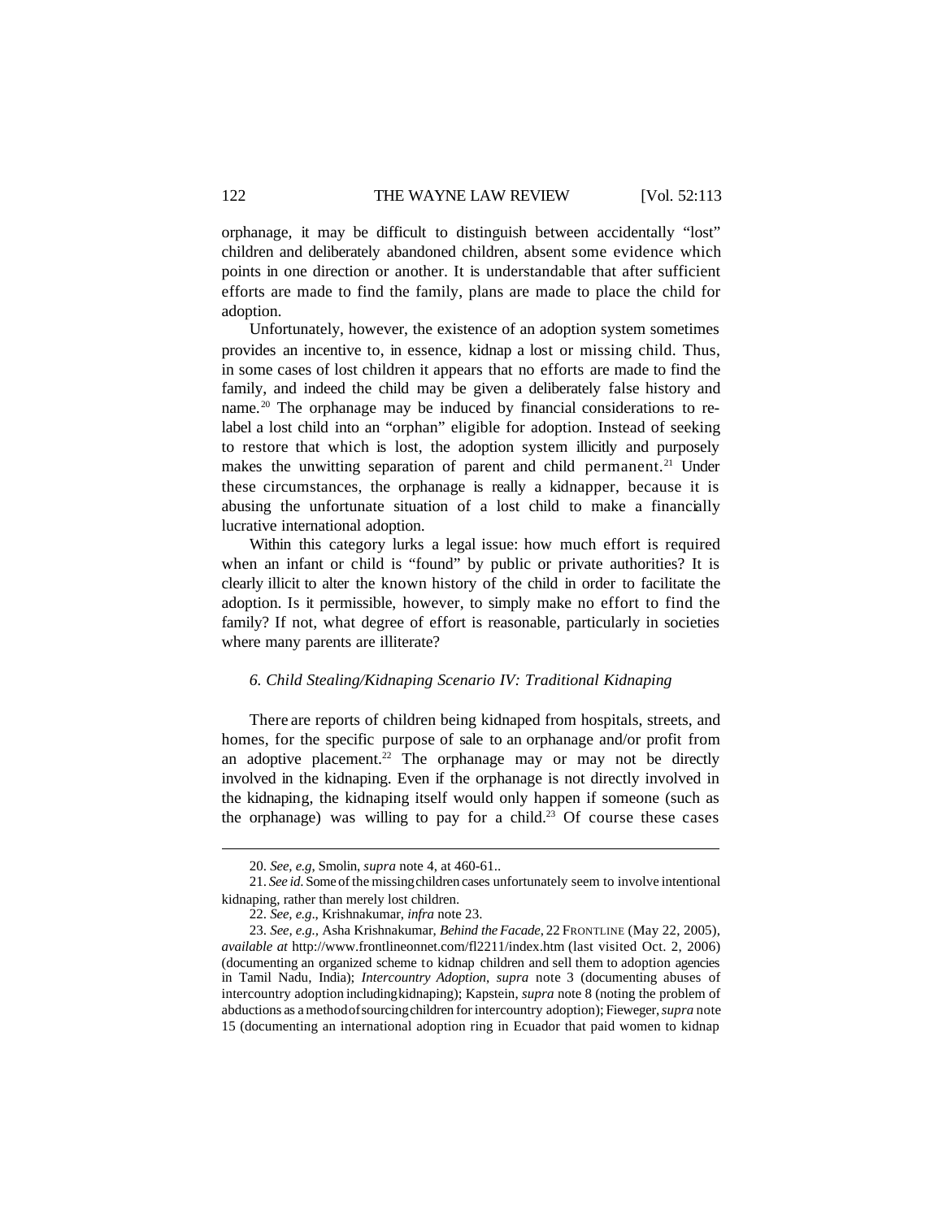orphanage, it may be difficult to distinguish between accidentally "lost" children and deliberately abandoned children, absent some evidence which points in one direction or another. It is understandable that after sufficient efforts are made to find the family, plans are made to place the child for adoption.

Unfortunately, however, the existence of an adoption system sometimes provides an incentive to, in essence, kidnap a lost or missing child. Thus, in some cases of lost children it appears that no efforts are made to find the family, and indeed the child may be given a deliberately false history and name.[20] The orphanage may be induced by financial considerations to re-label a lost child into an "orphan" eligible for adoption. Instead of seeking to restore that which is lost, the adoption system illicitly and purposely makes the unwitting separation of parent and child permanent.[21] Under these circumstances, the orphanage is really a kidnapper, because it is abusing the unfortunate situation of a lost child to make a financially lucrative international adoption.

Within this category lurks a legal issue: how much effort is required when an infant or child is "found" by public or private authorities? It is clearly illicit to alter the known history of the child in order to facilitate the adoption. Is it permissible, however, to simply make no effort to find the family? If not, what degree of effort is reasonable, particularly in societies where many parents are illiterate?

### *6. Child Stealing/Kidnaping Scenario IV: Traditional Kidnaping*

There are reports of children being kidnaped from hospitals, streets, and homes, for the specific purpose of sale to an orphanage and/or profit from an adoptive placement.[22] The orphanage may or may not be directly involved in the kidnaping. Even if the orphanage is not directly involved in the kidnaping, the kidnaping itself would only happen if someone (such as the orphanage) was willing to pay for a child.[23] Of course these cases

---

20. *See, e.g*, Smolin, *supra* note 4, at 460-61..

21. *See id.* Some of the missing children cases unfortunately seem to involve intentional kidnaping, rather than merely lost children.

22. *See, e.g*., Krishnakumar, *infra* note 23.

23. *See, e.g.*, Asha Krishnakumar, *Behind the Facade*, 22 FRONTLINE (May 22, 2005), *available at* http://www.frontlineonnet.com/fl2211/index.htm (last visited Oct. 2, 2006) (documenting an organized scheme to kidnap children and sell them to adoption agencies in Tamil Nadu, India); *Intercountry Adoption*, *supra* note 3 (documenting abuses of intercountry adoption including kidnaping); Kapstein, *supra* note 8 (noting the problem of abductions as a method of sourcing children for intercountry adoption); Fieweger, *supra* note 15 (documenting an international adoption ring in Ecuador that paid women to kidnap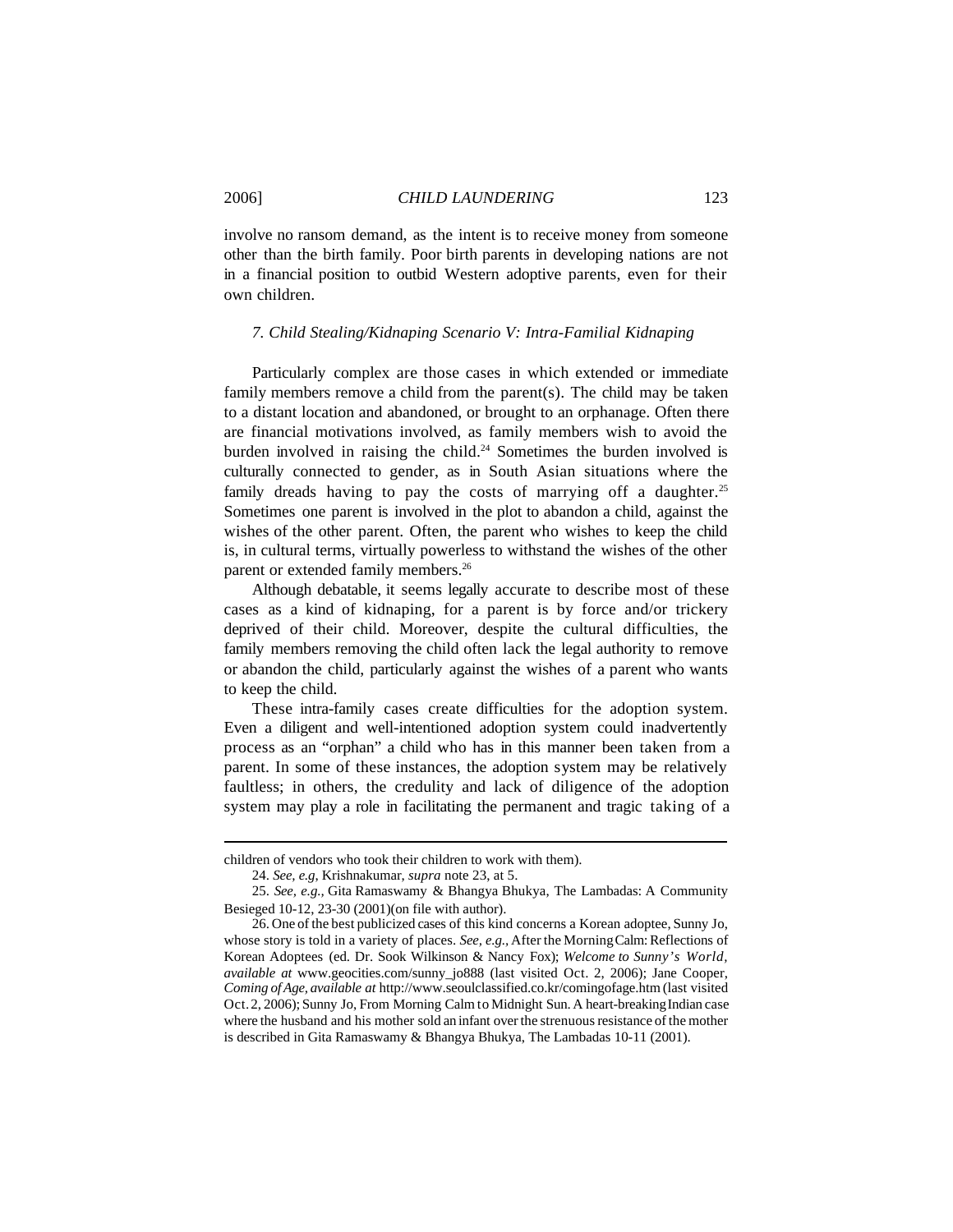involve no ransom demand, as the intent is to receive money from someone other than the birth family. Poor birth parents in developing nations are not in a financial position to outbid Western adoptive parents, even for their own children.

### *7. Child Stealing/Kidnaping Scenario V: Intra-Familial Kidnaping*

Particularly complex are those cases in which extended or immediate family members remove a child from the parent(s). The child may be taken to a distant location and abandoned, or brought to an orphanage. Often there are financial motivations involved, as family members wish to avoid the burden involved in raising the child.[24] Sometimes the burden involved is culturally connected to gender, as in South Asian situations where the family dreads having to pay the costs of marrying off a daughter.[25] Sometimes one parent is involved in the plot to abandon a child, against the wishes of the other parent. Often, the parent who wishes to keep the child is, in cultural terms, virtually powerless to withstand the wishes of the other parent or extended family members.[26]

Although debatable, it seems legally accurate to describe most of these cases as a kind of kidnaping, for a parent is by force and/or trickery deprived of their child. Moreover, despite the cultural difficulties, the family members removing the child often lack the legal authority to remove or abandon the child, particularly against the wishes of a parent who wants to keep the child.

These intra-family cases create difficulties for the adoption system. Even a diligent and well-intentioned adoption system could inadvertently process as an "orphan" a child who has in this manner been taken from a parent. In some of these instances, the adoption system may be relatively faultless; in others, the credulity and lack of diligence of the adoption system may play a role in facilitating the permanent and tragic taking of a

---

children of vendors who took their children to work with them).

24. *See, e.g*, Krishnakumar, *supra* note 23, at 5.

25. *See, e.g.*, Gita Ramaswamy & Bhangya Bhukya, The Lambadas: A Community Besieged 10-12, 23-30 (2001)(on file with author).

26. One of the best publicized cases of this kind concerns a Korean adoptee, Sunny Jo, whose story is told in a variety of places. *See, e.g.*, After the Morning Calm: Reflections of Korean Adoptees (ed. Dr. Sook Wilkinson & Nancy Fox); *Welcome to Sunny's World, available at* www.geocities.com/sunny_jo888 (last visited Oct. 2, 2006); Jane Cooper, *Coming of Age, available at* http://www.seoulclassified.co.kr/comingofage.htm (last visited Oct. 2, 2006); Sunny Jo, From Morning Calm to Midnight Sun. A heart-breaking Indian case where the husband and his mother sold an infant over the strenuous resistance of the mother is described in Gita Ramaswamy & Bhangya Bhukya, The Lambadas 10-11 (2001).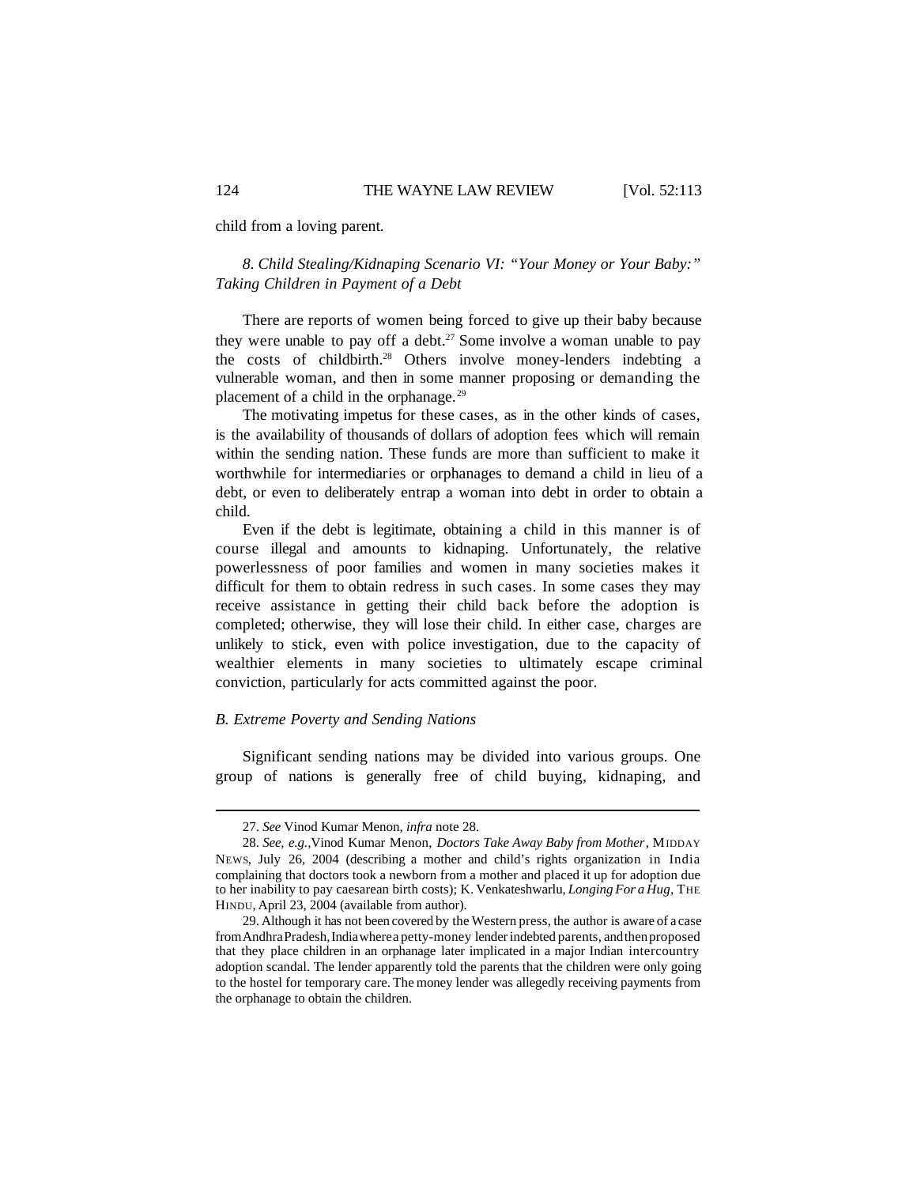child from a loving parent.

*8. Child Stealing/Kidnaping Scenario VI: "Your Money or Your Baby:" Taking Children in Payment of a Debt*

There are reports of women being forced to give up their baby because they were unable to pay off a debt.[27] Some involve a woman unable to pay the costs of childbirth.[28] Others involve money-lenders indebting a vulnerable woman, and then in some manner proposing or demanding the placement of a child in the orphanage.[29]

The motivating impetus for these cases, as in the other kinds of cases, is the availability of thousands of dollars of adoption fees which will remain within the sending nation. These funds are more than sufficient to make it worthwhile for intermediaries or orphanages to demand a child in lieu of a debt, or even to deliberately entrap a woman into debt in order to obtain a child.

Even if the debt is legitimate, obtaining a child in this manner is of course illegal and amounts to kidnaping. Unfortunately, the relative powerlessness of poor families and women in many societies makes it difficult for them to obtain redress in such cases. In some cases they may receive assistance in getting their child back before the adoption is completed; otherwise, they will lose their child. In either case, charges are unlikely to stick, even with police investigation, due to the capacity of wealthier elements in many societies to ultimately escape criminal conviction, particularly for acts committed against the poor.

*B. Extreme Poverty and Sending Nations*

Significant sending nations may be divided into various groups. One group of nations is generally free of child buying, kidnaping, and

---

27. *See* Vinod Kumar Menon, *infra* note 28.

28. *See, e.g.*, Vinod Kumar Menon, *Doctors Take Away Baby from Mother*, MIDDAY NEWS, July 26, 2004 (describing a mother and child's rights organization in India complaining that doctors took a newborn from a mother and placed it up for adoption due to her inability to pay caesarean birth costs); K. Venkateshwarlu, *Longing For a Hug*, THE HINDU, April 23, 2004 (available from author).

29. Although it has not been covered by the Western press, the author is aware of a case from Andhra Pradesh, India where a petty-money lender indebted parents, and then proposed that they place children in an orphanage later implicated in a major Indian intercountry adoption scandal. The lender apparently told the parents that the children were only going to the hostel for temporary care. The money lender was allegedly receiving payments from the orphanage to obtain the children.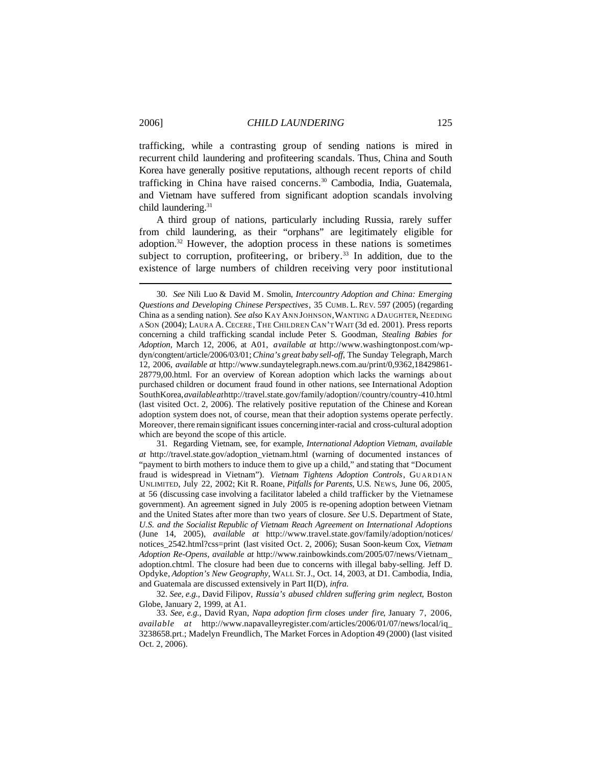trafficking, while a contrasting group of sending nations is mired in recurrent child laundering and profiteering scandals. Thus, China and South Korea have generally positive reputations, although recent reports of child trafficking in China have raised concerns.[30] Cambodia, India, Guatemala, and Vietnam have suffered from significant adoption scandals involving child laundering.[31]

A third group of nations, particularly including Russia, rarely suffer from child laundering, as their "orphans" are legitimately eligible for adoption.[32] However, the adoption process in these nations is sometimes subject to corruption, profiteering, or bribery.[33] In addition, due to the existence of large numbers of children receiving very poor institutional

---

30. *See* Nili Luo & David M. Smolin, *Intercountry Adoption and China: Emerging Questions and Developing Chinese Perspectives*, 35 CUMB. L. REV. 597 (2005) (regarding China as a sending nation). *See also* KAY ANN JOHNSON, WANTING A DAUGHTER, NEEDING A SON (2004); LAURA A. CECERE, THE CHILDREN CAN'T WAIT (3d ed. 2001). Press reports concerning a child trafficking scandal include Peter S. Goodman, *Stealing Babies for Adoption*, March 12, 2006, at A01, *available at* http://www.washingtonpost.com/wp-dyn/congtent/article/2006/03/01; *China's great baby sell-off*, The Sunday Telegraph, March 12, 2006, *available at* http://www.sundaytelegraph.news.com.au/print/0,9362,18429861-28779,00.html. For an overview of Korean adoption which lacks the warnings about purchased children or document fraud found in other nations, see International Adoption SouthKorea, *available at* http://travel.state.gov/family/adoption//country/country-410.html (last visited Oct. 2, 2006). The relatively positive reputation of the Chinese and Korean adoption system does not, of course, mean that their adoption systems operate perfectly. Moreover, there remain significant issues concerning inter-racial and cross-cultural adoption which are beyond the scope of this article.

31. Regarding Vietnam, see, for example, *International Adoption Vietnam, available at* http://travel.state.gov/adoption_vietnam.html (warning of documented instances of "payment to birth mothers to induce them to give up a child," and stating that "Document fraud is widespread in Vietnam"). *Vietnam Tightens Adoption Controls*, GUARDIAN UNLIMITED, July 22, 2002; Kit R. Roane, *Pitfalls for Parents*, U.S. NEWS, June 06, 2005, at 56 (discussing case involving a facilitator labeled a child trafficker by the Vietnamese government). An agreement signed in July 2005 is re-opening adoption between Vietnam and the United States after more than two years of closure. *See* U.S. Department of State, *U.S. and the Socialist Republic of Vietnam Reach Agreement on International Adoptions* (June 14, 2005), *available at* http://www.travel.state.gov/family/adoption/notices/notices_2542.html?css=print (last visited Oct. 2, 2006); Susan Soon-keum Cox, *Vietnam Adoption Re-Opens*, *available at* http://www.rainbowkinds.com/2005/07/news/Vietnam_adoption.chtml. The closure had been due to concerns with illegal baby-selling. Jeff D. Opdyke, *Adoption's New Geography*, WALL ST. J., Oct. 14, 2003, at D1. Cambodia, India, and Guatemala are discussed extensively in Part II(D), *infra.*

32. *See, e.g.*, David Filipov, *Russia's abused chldren suffering grim neglect*, Boston Globe, January 2, 1999, at A1.

33. *See, e.g.*, David Ryan, *Napa adoption firm closes under fire*, January 7, 2006, *available at* http://www.napavalleyregister.com/articles/2006/01/07/news/local/iq_3238658.prt.; Madelyn Freundlich, The Market Forces in Adoption 49 (2000) (last visited Oct. 2, 2006).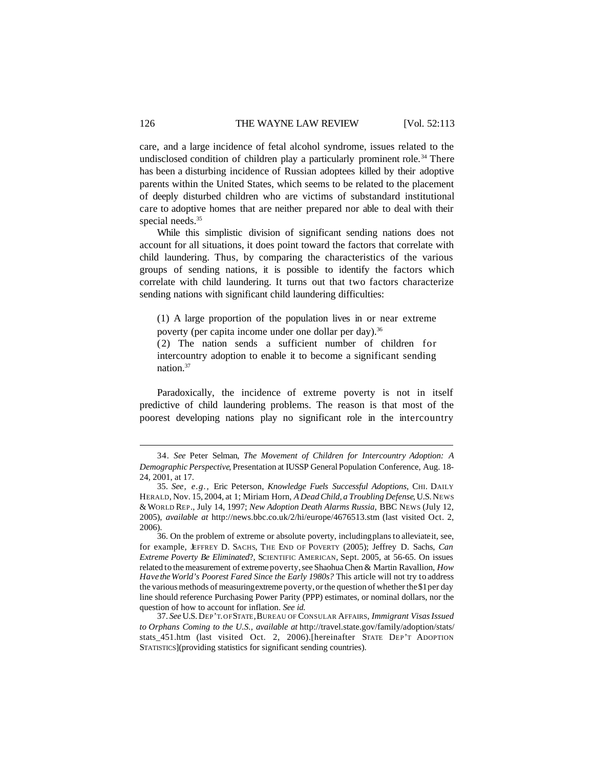care, and a large incidence of fetal alcohol syndrome, issues related to the undisclosed condition of children play a particularly prominent role.[34] There has been a disturbing incidence of Russian adoptees killed by their adoptive parents within the United States, which seems to be related to the placement of deeply disturbed children who are victims of substandard institutional care to adoptive homes that are neither prepared nor able to deal with their special needs.[35]

While this simplistic division of significant sending nations does not account for all situations, it does point toward the factors that correlate with child laundering. Thus, by comparing the characteristics of the various groups of sending nations, it is possible to identify the factors which correlate with child laundering. It turns out that two factors characterize sending nations with significant child laundering difficulties:

> (1) A large proportion of the population lives in or near extreme poverty (per capita income under one dollar per day).[36]
> (2) The nation sends a sufficient number of children for intercountry adoption to enable it to become a significant sending nation.[37]

Paradoxically, the incidence of extreme poverty is not in itself predictive of child laundering problems. The reason is that most of the poorest developing nations play no significant role in the intercountry

---

34. *See* Peter Selman, *The Movement of Children for Intercountry Adoption: A Demographic Perspective*, Presentation at IUSSP General Population Conference, Aug. 18-24, 2001, at 17.

35. *See, e.g.*, Eric Peterson, *Knowledge Fuels Successful Adoptions*, CHI. DAILY HERALD, Nov. 15, 2004, at 1; Miriam Horn, *A Dead Child, a Troubling Defense*, U.S. NEWS & WORLD REP., July 14, 1997; *New Adoption Death Alarms Russia*, BBC NEWS (July 12, 2005), *available at* http://news.bbc.co.uk/2/hi/europe/4676513.stm (last visited Oct. 2, 2006).

36. On the problem of extreme or absolute poverty, including plans to alleviate it, see, for example, JEFFREY D. SACHS, THE END OF POVERTY (2005); Jeffrey D. Sachs, *Can Extreme Poverty Be Eliminated*?, SCIENTIFIC AMERICAN, Sept. 2005, at 56-65. On issues related to the measurement of extreme poverty, see Shaohua Chen & Martin Ravallion, *How Have the World's Poorest Fared Since the Early 1980s?* This article will not try to address the various methods of measuring extreme poverty, or the question of whether the $1 per day line should reference Purchasing Power Parity (PPP) estimates, or nominal dollars, nor the question of how to account for inflation. *See id.*

37. *See* U.S. DEP'T. OF STATE, BUREAU OF CONSULAR AFFAIRS, *Immigrant Visas Issued to Orphans Coming to the U.S.*, *available at* http://travel.state.gov/family/adoption/stats/stats_451.htm (last visited Oct. 2, 2006).[hereinafter STATE DEP'T ADOPTION STATISTICS](providing statistics for significant sending countries).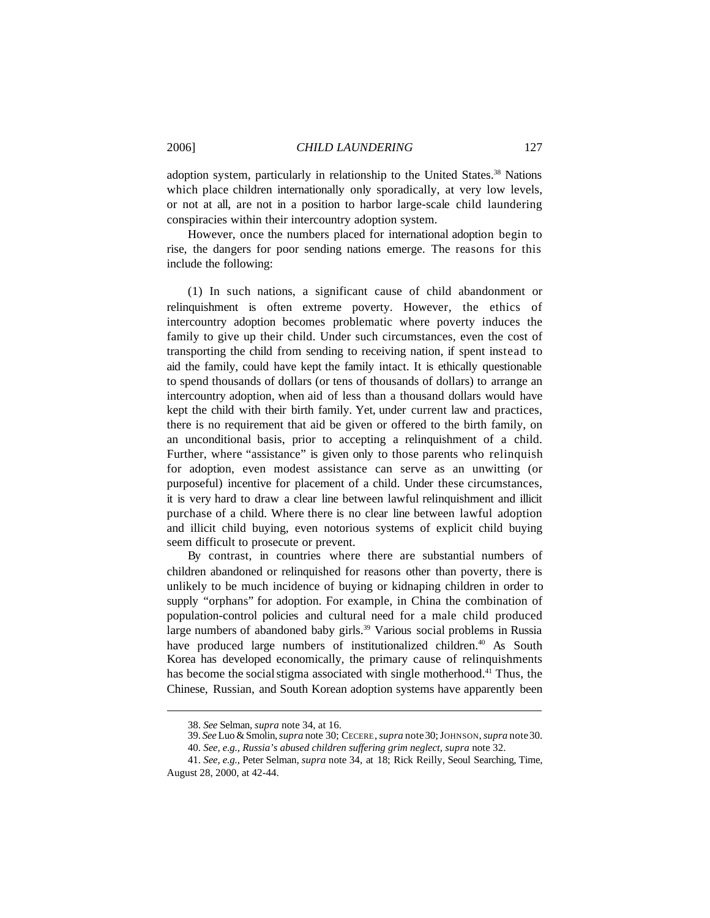adoption system, particularly in relationship to the United States.[38] Nations which place children internationally only sporadically, at very low levels, or not at all, are not in a position to harbor large-scale child laundering conspiracies within their intercountry adoption system.

However, once the numbers placed for international adoption begin to rise, the dangers for poor sending nations emerge. The reasons for this include the following:

(1) In such nations, a significant cause of child abandonment or relinquishment is often extreme poverty. However, the ethics of intercountry adoption becomes problematic where poverty induces the family to give up their child. Under such circumstances, even the cost of transporting the child from sending to receiving nation, if spent instead to aid the family, could have kept the family intact. It is ethically questionable to spend thousands of dollars (or tens of thousands of dollars) to arrange an intercountry adoption, when aid of less than a thousand dollars would have kept the child with their birth family. Yet, under current law and practices, there is no requirement that aid be given or offered to the birth family, on an unconditional basis, prior to accepting a relinquishment of a child. Further, where "assistance" is given only to those parents who relinquish for adoption, even modest assistance can serve as an unwitting (or purposeful) incentive for placement of a child. Under these circumstances, it is very hard to draw a clear line between lawful relinquishment and illicit purchase of a child. Where there is no clear line between lawful adoption and illicit child buying, even notorious systems of explicit child buying seem difficult to prosecute or prevent.

By contrast, in countries where there are substantial numbers of children abandoned or relinquished for reasons other than poverty, there is unlikely to be much incidence of buying or kidnaping children in order to supply "orphans" for adoption. For example, in China the combination of population-control policies and cultural need for a male child produced large numbers of abandoned baby girls.[39] Various social problems in Russia have produced large numbers of institutionalized children.[40] As South Korea has developed economically, the primary cause of relinquishments has become the social stigma associated with single motherhood.[41] Thus, the Chinese, Russian, and South Korean adoption systems have apparently been

---

38. *See* Selman, *supra* note 34, at 16.

39. *See* Luo & Smolin, *supra* note 30; CECERE, *supra* note 30; JOHNSON, *supra* note 30.

40. *See, e.g.*, *Russia's abused children suffering grim neglect*, *supra* note 32.

41. *See, e.g.*, Peter Selman, *supra* note 34, at 18; Rick Reilly, Seoul Searching, Time, August 28, 2000, at 42-44.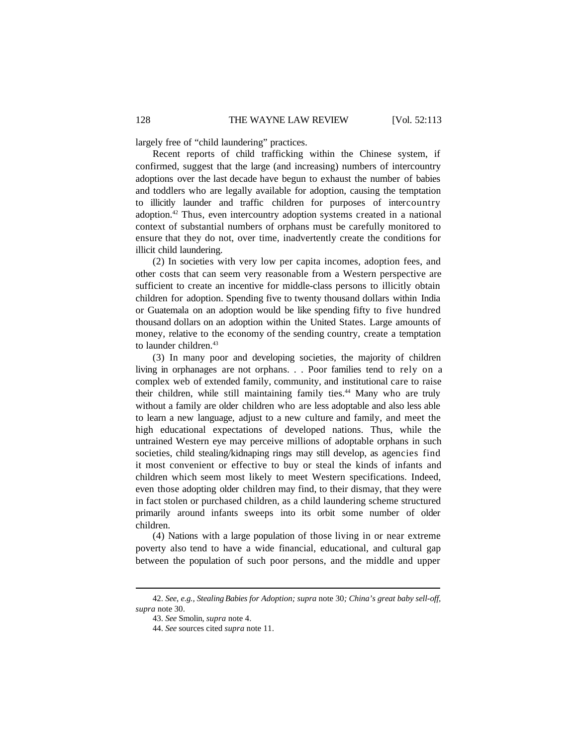largely free of "child laundering" practices.

Recent reports of child trafficking within the Chinese system, if confirmed, suggest that the large (and increasing) numbers of intercountry adoptions over the last decade have begun to exhaust the number of babies and toddlers who are legally available for adoption, causing the temptation to illicitly launder and traffic children for purposes of intercountry adoption.[42] Thus, even intercountry adoption systems created in a national context of substantial numbers of orphans must be carefully monitored to ensure that they do not, over time, inadvertently create the conditions for illicit child laundering.

(2) In societies with very low per capita incomes, adoption fees, and other costs that can seem very reasonable from a Western perspective are sufficient to create an incentive for middle-class persons to illicitly obtain children for adoption. Spending five to twenty thousand dollars within India or Guatemala on an adoption would be like spending fifty to five hundred thousand dollars on an adoption within the United States. Large amounts of money, relative to the economy of the sending country, create a temptation to launder children.[43]

(3) In many poor and developing societies, the majority of children living in orphanages are not orphans. . . Poor families tend to rely on a complex web of extended family, community, and institutional care to raise their children, while still maintaining family ties.[44] Many who are truly without a family are older children who are less adoptable and also less able to learn a new language, adjust to a new culture and family, and meet the high educational expectations of developed nations. Thus, while the untrained Western eye may perceive millions of adoptable orphans in such societies, child stealing/kidnaping rings may still develop, as agencies find it most convenient or effective to buy or steal the kinds of infants and children which seem most likely to meet Western specifications. Indeed, even those adopting older children may find, to their dismay, that they were in fact stolen or purchased children, as a child laundering scheme structured primarily around infants sweeps into its orbit some number of older children.

(4) Nations with a large population of those living in or near extreme poverty also tend to have a wide financial, educational, and cultural gap between the population of such poor persons, and the middle and upper

---

42. *See, e.g., Stealing Babies for Adoption; supra* note 30*; China's great baby sell-off, supra* note 30.

43. *See* Smolin, *supra* note 4.

44. *See* sources cited *supra* note 11.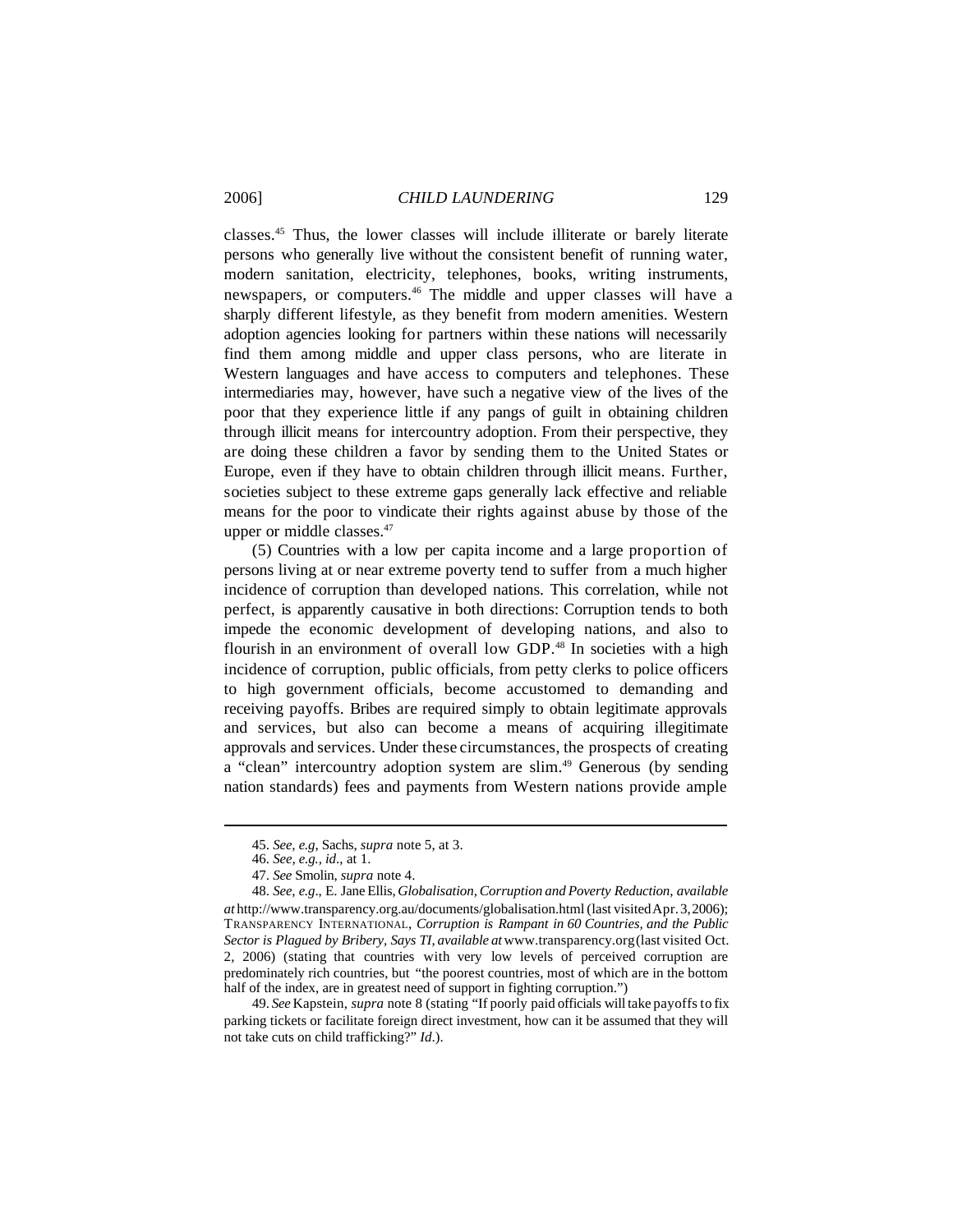classes.[45] Thus, the lower classes will include illiterate or barely literate persons who generally live without the consistent benefit of running water, modern sanitation, electricity, telephones, books, writing instruments, newspapers, or computers.[46] The middle and upper classes will have a sharply different lifestyle, as they benefit from modern amenities. Western adoption agencies looking for partners within these nations will necessarily find them among middle and upper class persons, who are literate in Western languages and have access to computers and telephones. These intermediaries may, however, have such a negative view of the lives of the poor that they experience little if any pangs of guilt in obtaining children through illicit means for intercountry adoption. From their perspective, they are doing these children a favor by sending them to the United States or Europe, even if they have to obtain children through illicit means. Further, societies subject to these extreme gaps generally lack effective and reliable means for the poor to vindicate their rights against abuse by those of the upper or middle classes.[47]

(5) Countries with a low per capita income and a large proportion of persons living at or near extreme poverty tend to suffer from a much higher incidence of corruption than developed nations. This correlation, while not perfect, is apparently causative in both directions: Corruption tends to both impede the economic development of developing nations, and also to flourish in an environment of overall low GDP.[48] In societies with a high incidence of corruption, public officials, from petty clerks to police officers to high government officials, become accustomed to demanding and receiving payoffs. Bribes are required simply to obtain legitimate approvals and services, but also can become a means of acquiring illegitimate approvals and services. Under these circumstances, the prospects of creating a "clean" intercountry adoption system are slim.[49] Generous (by sending nation standards) fees and payments from Western nations provide ample

---

45. *See, e.g*, Sachs, *supra* note 5, at 3.

46. *See, e.g.*, *id*., at 1.

47. *See* Smolin, *supra* note 4.

48. *See, e.g*., E. Jane Ellis, *Globalisation, Corruption and Poverty Reduction*, *available at* http://www.transparency.org.au/documents/globalisation.html (last visited Apr. 3, 2006); TRANSPARENCY INTERNATIONAL, *Corruption is Rampant in 60 Countries, and the Public Sector is Plagued by Bribery, Says TI, available at* www.transparency.org (last visited Oct. 2, 2006) (stating that countries with very low levels of perceived corruption are predominately rich countries, but "the poorest countries, most of which are in the bottom half of the index, are in greatest need of support in fighting corruption.")

49. *See* Kapstein, *supra* note 8 (stating "If poorly paid officials will take payoffs to fix parking tickets or facilitate foreign direct investment, how can it be assumed that they will not take cuts on child trafficking?" *Id*.).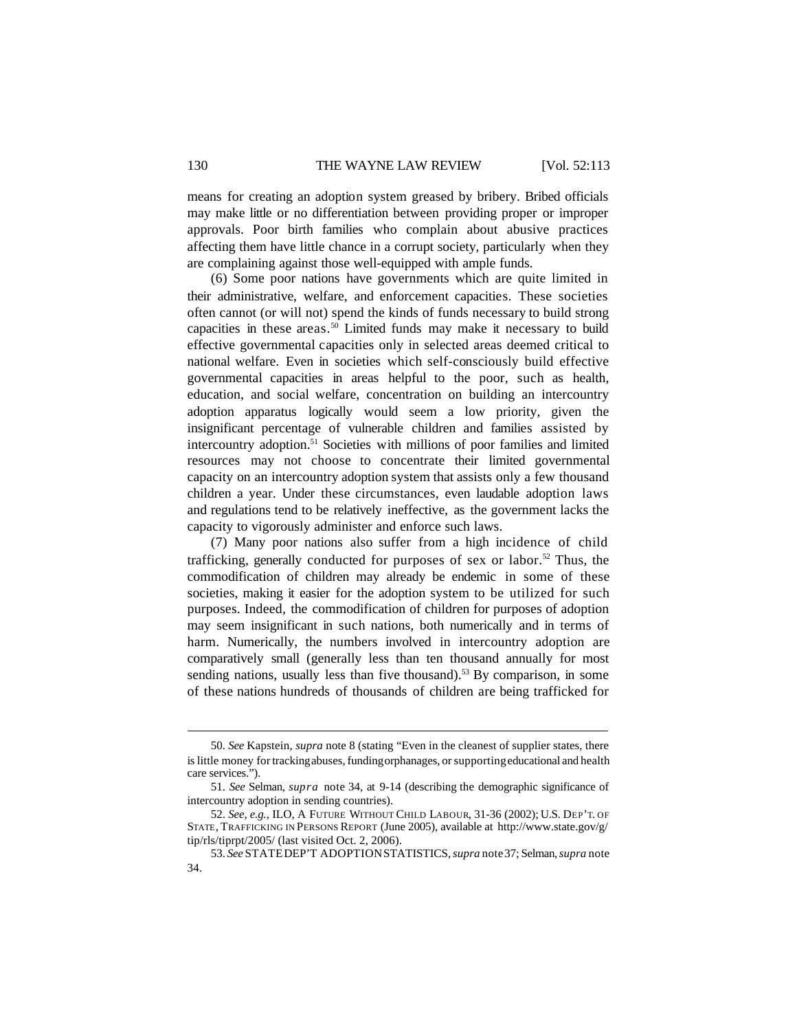means for creating an adoption system greased by bribery. Bribed officials may make little or no differentiation between providing proper or improper approvals. Poor birth families who complain about abusive practices affecting them have little chance in a corrupt society, particularly when they are complaining against those well-equipped with ample funds.

(6) Some poor nations have governments which are quite limited in their administrative, welfare, and enforcement capacities. These societies often cannot (or will not) spend the kinds of funds necessary to build strong capacities in these areas.[50] Limited funds may make it necessary to build effective governmental capacities only in selected areas deemed critical to national welfare. Even in societies which self-consciously build effective governmental capacities in areas helpful to the poor, such as health, education, and social welfare, concentration on building an intercountry adoption apparatus logically would seem a low priority, given the insignificant percentage of vulnerable children and families assisted by intercountry adoption.[51] Societies with millions of poor families and limited resources may not choose to concentrate their limited governmental capacity on an intercountry adoption system that assists only a few thousand children a year. Under these circumstances, even laudable adoption laws and regulations tend to be relatively ineffective, as the government lacks the capacity to vigorously administer and enforce such laws.

(7) Many poor nations also suffer from a high incidence of child trafficking, generally conducted for purposes of sex or labor.[52] Thus, the commodification of children may already be endemic in some of these societies, making it easier for the adoption system to be utilized for such purposes. Indeed, the commodification of children for purposes of adoption may seem insignificant in such nations, both numerically and in terms of harm. Numerically, the numbers involved in intercountry adoption are comparatively small (generally less than ten thousand annually for most sending nations, usually less than five thousand).[53] By comparison, in some of these nations hundreds of thousands of children are being trafficked for

---

50. *See* Kapstein, *supra* note 8 (stating "Even in the cleanest of supplier states, there is little money for tracking abuses, funding orphanages, or supporting educational and health care services.").

51. *See* Selman, *supra* note 34, at 9-14 (describing the demographic significance of intercountry adoption in sending countries).

52. *See, e.g.*, ILO, A FUTURE WITHOUT CHILD LABOUR, 31-36 (2002); U.S. DEP'T. OF STATE, TRAFFICKING IN PERSONS REPORT (June 2005), available at http://www.state.gov/g/tip/rls/tiprpt/2005/ (last visited Oct. 2, 2006).

53. *See* STATE DEP'T ADOPTION STATISTICS, *supra* note 37; Selman, *supra* note 34.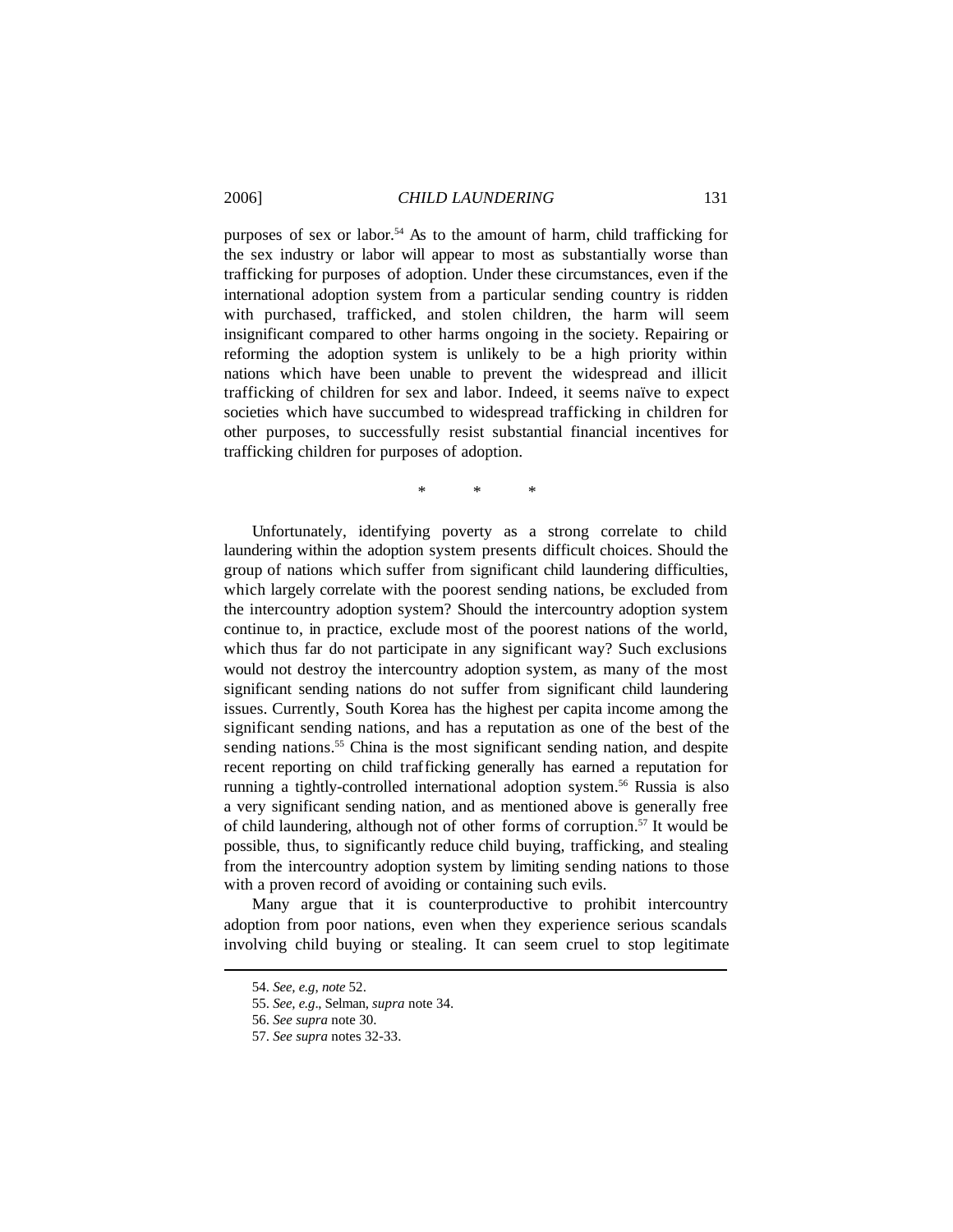purposes of sex or labor.[54] As to the amount of harm, child trafficking for the sex industry or labor will appear to most as substantially worse than trafficking for purposes of adoption. Under these circumstances, even if the international adoption system from a particular sending country is ridden with purchased, trafficked, and stolen children, the harm will seem insignificant compared to other harms ongoing in the society. Repairing or reforming the adoption system is unlikely to be a high priority within nations which have been unable to prevent the widespread and illicit trafficking of children for sex and labor. Indeed, it seems naïve to expect societies which have succumbed to widespread trafficking in children for other purposes, to successfully resist substantial financial incentives for trafficking children for purposes of adoption.

\* \* \*

Unfortunately, identifying poverty as a strong correlate to child laundering within the adoption system presents difficult choices. Should the group of nations which suffer from significant child laundering difficulties, which largely correlate with the poorest sending nations, be excluded from the intercountry adoption system? Should the intercountry adoption system continue to, in practice, exclude most of the poorest nations of the world, which thus far do not participate in any significant way? Such exclusions would not destroy the intercountry adoption system, as many of the most significant sending nations do not suffer from significant child laundering issues. Currently, South Korea has the highest per capita income among the significant sending nations, and has a reputation as one of the best of the sending nations.[55] China is the most significant sending nation, and despite recent reporting on child trafficking generally has earned a reputation for running a tightly-controlled international adoption system.[56] Russia is also a very significant sending nation, and as mentioned above is generally free of child laundering, although not of other forms of corruption.[57] It would be possible, thus, to significantly reduce child buying, trafficking, and stealing from the intercountry adoption system by limiting sending nations to those with a proven record of avoiding or containing such evils.

Many argue that it is counterproductive to prohibit intercountry adoption from poor nations, even when they experience serious scandals involving child buying or stealing. It can seem cruel to stop legitimate

---

54. *See, e.g*, *note* 52.

55. *See, e.g*., Selman, *supra* note 34.

56. *See supra* note 30.

57. *See supra* notes 32-33.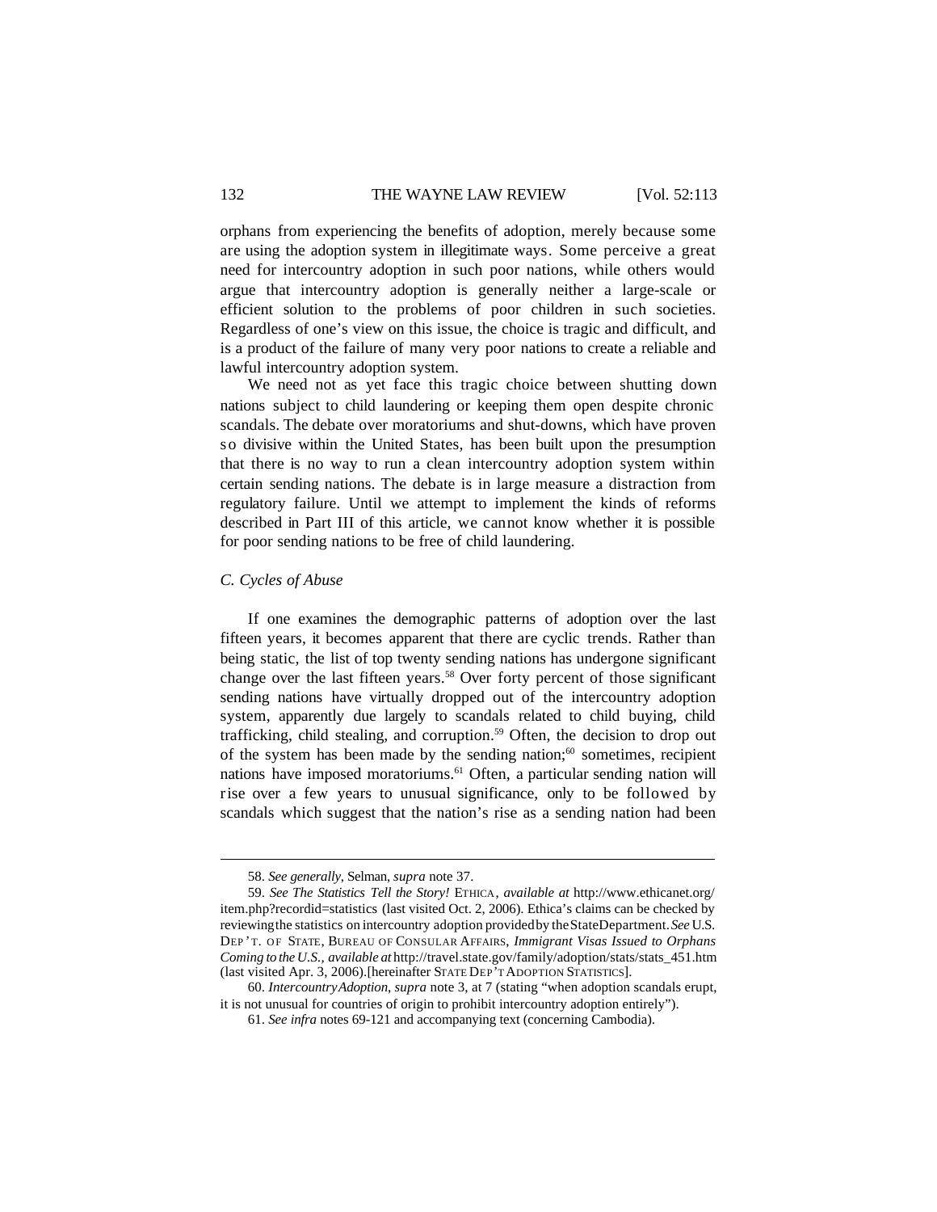orphans from experiencing the benefits of adoption, merely because some are using the adoption system in illegitimate ways. Some perceive a great need for intercountry adoption in such poor nations, while others would argue that intercountry adoption is generally neither a large-scale or efficient solution to the problems of poor children in such societies. Regardless of one's view on this issue, the choice is tragic and difficult, and is a product of the failure of many very poor nations to create a reliable and lawful intercountry adoption system.

We need not as yet face this tragic choice between shutting down nations subject to child laundering or keeping them open despite chronic scandals. The debate over moratoriums and shut-downs, which have proven so divisive within the United States, has been built upon the presumption that there is no way to run a clean intercountry adoption system within certain sending nations. The debate is in large measure a distraction from regulatory failure. Until we attempt to implement the kinds of reforms described in Part III of this article, we cannot know whether it is possible for poor sending nations to be free of child laundering.

### *C. Cycles of Abuse*

If one examines the demographic patterns of adoption over the last fifteen years, it becomes apparent that there are cyclic trends. Rather than being static, the list of top twenty sending nations has undergone significant change over the last fifteen years.[58] Over forty percent of those significant sending nations have virtually dropped out of the intercountry adoption system, apparently due largely to scandals related to child buying, child trafficking, child stealing, and corruption.[59] Often, the decision to drop out of the system has been made by the sending nation;[60] sometimes, recipient nations have imposed moratoriums.[61] Often, a particular sending nation will rise over a few years to unusual significance, only to be followed by scandals which suggest that the nation's rise as a sending nation had been

---

58. *See generally*, Selman, *supra* note 37.

59. *See The Statistics Tell the Story!* ETHICA, *available at* http://www.ethicanet.org/item.php?recordid=statistics (last visited Oct. 2, 2006). Ethica's claims can be checked by reviewing the statistics on intercountry adoption provided by the State Department. *See* U.S. DEP'T. OF STATE, BUREAU OF CONSULAR AFFAIRS, *Immigrant Visas Issued to Orphans Coming to the U.S., available at* http://travel.state.gov/family/adoption/stats/stats_451.htm (last visited Apr. 3, 2006).[hereinafter STATE DEP'T ADOPTION STATISTICS].

60. *Intercountry Adoption*, *supra* note 3, at 7 (stating "when adoption scandals erupt, it is not unusual for countries of origin to prohibit intercountry adoption entirely").

61. *See infra* notes 69-121 and accompanying text (concerning Cambodia).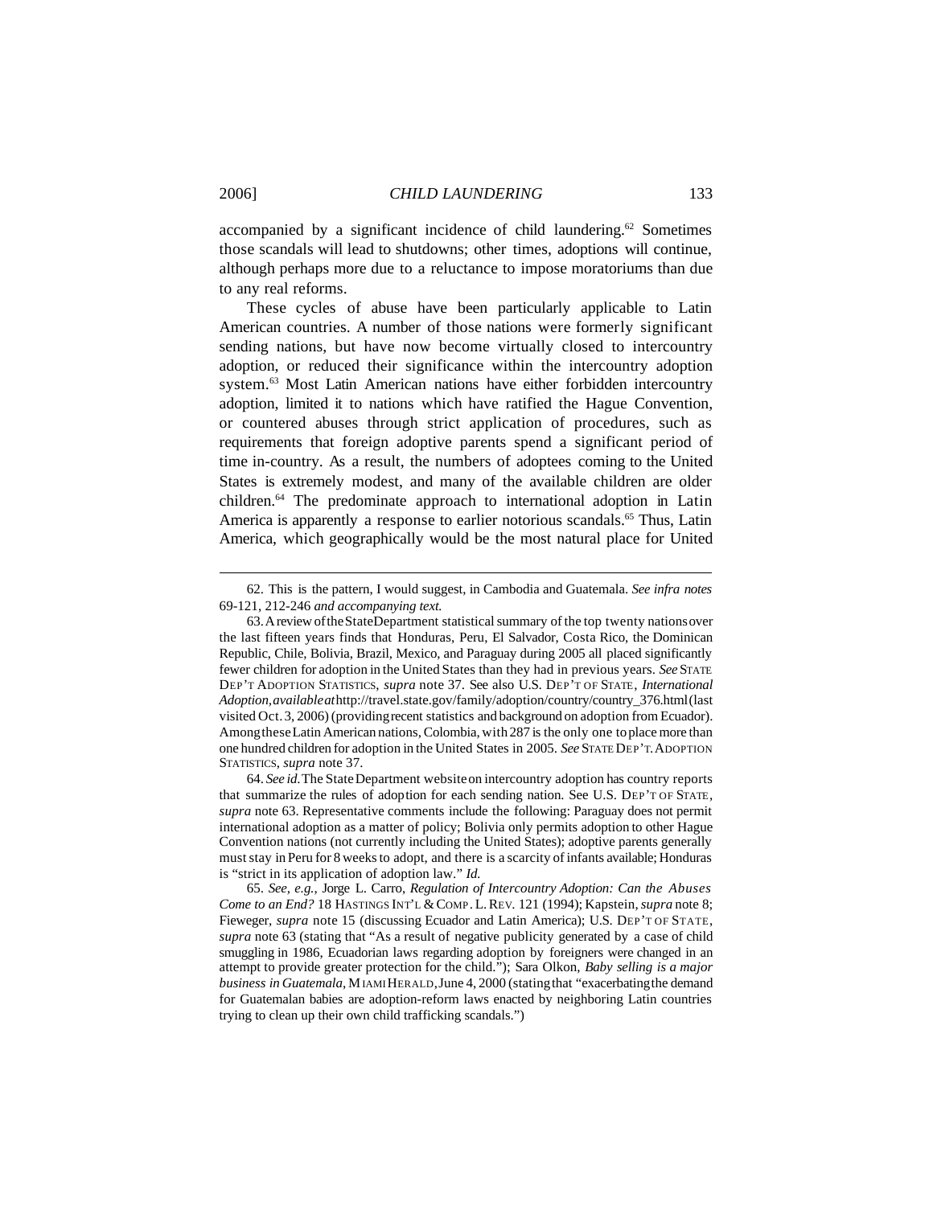accompanied by a significant incidence of child laundering.[62] Sometimes those scandals will lead to shutdowns; other times, adoptions will continue, although perhaps more due to a reluctance to impose moratoriums than due to any real reforms.

These cycles of abuse have been particularly applicable to Latin American countries. A number of those nations were formerly significant sending nations, but have now become virtually closed to intercountry adoption, or reduced their significance within the intercountry adoption system.[63] Most Latin American nations have either forbidden intercountry adoption, limited it to nations which have ratified the Hague Convention, or countered abuses through strict application of procedures, such as requirements that foreign adoptive parents spend a significant period of time in-country. As a result, the numbers of adoptees coming to the United States is extremely modest, and many of the available children are older children.[64] The predominate approach to international adoption in Latin America is apparently a response to earlier notorious scandals.[65] Thus, Latin America, which geographically would be the most natural place for United

---

62. This is the pattern, I would suggest, in Cambodia and Guatemala. *See infra notes* 69-121, 212-246 *and accompanying text.*

63. A review of the State Department statistical summary of the top twenty nations over the last fifteen years finds that Honduras, Peru, El Salvador, Costa Rico, the Dominican Republic, Chile, Bolivia, Brazil, Mexico, and Paraguay during 2005 all placed significantly fewer children for adoption in the United States than they had in previous years. *See* STATE DEP'T ADOPTION STATISTICS, *supra* note 37. See also U.S. DEP'T OF STATE, *International Adoption*, *available at* http://travel.state.gov/family/adoption/country/country_376.html (last visited Oct. 3, 2006) (providing recent statistics and background on adoption from Ecuador). Among these Latin American nations, Colombia, with 287 is the only one to place more than one hundred children for adoption in the United States in 2005. *See* STATE DEP'T. ADOPTION STATISTICS, *supra* note 37.

64. *See id.* The State Department website on intercountry adoption has country reports that summarize the rules of adoption for each sending nation. See U.S. DEP'T OF STATE, *supra* note 63. Representative comments include the following: Paraguay does not permit international adoption as a matter of policy; Bolivia only permits adoption to other Hague Convention nations (not currently including the United States); adoptive parents generally must stay in Peru for 8 weeks to adopt, and there is a scarcity of infants available; Honduras is "strict in its application of adoption law." *Id.*

65. *See, e.g.*, Jorge L. Carro, *Regulation of Intercountry Adoption: Can the Abuses Come to an End?* 18 HASTINGS INT'L & COMP. L. REV. 121 (1994); Kapstein, *supra* note 8; Fieweger, *supra* note 15 (discussing Ecuador and Latin America); U.S. DEP'T OF STATE, *supra* note 63 (stating that "As a result of negative publicity generated by a case of child smuggling in 1986, Ecuadorian laws regarding adoption by foreigners were changed in an attempt to provide greater protection for the child."); Sara Olkon, *Baby selling is a major business in Guatemala*, MIAMI HERALD, June 4, 2000 (stating that "exacerbating the demand for Guatemalan babies are adoption-reform laws enacted by neighboring Latin countries trying to clean up their own child trafficking scandals.")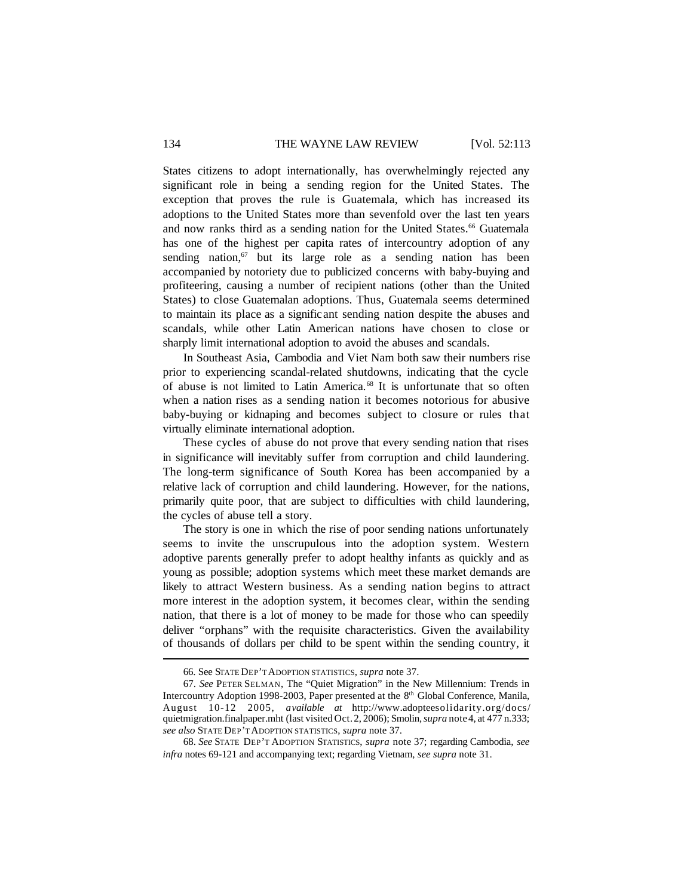States citizens to adopt internationally, has overwhelmingly rejected any significant role in being a sending region for the United States. The exception that proves the rule is Guatemala, which has increased its adoptions to the United States more than sevenfold over the last ten years and now ranks third as a sending nation for the United States.[66] Guatemala has one of the highest per capita rates of intercountry adoption of any sending nation,[67] but its large role as a sending nation has been accompanied by notoriety due to publicized concerns with baby-buying and profiteering, causing a number of recipient nations (other than the United States) to close Guatemalan adoptions. Thus, Guatemala seems determined to maintain its place as a significant sending nation despite the abuses and scandals, while other Latin American nations have chosen to close or sharply limit international adoption to avoid the abuses and scandals.

In Southeast Asia, Cambodia and Viet Nam both saw their numbers rise prior to experiencing scandal-related shutdowns, indicating that the cycle of abuse is not limited to Latin America.[68] It is unfortunate that so often when a nation rises as a sending nation it becomes notorious for abusive baby-buying or kidnaping and becomes subject to closure or rules that virtually eliminate international adoption.

These cycles of abuse do not prove that every sending nation that rises in significance will inevitably suffer from corruption and child laundering. The long-term significance of South Korea has been accompanied by a relative lack of corruption and child laundering. However, for the nations, primarily quite poor, that are subject to difficulties with child laundering, the cycles of abuse tell a story.

The story is one in which the rise of poor sending nations unfortunately seems to invite the unscrupulous into the adoption system. Western adoptive parents generally prefer to adopt healthy infants as quickly and as young as possible; adoption systems which meet these market demands are likely to attract Western business. As a sending nation begins to attract more interest in the adoption system, it becomes clear, within the sending nation, that there is a lot of money to be made for those who can speedily deliver "orphans" with the requisite characteristics. Given the availability of thousands of dollars per child to be spent within the sending country, it

---

66. See STATE DEP'T ADOPTION STATISTICS, *supra* note 37.

67. *See* PETER SELMAN, The "Quiet Migration" in the New Millennium: Trends in Intercountry Adoption 1998-2003, Paper presented at the 8th Global Conference, Manila, August 10-12 2005, *available at* http://www.adopteesolidarity.org/docs/quietmigration.finalpaper.mht (last visited Oct. 2, 2006); Smolin, *supra* note 4, at 477 n.333; *see also* STATE DEP'T ADOPTION STATISTICS, *supra* note 37.

68. *See* STATE DEP'T ADOPTION STATISTICS, *supra* note 37; regarding Cambodia, *see infra* notes 69-121 and accompanying text; regarding Vietnam, *see supra* note 31.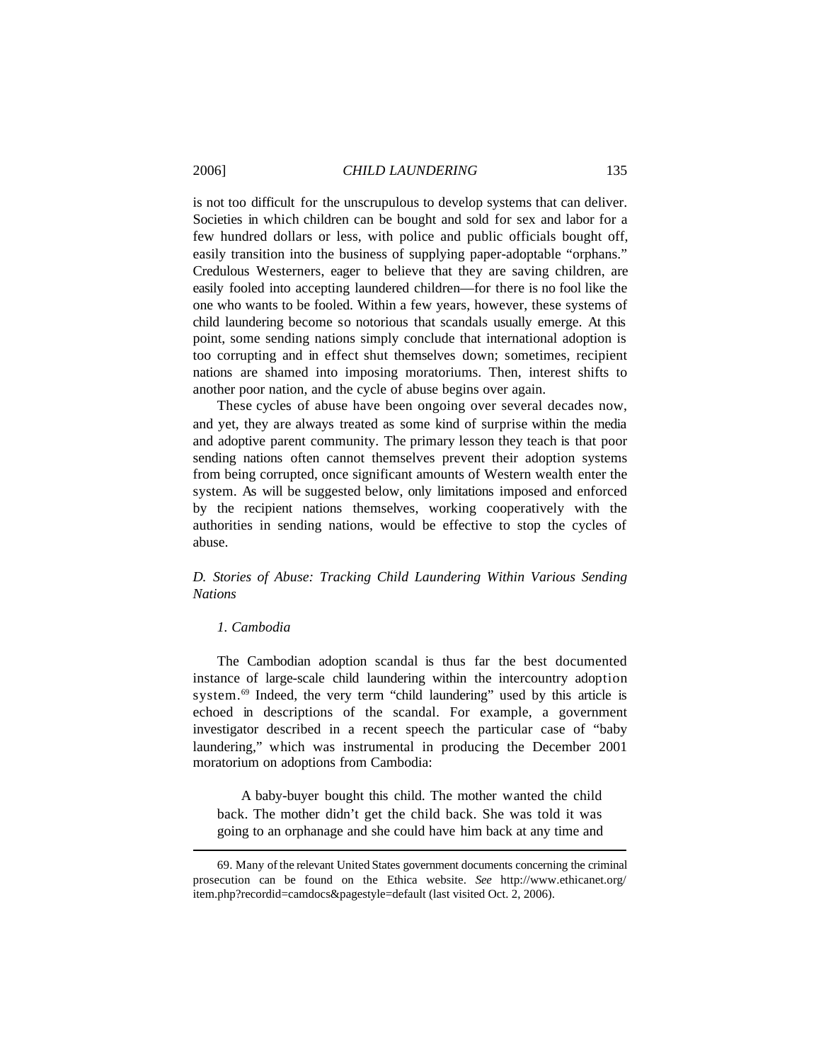is not too difficult for the unscrupulous to develop systems that can deliver. Societies in which children can be bought and sold for sex and labor for a few hundred dollars or less, with police and public officials bought off, easily transition into the business of supplying paper-adoptable "orphans." Credulous Westerners, eager to believe that they are saving children, are easily fooled into accepting laundered children—for there is no fool like the one who wants to be fooled. Within a few years, however, these systems of child laundering become so notorious that scandals usually emerge. At this point, some sending nations simply conclude that international adoption is too corrupting and in effect shut themselves down; sometimes, recipient nations are shamed into imposing moratoriums. Then, interest shifts to another poor nation, and the cycle of abuse begins over again.

These cycles of abuse have been ongoing over several decades now, and yet, they are always treated as some kind of surprise within the media and adoptive parent community. The primary lesson they teach is that poor sending nations often cannot themselves prevent their adoption systems from being corrupted, once significant amounts of Western wealth enter the system. As will be suggested below, only limitations imposed and enforced by the recipient nations themselves, working cooperatively with the authorities in sending nations, would be effective to stop the cycles of abuse.

### *D. Stories of Abuse: Tracking Child Laundering Within Various Sending Nations*

#### *1. Cambodia*

The Cambodian adoption scandal is thus far the best documented instance of large-scale child laundering within the intercountry adoption system.[69] Indeed, the very term "child laundering" used by this article is echoed in descriptions of the scandal. For example, a government investigator described in a recent speech the particular case of "baby laundering," which was instrumental in producing the December 2001 moratorium on adoptions from Cambodia:

> A baby-buyer bought this child. The mother wanted the child back. The mother didn't get the child back. She was told it was going to an orphanage and she could have him back at any time and

---

69. Many of the relevant United States government documents concerning the criminal prosecution can be found on the Ethica website. *See* http://www.ethicanet.org/item.php?recordid=camdocs&pagestyle=default (last visited Oct. 2, 2006).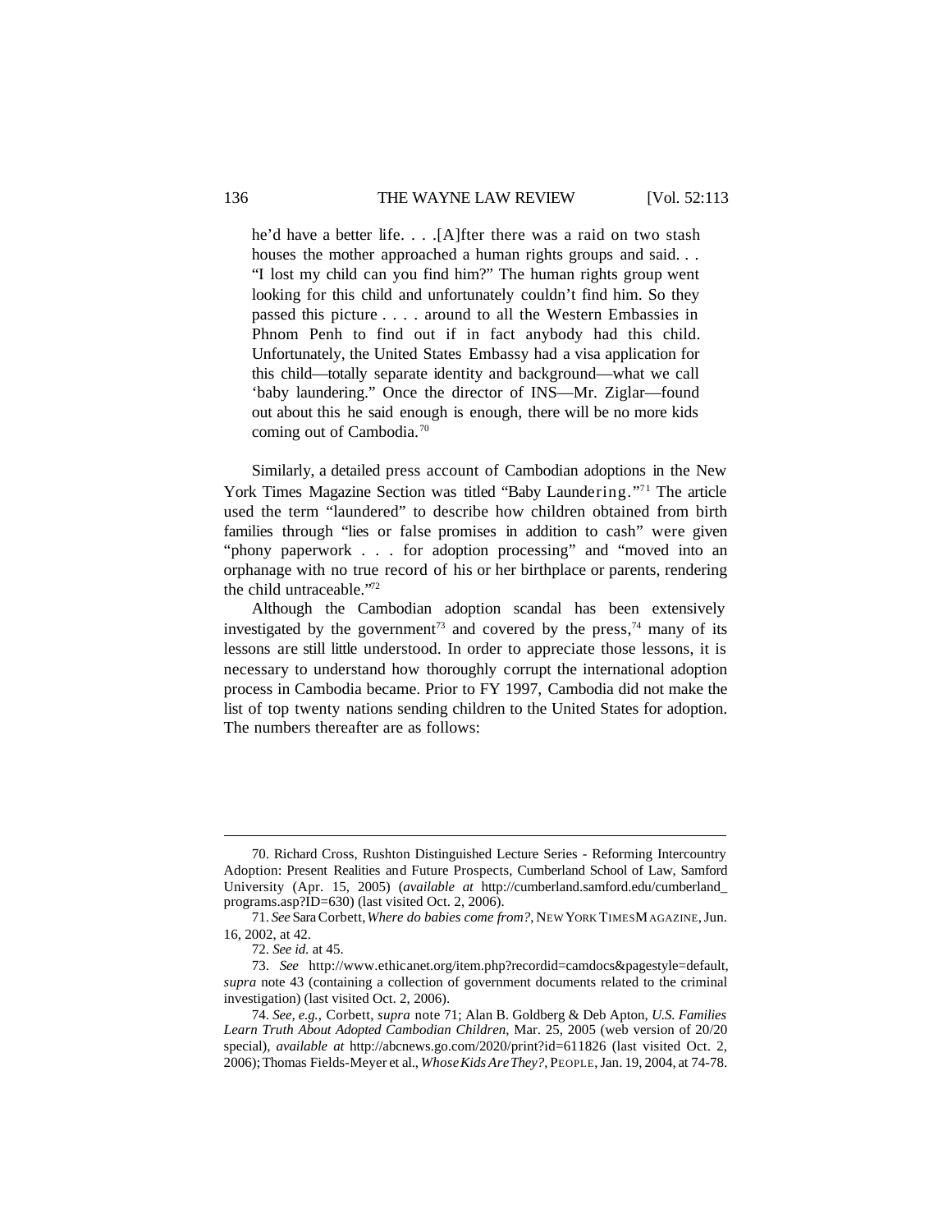> he'd have a better life. . . .[A]fter there was a raid on two stash houses the mother approached a human rights groups and said. . . "I lost my child can you find him?" The human rights group went looking for this child and unfortunately couldn't find him. So they passed this picture . . . . around to all the Western Embassies in Phnom Penh to find out if in fact anybody had this child. Unfortunately, the United States Embassy had a visa application for this child—totally separate identity and background—what we call 'baby laundering." Once the director of INS—Mr. Ziglar—found out about this he said enough is enough, there will be no more kids coming out of Cambodia.[70]

Similarly, a detailed press account of Cambodian adoptions in the New York Times Magazine Section was titled "Baby Laundering."[71] The article used the term "laundered" to describe how children obtained from birth families through "lies or false promises in addition to cash" were given "phony paperwork . . . for adoption processing" and "moved into an orphanage with no true record of his or her birthplace or parents, rendering the child untraceable."[72]

Although the Cambodian adoption scandal has been extensively investigated by the government[73] and covered by the press,[74] many of its lessons are still little understood. In order to appreciate those lessons, it is necessary to understand how thoroughly corrupt the international adoption process in Cambodia became. Prior to FY 1997, Cambodia did not make the list of top twenty nations sending children to the United States for adoption. The numbers thereafter are as follows:

---

70. Richard Cross, Rushton Distinguished Lecture Series - Reforming Intercountry Adoption: Present Realities and Future Prospects, Cumberland School of Law, Samford University (Apr. 15, 2005) (*available at* http://cumberland.samford.edu/cumberland_programs.asp?ID=630) (last visited Oct. 2, 2006).

71. *See* Sara Corbett, *Where do babies come from?*, NEW YORK TIMES MAGAZINE, Jun. 16, 2002, at 42.

72. *See id.* at 45.

73. *See* http://www.ethicanet.org/item.php?recordid=camdocs&pagestyle=default, *supra* note 43 (containing a collection of government documents related to the criminal investigation) (last visited Oct. 2, 2006).

74. *See, e.g.*, Corbett, *supra* note 71; Alan B. Goldberg & Deb Apton, *U.S. Families Learn Truth About Adopted Cambodian Children*, Mar. 25, 2005 (web version of 20/20 special), *available at* http://abcnews.go.com/2020/print?id=611826 (last visited Oct. 2, 2006); Thomas Fields-Meyer et al., *Whose Kids Are They?*, PEOPLE, Jan. 19, 2004, at 74-78.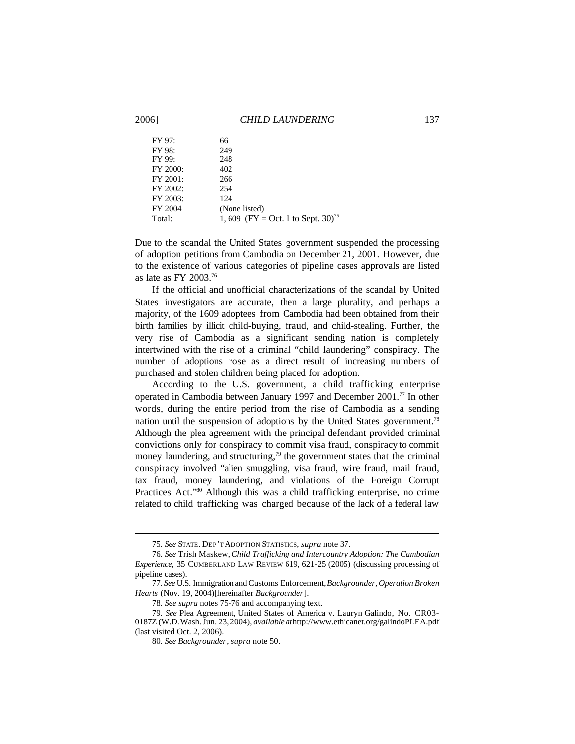| | |
|---|---|
| FY 97: | 66 |
| FY 98: | 249 |
| FY 99: | 248 |
| FY 2000: | 402 |
| FY 2001: | 266 |
| FY 2002: | 254 |
| FY 2003: | 124 |
| FY 2004 | (None listed) |
| Total: | 1, 609 (FY = Oct. 1 to Sept. 30)[75] |

Due to the scandal the United States government suspended the processing of adoption petitions from Cambodia on December 21, 2001. However, due to the existence of various categories of pipeline cases approvals are listed as late as FY 2003.[76]

If the official and unofficial characterizations of the scandal by United States investigators are accurate, then a large plurality, and perhaps a majority, of the 1609 adoptees from Cambodia had been obtained from their birth families by illicit child-buying, fraud, and child-stealing. Further, the very rise of Cambodia as a significant sending nation is completely intertwined with the rise of a criminal "child laundering" conspiracy. The number of adoptions rose as a direct result of increasing numbers of purchased and stolen children being placed for adoption.

According to the U.S. government, a child trafficking enterprise operated in Cambodia between January 1997 and December 2001.[77] In other words, during the entire period from the rise of Cambodia as a sending nation until the suspension of adoptions by the United States government.[78] Although the plea agreement with the principal defendant provided criminal convictions only for conspiracy to commit visa fraud, conspiracy to commit money laundering, and structuring,[79] the government states that the criminal conspiracy involved "alien smuggling, visa fraud, wire fraud, mail fraud, tax fraud, money laundering, and violations of the Foreign Corrupt Practices Act."[80] Although this was a child trafficking enterprise, no crime related to child trafficking was charged because of the lack of a federal law

---

75. *See* STATE. DEP'T ADOPTION STATISTICS, *supra* note 37.

76. *See* Trish Maskew, *Child Trafficking and Intercountry Adoption: The Cambodian Experience*, 35 CUMBERLAND LAW REVIEW 619, 621-25 (2005) (discussing processing of pipeline cases).

77. *See* U.S. Immigration and Customs Enforcement, *Backgrounder, Operation Broken Hearts* (Nov. 19, 2004)[hereinafter *Backgrounder*].

78. *See supra* notes 75-76 and accompanying text.

79. *See* Plea Agreement, United States of America v. Lauryn Galindo, No. CR03-0187Z (W.D. Wash. Jun. 23, 2004), *available at* http://www.ethicanet.org/galindoPLEA.pdf (last visited Oct. 2, 2006).

80. *See Backgrounder*, *supra* note 50.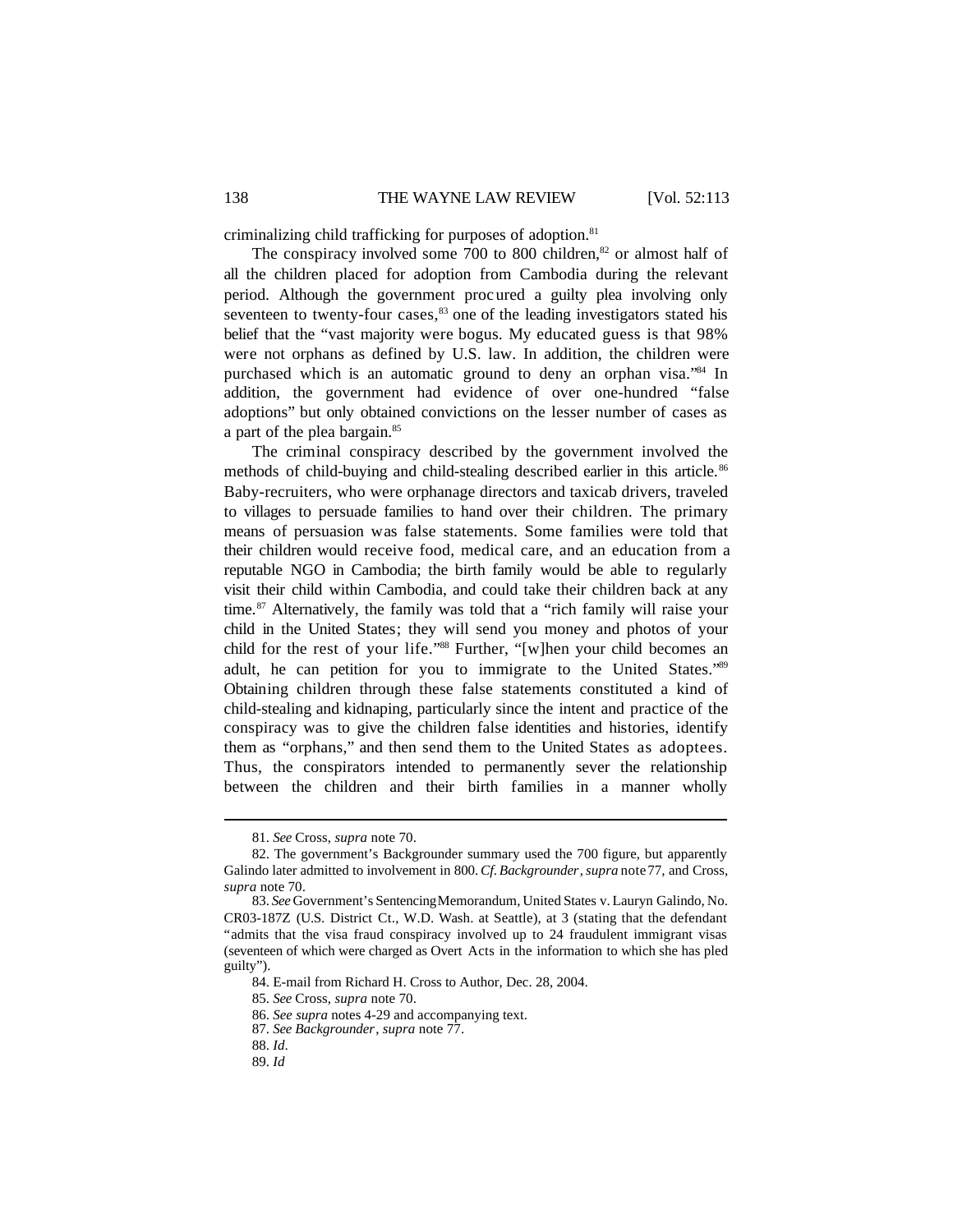criminalizing child trafficking for purposes of adoption.[81]

The conspiracy involved some 700 to 800 children,[82] or almost half of all the children placed for adoption from Cambodia during the relevant period. Although the government procured a guilty plea involving only seventeen to twenty-four cases,[83] one of the leading investigators stated his belief that the "vast majority were bogus. My educated guess is that 98% were not orphans as defined by U.S. law. In addition, the children were purchased which is an automatic ground to deny an orphan visa."[84] In addition, the government had evidence of over one-hundred "false adoptions" but only obtained convictions on the lesser number of cases as a part of the plea bargain.[85]

The criminal conspiracy described by the government involved the methods of child-buying and child-stealing described earlier in this article.[86] Baby-recruiters, who were orphanage directors and taxicab drivers, traveled to villages to persuade families to hand over their children. The primary means of persuasion was false statements. Some families were told that their children would receive food, medical care, and an education from a reputable NGO in Cambodia; the birth family would be able to regularly visit their child within Cambodia, and could take their children back at any time.[87] Alternatively, the family was told that a "rich family will raise your child in the United States; they will send you money and photos of your child for the rest of your life."[88] Further, "[w]hen your child becomes an adult, he can petition for you to immigrate to the United States."[89] Obtaining children through these false statements constituted a kind of child-stealing and kidnaping, particularly since the intent and practice of the conspiracy was to give the children false identities and histories, identify them as "orphans," and then send them to the United States as adoptees. Thus, the conspirators intended to permanently sever the relationship between the children and their birth families in a manner wholly

---

81. *See* Cross, *supra* note 70.

82. The government's Backgrounder summary used the 700 figure, but apparently Galindo later admitted to involvement in 800. *Cf. Backgrounder*, *supra* note 77, and Cross, *supra* note 70.

83. *See* Government's Sentencing Memorandum, United States v. Lauryn Galindo, No. CR03-187Z (U.S. District Ct., W.D. Wash. at Seattle), at 3 (stating that the defendant "admits that the visa fraud conspiracy involved up to 24 fraudulent immigrant visas (seventeen of which were charged as Overt Acts in the information to which she has pled guilty").

84. E-mail from Richard H. Cross to Author, Dec. 28, 2004.

85. *See* Cross, *supra* note 70.

86. *See supra* notes 4-29 and accompanying text.

87. *See Backgrounder*, *supra* note 77.

88. *Id*.

89. *Id*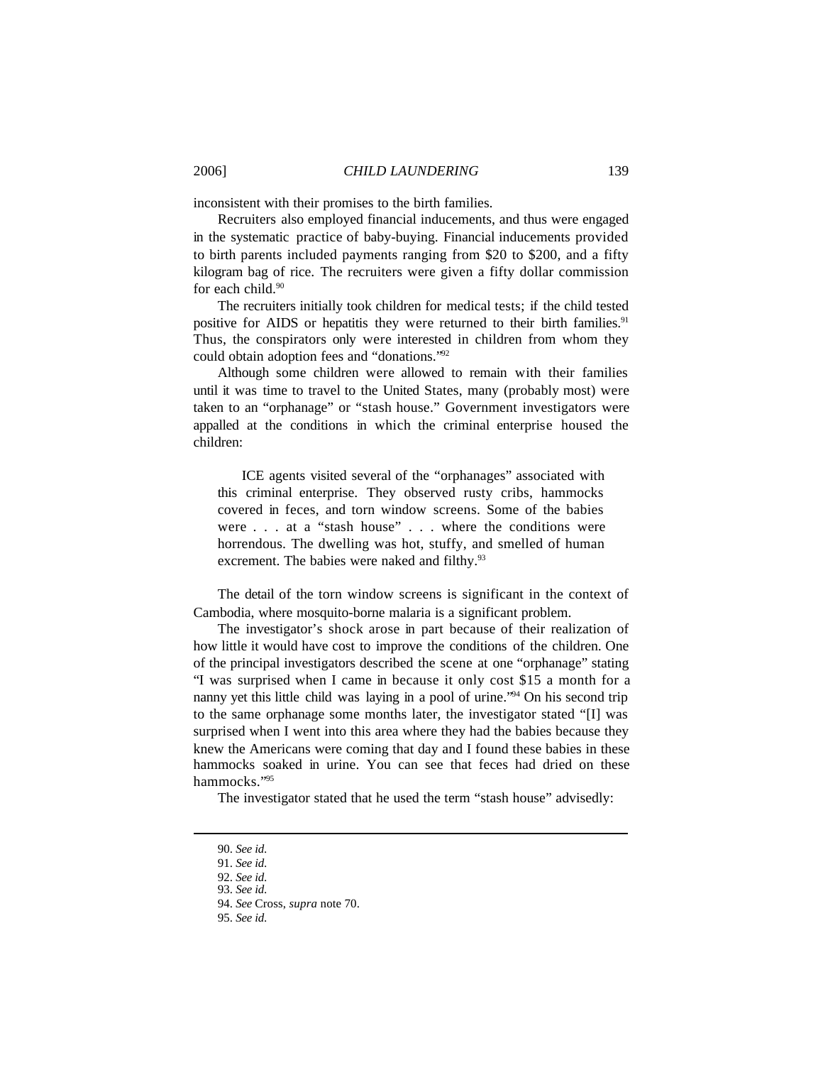inconsistent with their promises to the birth families.

Recruiters also employed financial inducements, and thus were engaged in the systematic practice of baby-buying. Financial inducements provided to birth parents included payments ranging from $20 to $200, and a fifty kilogram bag of rice. The recruiters were given a fifty dollar commission for each child.[90]

The recruiters initially took children for medical tests; if the child tested positive for AIDS or hepatitis they were returned to their birth families.[91] Thus, the conspirators only were interested in children from whom they could obtain adoption fees and "donations."[92]

Although some children were allowed to remain with their families until it was time to travel to the United States, many (probably most) were taken to an "orphanage" or "stash house." Government investigators were appalled at the conditions in which the criminal enterprise housed the children:

> ICE agents visited several of the "orphanages" associated with this criminal enterprise. They observed rusty cribs, hammocks covered in feces, and torn window screens. Some of the babies were . . . at a "stash house" . . . where the conditions were horrendous. The dwelling was hot, stuffy, and smelled of human excrement. The babies were naked and filthy.[93]

The detail of the torn window screens is significant in the context of Cambodia, where mosquito-borne malaria is a significant problem.

The investigator's shock arose in part because of their realization of how little it would have cost to improve the conditions of the children. One of the principal investigators described the scene at one "orphanage" stating "I was surprised when I came in because it only cost $15 a month for a nanny yet this little child was laying in a pool of urine."[94] On his second trip to the same orphanage some months later, the investigator stated "[I] was surprised when I went into this area where they had the babies because they knew the Americans were coming that day and I found these babies in these hammocks soaked in urine. You can see that feces had dried on these hammocks."[95]

The investigator stated that he used the term "stash house" advisedly:

---

90. *See id.*
91. *See id.*
92. *See id.*
93. *See id.*
94. *See* Cross, *supra* note 70.
95. *See id.*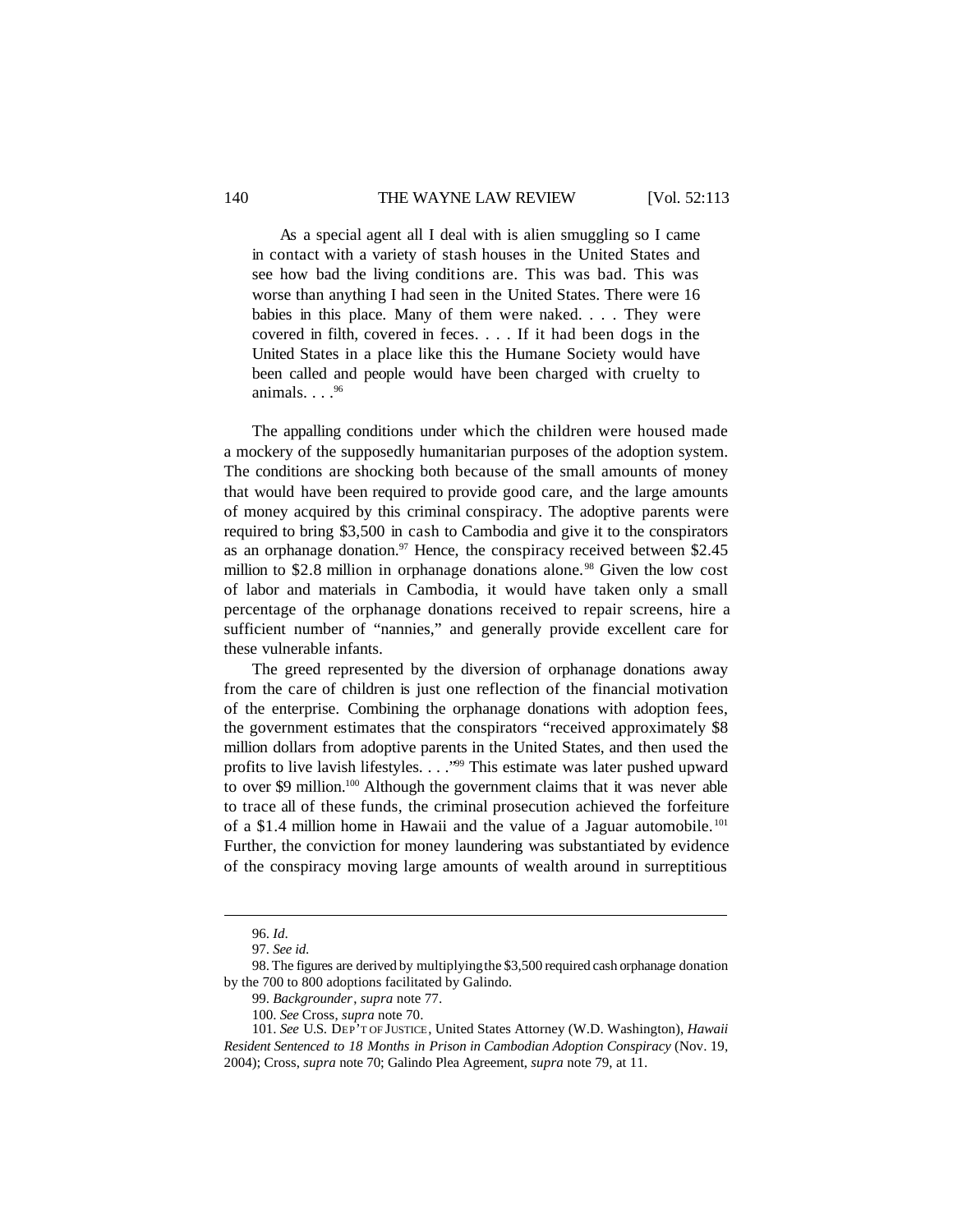> As a special agent all I deal with is alien smuggling so I came in contact with a variety of stash houses in the United States and see how bad the living conditions are. This was bad. This was worse than anything I had seen in the United States. There were 16 babies in this place. Many of them were naked. . . . They were covered in filth, covered in feces. . . . If it had been dogs in the United States in a place like this the Humane Society would have been called and people would have been charged with cruelty to animals. . . .[96]

The appalling conditions under which the children were housed made a mockery of the supposedly humanitarian purposes of the adoption system. The conditions are shocking both because of the small amounts of money that would have been required to provide good care, and the large amounts of money acquired by this criminal conspiracy. The adoptive parents were required to bring $3,500 in cash to Cambodia and give it to the conspirators as an orphanage donation.[97] Hence, the conspiracy received between $2.45 million to $2.8 million in orphanage donations alone.[98] Given the low cost of labor and materials in Cambodia, it would have taken only a small percentage of the orphanage donations received to repair screens, hire a sufficient number of "nannies," and generally provide excellent care for these vulnerable infants.

The greed represented by the diversion of orphanage donations away from the care of children is just one reflection of the financial motivation of the enterprise. Combining the orphanage donations with adoption fees, the government estimates that the conspirators "received approximately $8 million dollars from adoptive parents in the United States, and then used the profits to live lavish lifestyles. . . ."[99] This estimate was later pushed upward to over $9 million.[100] Although the government claims that it was never able to trace all of these funds, the criminal prosecution achieved the forfeiture of a $1.4 million home in Hawaii and the value of a Jaguar automobile.[101] Further, the conviction for money laundering was substantiated by evidence of the conspiracy moving large amounts of wealth around in surreptitious

---

96. *Id.*

97. *See id.*

98. The figures are derived by multiplying the $3,500 required cash orphanage donation by the 700 to 800 adoptions facilitated by Galindo.

99. *Backgrounder*, *supra* note 77.

100. *See* Cross, *supra* note 70.

101. *See* U.S. DEP'T OF JUSTICE, United States Attorney (W.D. Washington), *Hawaii Resident Sentenced to 18 Months in Prison in Cambodian Adoption Conspiracy* (Nov. 19, 2004); Cross, *supra* note 70; Galindo Plea Agreement, *supra* note 79, at 11.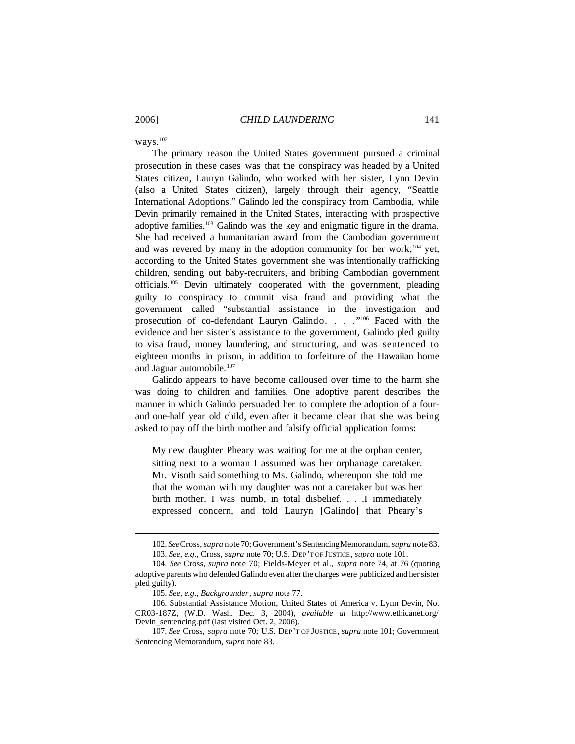ways.[102]

The primary reason the United States government pursued a criminal prosecution in these cases was that the conspiracy was headed by a United States citizen, Lauryn Galindo, who worked with her sister, Lynn Devin (also a United States citizen), largely through their agency, "Seattle International Adoptions." Galindo led the conspiracy from Cambodia, while Devin primarily remained in the United States, interacting with prospective adoptive families.[103] Galindo was the key and enigmatic figure in the drama. She had received a humanitarian award from the Cambodian government and was revered by many in the adoption community for her work;[104] yet, according to the United States government she was intentionally trafficking children, sending out baby-recruiters, and bribing Cambodian government officials.[105] Devin ultimately cooperated with the government, pleading guilty to conspiracy to commit visa fraud and providing what the government called "substantial assistance in the investigation and prosecution of co-defendant Lauryn Galindo. . . ."[106] Faced with the evidence and her sister's assistance to the government, Galindo pled guilty to visa fraud, money laundering, and structuring, and was sentenced to eighteen months in prison, in addition to forfeiture of the Hawaiian home and Jaguar automobile.[107]

Galindo appears to have become calloused over time to the harm she was doing to children and families. One adoptive parent describes the manner in which Galindo persuaded her to complete the adoption of a four- and one-half year old child, even after it became clear that she was being asked to pay off the birth mother and falsify official application forms:

> My new daughter Pheary was waiting for me at the orphan center, sitting next to a woman I assumed was her orphanage caretaker. Mr. Visoth said something to Ms. Galindo, whereupon she told me that the woman with my daughter was not a caretaker but was her birth mother. I was numb, in total disbelief. . . .I immediately expressed concern, and told Lauryn [Galindo] that Pheary's

---

102. *See* Cross, *supra* note 70; Government's Sentencing Memorandum, *supra* note 83.

103. *See, e.g.*, Cross, *supra* note 70; U.S. DEP'T OF JUSTICE, *supra* note 101.

104. *See* Cross, *supra* note 70; Fields-Meyer et al., *supra* note 74, at 76 (quoting adoptive parents who defended Galindo even after the charges were publicized and her sister pled guilty).

105. *See, e.g.*, *Backgrounder*, *supra* note 77.

106. Substantial Assistance Motion, United States of America v. Lynn Devin, No. CR03-187Z, (W.D. Wash. Dec. 3, 2004), *available at* http://www.ethicanet.org/Devin_sentencing.pdf (last visited Oct. 2, 2006).

107. *See* Cross, *supra* note 70; U.S. DEP'T OF JUSTICE, *supra* note 101; Government Sentencing Memorandum, *supra* note 83.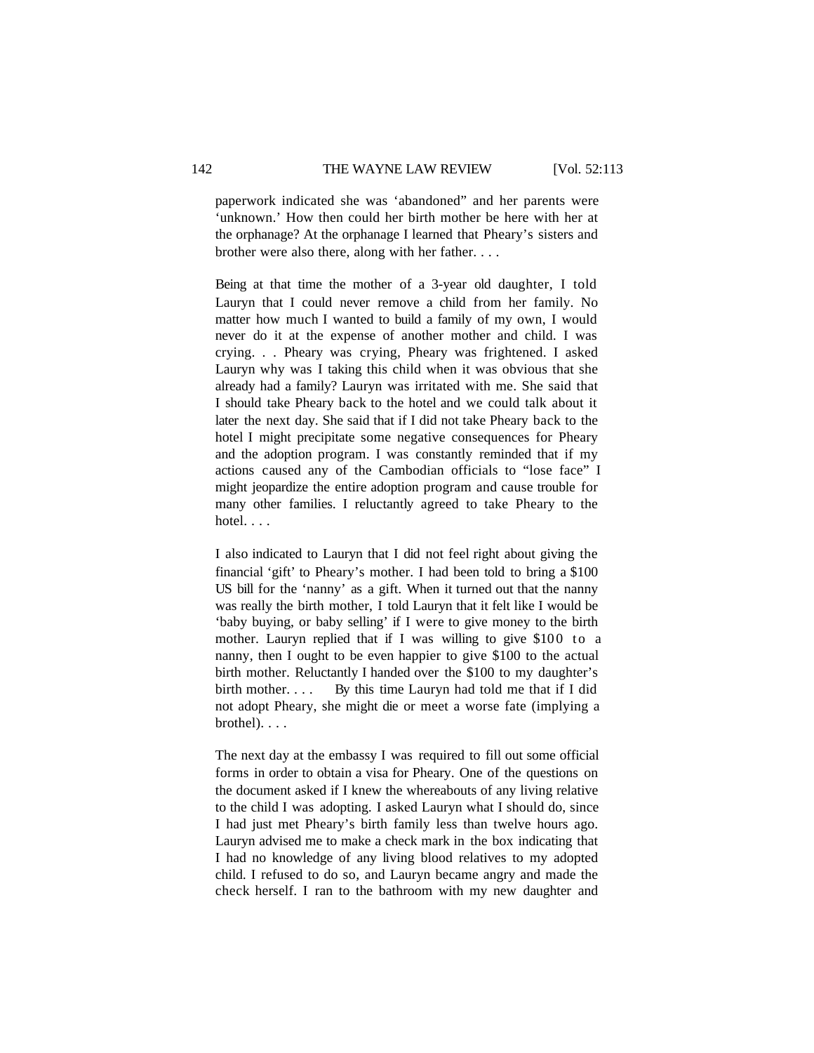paperwork indicated she was 'abandoned" and her parents were 'unknown.' How then could her birth mother be here with her at the orphanage? At the orphanage I learned that Pheary's sisters and brother were also there, along with her father. . . .

Being at that time the mother of a 3-year old daughter, I told Lauryn that I could never remove a child from her family. No matter how much I wanted to build a family of my own, I would never do it at the expense of another mother and child. I was crying. . . Pheary was crying, Pheary was frightened. I asked Lauryn why was I taking this child when it was obvious that she already had a family? Lauryn was irritated with me. She said that I should take Pheary back to the hotel and we could talk about it later the next day. She said that if I did not take Pheary back to the hotel I might precipitate some negative consequences for Pheary and the adoption program. I was constantly reminded that if my actions caused any of the Cambodian officials to "lose face" I might jeopardize the entire adoption program and cause trouble for many other families. I reluctantly agreed to take Pheary to the hotel. . . .

I also indicated to Lauryn that I did not feel right about giving the financial 'gift' to Pheary's mother. I had been told to bring a $100 US bill for the 'nanny' as a gift. When it turned out that the nanny was really the birth mother, I told Lauryn that it felt like I would be 'baby buying, or baby selling' if I were to give money to the birth mother. Lauryn replied that if I was willing to give $100 to a nanny, then I ought to be even happier to give $100 to the actual birth mother. Reluctantly I handed over the $100 to my daughter's birth mother. . . . By this time Lauryn had told me that if I did not adopt Pheary, she might die or meet a worse fate (implying a brothel). . . .

The next day at the embassy I was required to fill out some official forms in order to obtain a visa for Pheary. One of the questions on the document asked if I knew the whereabouts of any living relative to the child I was adopting. I asked Lauryn what I should do, since I had just met Pheary's birth family less than twelve hours ago. Lauryn advised me to make a check mark in the box indicating that I had no knowledge of any living blood relatives to my adopted child. I refused to do so, and Lauryn became angry and made the check herself. I ran to the bathroom with my new daughter and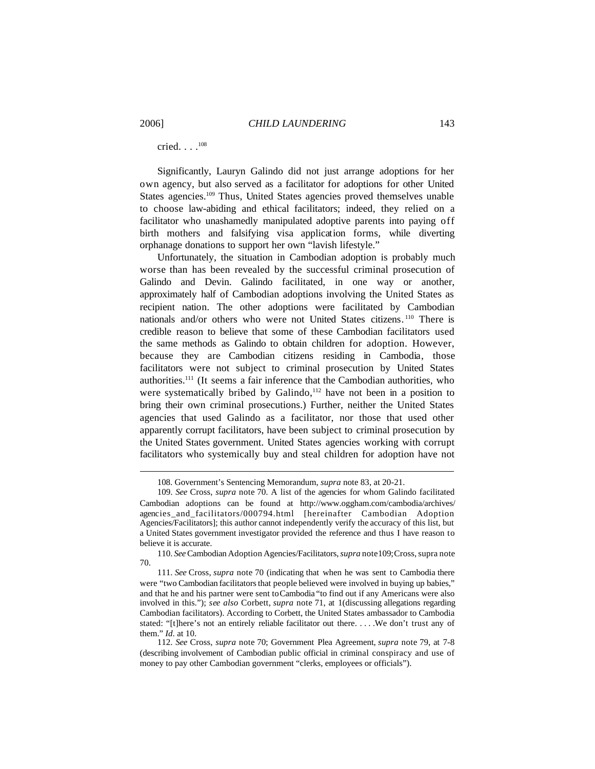cried. . . .[108]

Significantly, Lauryn Galindo did not just arrange adoptions for her own agency, but also served as a facilitator for adoptions for other United States agencies.[109] Thus, United States agencies proved themselves unable to choose law-abiding and ethical facilitators; indeed, they relied on a facilitator who unashamedly manipulated adoptive parents into paying off birth mothers and falsifying visa application forms, while diverting orphanage donations to support her own "lavish lifestyle."

Unfortunately, the situation in Cambodian adoption is probably much worse than has been revealed by the successful criminal prosecution of Galindo and Devin. Galindo facilitated, in one way or another, approximately half of Cambodian adoptions involving the United States as recipient nation. The other adoptions were facilitated by Cambodian nationals and/or others who were not United States citizens.[110] There is credible reason to believe that some of these Cambodian facilitators used the same methods as Galindo to obtain children for adoption. However, because they are Cambodian citizens residing in Cambodia, those facilitators were not subject to criminal prosecution by United States authorities.[111] (It seems a fair inference that the Cambodian authorities, who were systematically bribed by Galindo,[112] have not been in a position to bring their own criminal prosecutions.) Further, neither the United States agencies that used Galindo as a facilitator, nor those that used other apparently corrupt facilitators, have been subject to criminal prosecution by the United States government. United States agencies working with corrupt facilitators who systemically buy and steal children for adoption have not

---

108. Government's Sentencing Memorandum, *supra* note 83, at 20-21.

109. *See* Cross, *supra* note 70. A list of the agencies for whom Galindo facilitated Cambodian adoptions can be found at http://www.oggham.com/cambodia/archives/agencies_and_facilitators/000794.html [hereinafter Cambodian Adoption Agencies/Facilitators]; this author cannot independently verify the accuracy of this list, but a United States government investigator provided the reference and thus I have reason to believe it is accurate.

110. *See* Cambodian Adoption Agencies/Facilitators, *supra* note109; Cross, supra note 70.

111. *See* Cross, *supra* note 70 (indicating that when he was sent to Cambodia there were "two Cambodian facilitators that people believed were involved in buying up babies," and that he and his partner were sent to Cambodia "to find out if any Americans were also involved in this."); *see also* Corbett, *supra* note 71, at 1(discussing allegations regarding Cambodian facilitators). According to Corbett, the United States ambassador to Cambodia stated: "[t]here's not an entirely reliable facilitator out there. . . . .We don't trust any of them." *Id*. at 10.

112. *See* Cross, *supra* note 70; Government Plea Agreement, *supra* note 79, at 7-8 (describing involvement of Cambodian public official in criminal conspiracy and use of money to pay other Cambodian government "clerks, employees or officials").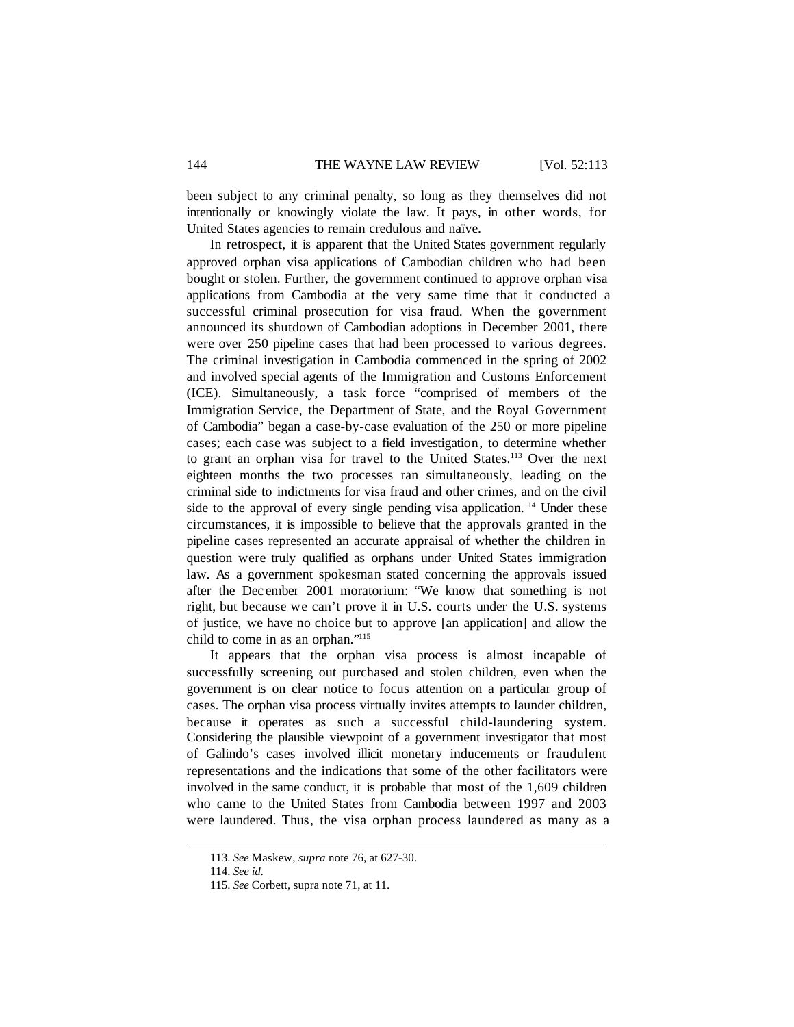been subject to any criminal penalty, so long as they themselves did not intentionally or knowingly violate the law. It pays, in other words, for United States agencies to remain credulous and naïve.

In retrospect, it is apparent that the United States government regularly approved orphan visa applications of Cambodian children who had been bought or stolen. Further, the government continued to approve orphan visa applications from Cambodia at the very same time that it conducted a successful criminal prosecution for visa fraud. When the government announced its shutdown of Cambodian adoptions in December 2001, there were over 250 pipeline cases that had been processed to various degrees. The criminal investigation in Cambodia commenced in the spring of 2002 and involved special agents of the Immigration and Customs Enforcement (ICE). Simultaneously, a task force "comprised of members of the Immigration Service, the Department of State, and the Royal Government of Cambodia" began a case-by-case evaluation of the 250 or more pipeline cases; each case was subject to a field investigation, to determine whether to grant an orphan visa for travel to the United States.[113] Over the next eighteen months the two processes ran simultaneously, leading on the criminal side to indictments for visa fraud and other crimes, and on the civil side to the approval of every single pending visa application.[114] Under these circumstances, it is impossible to believe that the approvals granted in the pipeline cases represented an accurate appraisal of whether the children in question were truly qualified as orphans under United States immigration law. As a government spokesman stated concerning the approvals issued after the December 2001 moratorium: "We know that something is not right, but because we can't prove it in U.S. courts under the U.S. systems of justice, we have no choice but to approve [an application] and allow the child to come in as an orphan."[115]

It appears that the orphan visa process is almost incapable of successfully screening out purchased and stolen children, even when the government is on clear notice to focus attention on a particular group of cases. The orphan visa process virtually invites attempts to launder children, because it operates as such a successful child-laundering system. Considering the plausible viewpoint of a government investigator that most of Galindo's cases involved illicit monetary inducements or fraudulent representations and the indications that some of the other facilitators were involved in the same conduct, it is probable that most of the 1,609 children who came to the United States from Cambodia between 1997 and 2003 were laundered. Thus, the visa orphan process laundered as many as a

---

113. *See* Maskew, *supra* note 76, at 627-30.

114. *See id.*

115. *See* Corbett, supra note 71, at 11.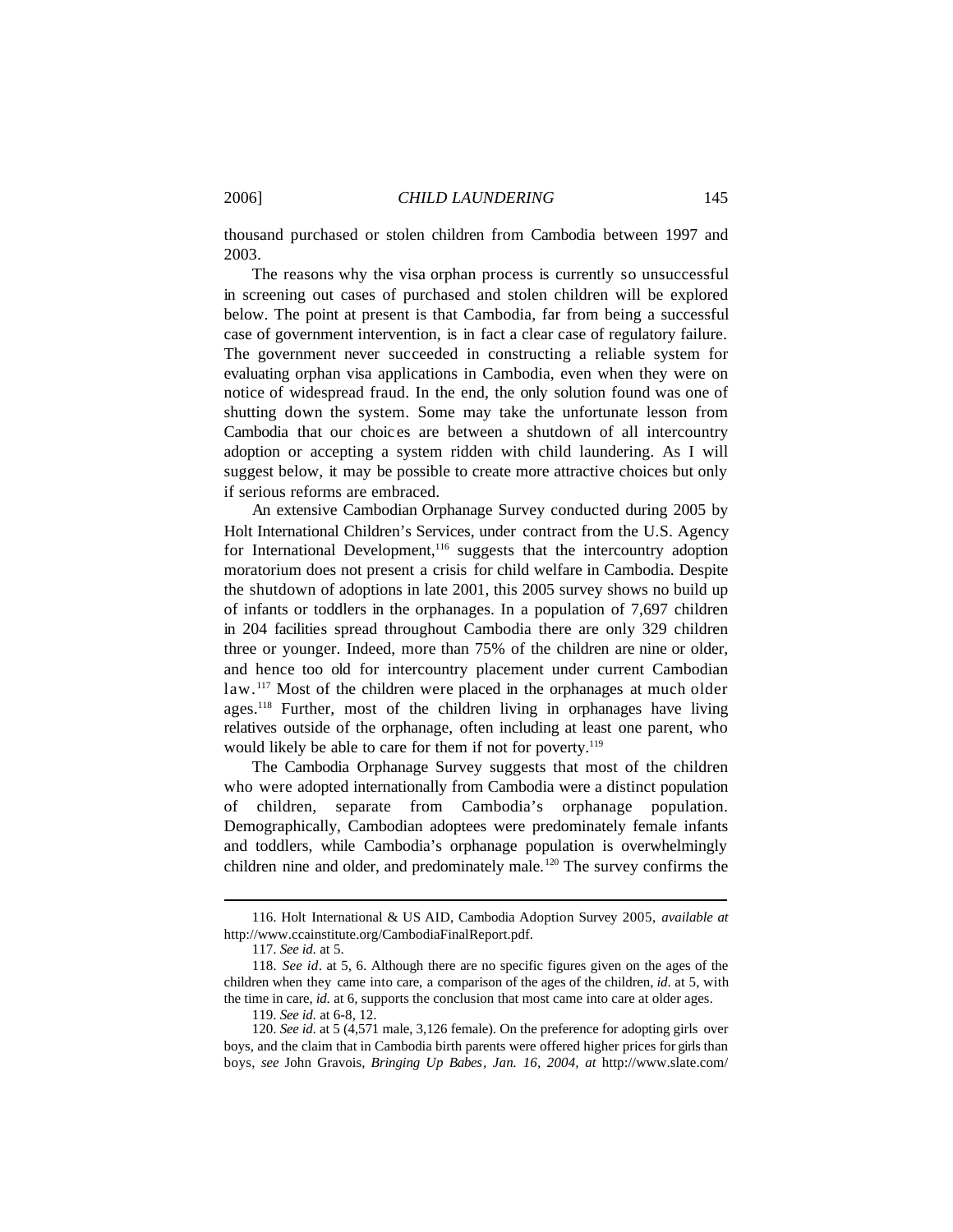thousand purchased or stolen children from Cambodia between 1997 and 2003.

The reasons why the visa orphan process is currently so unsuccessful in screening out cases of purchased and stolen children will be explored below. The point at present is that Cambodia, far from being a successful case of government intervention, is in fact a clear case of regulatory failure. The government never succeeded in constructing a reliable system for evaluating orphan visa applications in Cambodia, even when they were on notice of widespread fraud. In the end, the only solution found was one of shutting down the system. Some may take the unfortunate lesson from Cambodia that our choices are between a shutdown of all intercountry adoption or accepting a system ridden with child laundering. As I will suggest below, it may be possible to create more attractive choices but only if serious reforms are embraced.

An extensive Cambodian Orphanage Survey conducted during 2005 by Holt International Children's Services, under contract from the U.S. Agency for International Development,[116] suggests that the intercountry adoption moratorium does not present a crisis for child welfare in Cambodia. Despite the shutdown of adoptions in late 2001, this 2005 survey shows no build up of infants or toddlers in the orphanages. In a population of 7,697 children in 204 facilities spread throughout Cambodia there are only 329 children three or younger. Indeed, more than 75% of the children are nine or older, and hence too old for intercountry placement under current Cambodian law.[117] Most of the children were placed in the orphanages at much older ages.[118] Further, most of the children living in orphanages have living relatives outside of the orphanage, often including at least one parent, who would likely be able to care for them if not for poverty.[119]

The Cambodia Orphanage Survey suggests that most of the children who were adopted internationally from Cambodia were a distinct population of children, separate from Cambodia's orphanage population. Demographically, Cambodian adoptees were predominately female infants and toddlers, while Cambodia's orphanage population is overwhelmingly children nine and older, and predominately male.[120] The survey confirms the

---

116. Holt International & US AID, Cambodia Adoption Survey 2005, *available at* http://www.ccainstitute.org/CambodiaFinalReport.pdf.

117. *See id.* at 5.

118. *See id*. at 5, 6. Although there are no specific figures given on the ages of the children when they came into care, a comparison of the ages of the children, *id*. at 5, with the time in care, *id.* at 6, supports the conclusion that most came into care at older ages.

119. *See id.* at 6-8, 12.

120. *See id.* at 5 (4,571 male, 3,126 female). On the preference for adopting girls over boys, and the claim that in Cambodia birth parents were offered higher prices for girls than boys, *see* John Gravois, *Bringing Up Babes*, *Jan. 16, 2004*, *at* http://www.slate.com/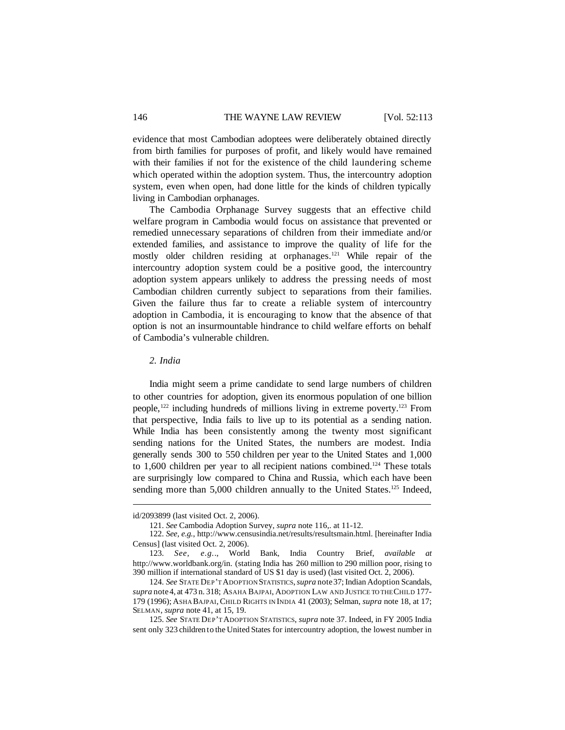evidence that most Cambodian adoptees were deliberately obtained directly from birth families for purposes of profit, and likely would have remained with their families if not for the existence of the child laundering scheme which operated within the adoption system. Thus, the intercountry adoption system, even when open, had done little for the kinds of children typically living in Cambodian orphanages.

The Cambodia Orphanage Survey suggests that an effective child welfare program in Cambodia would focus on assistance that prevented or remedied unnecessary separations of children from their immediate and/or extended families, and assistance to improve the quality of life for the mostly older children residing at orphanages.[121] While repair of the intercountry adoption system could be a positive good, the intercountry adoption system appears unlikely to address the pressing needs of most Cambodian children currently subject to separations from their families. Given the failure thus far to create a reliable system of intercountry adoption in Cambodia, it is encouraging to know that the absence of that option is not an insurmountable hindrance to child welfare efforts on behalf of Cambodia's vulnerable children.

### *2. India*

India might seem a prime candidate to send large numbers of children to other countries for adoption, given its enormous population of one billion people,[122] including hundreds of millions living in extreme poverty.[123] From that perspective, India fails to live up to its potential as a sending nation. While India has been consistently among the twenty most significant sending nations for the United States, the numbers are modest. India generally sends 300 to 550 children per year to the United States and 1,000 to 1,600 children per year to all recipient nations combined.[124] These totals are surprisingly low compared to China and Russia, which each have been sending more than 5,000 children annually to the United States.[125] Indeed,

---

id/2093899 (last visited Oct. 2, 2006).

121. *See* Cambodia Adoption Survey, *supra* note 116,. at 11-12.

122. *See, e.g.*, http://www.censusindia.net/results/resultsmain.html. [hereinafter India Census] (last visited Oct. 2, 2006).

123. *See, e.g..*, World Bank, India Country Brief, *available at* http://www.worldbank.org/in. (stating India has 260 million to 290 million poor, rising to 390 million if international standard of US $1 day is used) (last visited Oct. 2, 2006).

124. *See* STATE DEP'T ADOPTION STATISTICS, *supra* note 37; Indian Adoption Scandals, *supra* note 4, at 473 n. 318; ASAHA BAJPAI, ADOPTION LAW AND JUSTICE TO THE CHILD 177-179 (1996); ASHA BAJPAI, CHILD RIGHTS IN INDIA 41 (2003); Selman, *supra* note 18, at 17; SELMAN, *supra* note 41, at 15, 19.

125. *See* STATE DEP'T ADOPTION STATISTICS, *supra* note 37. Indeed, in FY 2005 India sent only 323 children to the United States for intercountry adoption, the lowest number in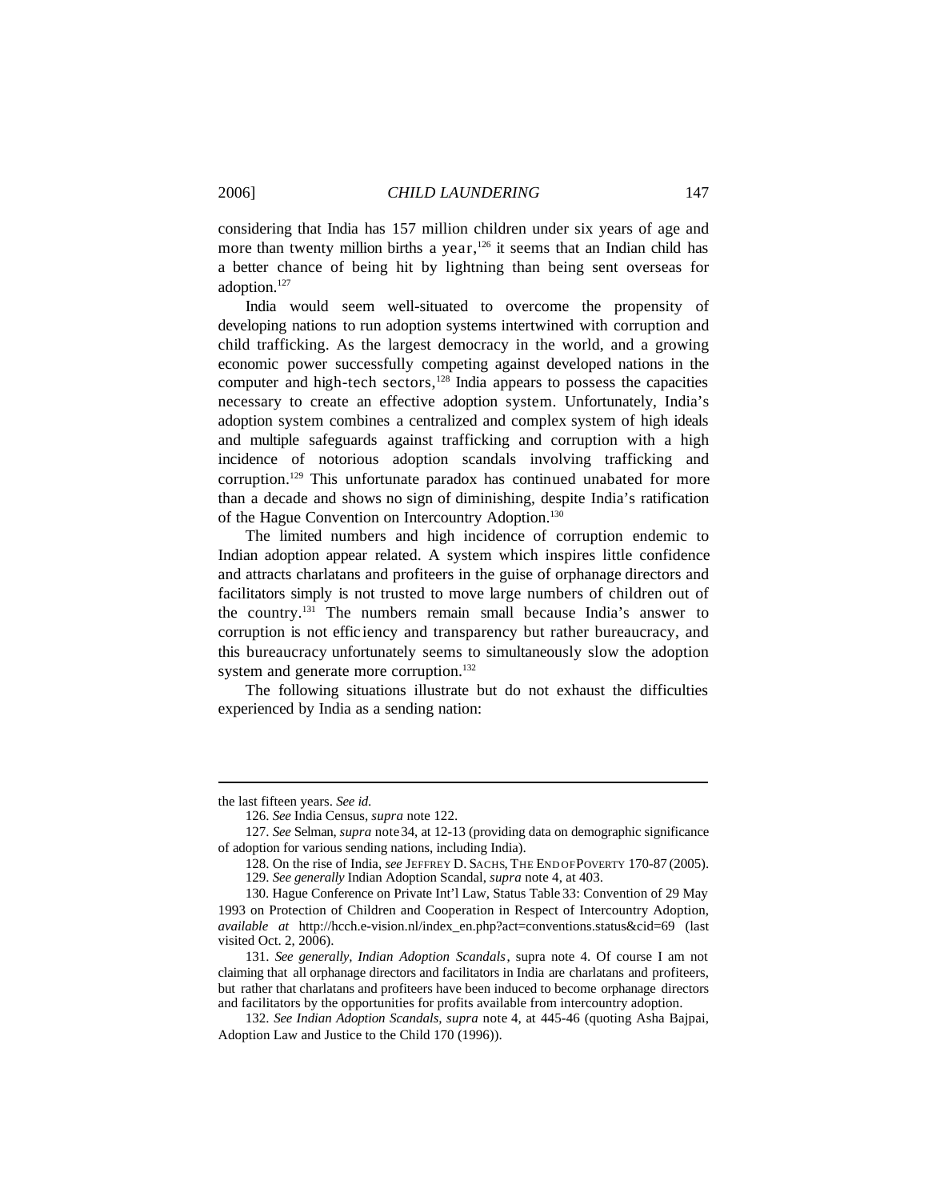considering that India has 157 million children under six years of age and more than twenty million births a year,[126] it seems that an Indian child has a better chance of being hit by lightning than being sent overseas for adoption.[127]

India would seem well-situated to overcome the propensity of developing nations to run adoption systems intertwined with corruption and child trafficking. As the largest democracy in the world, and a growing economic power successfully competing against developed nations in the computer and high-tech sectors,[128] India appears to possess the capacities necessary to create an effective adoption system. Unfortunately, India's adoption system combines a centralized and complex system of high ideals and multiple safeguards against trafficking and corruption with a high incidence of notorious adoption scandals involving trafficking and corruption.[129] This unfortunate paradox has continued unabated for more than a decade and shows no sign of diminishing, despite India's ratification of the Hague Convention on Intercountry Adoption.[130]

The limited numbers and high incidence of corruption endemic to Indian adoption appear related. A system which inspires little confidence and attracts charlatans and profiteers in the guise of orphanage directors and facilitators simply is not trusted to move large numbers of children out of the country.[131] The numbers remain small because India's answer to corruption is not efficiency and transparency but rather bureaucracy, and this bureaucracy unfortunately seems to simultaneously slow the adoption system and generate more corruption.[132]

The following situations illustrate but do not exhaust the difficulties experienced by India as a sending nation:

---

the last fifteen years. *See id.*

126. *See* India Census, *supra* note 122.

127. *See* Selman, *supra* note 34, at 12-13 (providing data on demographic significance of adoption for various sending nations, including India).

128. On the rise of India, *see* JEFFREY D. SACHS, THE END OF POVERTY 170-87 (2005).

129. *See generally* Indian Adoption Scandal, *supra* note 4, at 403.

130. Hague Conference on Private Int'l Law, Status Table 33: Convention of 29 May 1993 on Protection of Children and Cooperation in Respect of Intercountry Adoption, *available at* http://hcch.e-vision.nl/index_en.php?act=conventions.status&cid=69 (last visited Oct. 2, 2006).

131. *See generally, Indian Adoption Scandals*, supra note 4. Of course I am not claiming that all orphanage directors and facilitators in India are charlatans and profiteers, but rather that charlatans and profiteers have been induced to become orphanage directors and facilitators by the opportunities for profits available from intercountry adoption.

132. *See Indian Adoption Scandals, supra* note 4, at 445-46 (quoting Asha Bajpai, Adoption Law and Justice to the Child 170 (1996)).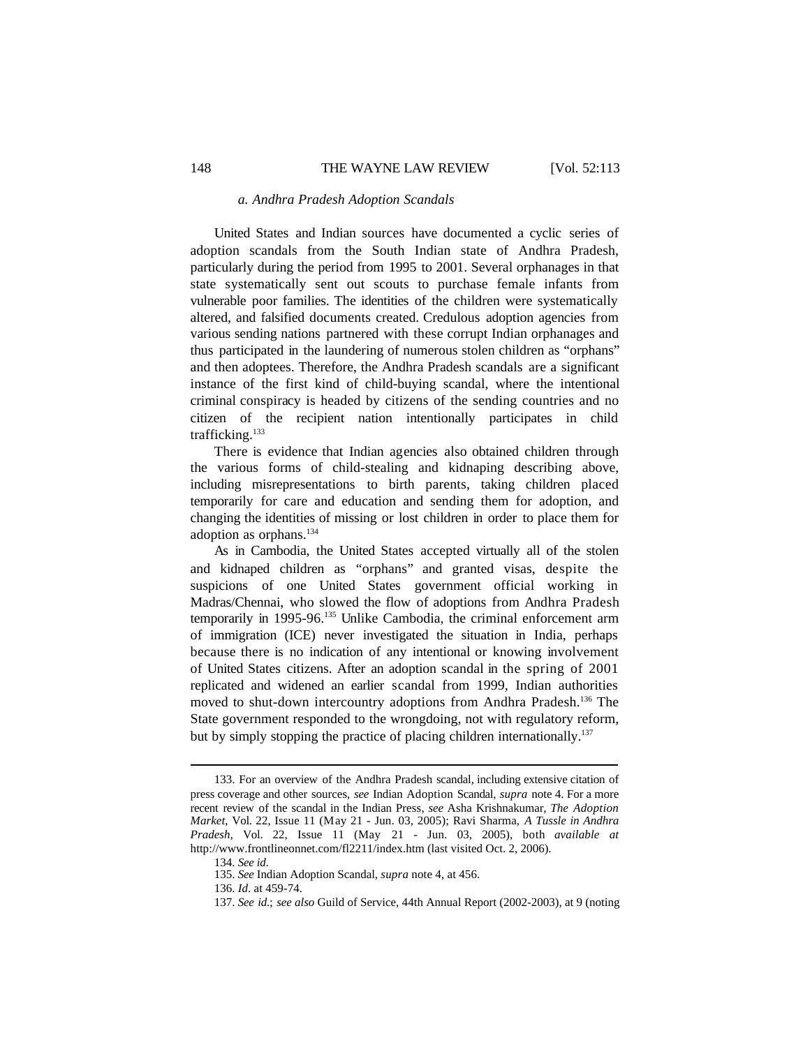### *a. Andhra Pradesh Adoption Scandals*

United States and Indian sources have documented a cyclic series of adoption scandals from the South Indian state of Andhra Pradesh, particularly during the period from 1995 to 2001. Several orphanages in that state systematically sent out scouts to purchase female infants from vulnerable poor families. The identities of the children were systematically altered, and falsified documents created. Credulous adoption agencies from various sending nations partnered with these corrupt Indian orphanages and thus participated in the laundering of numerous stolen children as "orphans" and then adoptees. Therefore, the Andhra Pradesh scandals are a significant instance of the first kind of child-buying scandal, where the intentional criminal conspiracy is headed by citizens of the sending countries and no citizen of the recipient nation intentionally participates in child trafficking.[133]

There is evidence that Indian agencies also obtained children through the various forms of child-stealing and kidnaping describing above, including misrepresentations to birth parents, taking children placed temporarily for care and education and sending them for adoption, and changing the identities of missing or lost children in order to place them for adoption as orphans.[134]

As in Cambodia, the United States accepted virtually all of the stolen and kidnaped children as "orphans" and granted visas, despite the suspicions of one United States government official working in Madras/Chennai, who slowed the flow of adoptions from Andhra Pradesh temporarily in 1995-96.[135] Unlike Cambodia, the criminal enforcement arm of immigration (ICE) never investigated the situation in India, perhaps because there is no indication of any intentional or knowing involvement of United States citizens. After an adoption scandal in the spring of 2001 replicated and widened an earlier scandal from 1999, Indian authorities moved to shut-down intercountry adoptions from Andhra Pradesh.[136] The State government responded to the wrongdoing, not with regulatory reform, but by simply stopping the practice of placing children internationally.[137]

---

133. For an overview of the Andhra Pradesh scandal, including extensive citation of press coverage and other sources, *see* Indian Adoption Scandal, *supra* note 4. For a more recent review of the scandal in the Indian Press, *see* Asha Krishnakumar, *The Adoption Market*, Vol. 22, Issue 11 (May 21 - Jun. 03, 2005); Ravi Sharma, *A Tussle in Andhra Pradesh*, Vol. 22, Issue 11 (May 21 - Jun. 03, 2005), both *available at* http://www.frontlineonnet.com/fl2211/index.htm (last visited Oct. 2, 2006).

134. *See id.*

135. *See* Indian Adoption Scandal, *supra* note 4, at 456.

136. *Id.* at 459-74.

137. *See id.*; *see also* Guild of Service, 44th Annual Report (2002-2003), at 9 (noting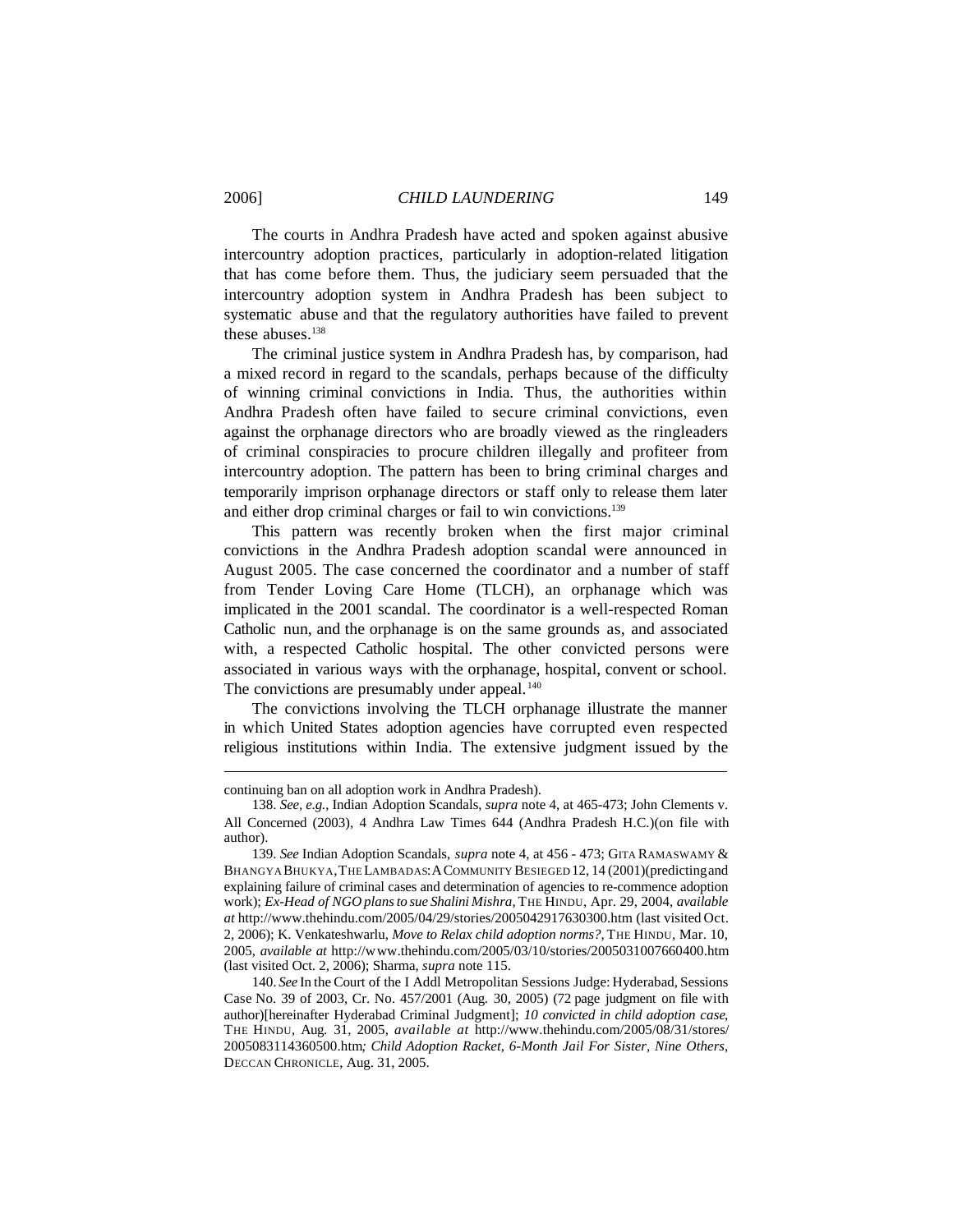The courts in Andhra Pradesh have acted and spoken against abusive intercountry adoption practices, particularly in adoption-related litigation that has come before them. Thus, the judiciary seem persuaded that the intercountry adoption system in Andhra Pradesh has been subject to systematic abuse and that the regulatory authorities have failed to prevent these abuses.[138]

The criminal justice system in Andhra Pradesh has, by comparison, had a mixed record in regard to the scandals, perhaps because of the difficulty of winning criminal convictions in India. Thus, the authorities within Andhra Pradesh often have failed to secure criminal convictions, even against the orphanage directors who are broadly viewed as the ringleaders of criminal conspiracies to procure children illegally and profiteer from intercountry adoption. The pattern has been to bring criminal charges and temporarily imprison orphanage directors or staff only to release them later and either drop criminal charges or fail to win convictions.[139]

This pattern was recently broken when the first major criminal convictions in the Andhra Pradesh adoption scandal were announced in August 2005. The case concerned the coordinator and a number of staff from Tender Loving Care Home (TLCH), an orphanage which was implicated in the 2001 scandal. The coordinator is a well-respected Roman Catholic nun, and the orphanage is on the same grounds as, and associated with, a respected Catholic hospital. The other convicted persons were associated in various ways with the orphanage, hospital, convent or school. The convictions are presumably under appeal.[140]

The convictions involving the TLCH orphanage illustrate the manner in which United States adoption agencies have corrupted even respected religious institutions within India. The extensive judgment issued by the

---

continuing ban on all adoption work in Andhra Pradesh).

138. *See, e.g.*, Indian Adoption Scandals, *supra* note 4, at 465-473; John Clements v. All Concerned (2003), 4 Andhra Law Times 644 (Andhra Pradesh H.C.)(on file with author).

139. *See* Indian Adoption Scandals, *supra* note 4, at 456 - 473; GITA RAMASWAMY & BHANGYA BHUKYA, THE LAMBADAS: A COMMUNITY BESIEGED 12, 14 (2001)(predicting and explaining failure of criminal cases and determination of agencies to re-commence adoption work); *Ex-Head of NGO plans to sue Shalini Mishra*, THE HINDU, Apr. 29, 2004, *available at* http://www.thehindu.com/2005/04/29/stories/2005042917630300.htm (last visited Oct. 2, 2006); K. Venkateshwarlu, *Move to Relax child adoption norms?*, THE HINDU, Mar. 10, 2005, *available at* http://www.thehindu.com/2005/03/10/stories/2005031007660400.htm (last visited Oct. 2, 2006); Sharma, *supra* note 115.

140. *See* In the Court of the I Addl Metropolitan Sessions Judge: Hyderabad, Sessions Case No. 39 of 2003, Cr. No. 457/2001 (Aug. 30, 2005) (72 page judgment on file with author)[hereinafter Hyderabad Criminal Judgment]; *10 convicted in child adoption case*, THE HINDU, Aug. 31, 2005, *available at* http://www.thehindu.com/2005/08/31/stores/2005083114360500.htm*; Child Adoption Racket, 6-Month Jail For Sister, Nine Others*, DECCAN CHRONICLE, Aug. 31, 2005.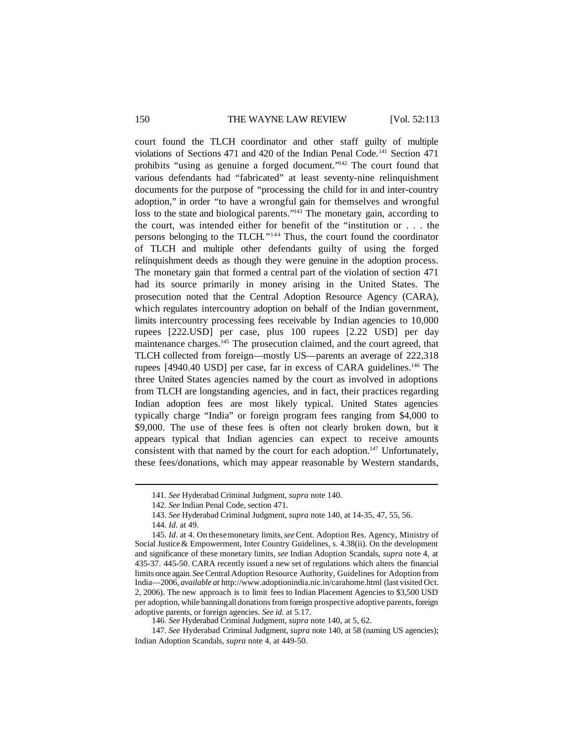court found the TLCH coordinator and other staff guilty of multiple violations of Sections 471 and 420 of the Indian Penal Code.[141] Section 471 prohibits "using as genuine a forged document."[142] The court found that various defendants had "fabricated" at least seventy-nine relinquishment documents for the purpose of "processing the child for in and inter-country adoption," in order "to have a wrongful gain for themselves and wrongful loss to the state and biological parents."[143] The monetary gain, according to the court, was intended either for benefit of the "institution or . . . the persons belonging to the TLCH."[144] Thus, the court found the coordinator of TLCH and multiple other defendants guilty of using the forged relinquishment deeds as though they were genuine in the adoption process. The monetary gain that formed a central part of the violation of section 471 had its source primarily in money arising in the United States. The prosecution noted that the Central Adoption Resource Agency (CARA), which regulates intercountry adoption on behalf of the Indian government, limits intercountry processing fees receivable by Indian agencies to 10,000 rupees [222.USD] per case, plus 100 rupees [2.22 USD] per day maintenance charges.[145] The prosecution claimed, and the court agreed, that TLCH collected from foreign—mostly US—parents an average of 222,318 rupees [4940.40 USD] per case, far in excess of CARA guidelines.[146] The three United States agencies named by the court as involved in adoptions from TLCH are longstanding agencies, and in fact, their practices regarding Indian adoption fees are most likely typical. United States agencies typically charge "India" or foreign program fees ranging from $4,000 to $9,000. The use of these fees is often not clearly broken down, but it appears typical that Indian agencies can expect to receive amounts consistent with that named by the court for each adoption.[147] Unfortunately, these fees/donations, which may appear reasonable by Western standards,

---

141. *See* Hyderabad Criminal Judgment, *supra* note 140.

142. *See* Indian Penal Code, section 471.

143. *See* Hyderabad Criminal Judgment, *supra* note 140, at 14-35, 47, 55, 56.

144. *Id.* at 49.

145. *Id.* at 4. On these monetary limits, *see* Cent. Adoption Res. Agency, Ministry of Social Justice & Empowerment, Inter Country Guidelines, s. 4.38(ii). On the development and significance of these monetary limits, *see* Indian Adoption Scandals, *supra* note 4, at 435-37. 445-50. CARA recently issued a new set of regulations which alters the financial limits once again. *See* Central Adoption Resource Authority, Guidelines for Adoption from India—2006, *available at* http://www.adoptionindia.nic.in/carahome.html (last visited Oct. 2, 2006). The new approach is to limit fees to Indian Placement Agencies to $3,500 USD per adoption, while banning all donations from foreign prospective adoptive parents, foreign adoptive parents, or foreign agencies. *See id.* at 5.17.

146. *See* Hyderabad Criminal Judgment, *supra* note 140, at 5, 62.

147. *See* Hyderabad Criminal Judgment, *supra* note 140, at 58 (naming US agencies); Indian Adoption Scandals, *supra* note 4, at 449-50.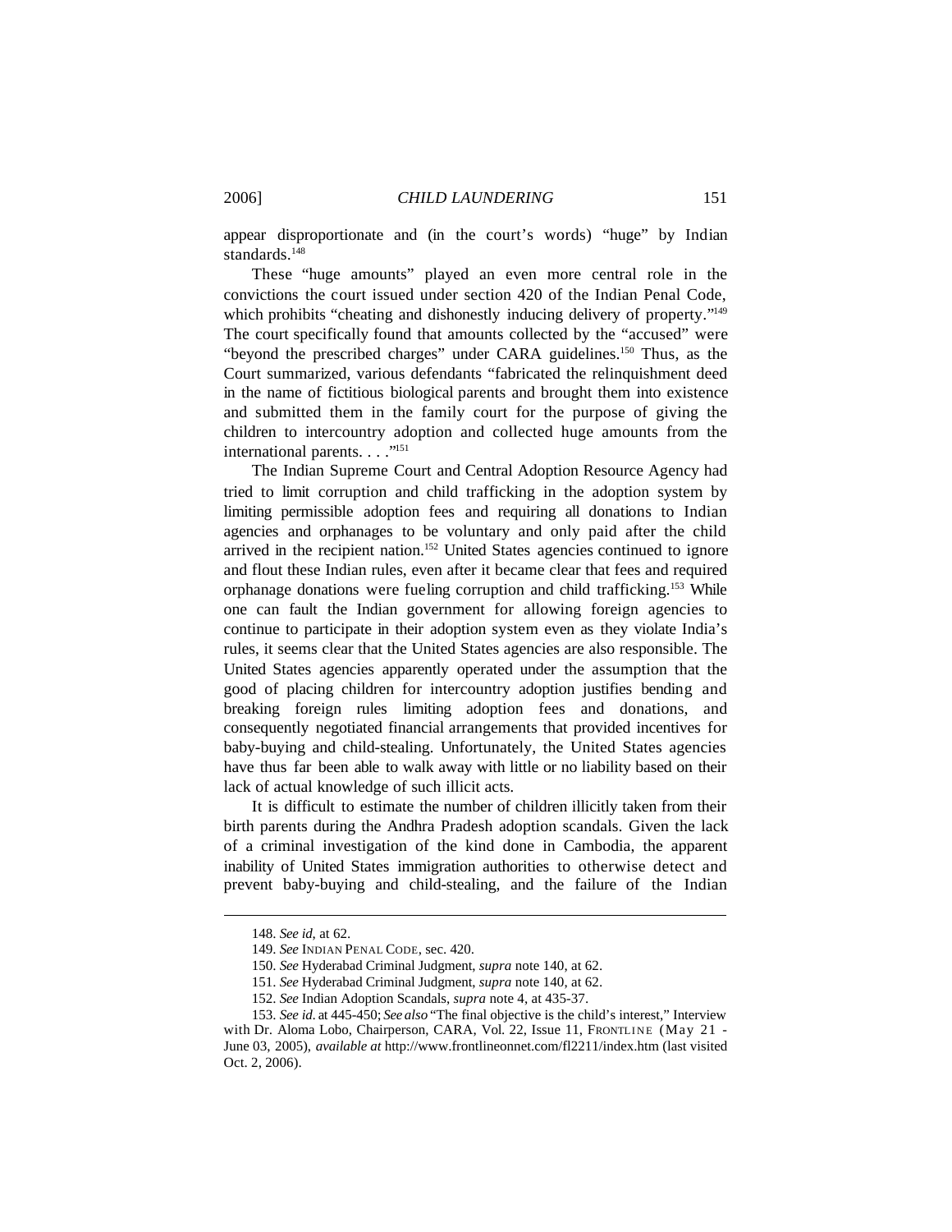appear disproportionate and (in the court's words) "huge" by Indian standards.[148]

These "huge amounts" played an even more central role in the convictions the court issued under section 420 of the Indian Penal Code, which prohibits "cheating and dishonestly inducing delivery of property."[149] The court specifically found that amounts collected by the "accused" were "beyond the prescribed charges" under CARA guidelines.[150] Thus, as the Court summarized, various defendants "fabricated the relinquishment deed in the name of fictitious biological parents and brought them into existence and submitted them in the family court for the purpose of giving the children to intercountry adoption and collected huge amounts from the international parents. . . ."[151]

The Indian Supreme Court and Central Adoption Resource Agency had tried to limit corruption and child trafficking in the adoption system by limiting permissible adoption fees and requiring all donations to Indian agencies and orphanages to be voluntary and only paid after the child arrived in the recipient nation.[152] United States agencies continued to ignore and flout these Indian rules, even after it became clear that fees and required orphanage donations were fueling corruption and child trafficking.[153] While one can fault the Indian government for allowing foreign agencies to continue to participate in their adoption system even as they violate India's rules, it seems clear that the United States agencies are also responsible. The United States agencies apparently operated under the assumption that the good of placing children for intercountry adoption justifies bending and breaking foreign rules limiting adoption fees and donations, and consequently negotiated financial arrangements that provided incentives for baby-buying and child-stealing. Unfortunately, the United States agencies have thus far been able to walk away with little or no liability based on their lack of actual knowledge of such illicit acts.

It is difficult to estimate the number of children illicitly taken from their birth parents during the Andhra Pradesh adoption scandals. Given the lack of a criminal investigation of the kind done in Cambodia, the apparent inability of United States immigration authorities to otherwise detect and prevent baby-buying and child-stealing, and the failure of the Indian

---

148. *See id*, at 62.

149. *See* INDIAN PENAL CODE, sec. 420.

150. *See* Hyderabad Criminal Judgment, *supra* note 140, at 62.

151. *See* Hyderabad Criminal Judgment, *supra* note 140, at 62.

152. *See* Indian Adoption Scandals, *supra* note 4, at 435-37.

153. *See id.* at 445-450; *See also* "The final objective is the child's interest," Interview with Dr. Aloma Lobo, Chairperson, CARA, Vol. 22, Issue 11, FRONTLINE (May 21 - June 03, 2005), *available at* http://www.frontlineonnet.com/fl2211/index.htm (last visited Oct. 2, 2006).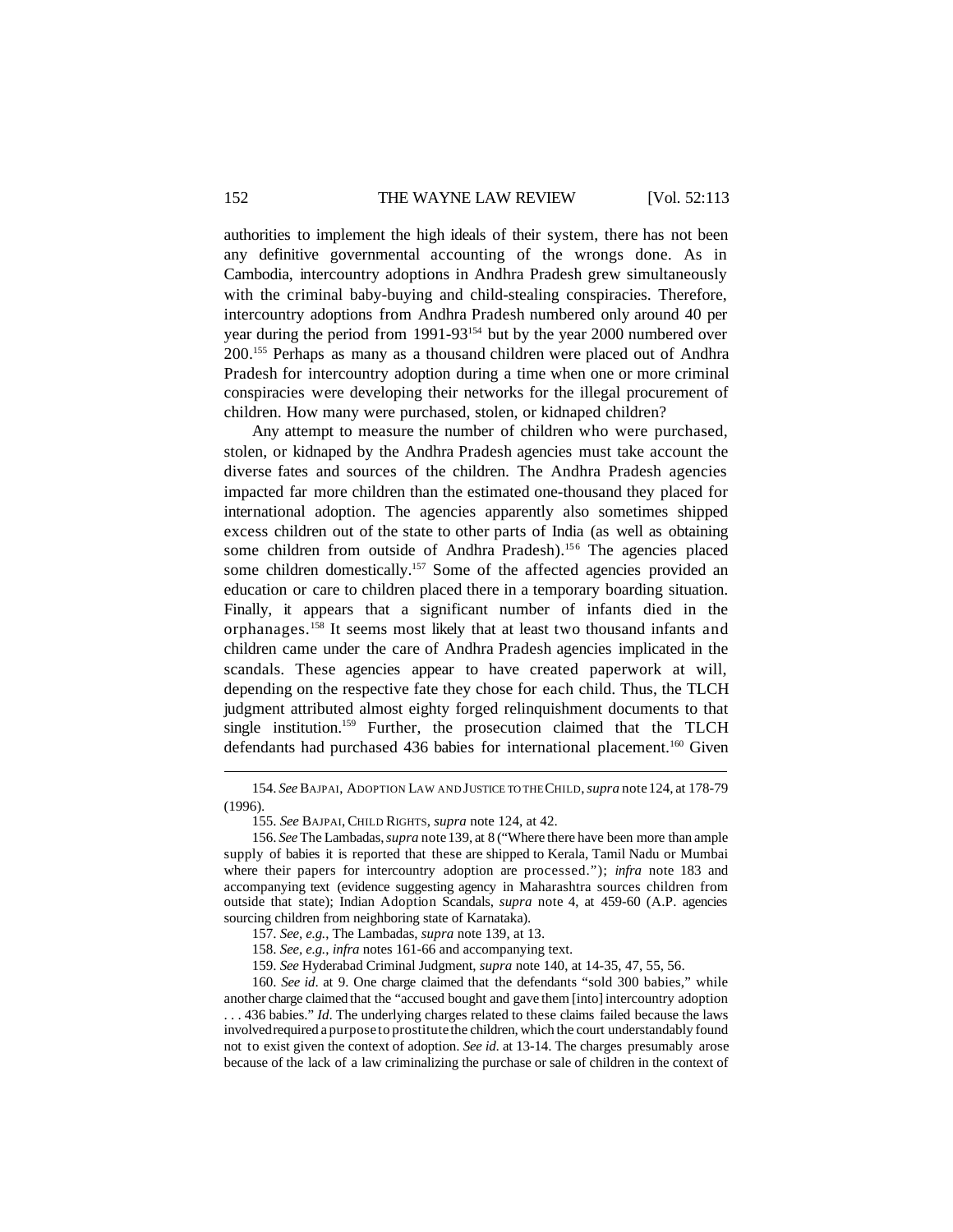authorities to implement the high ideals of their system, there has not been any definitive governmental accounting of the wrongs done. As in Cambodia, intercountry adoptions in Andhra Pradesh grew simultaneously with the criminal baby-buying and child-stealing conspiracies. Therefore, intercountry adoptions from Andhra Pradesh numbered only around 40 per year during the period from 1991-93[154] but by the year 2000 numbered over 200.[155] Perhaps as many as a thousand children were placed out of Andhra Pradesh for intercountry adoption during a time when one or more criminal conspiracies were developing their networks for the illegal procurement of children. How many were purchased, stolen, or kidnaped children?

Any attempt to measure the number of children who were purchased, stolen, or kidnaped by the Andhra Pradesh agencies must take account the diverse fates and sources of the children. The Andhra Pradesh agencies impacted far more children than the estimated one-thousand they placed for international adoption. The agencies apparently also sometimes shipped excess children out of the state to other parts of India (as well as obtaining some children from outside of Andhra Pradesh).[156] The agencies placed some children domestically.[157] Some of the affected agencies provided an education or care to children placed there in a temporary boarding situation. Finally, it appears that a significant number of infants died in the orphanages.[158] It seems most likely that at least two thousand infants and children came under the care of Andhra Pradesh agencies implicated in the scandals. These agencies appear to have created paperwork at will, depending on the respective fate they chose for each child. Thus, the TLCH judgment attributed almost eighty forged relinquishment documents to that single institution.[159] Further, the prosecution claimed that the TLCH defendants had purchased 436 babies for international placement.[160] Given

---

154. *See* BAJPAI, ADOPTION LAW AND JUSTICE TO THE CHILD, *supra* note 124, at 178-79 (1996).

155. *See* BAJPAI, CHILD RIGHTS, *supra* note 124, at 42.

156. *See* The Lambadas, *supra* note 139, at 8 ("Where there have been more than ample supply of babies it is reported that these are shipped to Kerala, Tamil Nadu or Mumbai where their papers for intercountry adoption are processed."); *infra* note 183 and accompanying text (evidence suggesting agency in Maharashtra sources children from outside that state); Indian Adoption Scandals, *supra* note 4, at 459-60 (A.P. agencies sourcing children from neighboring state of Karnataka).

157. *See, e.g.*, The Lambadas, *supra* note 139, at 13.

158. *See, e.g.*, *infra* notes 161-66 and accompanying text.

159. *See* Hyderabad Criminal Judgment, *supra* note 140, at 14-35, 47, 55, 56.

160. *See id.* at 9. One charge claimed that the defendants "sold 300 babies," while another charge claimed that the "accused bought and gave them [into] intercountry adoption . . . 436 babies." *Id*. The underlying charges related to these claims failed because the laws involved required a purpose to prostitute the children, which the court understandably found not to exist given the context of adoption. *See id.* at 13-14. The charges presumably arose because of the lack of a law criminalizing the purchase or sale of children in the context of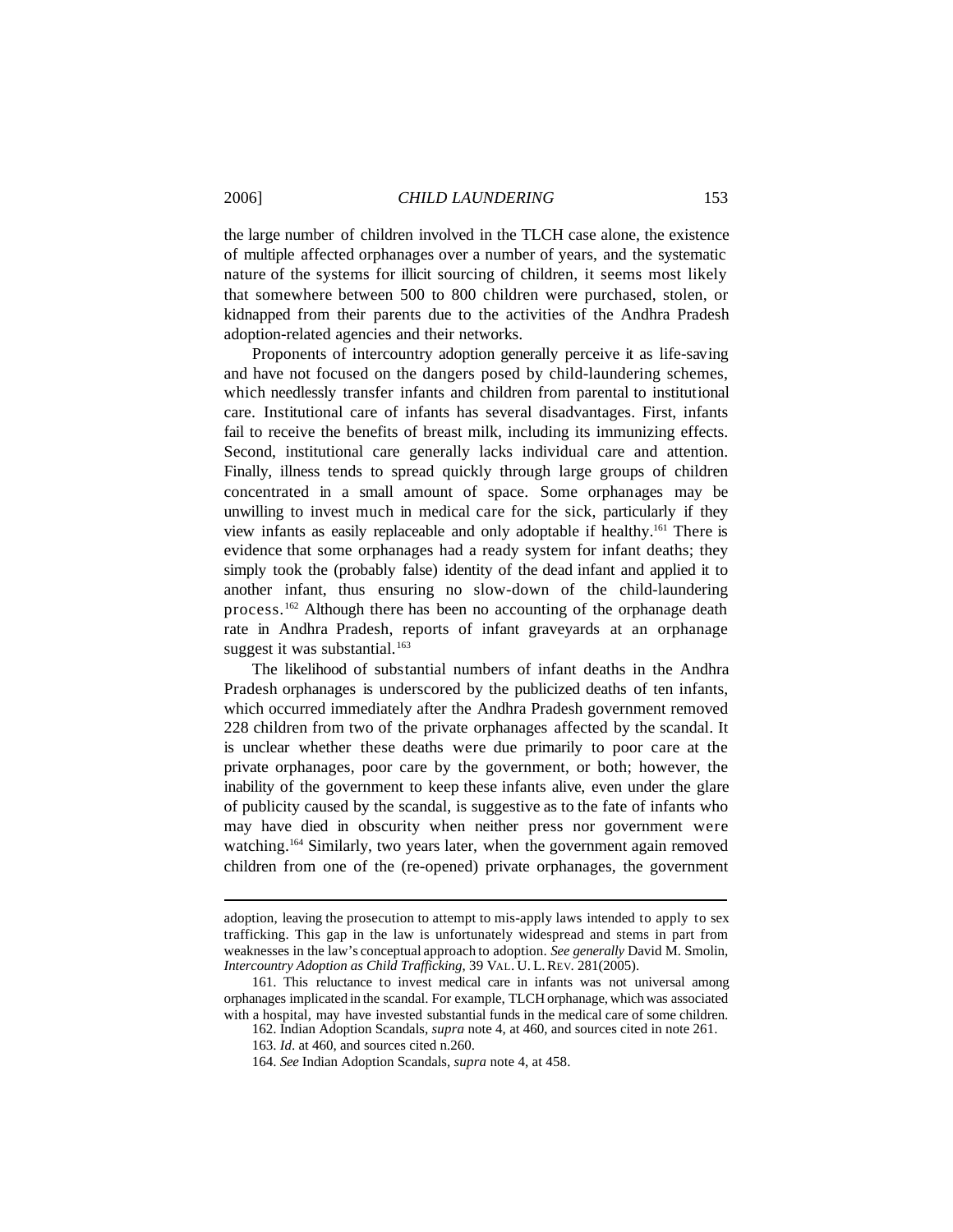the large number of children involved in the TLCH case alone, the existence of multiple affected orphanages over a number of years, and the systematic nature of the systems for illicit sourcing of children, it seems most likely that somewhere between 500 to 800 children were purchased, stolen, or kidnapped from their parents due to the activities of the Andhra Pradesh adoption-related agencies and their networks.

Proponents of intercountry adoption generally perceive it as life-saving and have not focused on the dangers posed by child-laundering schemes, which needlessly transfer infants and children from parental to institutional care. Institutional care of infants has several disadvantages. First, infants fail to receive the benefits of breast milk, including its immunizing effects. Second, institutional care generally lacks individual care and attention. Finally, illness tends to spread quickly through large groups of children concentrated in a small amount of space. Some orphanages may be unwilling to invest much in medical care for the sick, particularly if they view infants as easily replaceable and only adoptable if healthy.[161] There is evidence that some orphanages had a ready system for infant deaths; they simply took the (probably false) identity of the dead infant and applied it to another infant, thus ensuring no slow-down of the child-laundering process.[162] Although there has been no accounting of the orphanage death rate in Andhra Pradesh, reports of infant graveyards at an orphanage suggest it was substantial.[163]

The likelihood of substantial numbers of infant deaths in the Andhra Pradesh orphanages is underscored by the publicized deaths of ten infants, which occurred immediately after the Andhra Pradesh government removed 228 children from two of the private orphanages affected by the scandal. It is unclear whether these deaths were due primarily to poor care at the private orphanages, poor care by the government, or both; however, the inability of the government to keep these infants alive, even under the glare of publicity caused by the scandal, is suggestive as to the fate of infants who may have died in obscurity when neither press nor government were watching.[164] Similarly, two years later, when the government again removed children from one of the (re-opened) private orphanages, the government

---

adoption, leaving the prosecution to attempt to mis-apply laws intended to apply to sex trafficking. This gap in the law is unfortunately widespread and stems in part from weaknesses in the law's conceptual approach to adoption. *See generally* David M. Smolin, *Intercountry Adoption as Child Trafficking*, 39 VAL. U. L. REV. 281(2005).

161. This reluctance to invest medical care in infants was not universal among orphanages implicated in the scandal. For example, TLCH orphanage, which was associated with a hospital, may have invested substantial funds in the medical care of some children.

162. Indian Adoption Scandals, *supra* note 4, at 460, and sources cited in note 261.

163. *Id.* at 460, and sources cited n.260.

164. *See* Indian Adoption Scandals, *supra* note 4, at 458.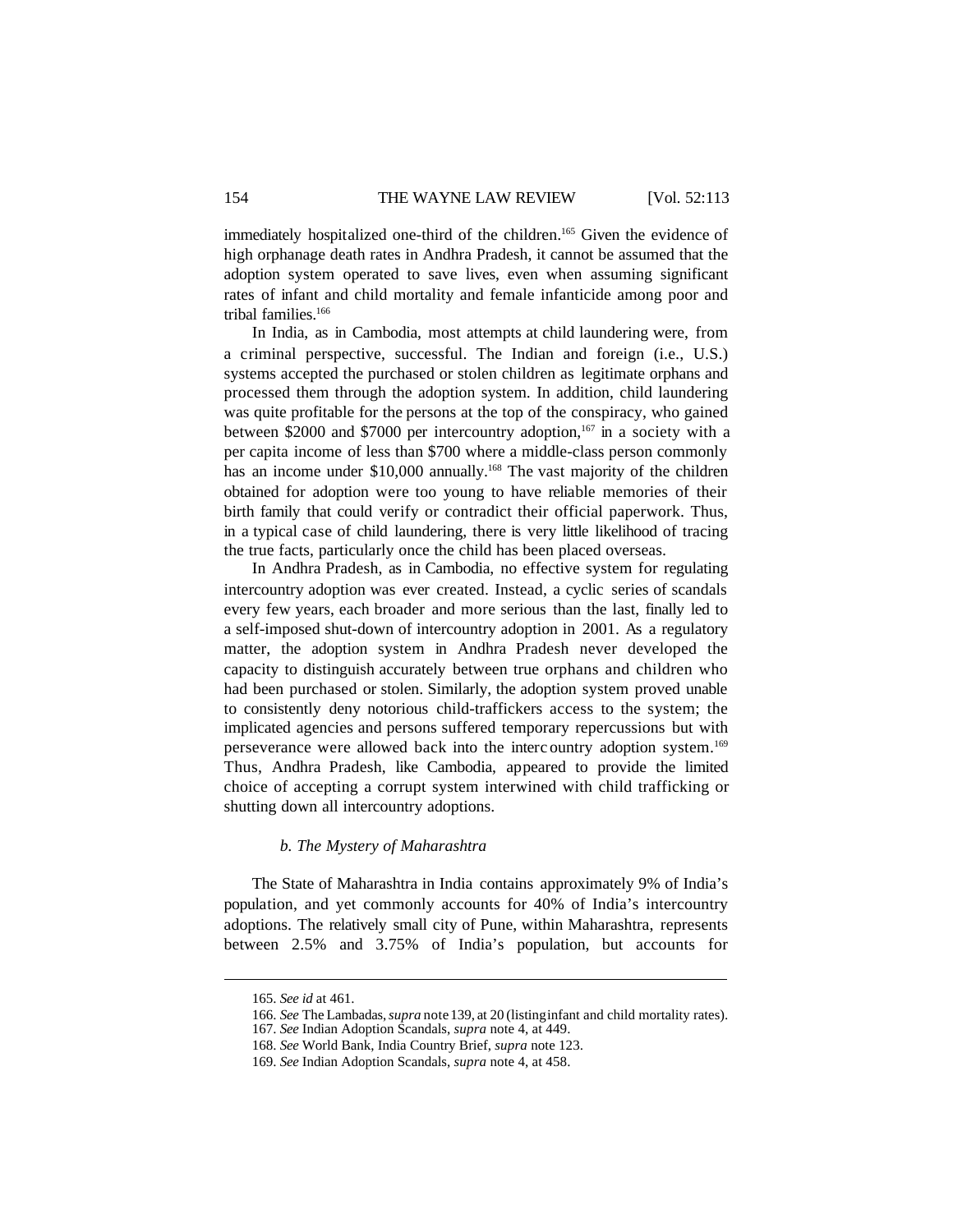immediately hospitalized one-third of the children.[165] Given the evidence of high orphanage death rates in Andhra Pradesh, it cannot be assumed that the adoption system operated to save lives, even when assuming significant rates of infant and child mortality and female infanticide among poor and tribal families.[166]

In India, as in Cambodia, most attempts at child laundering were, from a criminal perspective, successful. The Indian and foreign (i.e., U.S.) systems accepted the purchased or stolen children as legitimate orphans and processed them through the adoption system. In addition, child laundering was quite profitable for the persons at the top of the conspiracy, who gained between $2000 and $7000 per intercountry adoption,[167] in a society with a per capita income of less than $700 where a middle-class person commonly has an income under $10,000 annually.[168] The vast majority of the children obtained for adoption were too young to have reliable memories of their birth family that could verify or contradict their official paperwork. Thus, in a typical case of child laundering, there is very little likelihood of tracing the true facts, particularly once the child has been placed overseas.

In Andhra Pradesh, as in Cambodia, no effective system for regulating intercountry adoption was ever created. Instead, a cyclic series of scandals every few years, each broader and more serious than the last, finally led to a self-imposed shut-down of intercountry adoption in 2001. As a regulatory matter, the adoption system in Andhra Pradesh never developed the capacity to distinguish accurately between true orphans and children who had been purchased or stolen. Similarly, the adoption system proved unable to consistently deny notorious child-traffickers access to the system; the implicated agencies and persons suffered temporary repercussions but with perseverance were allowed back into the intercountry adoption system.[169] Thus, Andhra Pradesh, like Cambodia, appeared to provide the limited choice of accepting a corrupt system interwined with child trafficking or shutting down all intercountry adoptions.

#### *b. The Mystery of Maharashtra*

The State of Maharashtra in India contains approximately 9% of India's population, and yet commonly accounts for 40% of India's intercountry adoptions. The relatively small city of Pune, within Maharashtra, represents between 2.5% and 3.75% of India's population, but accounts for

---

165. *See id* at 461.

166. *See* The Lambadas, *supra* note 139, at 20 (listing infant and child mortality rates).

167. *See* Indian Adoption Scandals, *supra* note 4, at 449.

168. *See* World Bank, India Country Brief, *supra* note 123.

169. *See* Indian Adoption Scandals, *supra* note 4, at 458.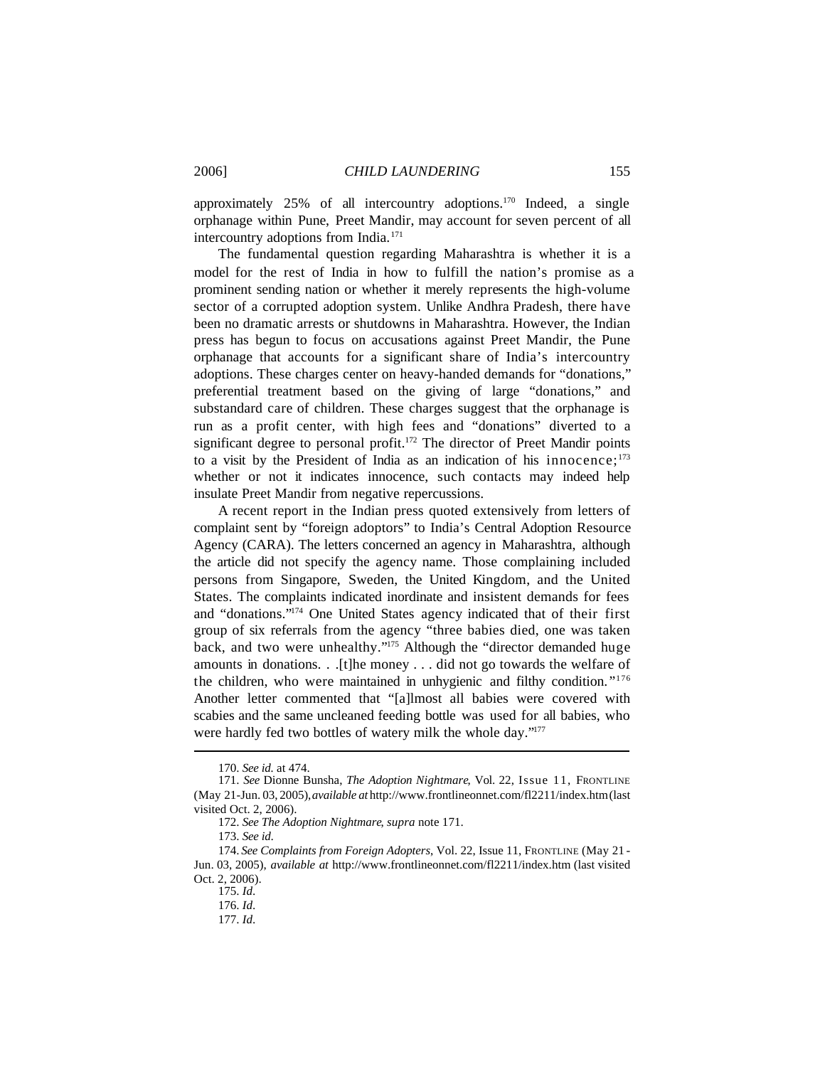approximately 25% of all intercountry adoptions.[170] Indeed, a single orphanage within Pune, Preet Mandir, may account for seven percent of all intercountry adoptions from India.[171]

The fundamental question regarding Maharashtra is whether it is a model for the rest of India in how to fulfill the nation's promise as a prominent sending nation or whether it merely represents the high-volume sector of a corrupted adoption system. Unlike Andhra Pradesh, there have been no dramatic arrests or shutdowns in Maharashtra. However, the Indian press has begun to focus on accusations against Preet Mandir, the Pune orphanage that accounts for a significant share of India's intercountry adoptions. These charges center on heavy-handed demands for "donations," preferential treatment based on the giving of large "donations," and substandard care of children. These charges suggest that the orphanage is run as a profit center, with high fees and "donations" diverted to a significant degree to personal profit.[172] The director of Preet Mandir points to a visit by the President of India as an indication of his innocence;[173] whether or not it indicates innocence, such contacts may indeed help insulate Preet Mandir from negative repercussions.

A recent report in the Indian press quoted extensively from letters of complaint sent by "foreign adoptors" to India's Central Adoption Resource Agency (CARA). The letters concerned an agency in Maharashtra, although the article did not specify the agency name. Those complaining included persons from Singapore, Sweden, the United Kingdom, and the United States. The complaints indicated inordinate and insistent demands for fees and "donations."[174] One United States agency indicated that of their first group of six referrals from the agency "three babies died, one was taken back, and two were unhealthy."[175] Although the "director demanded huge amounts in donations. . .[t]he money . . . did not go towards the welfare of the children, who were maintained in unhygienic and filthy condition."[176] Another letter commented that "[a]lmost all babies were covered with scabies and the same uncleaned feeding bottle was used for all babies, who were hardly fed two bottles of watery milk the whole day."[177]

---

170. *See id.* at 474.

171. *See* Dionne Bunsha, *The Adoption Nightmare*, Vol. 22, Issue 11, FRONTLINE (May 21-Jun. 03, 2005), *available at* http://www.frontlineonnet.com/fl2211/index.htm (last visited Oct. 2, 2006).

172. *See The Adoption Nightmare*, *supra* note 171.

173. *See id.*

174. *See Complaints from Foreign Adopters*, Vol. 22, Issue 11, FRONTLINE (May 21-Jun. 03, 2005), *available at* http://www.frontlineonnet.com/fl2211/index.htm (last visited Oct. 2, 2006).

175. *Id.*

176. *Id.*

177. *Id.*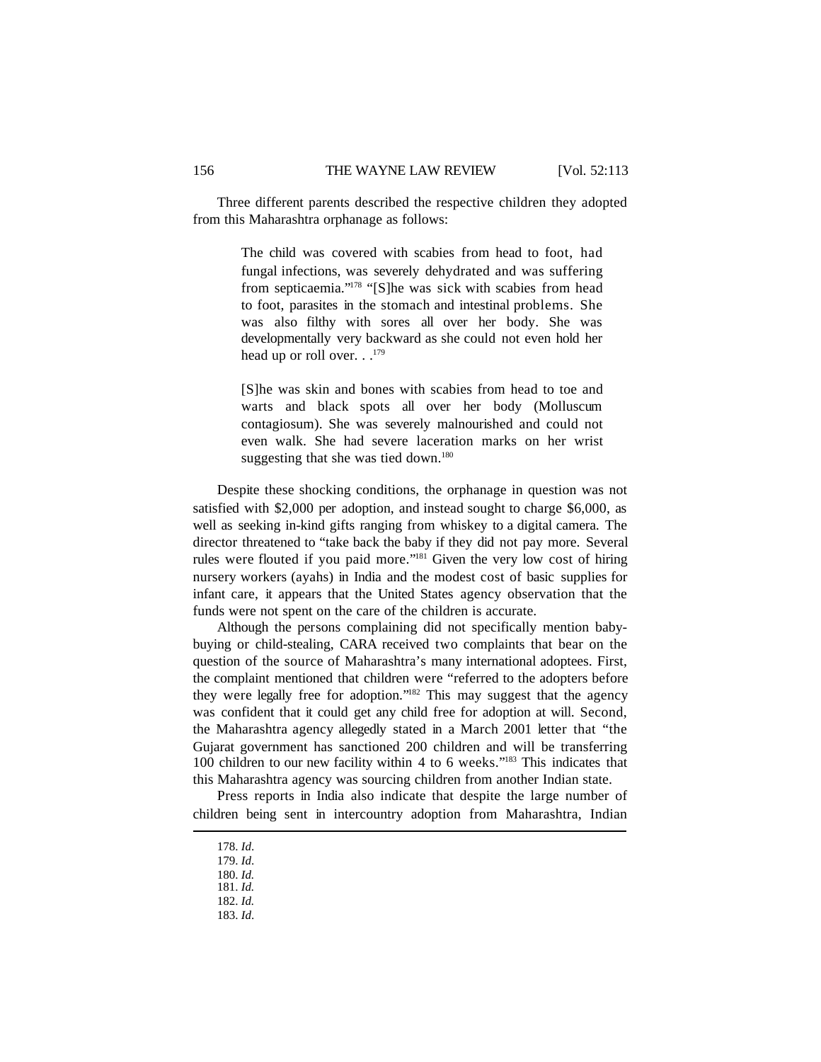Three different parents described the respective children they adopted from this Maharashtra orphanage as follows:

> The child was covered with scabies from head to foot, had fungal infections, was severely dehydrated and was suffering from septicaemia."[178] "[S]he was sick with scabies from head to foot, parasites in the stomach and intestinal problems. She was also filthy with sores all over her body. She was developmentally very backward as she could not even hold her head up or roll over. . .[179]
>
> [S]he was skin and bones with scabies from head to toe and warts and black spots all over her body (Molluscum contagiosum). She was severely malnourished and could not even walk. She had severe laceration marks on her wrist suggesting that she was tied down.[180]

Despite these shocking conditions, the orphanage in question was not satisfied with $2,000 per adoption, and instead sought to charge $6,000, as well as seeking in-kind gifts ranging from whiskey to a digital camera. The director threatened to "take back the baby if they did not pay more. Several rules were flouted if you paid more."[181] Given the very low cost of hiring nursery workers (ayahs) in India and the modest cost of basic supplies for infant care, it appears that the United States agency observation that the funds were not spent on the care of the children is accurate.

Although the persons complaining did not specifically mention baby-buying or child-stealing, CARA received two complaints that bear on the question of the source of Maharashtra's many international adoptees. First, the complaint mentioned that children were "referred to the adopters before they were legally free for adoption."[182] This may suggest that the agency was confident that it could get any child free for adoption at will. Second, the Maharashtra agency allegedly stated in a March 2001 letter that "the Gujarat government has sanctioned 200 children and will be transferring 100 children to our new facility within 4 to 6 weeks."[183] This indicates that this Maharashtra agency was sourcing children from another Indian state.

Press reports in India also indicate that despite the large number of children being sent in intercountry adoption from Maharashtra, Indian

---

178. *Id.*
179. *Id.*
180. *Id.*
181. *Id.*
182. *Id.*
183. *Id.*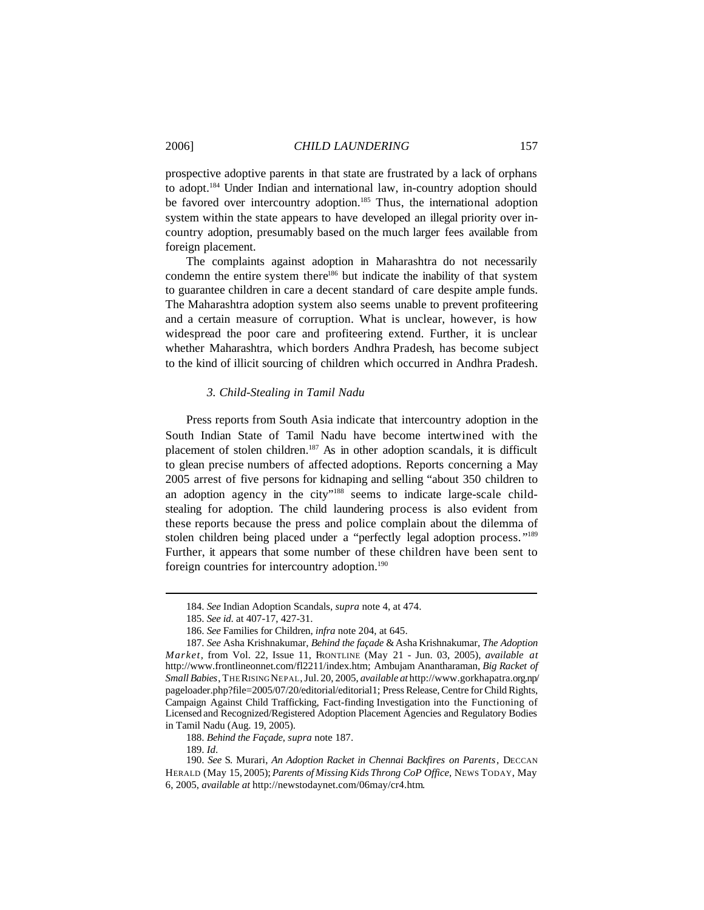prospective adoptive parents in that state are frustrated by a lack of orphans to adopt.[184] Under Indian and international law, in-country adoption should be favored over intercountry adoption.[185] Thus, the international adoption system within the state appears to have developed an illegal priority over in-country adoption, presumably based on the much larger fees available from foreign placement.

The complaints against adoption in Maharashtra do not necessarily condemn the entire system there[186] but indicate the inability of that system to guarantee children in care a decent standard of care despite ample funds. The Maharashtra adoption system also seems unable to prevent profiteering and a certain measure of corruption. What is unclear, however, is how widespread the poor care and profiteering extend. Further, it is unclear whether Maharashtra, which borders Andhra Pradesh, has become subject to the kind of illicit sourcing of children which occurred in Andhra Pradesh.

### *3. Child-Stealing in Tamil Nadu*

Press reports from South Asia indicate that intercountry adoption in the South Indian State of Tamil Nadu have become intertwined with the placement of stolen children.[187] As in other adoption scandals, it is difficult to glean precise numbers of affected adoptions. Reports concerning a May 2005 arrest of five persons for kidnaping and selling "about 350 children to an adoption agency in the city"[188] seems to indicate large-scale child-stealing for adoption. The child laundering process is also evident from these reports because the press and police complain about the dilemma of stolen children being placed under a "perfectly legal adoption process."[189] Further, it appears that some number of these children have been sent to foreign countries for intercountry adoption.[190]

---

184. *See* Indian Adoption Scandals, *supra* note 4, at 474.

185. *See id.* at 407-17, 427-31.

186. *See* Families for Children, *infra* note 204, at 645.

187. *See* Asha Krishnakumar, *Behind the façade* & Asha Krishnakumar, *The Adoption Market*, from Vol. 22, Issue 11, FRONTLINE (May 21 - Jun. 03, 2005), *available at* http://www.frontlineonnet.com/fl2211/index.htm; Ambujam Anantharaman, *Big Racket of Small Babies*, THE RISING NEPAL, Jul. 20, 2005, *available at* http://www.gorkhapatra.org.np/pageloader.php?file=2005/07/20/editorial/editorial1; Press Release, Centre for Child Rights, Campaign Against Child Trafficking, Fact-finding Investigation into the Functioning of Licensed and Recognized/Registered Adoption Placement Agencies and Regulatory Bodies in Tamil Nadu (Aug. 19, 2005).

188. *Behind the Façade*, *supra* note 187.

189. *Id.*

190. *See* S. Murari, *An Adoption Racket in Chennai Backfires on Parents*, DECCAN HERALD (May 15, 2005); *Parents of Missing Kids Throng CoP Office*, NEWS TODAY, May 6, 2005, *available at* http://newstodaynet.com/06may/cr4.htm.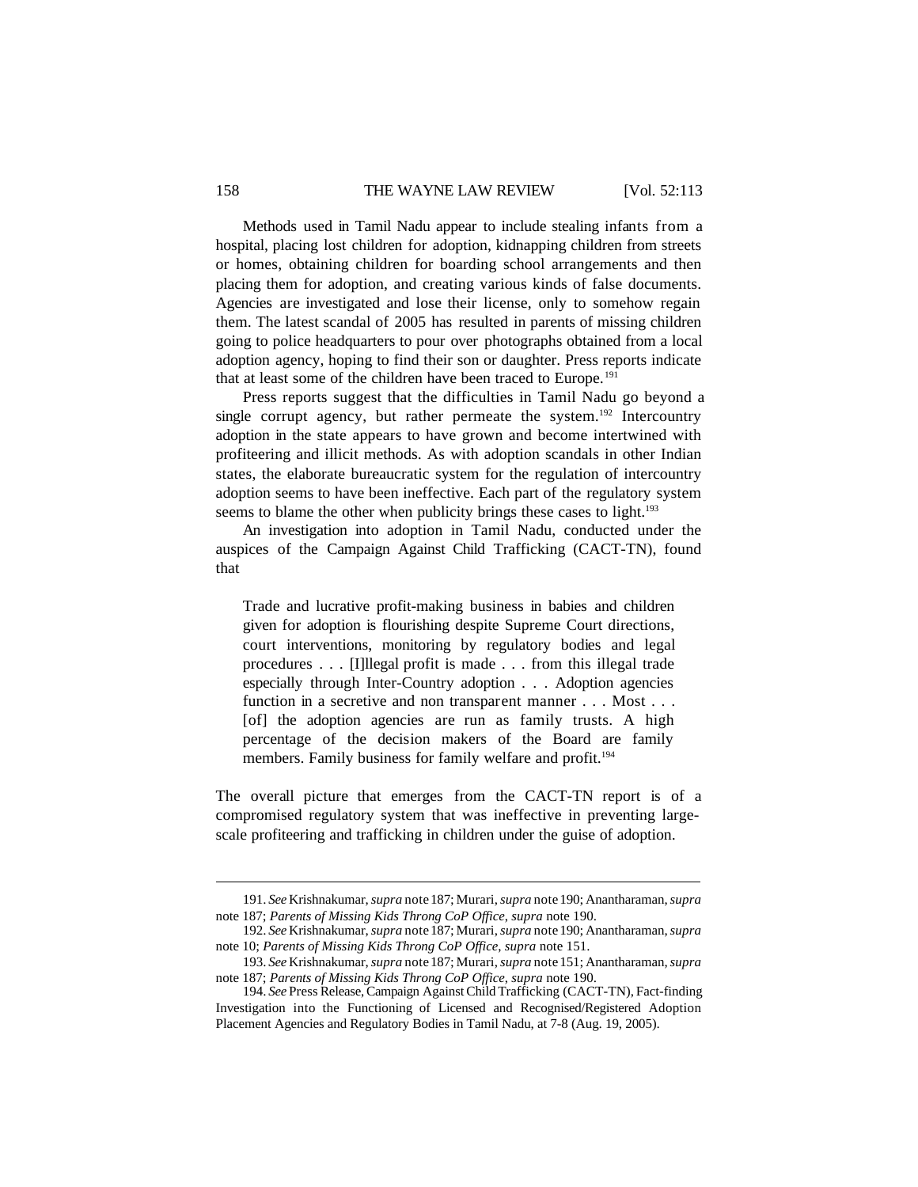Methods used in Tamil Nadu appear to include stealing infants from a hospital, placing lost children for adoption, kidnapping children from streets or homes, obtaining children for boarding school arrangements and then placing them for adoption, and creating various kinds of false documents. Agencies are investigated and lose their license, only to somehow regain them. The latest scandal of 2005 has resulted in parents of missing children going to police headquarters to pour over photographs obtained from a local adoption agency, hoping to find their son or daughter. Press reports indicate that at least some of the children have been traced to Europe.[191]

Press reports suggest that the difficulties in Tamil Nadu go beyond a single corrupt agency, but rather permeate the system.[192] Intercountry adoption in the state appears to have grown and become intertwined with profiteering and illicit methods. As with adoption scandals in other Indian states, the elaborate bureaucratic system for the regulation of intercountry adoption seems to have been ineffective. Each part of the regulatory system seems to blame the other when publicity brings these cases to light.[193]

An investigation into adoption in Tamil Nadu, conducted under the auspices of the Campaign Against Child Trafficking (CACT-TN), found that

> Trade and lucrative profit-making business in babies and children given for adoption is flourishing despite Supreme Court directions, court interventions, monitoring by regulatory bodies and legal procedures . . . [I]llegal profit is made . . . from this illegal trade especially through Inter-Country adoption . . . Adoption agencies function in a secretive and non transparent manner . . . Most . . . [of] the adoption agencies are run as family trusts. A high percentage of the decision makers of the Board are family members. Family business for family welfare and profit.[194]

The overall picture that emerges from the CACT-TN report is of a compromised regulatory system that was ineffective in preventing large-scale profiteering and trafficking in children under the guise of adoption.

---

191. *See* Krishnakumar, *supra* note 187; Murari, *supra* note 190; Anantharaman, *supra* note 187; *Parents of Missing Kids Throng CoP Office*, *supra* note 190.

192. *See* Krishnakumar, *supra* note 187; Murari, *supra* note 190; Anantharaman, *supra* note 10; *Parents of Missing Kids Throng CoP Office*, *supra* note 151.

193. *See* Krishnakumar, *supra* note 187; Murari, *supra* note 151; Anantharaman, *supra* note 187; *Parents of Missing Kids Throng CoP Office*, *supra* note 190.

194. *See* Press Release, Campaign Against Child Trafficking (CACT-TN), Fact-finding Investigation into the Functioning of Licensed and Recognised/Registered Adoption Placement Agencies and Regulatory Bodies in Tamil Nadu, at 7-8 (Aug. 19, 2005).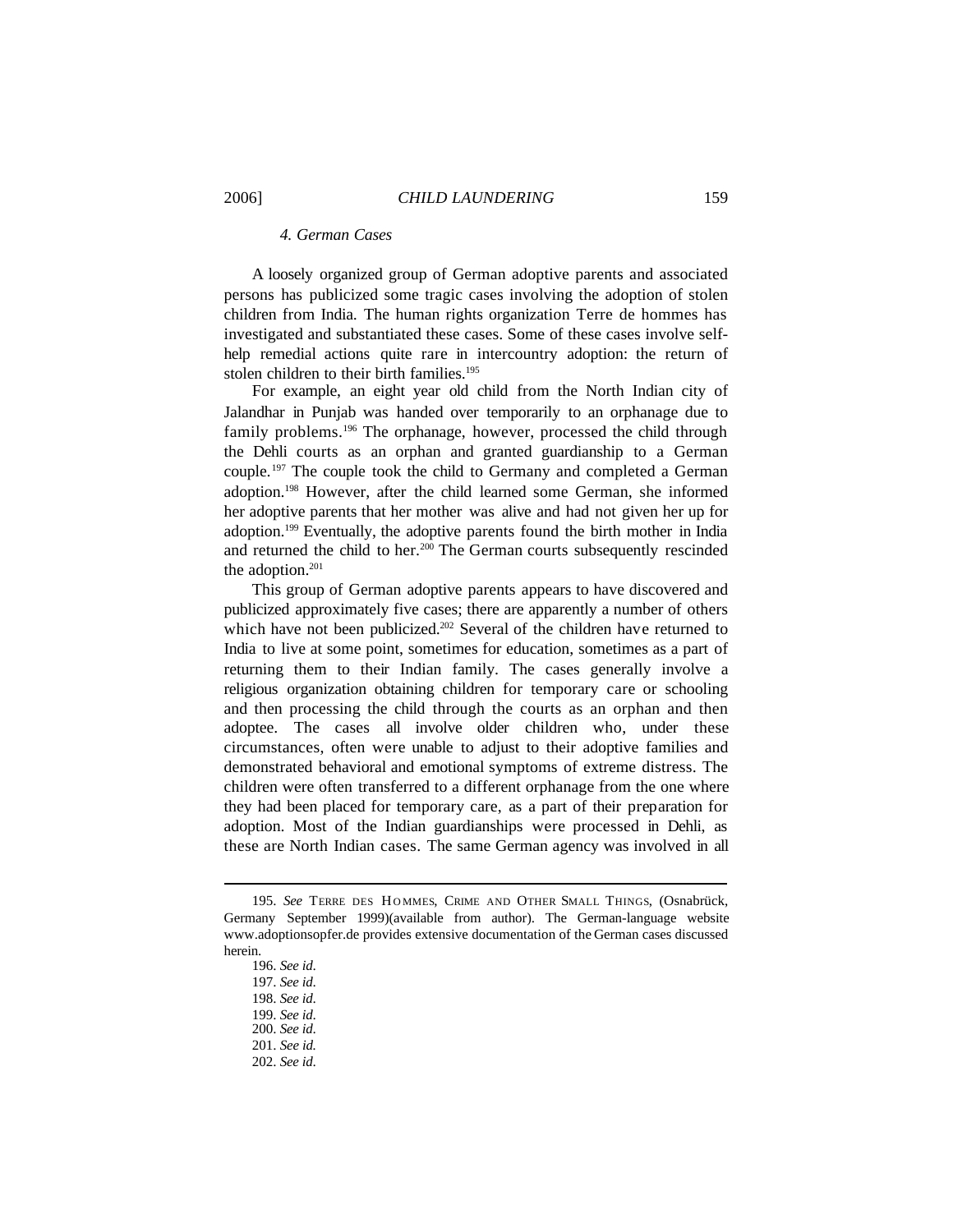#### *4. German Cases*

A loosely organized group of German adoptive parents and associated persons has publicized some tragic cases involving the adoption of stolen children from India. The human rights organization Terre de hommes has investigated and substantiated these cases. Some of these cases involve self-help remedial actions quite rare in intercountry adoption: the return of stolen children to their birth families.[195]

For example, an eight year old child from the North Indian city of Jalandhar in Punjab was handed over temporarily to an orphanage due to family problems.[196] The orphanage, however, processed the child through the Dehli courts as an orphan and granted guardianship to a German couple.[197] The couple took the child to Germany and completed a German adoption.[198] However, after the child learned some German, she informed her adoptive parents that her mother was alive and had not given her up for adoption.[199] Eventually, the adoptive parents found the birth mother in India and returned the child to her.[200] The German courts subsequently rescinded the adoption.[201]

This group of German adoptive parents appears to have discovered and publicized approximately five cases; there are apparently a number of others which have not been publicized.[202] Several of the children have returned to India to live at some point, sometimes for education, sometimes as a part of returning them to their Indian family. The cases generally involve a religious organization obtaining children for temporary care or schooling and then processing the child through the courts as an orphan and then adoptee. The cases all involve older children who, under these circumstances, often were unable to adjust to their adoptive families and demonstrated behavioral and emotional symptoms of extreme distress. The children were often transferred to a different orphanage from the one where they had been placed for temporary care, as a part of their preparation for adoption. Most of the Indian guardianships were processed in Dehli, as these are North Indian cases. The same German agency was involved in all

---

195. *See* TERRE DES HOMMES, CRIME AND OTHER SMALL THINGS, (Osnabrück, Germany September 1999)(available from author). The German-language website www.adoptionsopfer.de provides extensive documentation of the German cases discussed herein.

196. *See id.*

197. *See id.*

198. *See id.*

199. *See id.*

200. *See id.*

201. *See id.*

202. *See id.*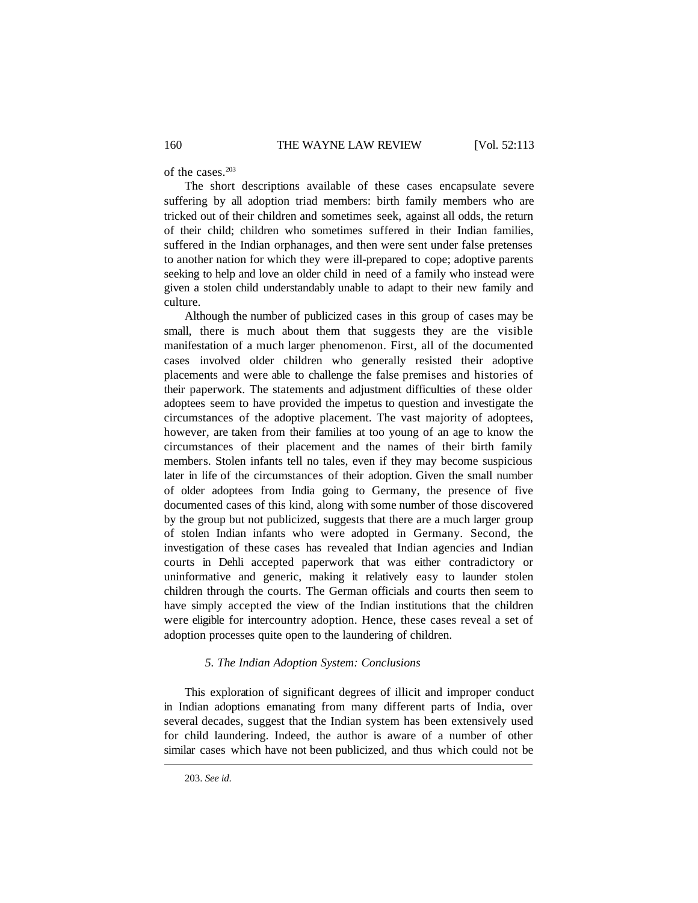of the cases.[203]

The short descriptions available of these cases encapsulate severe suffering by all adoption triad members: birth family members who are tricked out of their children and sometimes seek, against all odds, the return of their child; children who sometimes suffered in their Indian families, suffered in the Indian orphanages, and then were sent under false pretenses to another nation for which they were ill-prepared to cope; adoptive parents seeking to help and love an older child in need of a family who instead were given a stolen child understandably unable to adapt to their new family and culture.

Although the number of publicized cases in this group of cases may be small, there is much about them that suggests they are the visible manifestation of a much larger phenomenon. First, all of the documented cases involved older children who generally resisted their adoptive placements and were able to challenge the false premises and histories of their paperwork. The statements and adjustment difficulties of these older adoptees seem to have provided the impetus to question and investigate the circumstances of the adoptive placement. The vast majority of adoptees, however, are taken from their families at too young of an age to know the circumstances of their placement and the names of their birth family members. Stolen infants tell no tales, even if they may become suspicious later in life of the circumstances of their adoption. Given the small number of older adoptees from India going to Germany, the presence of five documented cases of this kind, along with some number of those discovered by the group but not publicized, suggests that there are a much larger group of stolen Indian infants who were adopted in Germany. Second, the investigation of these cases has revealed that Indian agencies and Indian courts in Dehli accepted paperwork that was either contradictory or uninformative and generic, making it relatively easy to launder stolen children through the courts. The German officials and courts then seem to have simply accepted the view of the Indian institutions that the children were eligible for intercountry adoption. Hence, these cases reveal a set of adoption processes quite open to the laundering of children.

### *5. The Indian Adoption System: Conclusions*

This exploration of significant degrees of illicit and improper conduct in Indian adoptions emanating from many different parts of India, over several decades, suggest that the Indian system has been extensively used for child laundering. Indeed, the author is aware of a number of other similar cases which have not been publicized, and thus which could not be

---

203. *See id.*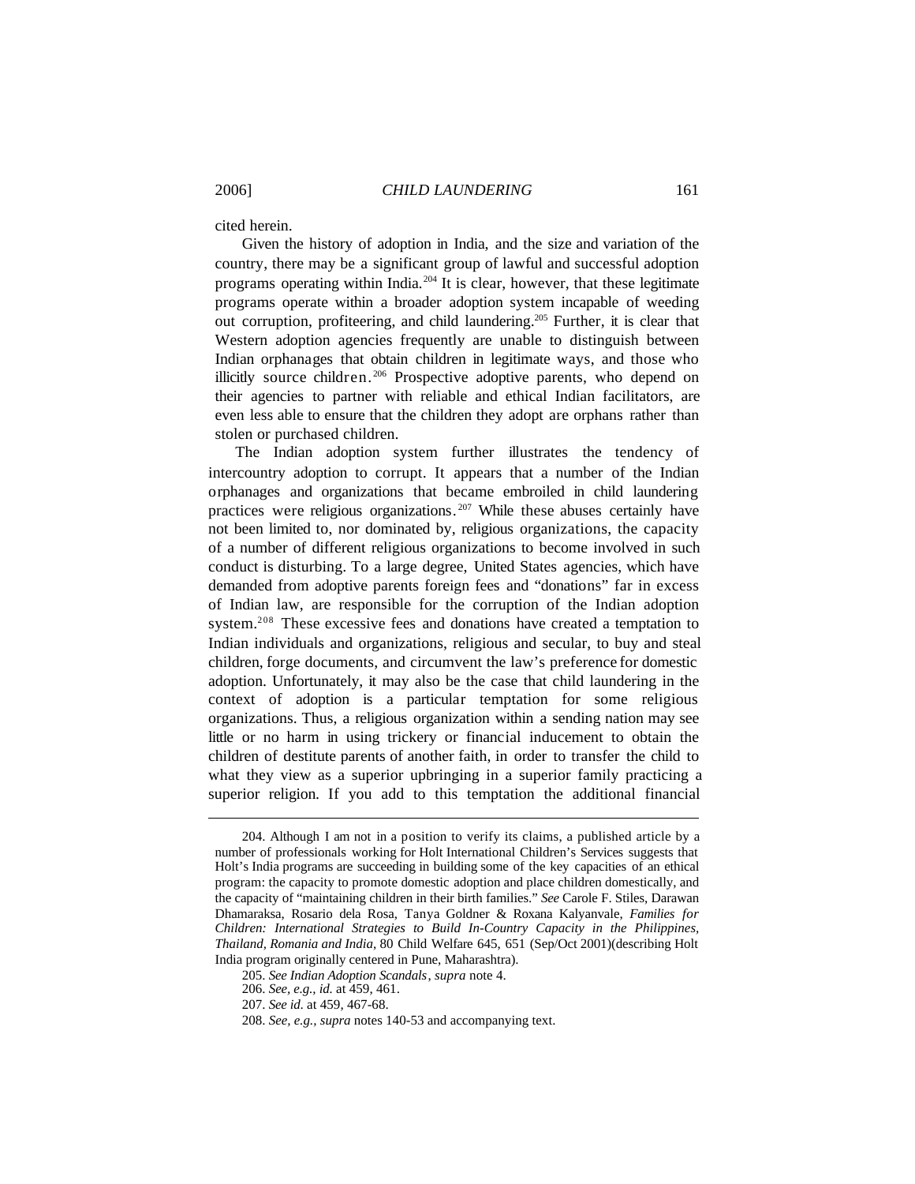cited herein.

Given the history of adoption in India, and the size and variation of the country, there may be a significant group of lawful and successful adoption programs operating within India.[204] It is clear, however, that these legitimate programs operate within a broader adoption system incapable of weeding out corruption, profiteering, and child laundering.[205] Further, it is clear that Western adoption agencies frequently are unable to distinguish between Indian orphanages that obtain children in legitimate ways, and those who illicitly source children.[206] Prospective adoptive parents, who depend on their agencies to partner with reliable and ethical Indian facilitators, are even less able to ensure that the children they adopt are orphans rather than stolen or purchased children.

The Indian adoption system further illustrates the tendency of intercountry adoption to corrupt. It appears that a number of the Indian orphanages and organizations that became embroiled in child laundering practices were religious organizations.[207] While these abuses certainly have not been limited to, nor dominated by, religious organizations, the capacity of a number of different religious organizations to become involved in such conduct is disturbing. To a large degree, United States agencies, which have demanded from adoptive parents foreign fees and "donations" far in excess of Indian law, are responsible for the corruption of the Indian adoption system.[208] These excessive fees and donations have created a temptation to Indian individuals and organizations, religious and secular, to buy and steal children, forge documents, and circumvent the law's preference for domestic adoption. Unfortunately, it may also be the case that child laundering in the context of adoption is a particular temptation for some religious organizations. Thus, a religious organization within a sending nation may see little or no harm in using trickery or financial inducement to obtain the children of destitute parents of another faith, in order to transfer the child to what they view as a superior upbringing in a superior family practicing a superior religion. If you add to this temptation the additional financial

---

204. Although I am not in a position to verify its claims, a published article by a number of professionals working for Holt International Children's Services suggests that Holt's India programs are succeeding in building some of the key capacities of an ethical program: the capacity to promote domestic adoption and place children domestically, and the capacity of "maintaining children in their birth families." *See* Carole F. Stiles, Darawan Dhamaraksa, Rosario dela Rosa, Tanya Goldner & Roxana Kalyanvale, *Families for Children: International Strategies to Build In-Country Capacity in the Philippines, Thailand, Romania and India*, 80 Child Welfare 645, 651 (Sep/Oct 2001)(describing Holt India program originally centered in Pune, Maharashtra).

205. *See Indian Adoption Scandals*, *supra* note 4.

206. *See, e.g.*, *id.* at 459, 461.

207. *See id.* at 459, 467-68.

208. *See, e.g.*, *supra* notes 140-53 and accompanying text.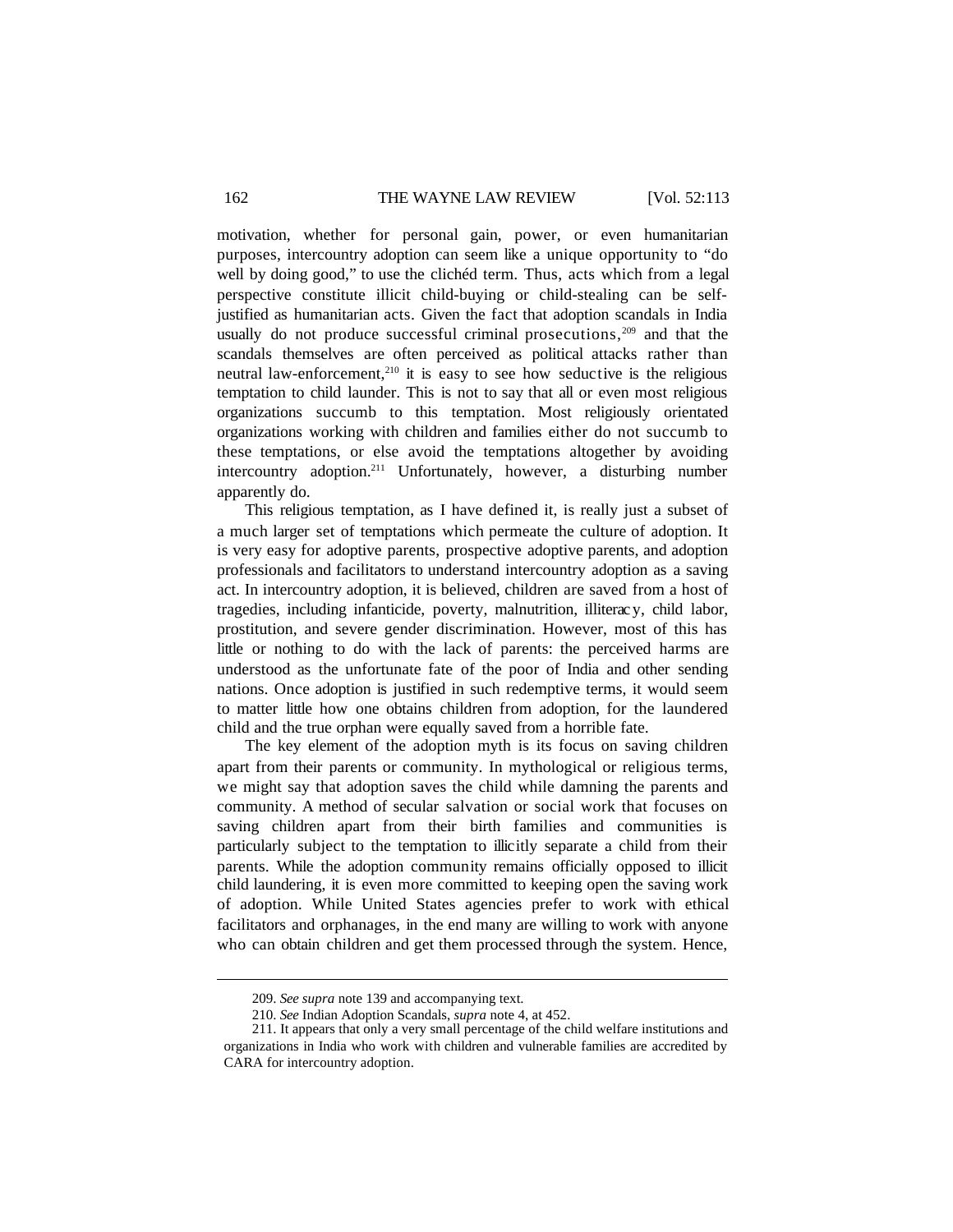motivation, whether for personal gain, power, or even humanitarian purposes, intercountry adoption can seem like a unique opportunity to "do well by doing good," to use the clichéd term. Thus, acts which from a legal perspective constitute illicit child-buying or child-stealing can be self-justified as humanitarian acts. Given the fact that adoption scandals in India usually do not produce successful criminal prosecutions,[209] and that the scandals themselves are often perceived as political attacks rather than neutral law-enforcement,[210] it is easy to see how seductive is the religious temptation to child launder. This is not to say that all or even most religious organizations succumb to this temptation. Most religiously orientated organizations working with children and families either do not succumb to these temptations, or else avoid the temptations altogether by avoiding intercountry adoption.[211] Unfortunately, however, a disturbing number apparently do.

This religious temptation, as I have defined it, is really just a subset of a much larger set of temptations which permeate the culture of adoption. It is very easy for adoptive parents, prospective adoptive parents, and adoption professionals and facilitators to understand intercountry adoption as a saving act. In intercountry adoption, it is believed, children are saved from a host of tragedies, including infanticide, poverty, malnutrition, illiteracy, child labor, prostitution, and severe gender discrimination. However, most of this has little or nothing to do with the lack of parents: the perceived harms are understood as the unfortunate fate of the poor of India and other sending nations. Once adoption is justified in such redemptive terms, it would seem to matter little how one obtains children from adoption, for the laundered child and the true orphan were equally saved from a horrible fate.

The key element of the adoption myth is its focus on saving children apart from their parents or community. In mythological or religious terms, we might say that adoption saves the child while damning the parents and community. A method of secular salvation or social work that focuses on saving children apart from their birth families and communities is particularly subject to the temptation to illicitly separate a child from their parents. While the adoption community remains officially opposed to illicit child laundering, it is even more committed to keeping open the saving work of adoption. While United States agencies prefer to work with ethical facilitators and orphanages, in the end many are willing to work with anyone who can obtain children and get them processed through the system. Hence,

---

209. *See supra* note 139 and accompanying text.

210. *See* Indian Adoption Scandals, *supra* note 4, at 452.

211. It appears that only a very small percentage of the child welfare institutions and organizations in India who work with children and vulnerable families are accredited by CARA for intercountry adoption.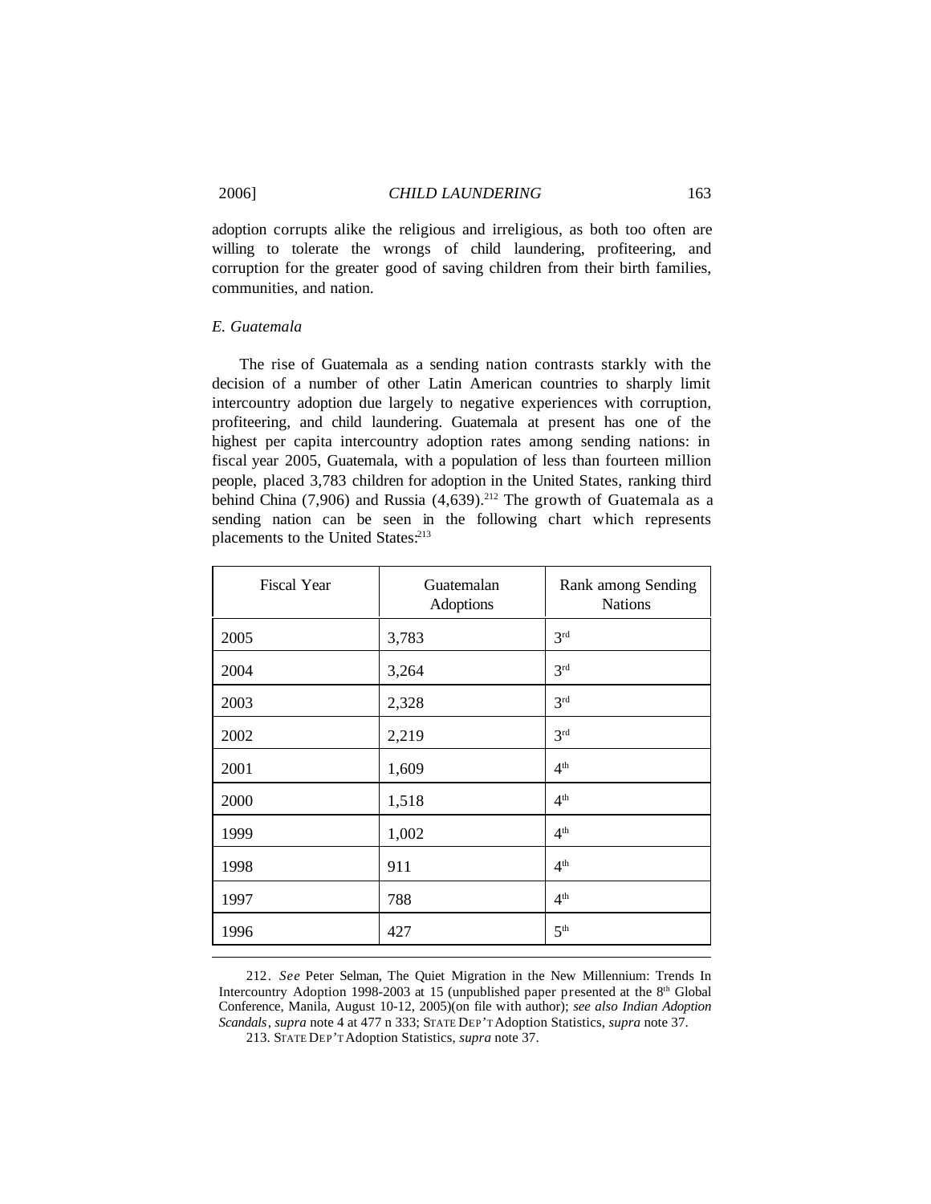adoption corrupts alike the religious and irreligious, as both too often are willing to tolerate the wrongs of child laundering, profiteering, and corruption for the greater good of saving children from their birth families, communities, and nation.

### *E. Guatemala*

The rise of Guatemala as a sending nation contrasts starkly with the decision of a number of other Latin American countries to sharply limit intercountry adoption due largely to negative experiences with corruption, profiteering, and child laundering. Guatemala at present has one of the highest per capita intercountry adoption rates among sending nations: in fiscal year 2005, Guatemala, with a population of less than fourteen million people, placed 3,783 children for adoption in the United States, ranking third behind China (7,906) and Russia (4,639).[212] The growth of Guatemala as a sending nation can be seen in the following chart which represents placements to the United States:[213]

| Fiscal Year | Guatemalan Adoptions | Rank among Sending Nations |
|---|---|---|
| 2005 | 3,783 | 3rd |
| 2004 | 3,264 | 3rd |
| 2003 | 2,328 | 3rd |
| 2002 | 2,219 | 3rd |
| 2001 | 1,609 | 4th |
| 2000 | 1,518 | 4th |
| 1999 | 1,002 | 4th |
| 1998 | 911 | 4th |
| 1997 | 788 | 4th |
| 1996 | 427 | 5th |

212. *See* Peter Selman, The Quiet Migration in the New Millennium: Trends In Intercountry Adoption 1998-2003 at 15 (unpublished paper presented at the 8th Global Conference, Manila, August 10-12, 2005)(on file with author); *see also Indian Adoption Scandals*, *supra* note 4 at 477 n 333; STATE DEP'T Adoption Statistics, *supra* note 37.

213. STATE DEP'T Adoption Statistics, *supra* note 37.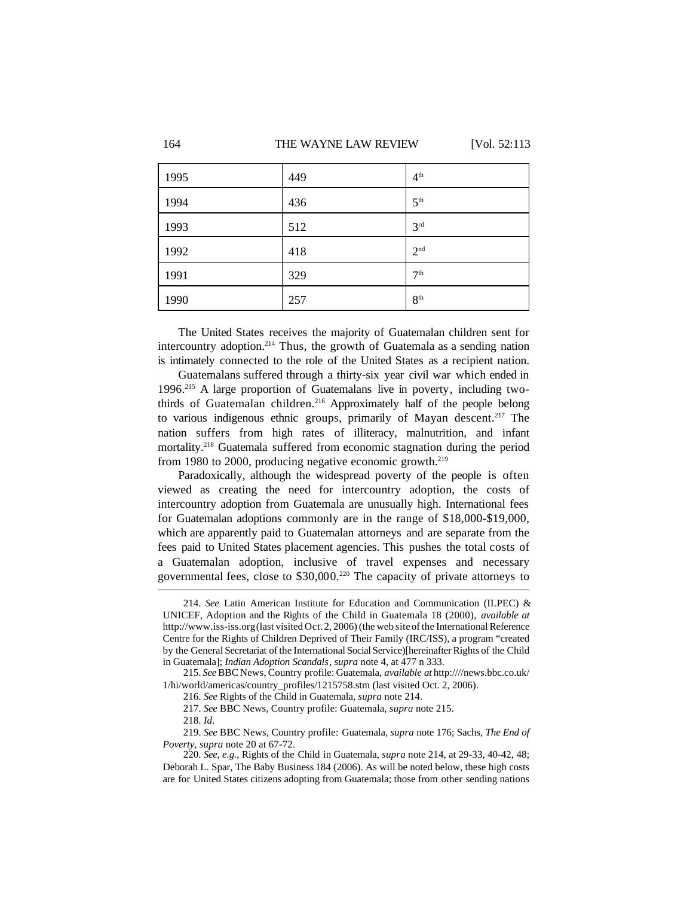| 1995 | 449 | 4th |
|---|---|---|
| 1994 | 436 | 5th |
| 1993 | 512 | 3rd |
| 1992 | 418 | 2nd |
| 1991 | 329 | 7th |
| 1990 | 257 | 8th |

The United States receives the majority of Guatemalan children sent for intercountry adoption.[214] Thus, the growth of Guatemala as a sending nation is intimately connected to the role of the United States as a recipient nation.

Guatemalans suffered through a thirty-six year civil war which ended in 1996.[215] A large proportion of Guatemalans live in poverty, including two-thirds of Guatemalan children.[216] Approximately half of the people belong to various indigenous ethnic groups, primarily of Mayan descent.[217] The nation suffers from high rates of illiteracy, malnutrition, and infant mortality.[218] Guatemala suffered from economic stagnation during the period from 1980 to 2000, producing negative economic growth.[219]

Paradoxically, although the widespread poverty of the people is often viewed as creating the need for intercountry adoption, the costs of intercountry adoption from Guatemala are unusually high. International fees for Guatemalan adoptions commonly are in the range of $18,000-$19,000, which are apparently paid to Guatemalan attorneys and are separate from the fees paid to United States placement agencies. This pushes the total costs of a Guatemalan adoption, inclusive of travel expenses and necessary governmental fees, close to $30,000.[220] The capacity of private attorneys to

214. *See* Latin American Institute for Education and Communication (ILPEC) & UNICEF, Adoption and the Rights of the Child in Guatemala 18 (2000), *available at* http://www.iss-iss.org (last visited Oct. 2, 2006) (the web site of the International Reference Centre for the Rights of Children Deprived of Their Family (IRC/ISS), a program "created by the General Secretariat of the International Social Service)[hereinafter Rights of the Child in Guatemala]; *Indian Adoption Scandals*, *supra* note 4, at 477 n 333.

215. *See* BBC News, Country profile: Guatemala, *available at* http:////news.bbc.co.uk/1/hi/world/americas/country_profiles/1215758.stm (last visited Oct. 2, 2006).

216. *See* Rights of the Child in Guatemala, *supra* note 214.

217. *See* BBC News, Country profile: Guatemala, *supra* note 215.

218. *Id.*

219. *See* BBC News, Country profile: Guatemala, *supra* note 176; Sachs, *The End of Poverty*, *supra* note 20 at 67-72.

220. *See, e.g.*, Rights of the Child in Guatemala, *supra* note 214, at 29-33, 40-42, 48; Deborah L. Spar, The Baby Business 184 (2006). As will be noted below, these high costs are for United States citizens adopting from Guatemala; those from other sending nations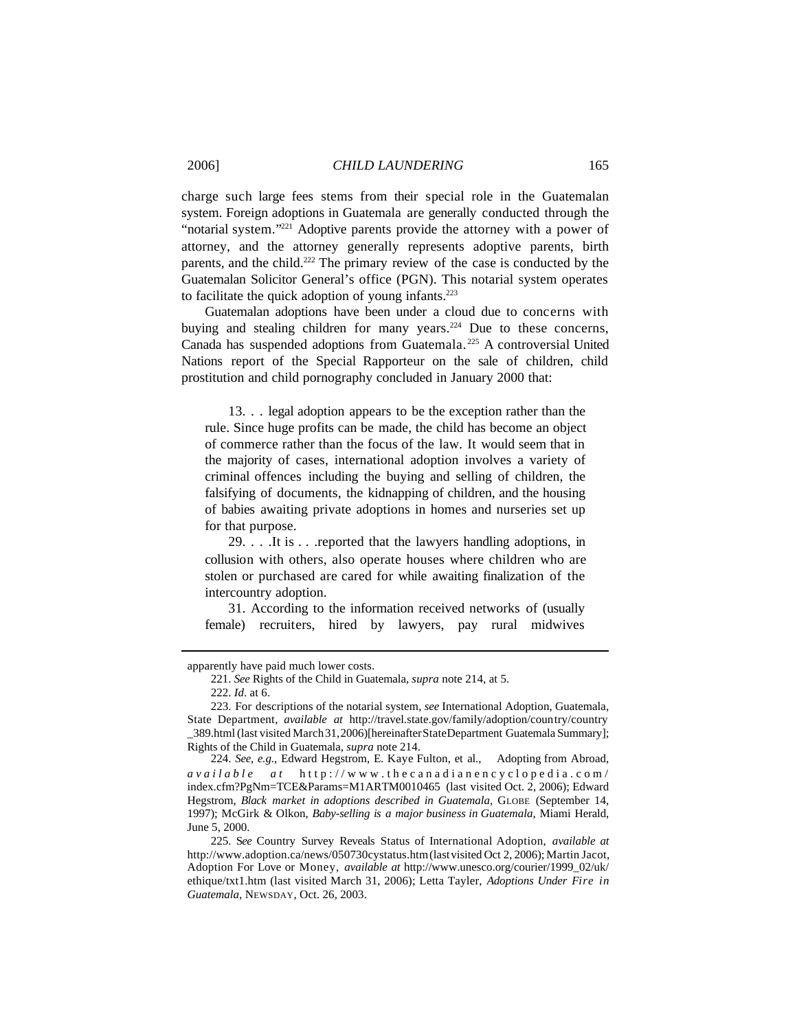charge such large fees stems from their special role in the Guatemalan system. Foreign adoptions in Guatemala are generally conducted through the "notarial system."[221] Adoptive parents provide the attorney with a power of attorney, and the attorney generally represents adoptive parents, birth parents, and the child.[222] The primary review of the case is conducted by the Guatemalan Solicitor General's office (PGN). This notarial system operates to facilitate the quick adoption of young infants.[223]

Guatemalan adoptions have been under a cloud due to concerns with buying and stealing children for many years.[224] Due to these concerns, Canada has suspended adoptions from Guatemala.[225] A controversial United Nations report of the Special Rapporteur on the sale of children, child prostitution and child pornography concluded in January 2000 that:

> 13. . . legal adoption appears to be the exception rather than the rule. Since huge profits can be made, the child has become an object of commerce rather than the focus of the law. It would seem that in the majority of cases, international adoption involves a variety of criminal offences including the buying and selling of children, the falsifying of documents, the kidnapping of children, and the housing of babies awaiting private adoptions in homes and nurseries set up for that purpose.
>
> 29. . . .It is . . .reported that the lawyers handling adoptions, in collusion with others, also operate houses where children who are stolen or purchased are cared for while awaiting finalization of the intercountry adoption.
>
> 31. According to the information received networks of (usually female) recruiters, hired by lawyers, pay rural midwives

---

apparently have paid much lower costs.

221. *See* Rights of the Child in Guatemala, *supra* note 214, at 5.

222. *Id.* at 6.

223. For descriptions of the notarial system, *see* International Adoption, Guatemala, State Department, *available at* http://travel.state.gov/family/adoption/country/country_389.html (last visited March 31, 2006)[hereinafter State Department Guatemala Summary]; Rights of the Child in Guatemala, *supra* note 214.

224. *See*, *e.g.*, Edward Hegstrom, E. Kaye Fulton, et al., Adopting from Abroad, *available at* http://www.thecanadianencyclopedia.com/index.cfm?PgNm=TCE&Params=M1ARTM0010465 (last visited Oct. 2, 2006); Edward Hegstrom, *Black market in adoptions described in Guatemala*, GLOBE (September 14, 1997); McGirk & Olkon, *Baby-selling is a major business in Guatemala*, Miami Herald, June 5, 2000.

225. *See* Country Survey Reveals Status of International Adoption, *available at* http://www.adoption.ca/news/050730cystatus.htm (last visited Oct 2, 2006); Martin Jacot, Adoption For Love or Money, *available at* http://www.unesco.org/courier/1999_02/uk/ethique/txt1.htm (last visited March 31, 2006); Letta Tayler, *Adoptions Under Fire in Guatemala*, NEWSDAY, Oct. 26, 2003.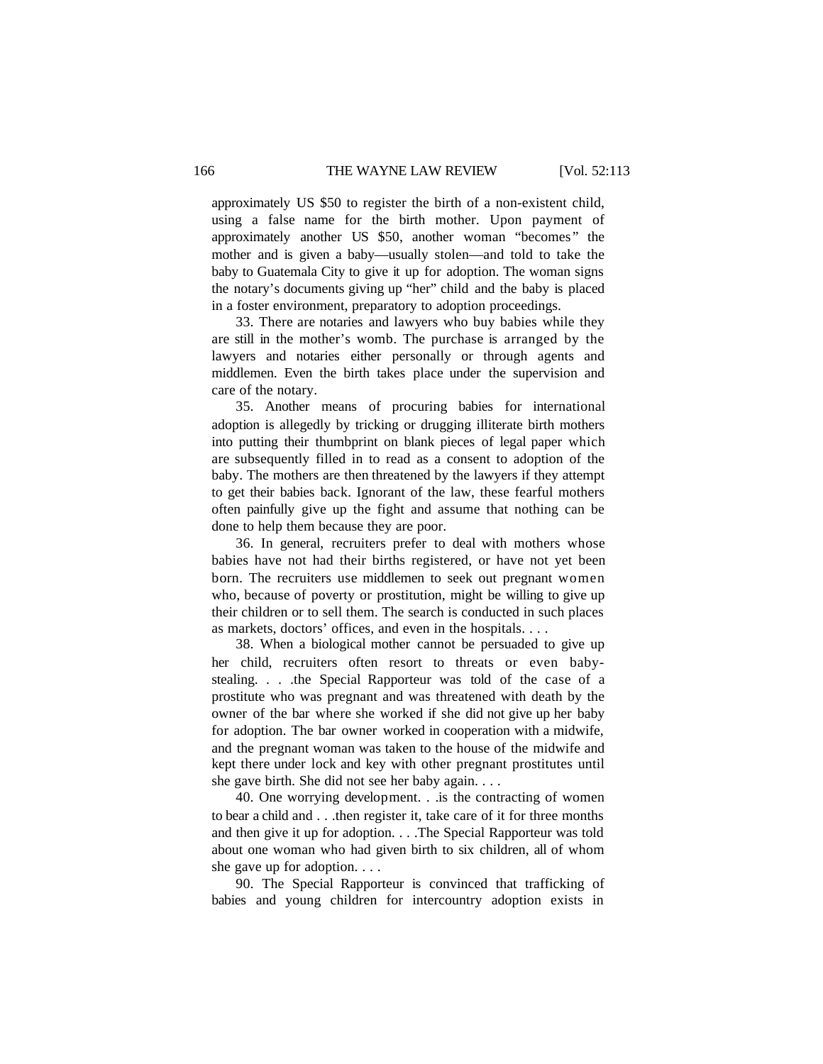approximately US $50 to register the birth of a non-existent child, using a false name for the birth mother. Upon payment of approximately another US $50, another woman "becomes" the mother and is given a baby—usually stolen—and told to take the baby to Guatemala City to give it up for adoption. The woman signs the notary's documents giving up "her" child and the baby is placed in a foster environment, preparatory to adoption proceedings.

33. There are notaries and lawyers who buy babies while they are still in the mother's womb. The purchase is arranged by the lawyers and notaries either personally or through agents and middlemen. Even the birth takes place under the supervision and care of the notary.

35. Another means of procuring babies for international adoption is allegedly by tricking or drugging illiterate birth mothers into putting their thumbprint on blank pieces of legal paper which are subsequently filled in to read as a consent to adoption of the baby. The mothers are then threatened by the lawyers if they attempt to get their babies back. Ignorant of the law, these fearful mothers often painfully give up the fight and assume that nothing can be done to help them because they are poor.

36. In general, recruiters prefer to deal with mothers whose babies have not had their births registered, or have not yet been born. The recruiters use middlemen to seek out pregnant women who, because of poverty or prostitution, might be willing to give up their children or to sell them. The search is conducted in such places as markets, doctors' offices, and even in the hospitals. . . .

38. When a biological mother cannot be persuaded to give up her child, recruiters often resort to threats or even baby-stealing. . . .the Special Rapporteur was told of the case of a prostitute who was pregnant and was threatened with death by the owner of the bar where she worked if she did not give up her baby for adoption. The bar owner worked in cooperation with a midwife, and the pregnant woman was taken to the house of the midwife and kept there under lock and key with other pregnant prostitutes until she gave birth. She did not see her baby again. . . .

40. One worrying development. . .is the contracting of women to bear a child and . . .then register it, take care of it for three months and then give it up for adoption. . . .The Special Rapporteur was told about one woman who had given birth to six children, all of whom she gave up for adoption. . . .

90. The Special Rapporteur is convinced that trafficking of babies and young children for intercountry adoption exists in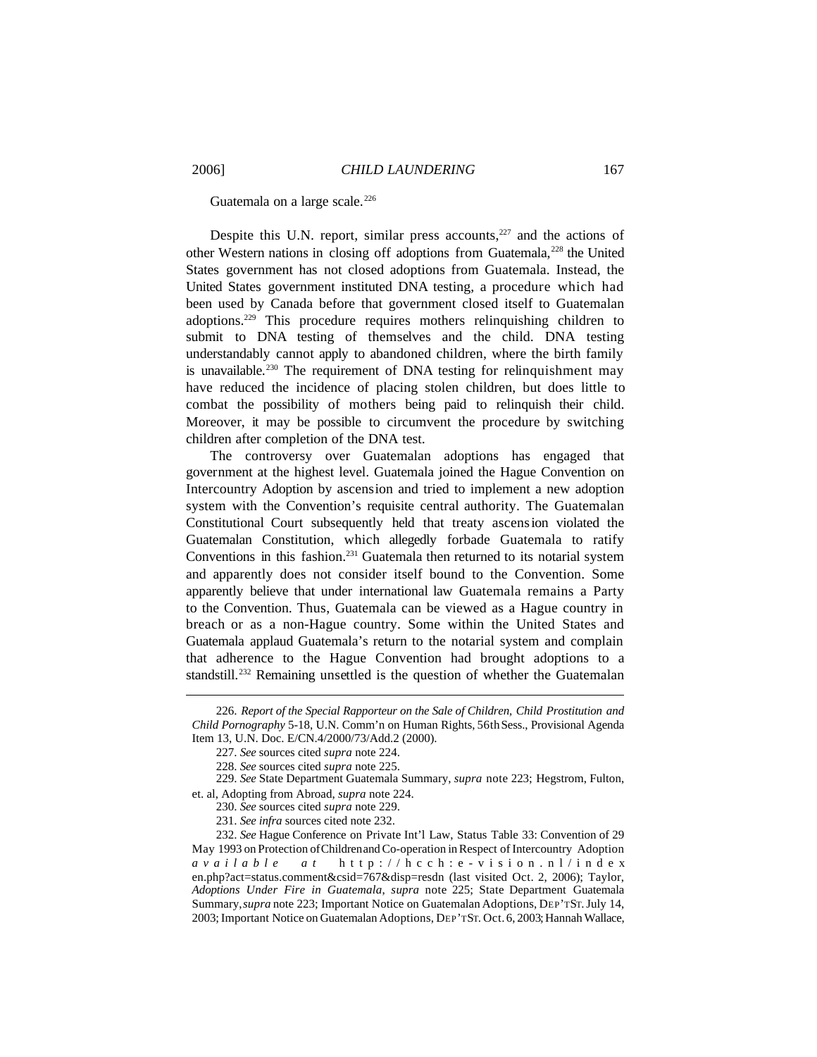Guatemala on a large scale.[226]

Despite this U.N. report, similar press accounts,[227] and the actions of other Western nations in closing off adoptions from Guatemala,[228] the United States government has not closed adoptions from Guatemala. Instead, the United States government instituted DNA testing, a procedure which had been used by Canada before that government closed itself to Guatemalan adoptions.[229] This procedure requires mothers relinquishing children to submit to DNA testing of themselves and the child. DNA testing understandably cannot apply to abandoned children, where the birth family is unavailable.[230] The requirement of DNA testing for relinquishment may have reduced the incidence of placing stolen children, but does little to combat the possibility of mothers being paid to relinquish their child. Moreover, it may be possible to circumvent the procedure by switching children after completion of the DNA test.

The controversy over Guatemalan adoptions has engaged that government at the highest level. Guatemala joined the Hague Convention on Intercountry Adoption by ascension and tried to implement a new adoption system with the Convention's requisite central authority. The Guatemalan Constitutional Court subsequently held that treaty ascension violated the Guatemalan Constitution, which allegedly forbade Guatemala to ratify Conventions in this fashion.[231] Guatemala then returned to its notarial system and apparently does not consider itself bound to the Convention. Some apparently believe that under international law Guatemala remains a Party to the Convention. Thus, Guatemala can be viewed as a Hague country in breach or as a non-Hague country. Some within the United States and Guatemala applaud Guatemala's return to the notarial system and complain that adherence to the Hague Convention had brought adoptions to a standstill.[232] Remaining unsettled is the question of whether the Guatemalan

---

226. *Report of the Special Rapporteur on the Sale of Children, Child Prostitution and Child Pornography* 5-18, U.N. Comm'n on Human Rights, 56th Sess., Provisional Agenda Item 13, U.N. Doc. E/CN.4/2000/73/Add.2 (2000).

227. *See* sources cited *supra* note 224.

228. *See* sources cited *supra* note 225.

229. *See* State Department Guatemala Summary, *supra* note 223; Hegstrom, Fulton, et. al, Adopting from Abroad, *supra* note 224.

230. *See* sources cited *supra* note 229.

231. *See infra* sources cited note 232.

232. *See* Hague Conference on Private Int'l Law, Status Table 33: Convention of 29 May 1993 on Protection of Children and Co-operation in Respect of Intercountry Adoption *available at* http://hcch:e-vision.nl/index en.php?act=status.comment&csid=767&disp=resdn (last visited Oct. 2, 2006); Taylor, *Adoptions Under Fire in Guatemala*, *supra* note 225; State Department Guatemala Summary, *supra* note 223; Important Notice on Guatemalan Adoptions, DEP'T ST. July 14, 2003; Important Notice on Guatemalan Adoptions, DEP'T ST. Oct. 6, 2003; Hannah Wallace,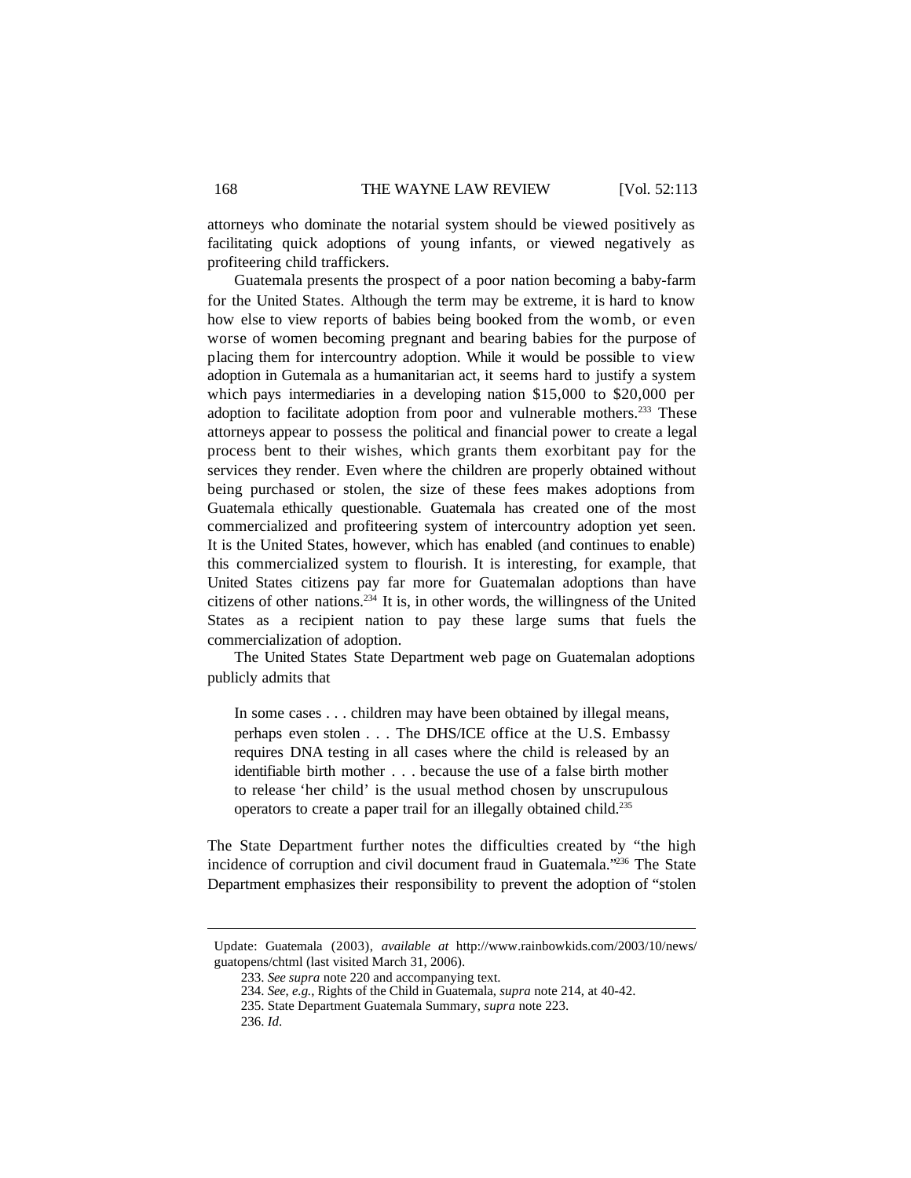attorneys who dominate the notarial system should be viewed positively as facilitating quick adoptions of young infants, or viewed negatively as profiteering child traffickers.

Guatemala presents the prospect of a poor nation becoming a baby-farm for the United States. Although the term may be extreme, it is hard to know how else to view reports of babies being booked from the womb, or even worse of women becoming pregnant and bearing babies for the purpose of placing them for intercountry adoption. While it would be possible to view adoption in Gutemala as a humanitarian act, it seems hard to justify a system which pays intermediaries in a developing nation \$15,000 to \$20,000 per adoption to facilitate adoption from poor and vulnerable mothers.[233] These attorneys appear to possess the political and financial power to create a legal process bent to their wishes, which grants them exorbitant pay for the services they render. Even where the children are properly obtained without being purchased or stolen, the size of these fees makes adoptions from Guatemala ethically questionable. Guatemala has created one of the most commercialized and profiteering system of intercountry adoption yet seen. It is the United States, however, which has enabled (and continues to enable) this commercialized system to flourish. It is interesting, for example, that United States citizens pay far more for Guatemalan adoptions than have citizens of other nations.[234] It is, in other words, the willingness of the United States as a recipient nation to pay these large sums that fuels the commercialization of adoption.

The United States State Department web page on Guatemalan adoptions publicly admits that

> In some cases . . . children may have been obtained by illegal means, perhaps even stolen . . . The DHS/ICE office at the U.S. Embassy requires DNA testing in all cases where the child is released by an identifiable birth mother . . . because the use of a false birth mother to release 'her child' is the usual method chosen by unscrupulous operators to create a paper trail for an illegally obtained child.[235]

The State Department further notes the difficulties created by "the high incidence of corruption and civil document fraud in Guatemala."[236] The State Department emphasizes their responsibility to prevent the adoption of "stolen

---

Update: Guatemala (2003), *available at* http://www.rainbowkids.com/2003/10/news/guatopens/chtml (last visited March 31, 2006).

233. *See supra* note 220 and accompanying text.

234. *See, e.g.*, Rights of the Child in Guatemala, *supra* note 214, at 40-42.

235. State Department Guatemala Summary, *supra* note 223.

236. *Id*.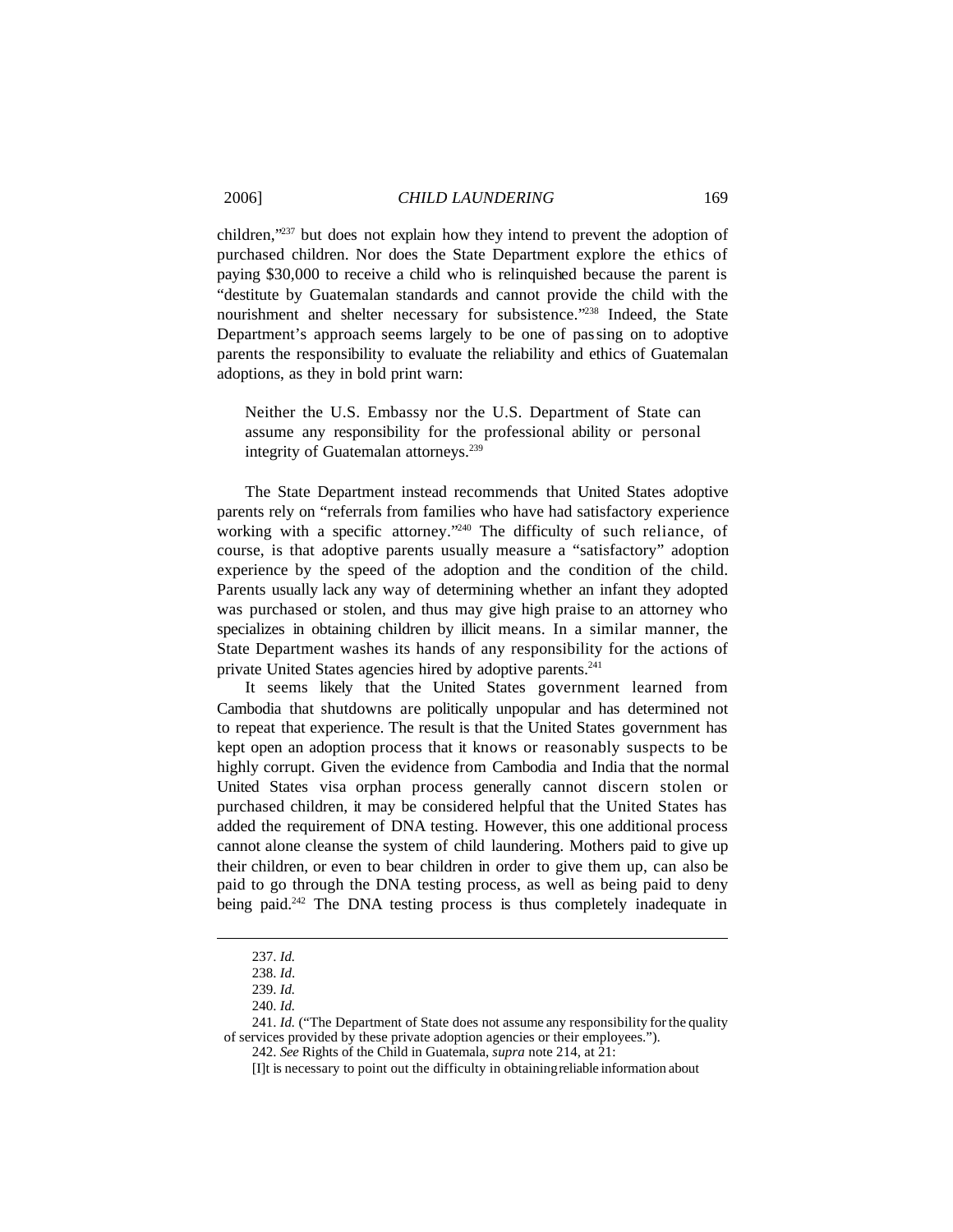children,"[237] but does not explain how they intend to prevent the adoption of purchased children. Nor does the State Department explore the ethics of paying $30,000 to receive a child who is relinquished because the parent is "destitute by Guatemalan standards and cannot provide the child with the nourishment and shelter necessary for subsistence."[238] Indeed, the State Department's approach seems largely to be one of passing on to adoptive parents the responsibility to evaluate the reliability and ethics of Guatemalan adoptions, as they in bold print warn:

> Neither the U.S. Embassy nor the U.S. Department of State can assume any responsibility for the professional ability or personal integrity of Guatemalan attorneys.[239]

The State Department instead recommends that United States adoptive parents rely on "referrals from families who have had satisfactory experience working with a specific attorney."[240] The difficulty of such reliance, of course, is that adoptive parents usually measure a "satisfactory" adoption experience by the speed of the adoption and the condition of the child. Parents usually lack any way of determining whether an infant they adopted was purchased or stolen, and thus may give high praise to an attorney who specializes in obtaining children by illicit means. In a similar manner, the State Department washes its hands of any responsibility for the actions of private United States agencies hired by adoptive parents.[241]

It seems likely that the United States government learned from Cambodia that shutdowns are politically unpopular and has determined not to repeat that experience. The result is that the United States government has kept open an adoption process that it knows or reasonably suspects to be highly corrupt. Given the evidence from Cambodia and India that the normal United States visa orphan process generally cannot discern stolen or purchased children, it may be considered helpful that the United States has added the requirement of DNA testing. However, this one additional process cannot alone cleanse the system of child laundering. Mothers paid to give up their children, or even to bear children in order to give them up, can also be paid to go through the DNA testing process, as well as being paid to deny being paid.[242] The DNA testing process is thus completely inadequate in

---

237. *Id.*

238. *Id.*

239. *Id.*

240. *Id.*

241. *Id.* ("The Department of State does not assume any responsibility for the quality of services provided by these private adoption agencies or their employees.").

242. *See* Rights of the Child in Guatemala, *supra* note 214, at 21:

> [I]t is necessary to point out the difficulty in obtaining reliable information about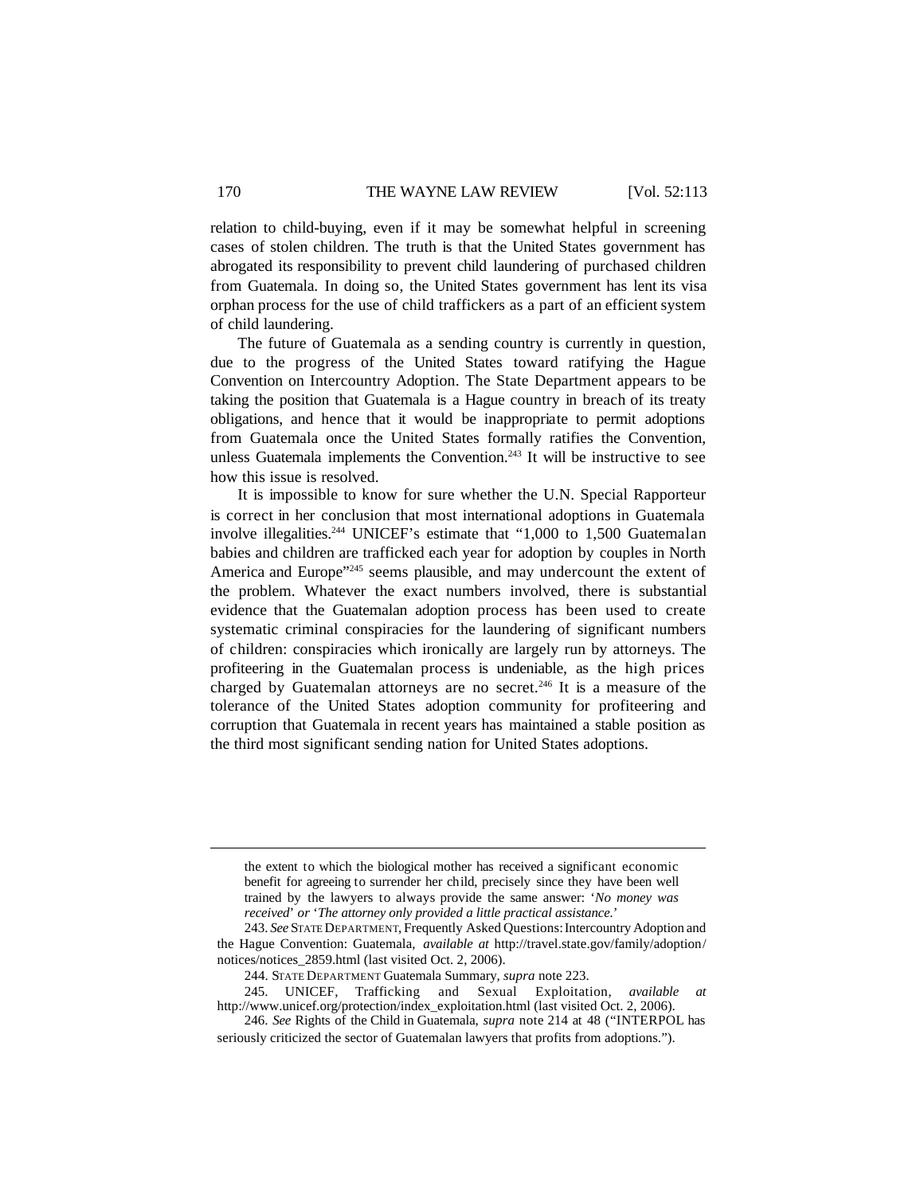relation to child-buying, even if it may be somewhat helpful in screening cases of stolen children. The truth is that the United States government has abrogated its responsibility to prevent child laundering of purchased children from Guatemala. In doing so, the United States government has lent its visa orphan process for the use of child traffickers as a part of an efficient system of child laundering.

The future of Guatemala as a sending country is currently in question, due to the progress of the United States toward ratifying the Hague Convention on Intercountry Adoption. The State Department appears to be taking the position that Guatemala is a Hague country in breach of its treaty obligations, and hence that it would be inappropriate to permit adoptions from Guatemala once the United States formally ratifies the Convention, unless Guatemala implements the Convention.[243] It will be instructive to see how this issue is resolved.

It is impossible to know for sure whether the U.N. Special Rapporteur is correct in her conclusion that most international adoptions in Guatemala involve illegalities.[244] UNICEF's estimate that "1,000 to 1,500 Guatemalan babies and children are trafficked each year for adoption by couples in North America and Europe"[245] seems plausible, and may undercount the extent of the problem. Whatever the exact numbers involved, there is substantial evidence that the Guatemalan adoption process has been used to create systematic criminal conspiracies for the laundering of significant numbers of children: conspiracies which ironically are largely run by attorneys. The profiteering in the Guatemalan process is undeniable, as the high prices charged by Guatemalan attorneys are no secret.[246] It is a measure of the tolerance of the United States adoption community for profiteering and corruption that Guatemala in recent years has maintained a stable position as the third most significant sending nation for United States adoptions.

---

the extent to which the biological mother has received a significant economic benefit for agreeing to surrender her child, precisely since they have been well trained by the lawyers to always provide the same answer: '*No money was received*' *or* '*The attorney only provided a little practical assistance.*'

243. *See* STATE DEPARTMENT, Frequently Asked Questions: Intercountry Adoption and the Hague Convention: Guatemala, *available at* http://travel.state.gov/family/adoption/notices/notices_2859.html (last visited Oct. 2, 2006).

244. STATE DEPARTMENT Guatemala Summary, *supra* note 223.

245. UNICEF, Trafficking and Sexual Exploitation, *available at* http://www.unicef.org/protection/index_exploitation.html (last visited Oct. 2, 2006).

246. *See* Rights of the Child in Guatemala, *supra* note 214 at 48 ("INTERPOL has seriously criticized the sector of Guatemalan lawyers that profits from adoptions.").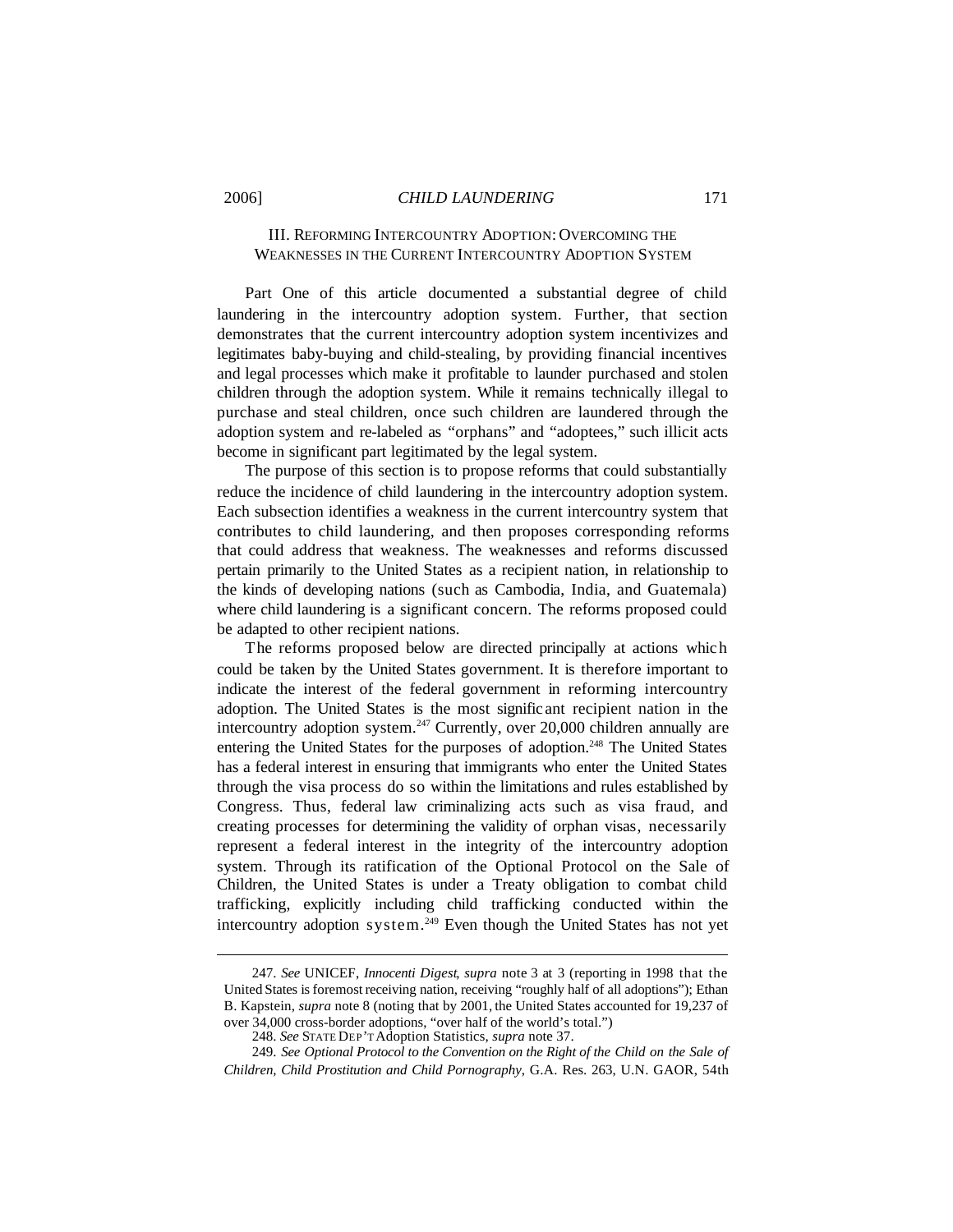## III. Reforming Intercountry Adoption: Overcoming the Weaknesses in the Current Intercountry Adoption System

Part One of this article documented a substantial degree of child laundering in the intercountry adoption system. Further, that section demonstrates that the current intercountry adoption system incentivizes and legitimates baby-buying and child-stealing, by providing financial incentives and legal processes which make it profitable to launder purchased and stolen children through the adoption system. While it remains technically illegal to purchase and steal children, once such children are laundered through the adoption system and re-labeled as "orphans" and "adoptees," such illicit acts become in significant part legitimated by the legal system.

The purpose of this section is to propose reforms that could substantially reduce the incidence of child laundering in the intercountry adoption system. Each subsection identifies a weakness in the current intercountry system that contributes to child laundering, and then proposes corresponding reforms that could address that weakness. The weaknesses and reforms discussed pertain primarily to the United States as a recipient nation, in relationship to the kinds of developing nations (such as Cambodia, India, and Guatemala) where child laundering is a significant concern. The reforms proposed could be adapted to other recipient nations.

The reforms proposed below are directed principally at actions which could be taken by the United States government. It is therefore important to indicate the interest of the federal government in reforming intercountry adoption. The United States is the most significant recipient nation in the intercountry adoption system.[247] Currently, over 20,000 children annually are entering the United States for the purposes of adoption.[248] The United States has a federal interest in ensuring that immigrants who enter the United States through the visa process do so within the limitations and rules established by Congress. Thus, federal law criminalizing acts such as visa fraud, and creating processes for determining the validity of orphan visas, necessarily represent a federal interest in the integrity of the intercountry adoption system. Through its ratification of the Optional Protocol on the Sale of Children, the United States is under a Treaty obligation to combat child trafficking, explicitly including child trafficking conducted within the intercountry adoption system.[249] Even though the United States has not yet

---

247. *See* UNICEF, *Innocenti Digest*, *supra* note 3 at 3 (reporting in 1998 that the United States is foremost receiving nation, receiving "roughly half of all adoptions"); Ethan B. Kapstein, *supra* note 8 (noting that by 2001, the United States accounted for 19,237 of over 34,000 cross-border adoptions, "over half of the world's total.")

248. *See* State Dep't Adoption Statistics, *supra* note 37.

249. *See Optional Protocol to the Convention on the Right of the Child on the Sale of Children, Child Prostitution and Child Pornography*, G.A. Res. 263, U.N. GAOR, 54th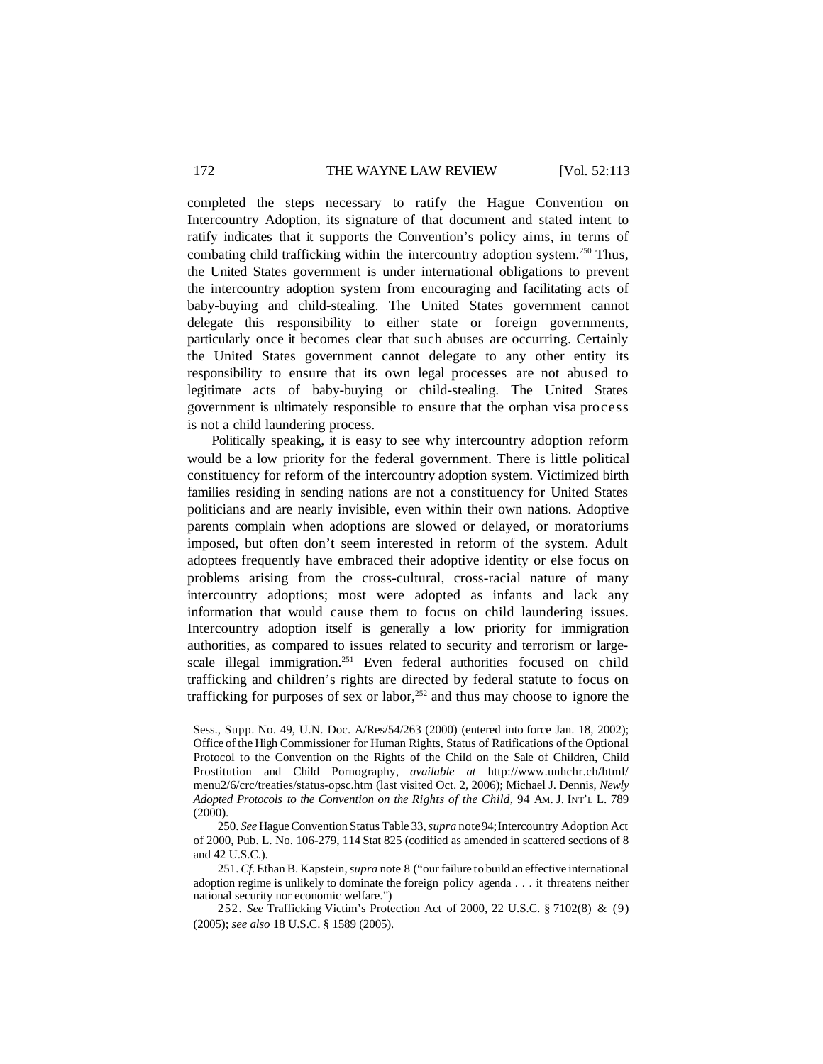completed the steps necessary to ratify the Hague Convention on Intercountry Adoption, its signature of that document and stated intent to ratify indicates that it supports the Convention's policy aims, in terms of combating child trafficking within the intercountry adoption system.[250] Thus, the United States government is under international obligations to prevent the intercountry adoption system from encouraging and facilitating acts of baby-buying and child-stealing. The United States government cannot delegate this responsibility to either state or foreign governments, particularly once it becomes clear that such abuses are occurring. Certainly the United States government cannot delegate to any other entity its responsibility to ensure that its own legal processes are not abused to legitimate acts of baby-buying or child-stealing. The United States government is ultimately responsible to ensure that the orphan visa process is not a child laundering process.

Politically speaking, it is easy to see why intercountry adoption reform would be a low priority for the federal government. There is little political constituency for reform of the intercountry adoption system. Victimized birth families residing in sending nations are not a constituency for United States politicians and are nearly invisible, even within their own nations. Adoptive parents complain when adoptions are slowed or delayed, or moratoriums imposed, but often don't seem interested in reform of the system. Adult adoptees frequently have embraced their adoptive identity or else focus on problems arising from the cross-cultural, cross-racial nature of many intercountry adoptions; most were adopted as infants and lack any information that would cause them to focus on child laundering issues. Intercountry adoption itself is generally a low priority for immigration authorities, as compared to issues related to security and terrorism or large-scale illegal immigration.[251] Even federal authorities focused on child trafficking and children's rights are directed by federal statute to focus on trafficking for purposes of sex or labor,[252] and thus may choose to ignore the

---

Sess., Supp. No. 49, U.N. Doc. A/Res/54/263 (2000) (entered into force Jan. 18, 2002); Office of the High Commissioner for Human Rights, Status of Ratifications of the Optional Protocol to the Convention on the Rights of the Child on the Sale of Children, Child Prostitution and Child Pornography, *available at* http://www.unhchr.ch/html/menu2/6/crc/treaties/status-opsc.htm (last visited Oct. 2, 2006); Michael J. Dennis, *Newly Adopted Protocols to the Convention on the Rights of the Child*, 94 AM. J. INT'L L. 789 (2000).

250. *See* Hague Convention Status Table 33, *supra* note 94; Intercountry Adoption Act of 2000, Pub. L. No. 106-279, 114 Stat 825 (codified as amended in scattered sections of 8 and 42 U.S.C.).

251. *Cf.* Ethan B. Kapstein, *supra* note 8 ("our failure to build an effective international adoption regime is unlikely to dominate the foreign policy agenda . . . it threatens neither national security nor economic welfare.")

252. *See* Trafficking Victim's Protection Act of 2000, 22 U.S.C. § 7102(8) & (9) (2005); *see also* 18 U.S.C. § 1589 (2005).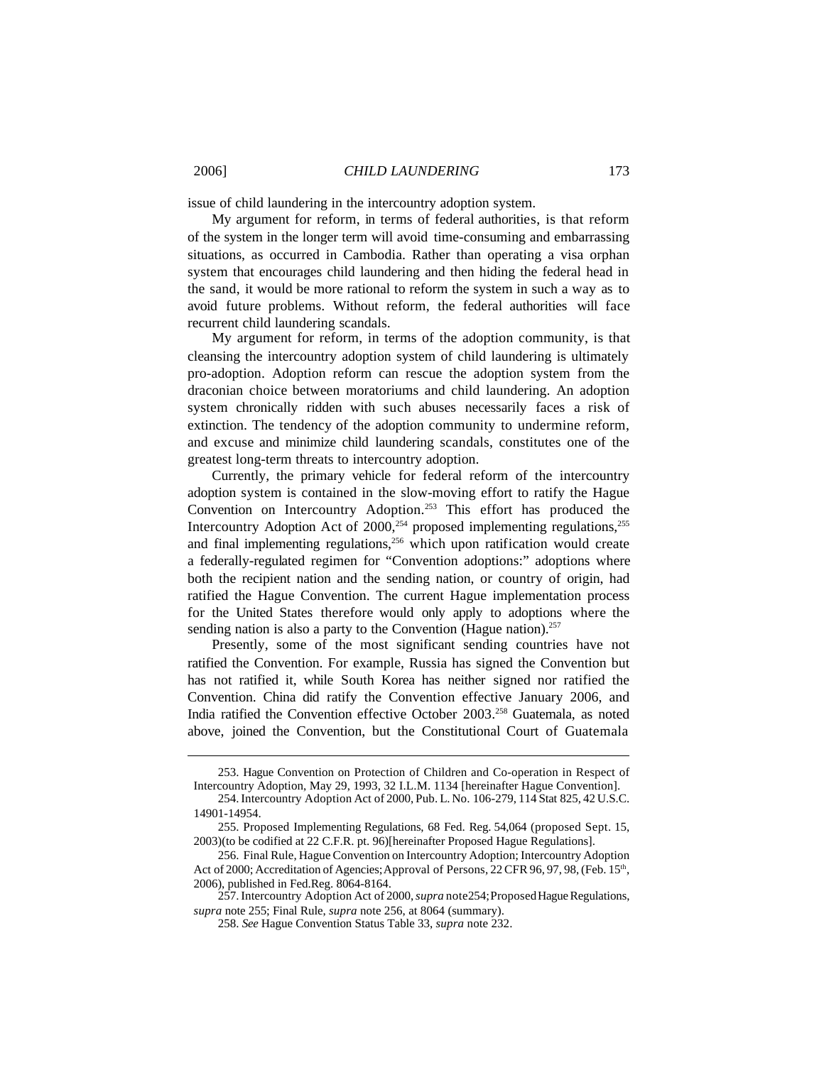issue of child laundering in the intercountry adoption system.

My argument for reform, in terms of federal authorities, is that reform of the system in the longer term will avoid time-consuming and embarrassing situations, as occurred in Cambodia. Rather than operating a visa orphan system that encourages child laundering and then hiding the federal head in the sand, it would be more rational to reform the system in such a way as to avoid future problems. Without reform, the federal authorities will face recurrent child laundering scandals.

My argument for reform, in terms of the adoption community, is that cleansing the intercountry adoption system of child laundering is ultimately pro-adoption. Adoption reform can rescue the adoption system from the draconian choice between moratoriums and child laundering. An adoption system chronically ridden with such abuses necessarily faces a risk of extinction. The tendency of the adoption community to undermine reform, and excuse and minimize child laundering scandals, constitutes one of the greatest long-term threats to intercountry adoption.

Currently, the primary vehicle for federal reform of the intercountry adoption system is contained in the slow-moving effort to ratify the Hague Convention on Intercountry Adoption.[253] This effort has produced the Intercountry Adoption Act of 2000,[254] proposed implementing regulations,[255] and final implementing regulations,[256] which upon ratification would create a federally-regulated regimen for "Convention adoptions:" adoptions where both the recipient nation and the sending nation, or country of origin, had ratified the Hague Convention. The current Hague implementation process for the United States therefore would only apply to adoptions where the sending nation is also a party to the Convention (Hague nation).[257]

Presently, some of the most significant sending countries have not ratified the Convention. For example, Russia has signed the Convention but has not ratified it, while South Korea has neither signed nor ratified the Convention. China did ratify the Convention effective January 2006, and India ratified the Convention effective October 2003.[258] Guatemala, as noted above, joined the Convention, but the Constitutional Court of Guatemala

---

253. Hague Convention on Protection of Children and Co-operation in Respect of Intercountry Adoption, May 29, 1993, 32 I.L.M. 1134 [hereinafter Hague Convention].

254. Intercountry Adoption Act of 2000, Pub. L. No. 106-279, 114 Stat 825, 42 U.S.C. 14901-14954.

255. Proposed Implementing Regulations, 68 Fed. Reg. 54,064 (proposed Sept. 15, 2003)(to be codified at 22 C.F.R. pt. 96)[hereinafter Proposed Hague Regulations].

256. Final Rule, Hague Convention on Intercountry Adoption; Intercountry Adoption Act of 2000; Accreditation of Agencies; Approval of Persons, 22 CFR 96, 97, 98, (Feb. 15th, 2006), published in Fed.Reg. 8064-8164.

257. Intercountry Adoption Act of 2000, *supra* note254; Proposed Hague Regulations, *supra* note 255; Final Rule, *supra* note 256, at 8064 (summary).

258. *See* Hague Convention Status Table 33, *supra* note 232.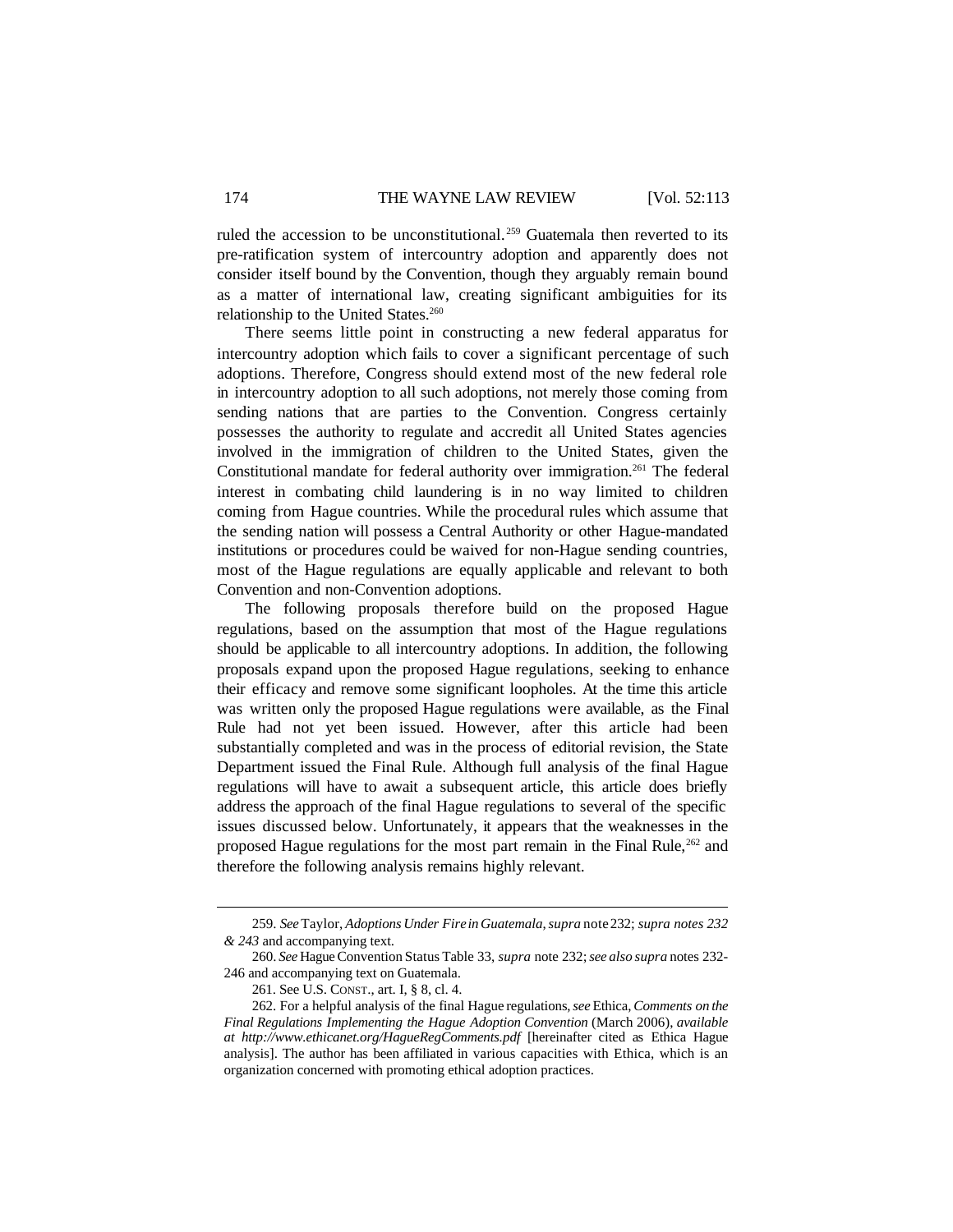ruled the accession to be unconstitutional.[259] Guatemala then reverted to its pre-ratification system of intercountry adoption and apparently does not consider itself bound by the Convention, though they arguably remain bound as a matter of international law, creating significant ambiguities for its relationship to the United States.[260]

There seems little point in constructing a new federal apparatus for intercountry adoption which fails to cover a significant percentage of such adoptions. Therefore, Congress should extend most of the new federal role in intercountry adoption to all such adoptions, not merely those coming from sending nations that are parties to the Convention. Congress certainly possesses the authority to regulate and accredit all United States agencies involved in the immigration of children to the United States, given the Constitutional mandate for federal authority over immigration.[261] The federal interest in combating child laundering is in no way limited to children coming from Hague countries. While the procedural rules which assume that the sending nation will possess a Central Authority or other Hague-mandated institutions or procedures could be waived for non-Hague sending countries, most of the Hague regulations are equally applicable and relevant to both Convention and non-Convention adoptions.

The following proposals therefore build on the proposed Hague regulations, based on the assumption that most of the Hague regulations should be applicable to all intercountry adoptions. In addition, the following proposals expand upon the proposed Hague regulations, seeking to enhance their efficacy and remove some significant loopholes. At the time this article was written only the proposed Hague regulations were available, as the Final Rule had not yet been issued. However, after this article had been substantially completed and was in the process of editorial revision, the State Department issued the Final Rule. Although full analysis of the final Hague regulations will have to await a subsequent article, this article does briefly address the approach of the final Hague regulations to several of the specific issues discussed below. Unfortunately, it appears that the weaknesses in the proposed Hague regulations for the most part remain in the Final Rule,[262] and therefore the following analysis remains highly relevant.

---

259. *See* Taylor, *Adoptions Under Fire in Guatemala*, *supra* note 232; *supra notes 232 & 243* and accompanying text.

260. *See* Hague Convention Status Table 33, *supra* note 232; *see also supra* notes 232-246 and accompanying text on Guatemala.

261. See U.S. CONST., art. I, § 8, cl. 4.

262. For a helpful analysis of the final Hague regulations, *see* Ethica, *Comments on the Final Regulations Implementing the Hague Adoption Convention* (March 2006), *available at http://www.ethicanet.org/HagueRegComments.pdf* [hereinafter cited as Ethica Hague analysis]. The author has been affiliated in various capacities with Ethica, which is an organization concerned with promoting ethical adoption practices.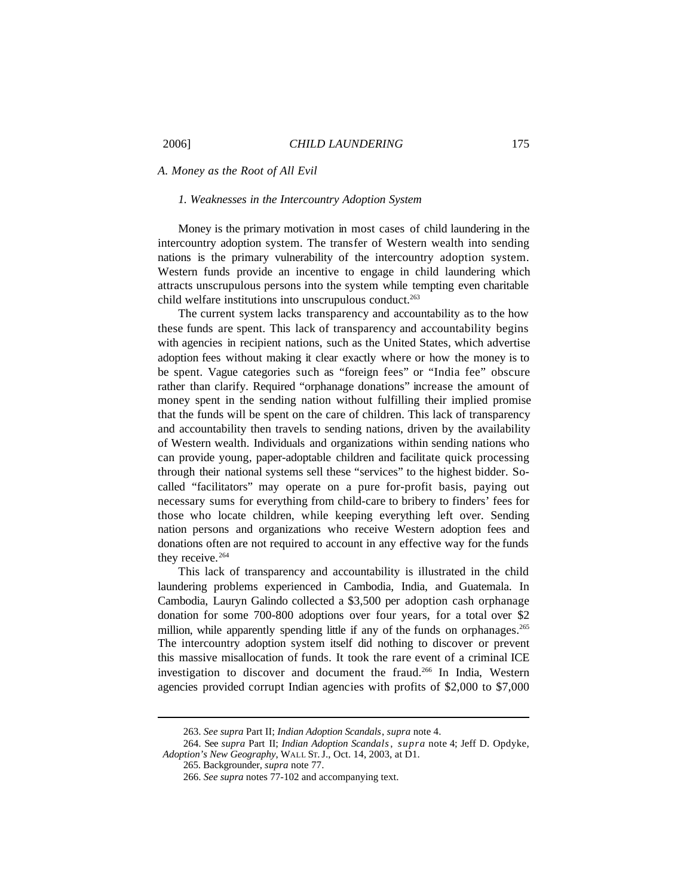### *A. Money as the Root of All Evil*

#### *1. Weaknesses in the Intercountry Adoption System*

Money is the primary motivation in most cases of child laundering in the intercountry adoption system. The transfer of Western wealth into sending nations is the primary vulnerability of the intercountry adoption system. Western funds provide an incentive to engage in child laundering which attracts unscrupulous persons into the system while tempting even charitable child welfare institutions into unscrupulous conduct.[263]

The current system lacks transparency and accountability as to the how these funds are spent. This lack of transparency and accountability begins with agencies in recipient nations, such as the United States, which advertise adoption fees without making it clear exactly where or how the money is to be spent. Vague categories such as "foreign fees" or "India fee" obscure rather than clarify. Required "orphanage donations" increase the amount of money spent in the sending nation without fulfilling their implied promise that the funds will be spent on the care of children. This lack of transparency and accountability then travels to sending nations, driven by the availability of Western wealth. Individuals and organizations within sending nations who can provide young, paper-adoptable children and facilitate quick processing through their national systems sell these "services" to the highest bidder. So-called "facilitators" may operate on a pure for-profit basis, paying out necessary sums for everything from child-care to bribery to finders' fees for those who locate children, while keeping everything left over. Sending nation persons and organizations who receive Western adoption fees and donations often are not required to account in any effective way for the funds they receive.[264]

This lack of transparency and accountability is illustrated in the child laundering problems experienced in Cambodia, India, and Guatemala. In Cambodia, Lauryn Galindo collected a $3,500 per adoption cash orphanage donation for some 700-800 adoptions over four years, for a total over $2 million, while apparently spending little if any of the funds on orphanages.[265] The intercountry adoption system itself did nothing to discover or prevent this massive misallocation of funds. It took the rare event of a criminal ICE investigation to discover and document the fraud.[266] In India, Western agencies provided corrupt Indian agencies with profits of $2,000 to $7,000

---

263. *See supra* Part II; *Indian Adoption Scandals*, *supra* note 4.

264. See *supra* Part II; *Indian Adoption Scandals*, *supra* note 4; Jeff D. Opdyke, *Adoption's New Geography*, WALL ST. J., Oct. 14, 2003, at D1.

265. Backgrounder, *supra* note 77.

266. *See supra* notes 77-102 and accompanying text.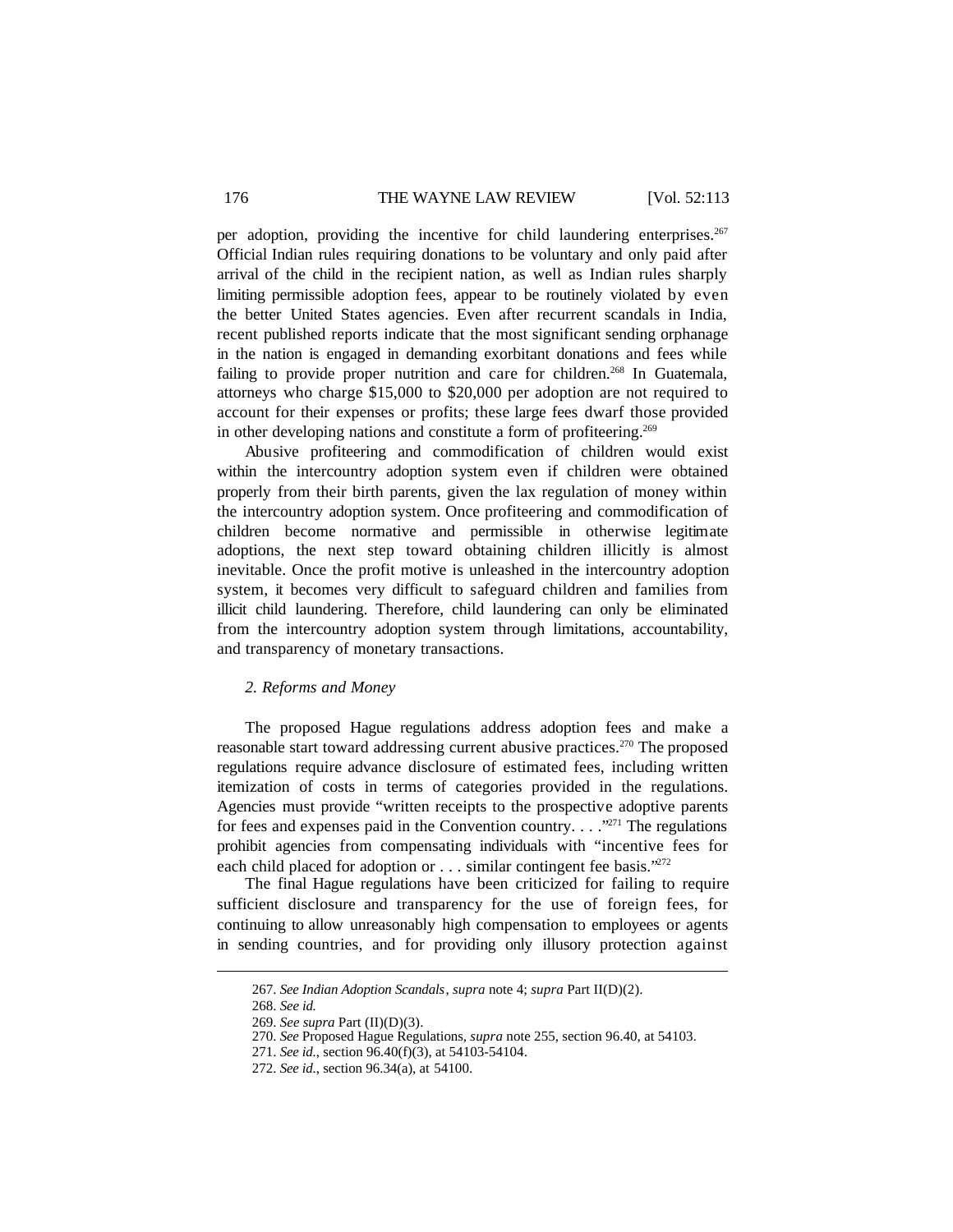per adoption, providing the incentive for child laundering enterprises.[267] Official Indian rules requiring donations to be voluntary and only paid after arrival of the child in the recipient nation, as well as Indian rules sharply limiting permissible adoption fees, appear to be routinely violated by even the better United States agencies. Even after recurrent scandals in India, recent published reports indicate that the most significant sending orphanage in the nation is engaged in demanding exorbitant donations and fees while failing to provide proper nutrition and care for children.[268] In Guatemala, attorneys who charge $15,000 to $20,000 per adoption are not required to account for their expenses or profits; these large fees dwarf those provided in other developing nations and constitute a form of profiteering.[269]

Abusive profiteering and commodification of children would exist within the intercountry adoption system even if children were obtained properly from their birth parents, given the lax regulation of money within the intercountry adoption system. Once profiteering and commodification of children become normative and permissible in otherwise legitimate adoptions, the next step toward obtaining children illicitly is almost inevitable. Once the profit motive is unleashed in the intercountry adoption system, it becomes very difficult to safeguard children and families from illicit child laundering. Therefore, child laundering can only be eliminated from the intercountry adoption system through limitations, accountability, and transparency of monetary transactions.

### *2. Reforms and Money*

The proposed Hague regulations address adoption fees and make a reasonable start toward addressing current abusive practices.[270] The proposed regulations require advance disclosure of estimated fees, including written itemization of costs in terms of categories provided in the regulations. Agencies must provide "written receipts to the prospective adoptive parents for fees and expenses paid in the Convention country. . . ."[271] The regulations prohibit agencies from compensating individuals with "incentive fees for each child placed for adoption or . . . similar contingent fee basis."[272]

The final Hague regulations have been criticized for failing to require sufficient disclosure and transparency for the use of foreign fees, for continuing to allow unreasonably high compensation to employees or agents in sending countries, and for providing only illusory protection against

---

267. *See Indian Adoption Scandals*, *supra* note 4; *supra* Part II(D)(2).

268. *See id.*

269. *See supra* Part (II)(D)(3).

270. *See* Proposed Hague Regulations, *supra* note 255, section 96.40, at 54103.

271. *See id.*, section 96.40(f)(3), at 54103-54104.

272. *See id.*, section 96.34(a), at 54100.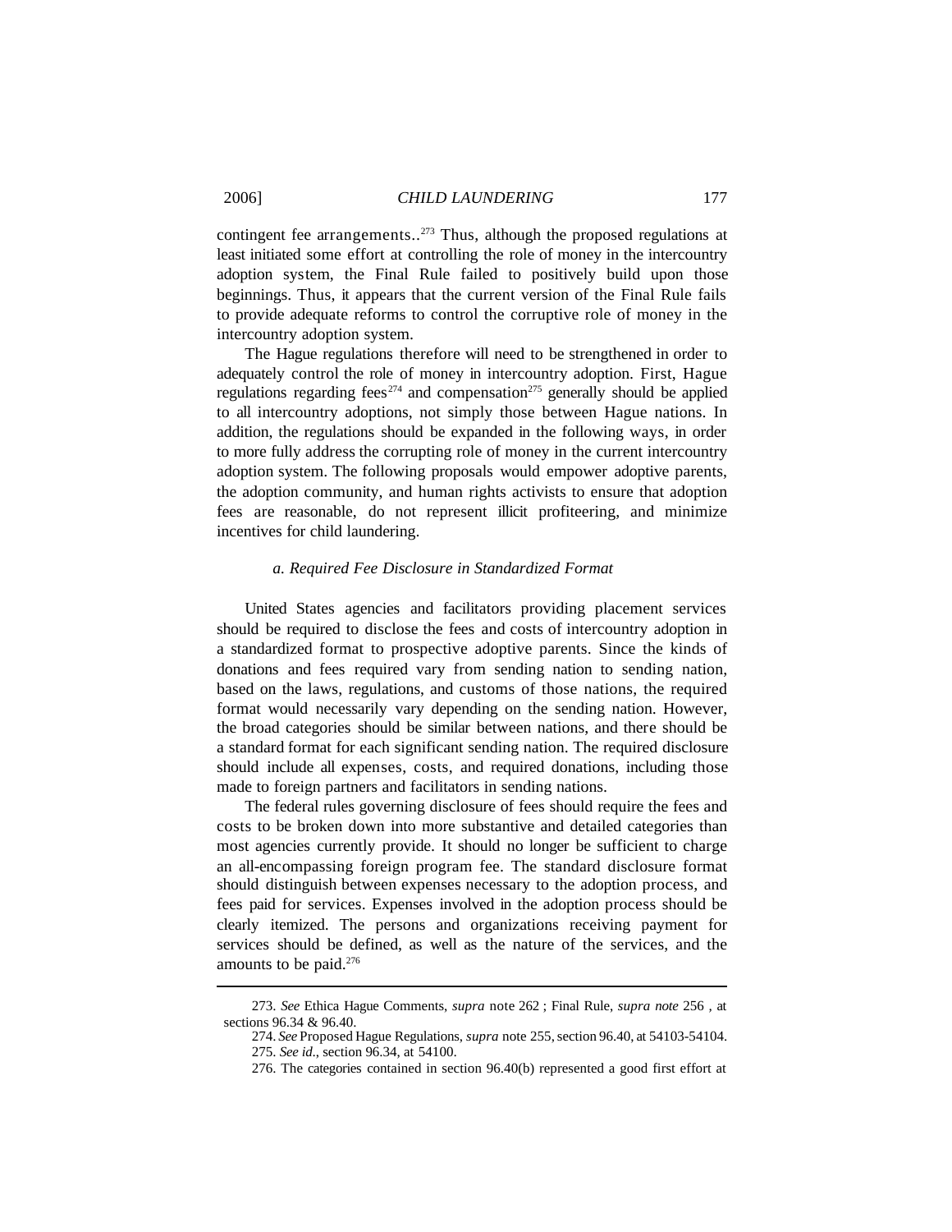contingent fee arrangements..[273] Thus, although the proposed regulations at least initiated some effort at controlling the role of money in the intercountry adoption system, the Final Rule failed to positively build upon those beginnings. Thus, it appears that the current version of the Final Rule fails to provide adequate reforms to control the corruptive role of money in the intercountry adoption system.

The Hague regulations therefore will need to be strengthened in order to adequately control the role of money in intercountry adoption. First, Hague regulations regarding fees[274] and compensation[275] generally should be applied to all intercountry adoptions, not simply those between Hague nations. In addition, the regulations should be expanded in the following ways, in order to more fully address the corrupting role of money in the current intercountry adoption system. The following proposals would empower adoptive parents, the adoption community, and human rights activists to ensure that adoption fees are reasonable, do not represent illicit profiteering, and minimize incentives for child laundering.

*a. Required Fee Disclosure in Standardized Format*

United States agencies and facilitators providing placement services should be required to disclose the fees and costs of intercountry adoption in a standardized format to prospective adoptive parents. Since the kinds of donations and fees required vary from sending nation to sending nation, based on the laws, regulations, and customs of those nations, the required format would necessarily vary depending on the sending nation. However, the broad categories should be similar between nations, and there should be a standard format for each significant sending nation. The required disclosure should include all expenses, costs, and required donations, including those made to foreign partners and facilitators in sending nations.

The federal rules governing disclosure of fees should require the fees and costs to be broken down into more substantive and detailed categories than most agencies currently provide. It should no longer be sufficient to charge an all-encompassing foreign program fee. The standard disclosure format should distinguish between expenses necessary to the adoption process, and fees paid for services. Expenses involved in the adoption process should be clearly itemized. The persons and organizations receiving payment for services should be defined, as well as the nature of the services, and the amounts to be paid.[276]

---

273. *See* Ethica Hague Comments, *supra* note 262 ; Final Rule, *supra note* 256 , at sections 96.34 & 96.40.

274. *See* Proposed Hague Regulations, *supra* note 255, section 96.40, at 54103-54104.

275. *See id.*, section 96.34, at 54100.

276. The categories contained in section 96.40(b) represented a good first effort at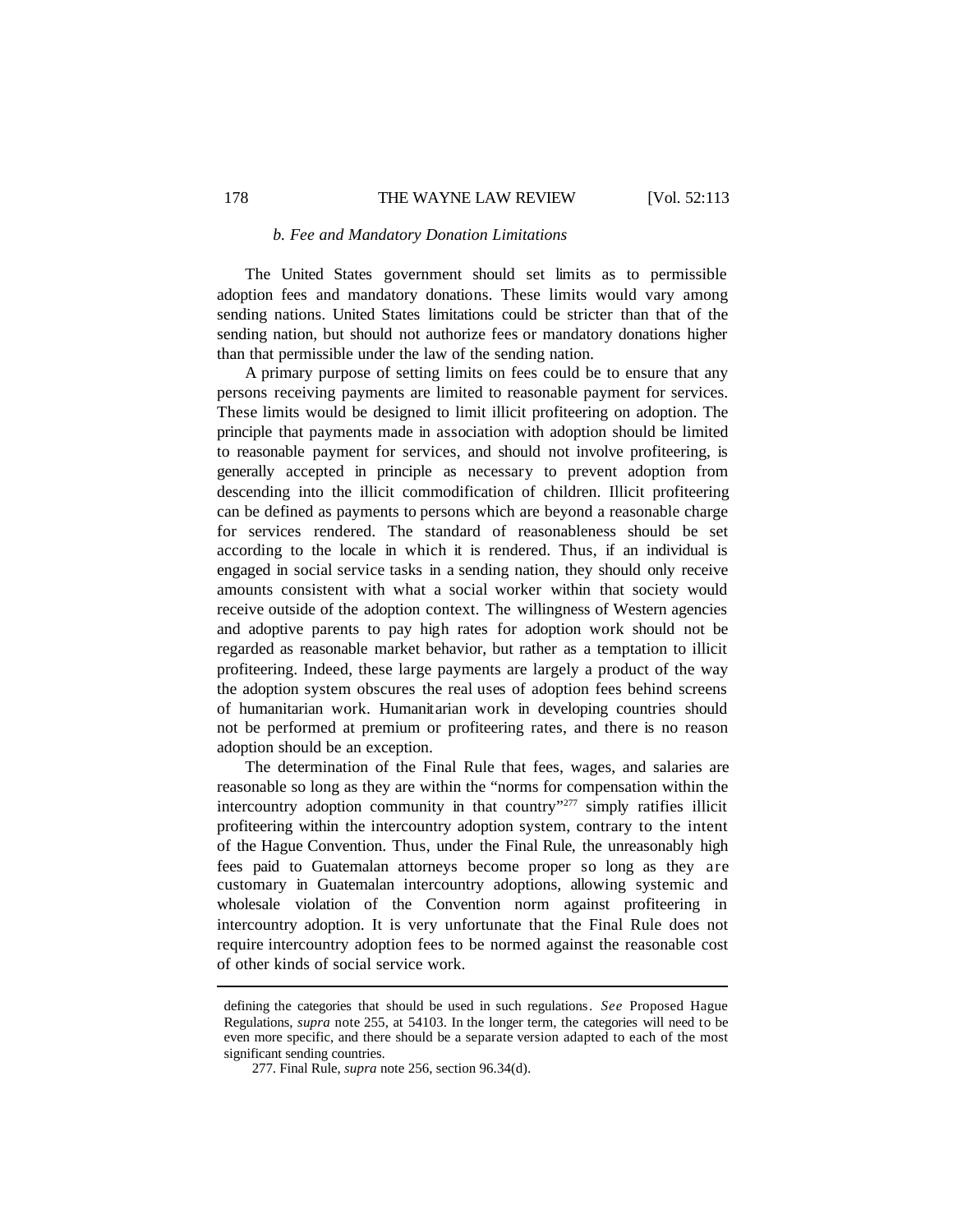### *b. Fee and Mandatory Donation Limitations*

The United States government should set limits as to permissible adoption fees and mandatory donations. These limits would vary among sending nations. United States limitations could be stricter than that of the sending nation, but should not authorize fees or mandatory donations higher than that permissible under the law of the sending nation.

A primary purpose of setting limits on fees could be to ensure that any persons receiving payments are limited to reasonable payment for services. These limits would be designed to limit illicit profiteering on adoption. The principle that payments made in association with adoption should be limited to reasonable payment for services, and should not involve profiteering, is generally accepted in principle as necessary to prevent adoption from descending into the illicit commodification of children. Illicit profiteering can be defined as payments to persons which are beyond a reasonable charge for services rendered. The standard of reasonableness should be set according to the locale in which it is rendered. Thus, if an individual is engaged in social service tasks in a sending nation, they should only receive amounts consistent with what a social worker within that society would receive outside of the adoption context. The willingness of Western agencies and adoptive parents to pay high rates for adoption work should not be regarded as reasonable market behavior, but rather as a temptation to illicit profiteering. Indeed, these large payments are largely a product of the way the adoption system obscures the real uses of adoption fees behind screens of humanitarian work. Humanitarian work in developing countries should not be performed at premium or profiteering rates, and there is no reason adoption should be an exception.

The determination of the Final Rule that fees, wages, and salaries are reasonable so long as they are within the "norms for compensation within the intercountry adoption community in that country"[277] simply ratifies illicit profiteering within the intercountry adoption system, contrary to the intent of the Hague Convention. Thus, under the Final Rule, the unreasonably high fees paid to Guatemalan attorneys become proper so long as they are customary in Guatemalan intercountry adoptions, allowing systemic and wholesale violation of the Convention norm against profiteering in intercountry adoption. It is very unfortunate that the Final Rule does not require intercountry adoption fees to be normed against the reasonable cost of other kinds of social service work.

---

defining the categories that should be used in such regulations. *See* Proposed Hague Regulations, *supra* note 255, at 54103. In the longer term, the categories will need to be even more specific, and there should be a separate version adapted to each of the most significant sending countries.

277. Final Rule, *supra* note 256, section 96.34(d).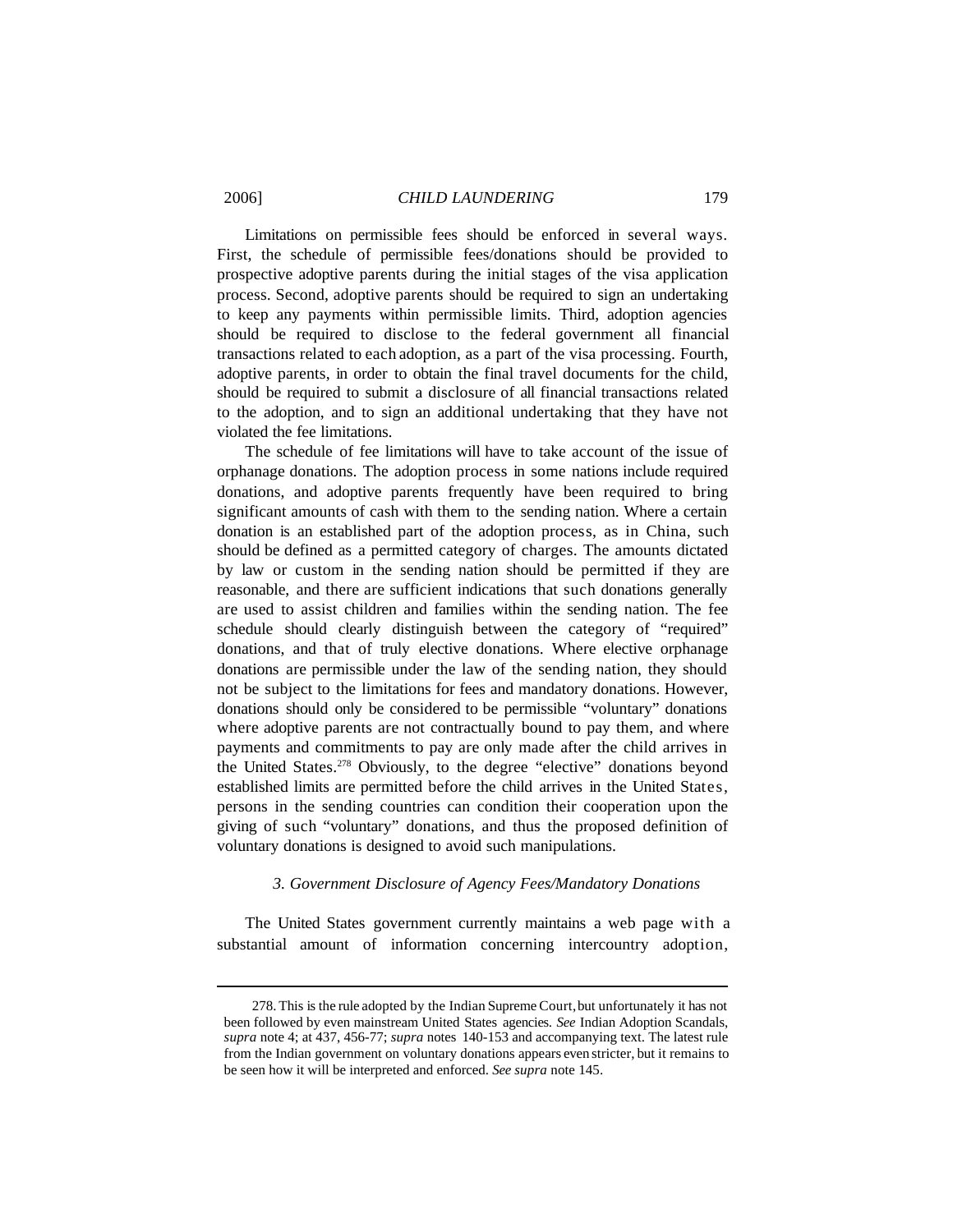Limitations on permissible fees should be enforced in several ways. First, the schedule of permissible fees/donations should be provided to prospective adoptive parents during the initial stages of the visa application process. Second, adoptive parents should be required to sign an undertaking to keep any payments within permissible limits. Third, adoption agencies should be required to disclose to the federal government all financial transactions related to each adoption, as a part of the visa processing. Fourth, adoptive parents, in order to obtain the final travel documents for the child, should be required to submit a disclosure of all financial transactions related to the adoption, and to sign an additional undertaking that they have not violated the fee limitations.

The schedule of fee limitations will have to take account of the issue of orphanage donations. The adoption process in some nations include required donations, and adoptive parents frequently have been required to bring significant amounts of cash with them to the sending nation. Where a certain donation is an established part of the adoption process, as in China, such should be defined as a permitted category of charges. The amounts dictated by law or custom in the sending nation should be permitted if they are reasonable, and there are sufficient indications that such donations generally are used to assist children and families within the sending nation. The fee schedule should clearly distinguish between the category of "required" donations, and that of truly elective donations. Where elective orphanage donations are permissible under the law of the sending nation, they should not be subject to the limitations for fees and mandatory donations. However, donations should only be considered to be permissible "voluntary" donations where adoptive parents are not contractually bound to pay them, and where payments and commitments to pay are only made after the child arrives in the United States.[278] Obviously, to the degree "elective" donations beyond established limits are permitted before the child arrives in the United States, persons in the sending countries can condition their cooperation upon the giving of such "voluntary" donations, and thus the proposed definition of voluntary donations is designed to avoid such manipulations.

### *3. Government Disclosure of Agency Fees/Mandatory Donations*

The United States government currently maintains a web page with a substantial amount of information concerning intercountry adoption,

---

278. This is the rule adopted by the Indian Supreme Court, but unfortunately it has not been followed by even mainstream United States agencies. *See* Indian Adoption Scandals, *supra* note 4; at 437, 456-77; *supra* notes 140-153 and accompanying text. The latest rule from the Indian government on voluntary donations appears even stricter, but it remains to be seen how it will be interpreted and enforced. *See supra* note 145.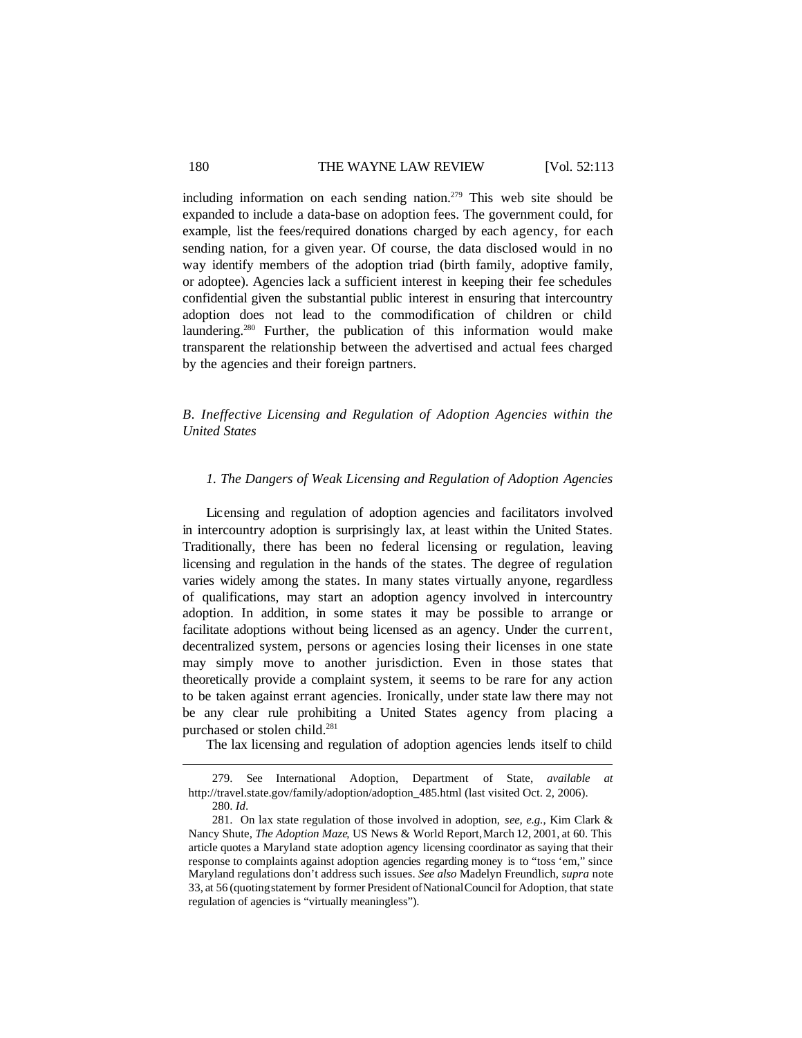including information on each sending nation.[279] This web site should be expanded to include a data-base on adoption fees. The government could, for example, list the fees/required donations charged by each agency, for each sending nation, for a given year. Of course, the data disclosed would in no way identify members of the adoption triad (birth family, adoptive family, or adoptee). Agencies lack a sufficient interest in keeping their fee schedules confidential given the substantial public interest in ensuring that intercountry adoption does not lead to the commodification of children or child laundering.[280] Further, the publication of this information would make transparent the relationship between the advertised and actual fees charged by the agencies and their foreign partners.

### *B. Ineffective Licensing and Regulation of Adoption Agencies within the United States*

#### *1. The Dangers of Weak Licensing and Regulation of Adoption Agencies*

Licensing and regulation of adoption agencies and facilitators involved in intercountry adoption is surprisingly lax, at least within the United States. Traditionally, there has been no federal licensing or regulation, leaving licensing and regulation in the hands of the states. The degree of regulation varies widely among the states. In many states virtually anyone, regardless of qualifications, may start an adoption agency involved in intercountry adoption. In addition, in some states it may be possible to arrange or facilitate adoptions without being licensed as an agency. Under the current, decentralized system, persons or agencies losing their licenses in one state may simply move to another jurisdiction. Even in those states that theoretically provide a complaint system, it seems to be rare for any action to be taken against errant agencies. Ironically, under state law there may not be any clear rule prohibiting a United States agency from placing a purchased or stolen child.[281]

The lax licensing and regulation of adoption agencies lends itself to child

---

279. See International Adoption, Department of State, *available at* http://travel.state.gov/family/adoption/adoption_485.html (last visited Oct. 2, 2006).

280. *Id*.

281. On lax state regulation of those involved in adoption, *see, e.g.*, Kim Clark & Nancy Shute, *The Adoption Maze*, US News & World Report, March 12, 2001, at 60. This article quotes a Maryland state adoption agency licensing coordinator as saying that their response to complaints against adoption agencies regarding money is to "toss 'em," since Maryland regulations don't address such issues. *See also* Madelyn Freundlich, *supra* note 33, at 56 (quoting statement by former President of National Council for Adoption, that state regulation of agencies is "virtually meaningless").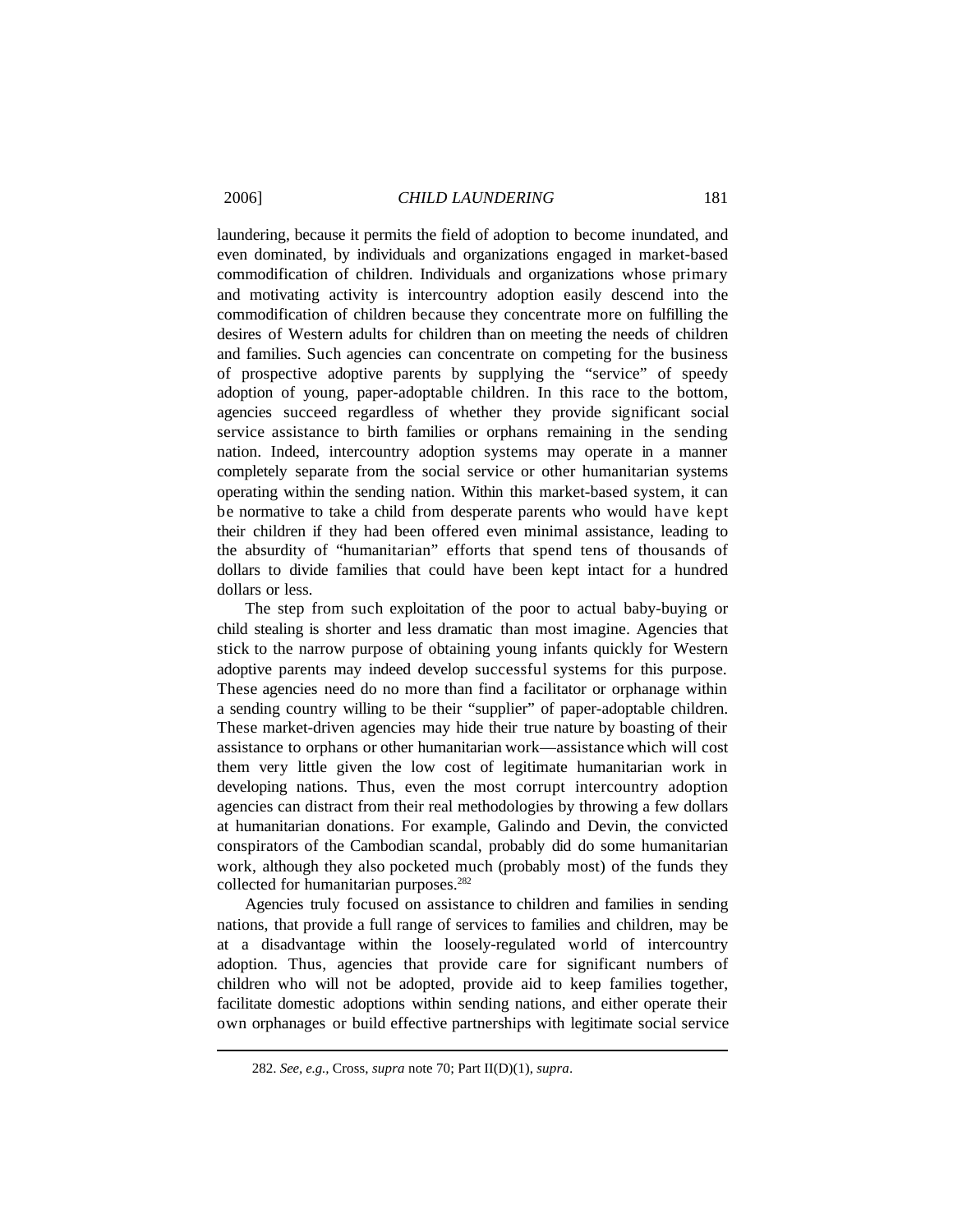laundering, because it permits the field of adoption to become inundated, and even dominated, by individuals and organizations engaged in market-based commodification of children. Individuals and organizations whose primary and motivating activity is intercountry adoption easily descend into the commodification of children because they concentrate more on fulfilling the desires of Western adults for children than on meeting the needs of children and families. Such agencies can concentrate on competing for the business of prospective adoptive parents by supplying the "service" of speedy adoption of young, paper-adoptable children. In this race to the bottom, agencies succeed regardless of whether they provide significant social service assistance to birth families or orphans remaining in the sending nation. Indeed, intercountry adoption systems may operate in a manner completely separate from the social service or other humanitarian systems operating within the sending nation. Within this market-based system, it can be normative to take a child from desperate parents who would have kept their children if they had been offered even minimal assistance, leading to the absurdity of "humanitarian" efforts that spend tens of thousands of dollars to divide families that could have been kept intact for a hundred dollars or less.

The step from such exploitation of the poor to actual baby-buying or child stealing is shorter and less dramatic than most imagine. Agencies that stick to the narrow purpose of obtaining young infants quickly for Western adoptive parents may indeed develop successful systems for this purpose. These agencies need do no more than find a facilitator or orphanage within a sending country willing to be their "supplier" of paper-adoptable children. These market-driven agencies may hide their true nature by boasting of their assistance to orphans or other humanitarian work—assistance which will cost them very little given the low cost of legitimate humanitarian work in developing nations. Thus, even the most corrupt intercountry adoption agencies can distract from their real methodologies by throwing a few dollars at humanitarian donations. For example, Galindo and Devin, the convicted conspirators of the Cambodian scandal, probably did do some humanitarian work, although they also pocketed much (probably most) of the funds they collected for humanitarian purposes.[282]

Agencies truly focused on assistance to children and families in sending nations, that provide a full range of services to families and children, may be at a disadvantage within the loosely-regulated world of intercountry adoption. Thus, agencies that provide care for significant numbers of children who will not be adopted, provide aid to keep families together, facilitate domestic adoptions within sending nations, and either operate their own orphanages or build effective partnerships with legitimate social service

282. *See, e.g.*, Cross, *supra* note 70; Part II(D)(1), *supra*.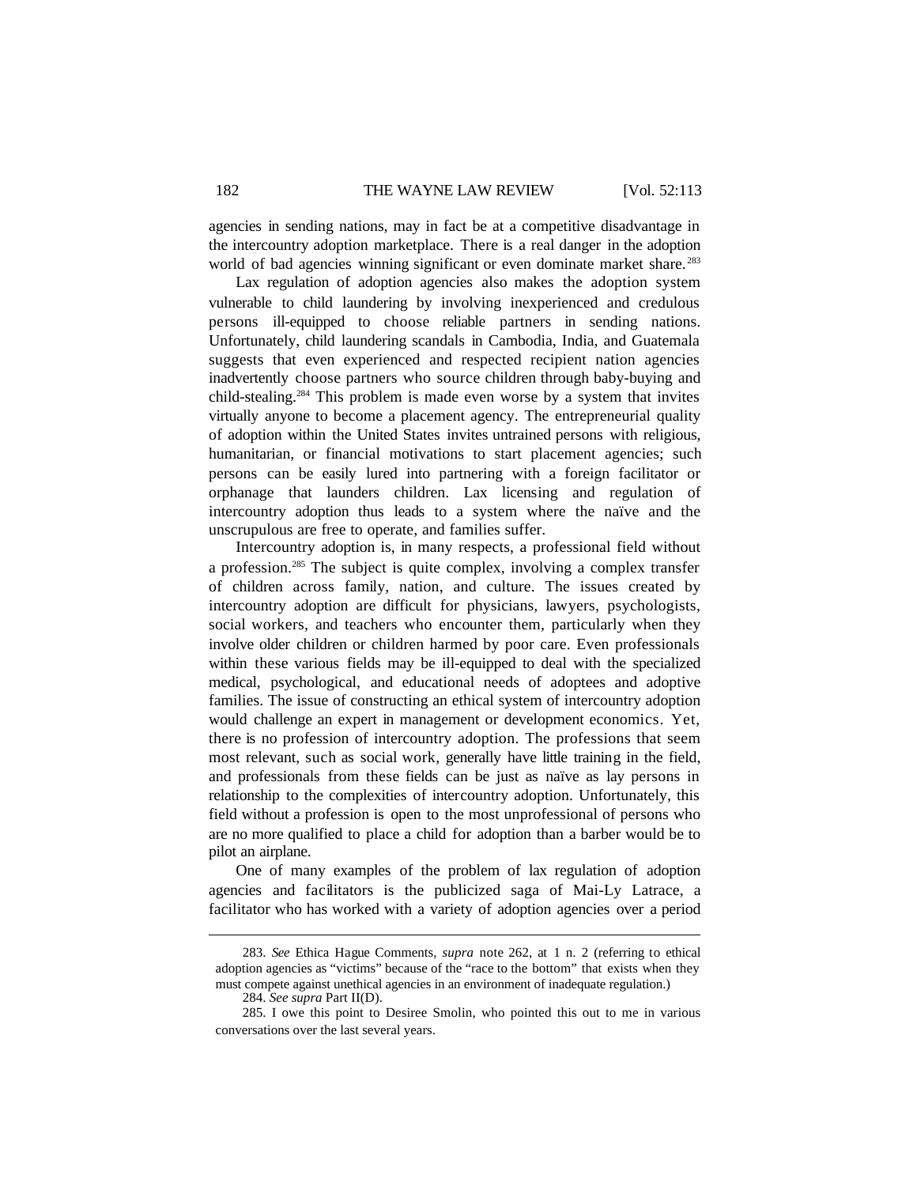agencies in sending nations, may in fact be at a competitive disadvantage in the intercountry adoption marketplace. There is a real danger in the adoption world of bad agencies winning significant or even dominate market share.[283]

Lax regulation of adoption agencies also makes the adoption system vulnerable to child laundering by involving inexperienced and credulous persons ill-equipped to choose reliable partners in sending nations. Unfortunately, child laundering scandals in Cambodia, India, and Guatemala suggests that even experienced and respected recipient nation agencies inadvertently choose partners who source children through baby-buying and child-stealing.[284] This problem is made even worse by a system that invites virtually anyone to become a placement agency. The entrepreneurial quality of adoption within the United States invites untrained persons with religious, humanitarian, or financial motivations to start placement agencies; such persons can be easily lured into partnering with a foreign facilitator or orphanage that launders children. Lax licensing and regulation of intercountry adoption thus leads to a system where the naïve and the unscrupulous are free to operate, and families suffer.

Intercountry adoption is, in many respects, a professional field without a profession.[285] The subject is quite complex, involving a complex transfer of children across family, nation, and culture. The issues created by intercountry adoption are difficult for physicians, lawyers, psychologists, social workers, and teachers who encounter them, particularly when they involve older children or children harmed by poor care. Even professionals within these various fields may be ill-equipped to deal with the specialized medical, psychological, and educational needs of adoptees and adoptive families. The issue of constructing an ethical system of intercountry adoption would challenge an expert in management or development economics. Yet, there is no profession of intercountry adoption. The professions that seem most relevant, such as social work, generally have little training in the field, and professionals from these fields can be just as naïve as lay persons in relationship to the complexities of intercountry adoption. Unfortunately, this field without a profession is open to the most unprofessional of persons who are no more qualified to place a child for adoption than a barber would be to pilot an airplane.

One of many examples of the problem of lax regulation of adoption agencies and facilitators is the publicized saga of Mai-Ly Latrace, a facilitator who has worked with a variety of adoption agencies over a period

---

283. *See* Ethica Hague Comments, *supra* note 262, at 1 n. 2 (referring to ethical adoption agencies as "victims" because of the "race to the bottom" that exists when they must compete against unethical agencies in an environment of inadequate regulation.)

284. *See supra* Part II(D).

285. I owe this point to Desiree Smolin, who pointed this out to me in various conversations over the last several years.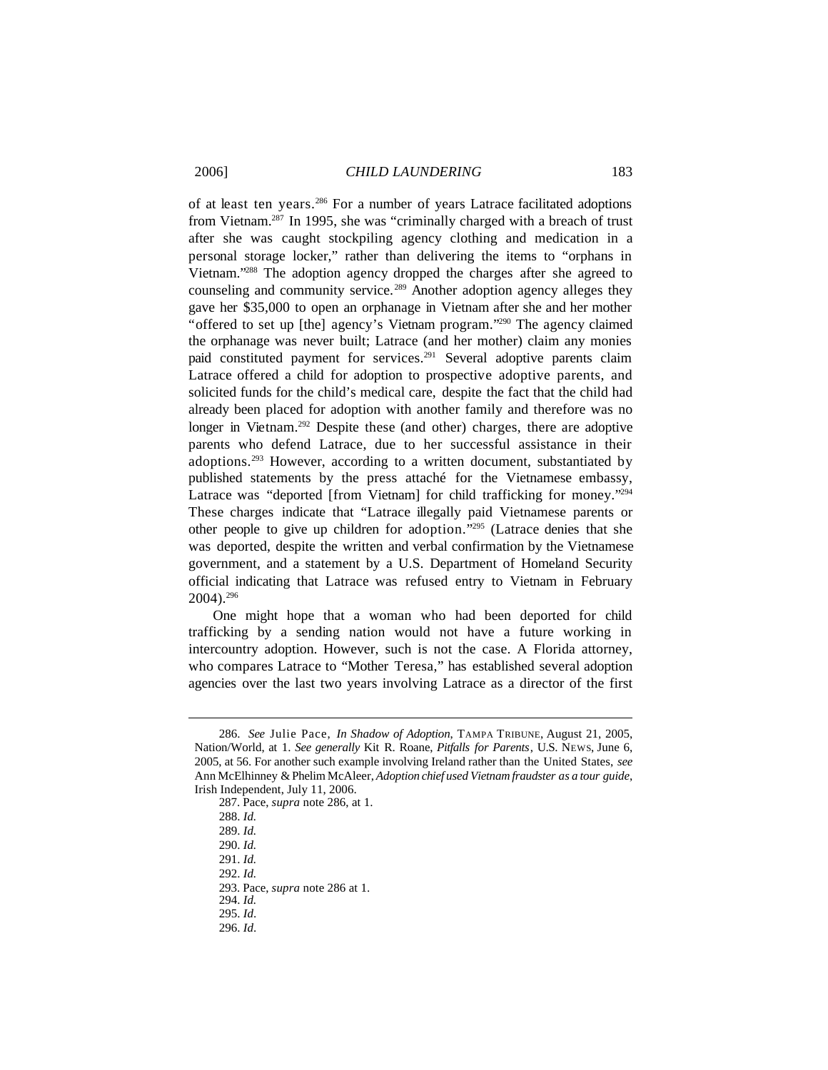of at least ten years.[286] For a number of years Latrace facilitated adoptions from Vietnam.[287] In 1995, she was "criminally charged with a breach of trust after she was caught stockpiling agency clothing and medication in a personal storage locker," rather than delivering the items to "orphans in Vietnam."[288] The adoption agency dropped the charges after she agreed to counseling and community service.[289] Another adoption agency alleges they gave her $35,000 to open an orphanage in Vietnam after she and her mother "offered to set up [the] agency's Vietnam program."[290] The agency claimed the orphanage was never built; Latrace (and her mother) claim any monies paid constituted payment for services.[291] Several adoptive parents claim Latrace offered a child for adoption to prospective adoptive parents, and solicited funds for the child's medical care, despite the fact that the child had already been placed for adoption with another family and therefore was no longer in Vietnam.[292] Despite these (and other) charges, there are adoptive parents who defend Latrace, due to her successful assistance in their adoptions.[293] However, according to a written document, substantiated by published statements by the press attaché for the Vietnamese embassy, Latrace was "deported [from Vietnam] for child trafficking for money."[294] These charges indicate that "Latrace illegally paid Vietnamese parents or other people to give up children for adoption."[295] (Latrace denies that she was deported, despite the written and verbal confirmation by the Vietnamese government, and a statement by a U.S. Department of Homeland Security official indicating that Latrace was refused entry to Vietnam in February 2004).[296]

One might hope that a woman who had been deported for child trafficking by a sending nation would not have a future working in intercountry adoption. However, such is not the case. A Florida attorney, who compares Latrace to "Mother Teresa," has established several adoption agencies over the last two years involving Latrace as a director of the first

---

286. *See* Julie Pace, *In Shadow of Adoption*, TAMPA TRIBUNE, August 21, 2005, Nation/World, at 1. *See generally* Kit R. Roane, *Pitfalls for Parents*, U.S. NEWS, June 6, 2005, at 56. For another such example involving Ireland rather than the United States, *see* Ann McElhinney & Phelim McAleer, *Adoption chief used Vietnam fraudster as a tour guide*, Irish Independent, July 11, 2006.

287. Pace, *supra* note 286, at 1.

288. *Id.*

289. *Id.*

290. *Id.*

291. *Id.*

292. *Id.*

293. Pace, *supra* note 286 at 1.

294. *Id.*

295. *Id*.

296. *Id*.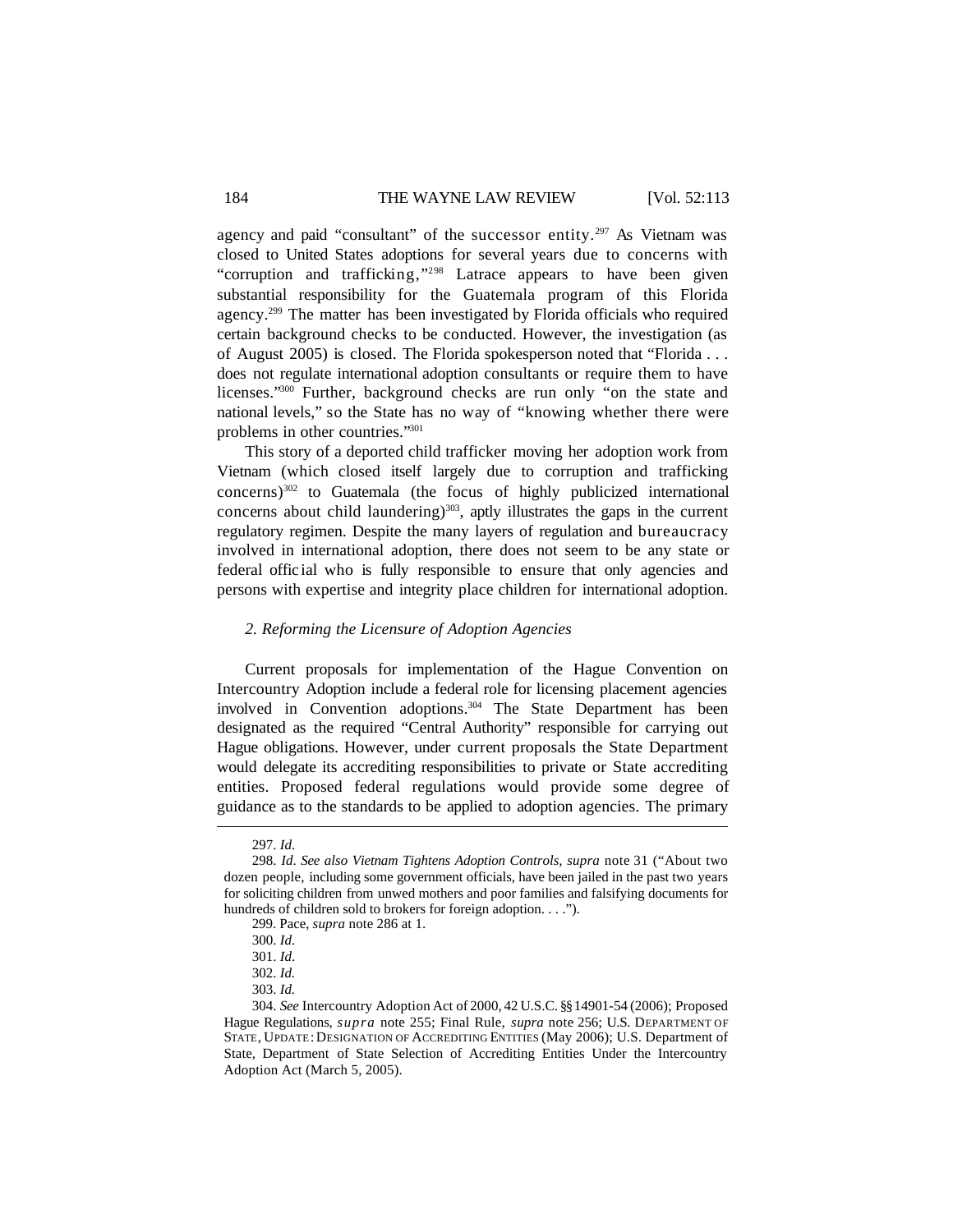agency and paid "consultant" of the successor entity.[297] As Vietnam was closed to United States adoptions for several years due to concerns with "corruption and trafficking,"[298] Latrace appears to have been given substantial responsibility for the Guatemala program of this Florida agency.[299] The matter has been investigated by Florida officials who required certain background checks to be conducted. However, the investigation (as of August 2005) is closed. The Florida spokesperson noted that "Florida . . . does not regulate international adoption consultants or require them to have licenses."[300] Further, background checks are run only "on the state and national levels," so the State has no way of "knowing whether there were problems in other countries."[301]

This story of a deported child trafficker moving her adoption work from Vietnam (which closed itself largely due to corruption and trafficking concerns)[302] to Guatemala (the focus of highly publicized international concerns about child laundering)[303], aptly illustrates the gaps in the current regulatory regimen. Despite the many layers of regulation and bureaucracy involved in international adoption, there does not seem to be any state or federal official who is fully responsible to ensure that only agencies and persons with expertise and integrity place children for international adoption.

### *2. Reforming the Licensure of Adoption Agencies*

Current proposals for implementation of the Hague Convention on Intercountry Adoption include a federal role for licensing placement agencies involved in Convention adoptions.[304] The State Department has been designated as the required "Central Authority" responsible for carrying out Hague obligations. However, under current proposals the State Department would delegate its accrediting responsibilities to private or State accrediting entities. Proposed federal regulations would provide some degree of guidance as to the standards to be applied to adoption agencies. The primary

---

297. *Id*.

298. *Id*. *See also Vietnam Tightens Adoption Controls*, *supra* note 31 ("About two dozen people, including some government officials, have been jailed in the past two years for soliciting children from unwed mothers and poor families and falsifying documents for hundreds of children sold to brokers for foreign adoption. . . .").

299. Pace, *supra* note 286 at 1.

300. *Id*.

301. *Id*.

302. *Id.*

303. *Id.*

304. *See* Intercountry Adoption Act of 2000, 42 U.S.C. §§ 14901-54 (2006); Proposed Hague Regulations, *supra* note 255; Final Rule, *supra* note 256; U.S. DEPARTMENT OF STATE, UPDATE: DESIGNATION OF ACCREDITING ENTITIES (May 2006); U.S. Department of State, Department of State Selection of Accrediting Entities Under the Intercountry Adoption Act (March 5, 2005).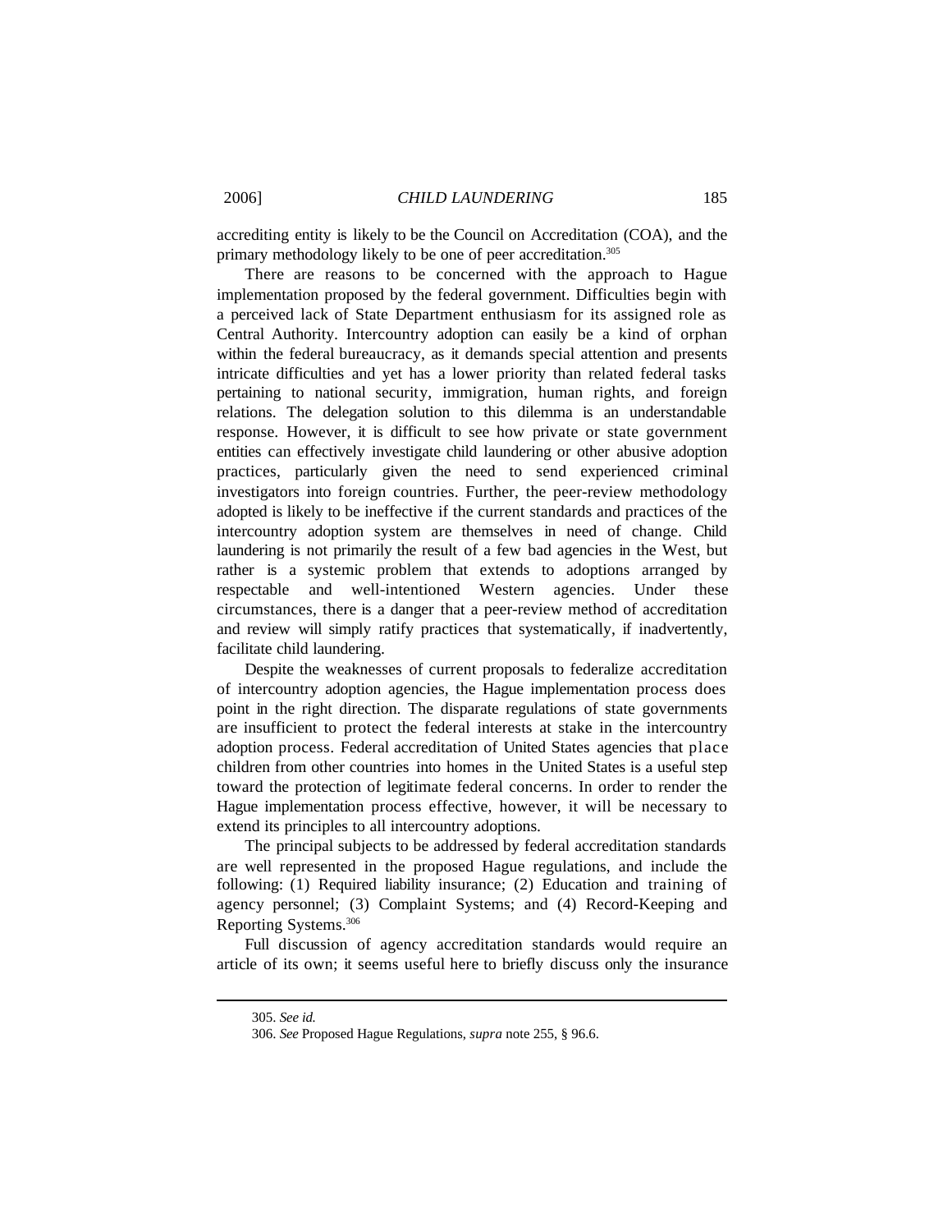accrediting entity is likely to be the Council on Accreditation (COA), and the primary methodology likely to be one of peer accreditation.[305]

There are reasons to be concerned with the approach to Hague implementation proposed by the federal government. Difficulties begin with a perceived lack of State Department enthusiasm for its assigned role as Central Authority. Intercountry adoption can easily be a kind of orphan within the federal bureaucracy, as it demands special attention and presents intricate difficulties and yet has a lower priority than related federal tasks pertaining to national security, immigration, human rights, and foreign relations. The delegation solution to this dilemma is an understandable response. However, it is difficult to see how private or state government entities can effectively investigate child laundering or other abusive adoption practices, particularly given the need to send experienced criminal investigators into foreign countries. Further, the peer-review methodology adopted is likely to be ineffective if the current standards and practices of the intercountry adoption system are themselves in need of change. Child laundering is not primarily the result of a few bad agencies in the West, but rather is a systemic problem that extends to adoptions arranged by respectable and well-intentioned Western agencies. Under these circumstances, there is a danger that a peer-review method of accreditation and review will simply ratify practices that systematically, if inadvertently, facilitate child laundering.

Despite the weaknesses of current proposals to federalize accreditation of intercountry adoption agencies, the Hague implementation process does point in the right direction. The disparate regulations of state governments are insufficient to protect the federal interests at stake in the intercountry adoption process. Federal accreditation of United States agencies that place children from other countries into homes in the United States is a useful step toward the protection of legitimate federal concerns. In order to render the Hague implementation process effective, however, it will be necessary to extend its principles to all intercountry adoptions.

The principal subjects to be addressed by federal accreditation standards are well represented in the proposed Hague regulations, and include the following: (1) Required liability insurance; (2) Education and training of agency personnel; (3) Complaint Systems; and (4) Record-Keeping and Reporting Systems.[306]

Full discussion of agency accreditation standards would require an article of its own; it seems useful here to briefly discuss only the insurance

---

305. *See id.*

306. *See* Proposed Hague Regulations, *supra* note 255, § 96.6.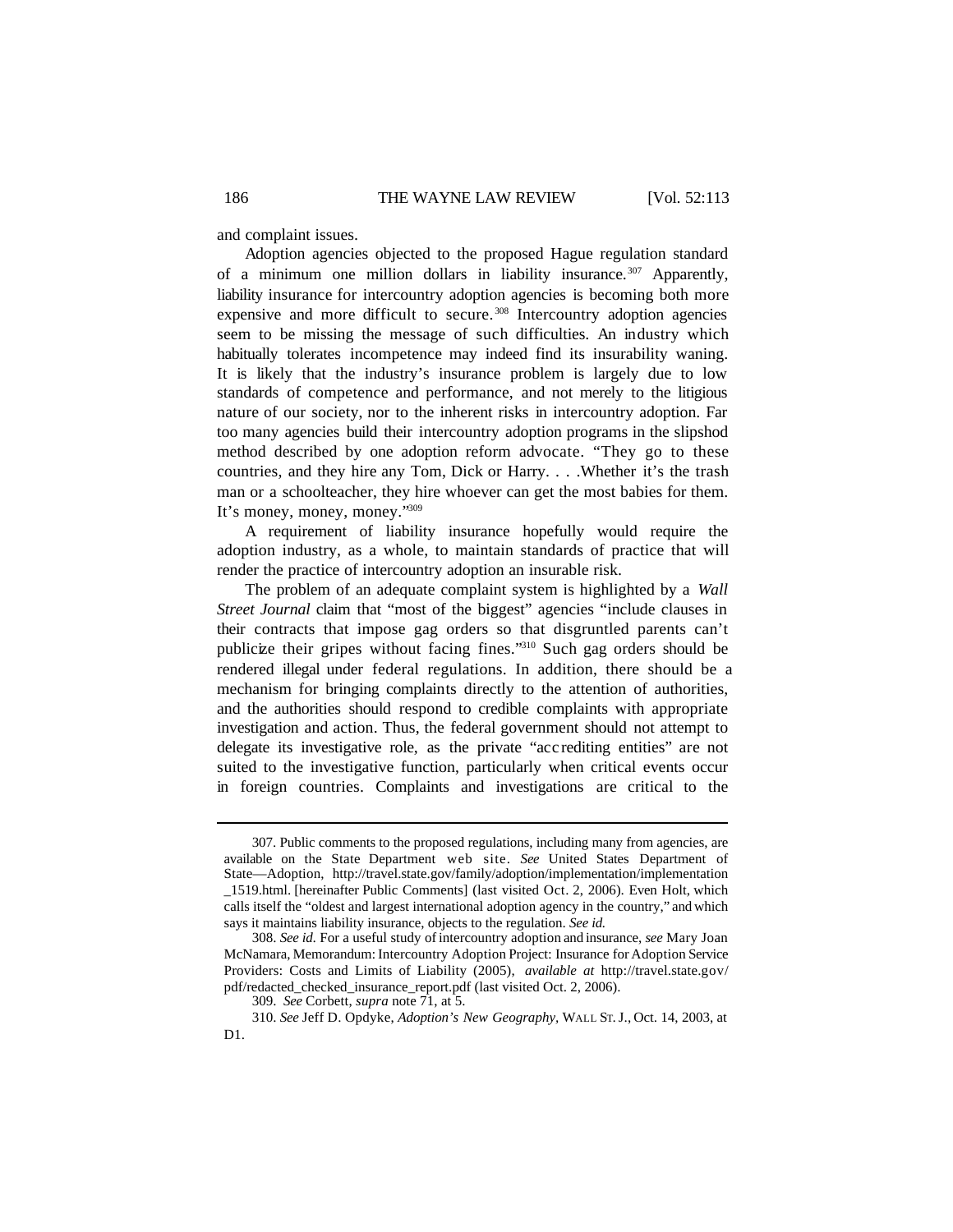and complaint issues.

Adoption agencies objected to the proposed Hague regulation standard of a minimum one million dollars in liability insurance.[307] Apparently, liability insurance for intercountry adoption agencies is becoming both more expensive and more difficult to secure.[308] Intercountry adoption agencies seem to be missing the message of such difficulties. An industry which habitually tolerates incompetence may indeed find its insurability waning. It is likely that the industry's insurance problem is largely due to low standards of competence and performance, and not merely to the litigious nature of our society, nor to the inherent risks in intercountry adoption. Far too many agencies build their intercountry adoption programs in the slipshod method described by one adoption reform advocate. "They go to these countries, and they hire any Tom, Dick or Harry. . . .Whether it's the trash man or a schoolteacher, they hire whoever can get the most babies for them. It's money, money, money."[309]

A requirement of liability insurance hopefully would require the adoption industry, as a whole, to maintain standards of practice that will render the practice of intercountry adoption an insurable risk.

The problem of an adequate complaint system is highlighted by a *Wall Street Journal* claim that "most of the biggest" agencies "include clauses in their contracts that impose gag orders so that disgruntled parents can't publicize their gripes without facing fines."[310] Such gag orders should be rendered illegal under federal regulations. In addition, there should be a mechanism for bringing complaints directly to the attention of authorities, and the authorities should respond to credible complaints with appropriate investigation and action. Thus, the federal government should not attempt to delegate its investigative role, as the private "accrediting entities" are not suited to the investigative function, particularly when critical events occur in foreign countries. Complaints and investigations are critical to the

---

307. Public comments to the proposed regulations, including many from agencies, are available on the State Department web site. *See* United States Department of State—Adoption, http://travel.state.gov/family/adoption/implementation/implementation_1519.html. [hereinafter Public Comments] (last visited Oct. 2, 2006). Even Holt, which calls itself the "oldest and largest international adoption agency in the country," and which says it maintains liability insurance, objects to the regulation. *See id.*

308. *See id.* For a useful study of intercountry adoption and insurance, *see* Mary Joan McNamara, Memorandum: Intercountry Adoption Project: Insurance for Adoption Service Providers: Costs and Limits of Liability (2005), *available at* http://travel.state.gov/pdf/redacted_checked_insurance_report.pdf (last visited Oct. 2, 2006).

309. *See* Corbett, *supra* note 71, at 5.

310. *See* Jeff D. Opdyke, *Adoption's New Geography*, WALL ST. J., Oct. 14, 2003, at D1.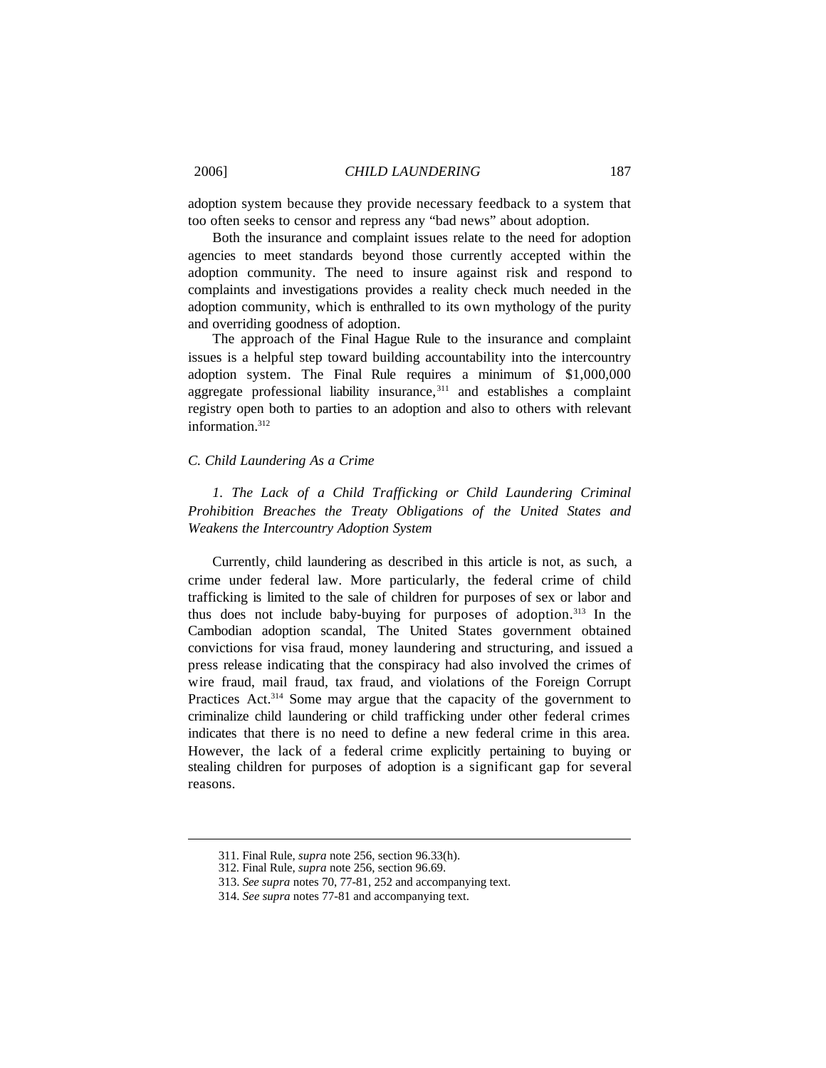adoption system because they provide necessary feedback to a system that too often seeks to censor and repress any "bad news" about adoption.

Both the insurance and complaint issues relate to the need for adoption agencies to meet standards beyond those currently accepted within the adoption community. The need to insure against risk and respond to complaints and investigations provides a reality check much needed in the adoption community, which is enthralled to its own mythology of the purity and overriding goodness of adoption.

The approach of the Final Hague Rule to the insurance and complaint issues is a helpful step toward building accountability into the intercountry adoption system. The Final Rule requires a minimum of $1,000,000 aggregate professional liability insurance,[311] and establishes a complaint registry open both to parties to an adoption and also to others with relevant information.[312]

### *C. Child Laundering As a Crime*

#### *1. The Lack of a Child Trafficking or Child Laundering Criminal Prohibition Breaches the Treaty Obligations of the United States and Weakens the Intercountry Adoption System*

Currently, child laundering as described in this article is not, as such, a crime under federal law. More particularly, the federal crime of child trafficking is limited to the sale of children for purposes of sex or labor and thus does not include baby-buying for purposes of adoption.[313] In the Cambodian adoption scandal, The United States government obtained convictions for visa fraud, money laundering and structuring, and issued a press release indicating that the conspiracy had also involved the crimes of wire fraud, mail fraud, tax fraud, and violations of the Foreign Corrupt Practices Act.[314] Some may argue that the capacity of the government to criminalize child laundering or child trafficking under other federal crimes indicates that there is no need to define a new federal crime in this area. However, the lack of a federal crime explicitly pertaining to buying or stealing children for purposes of adoption is a significant gap for several reasons.

---

311. Final Rule, *supra* note 256, section 96.33(h).

312. Final Rule, *supra* note 256, section 96.69.

313. *See supra* notes 70, 77-81, 252 and accompanying text.

314. *See supra* notes 77-81 and accompanying text.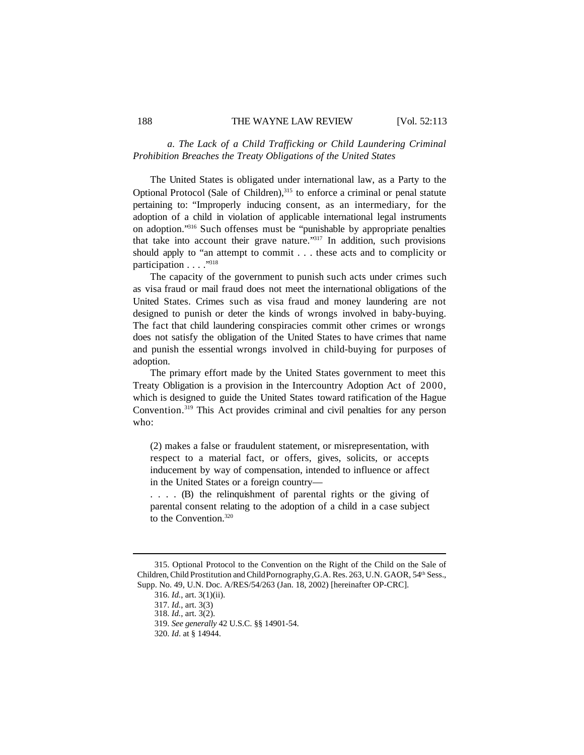*a. The Lack of a Child Trafficking or Child Laundering Criminal Prohibition Breaches the Treaty Obligations of the United States*

The United States is obligated under international law, as a Party to the Optional Protocol (Sale of Children),[315] to enforce a criminal or penal statute pertaining to: "Improperly inducing consent, as an intermediary, for the adoption of a child in violation of applicable international legal instruments on adoption."[316] Such offenses must be "punishable by appropriate penalties that take into account their grave nature."[317] In addition, such provisions should apply to "an attempt to commit . . . these acts and to complicity or participation . . . ."[318]

The capacity of the government to punish such acts under crimes such as visa fraud or mail fraud does not meet the international obligations of the United States. Crimes such as visa fraud and money laundering are not designed to punish or deter the kinds of wrongs involved in baby-buying. The fact that child laundering conspiracies commit other crimes or wrongs does not satisfy the obligation of the United States to have crimes that name and punish the essential wrongs involved in child-buying for purposes of adoption.

The primary effort made by the United States government to meet this Treaty Obligation is a provision in the Intercountry Adoption Act of 2000, which is designed to guide the United States toward ratification of the Hague Convention.[319] This Act provides criminal and civil penalties for any person who:

> (2) makes a false or fraudulent statement, or misrepresentation, with respect to a material fact, or offers, gives, solicits, or accepts inducement by way of compensation, intended to influence or affect in the United States or a foreign country—
>
> . . . . (B) the relinquishment of parental rights or the giving of parental consent relating to the adoption of a child in a case subject to the Convention.[320]

---

315. Optional Protocol to the Convention on the Right of the Child on the Sale of Children, Child Prostitution and Child Pornography, G.A. Res. 263, U.N. GAOR, 54th Sess., Supp. No. 49, U.N. Doc. A/RES/54/263 (Jan. 18, 2002) [hereinafter OP-CRC].

316. *Id.*, art. 3(1)(ii).

317. *Id.*, art. 3(3)

318. *Id.*, art. 3(2).

319. *See generally* 42 U.S.C. §§ 14901-54.

320. *Id*. at § 14944.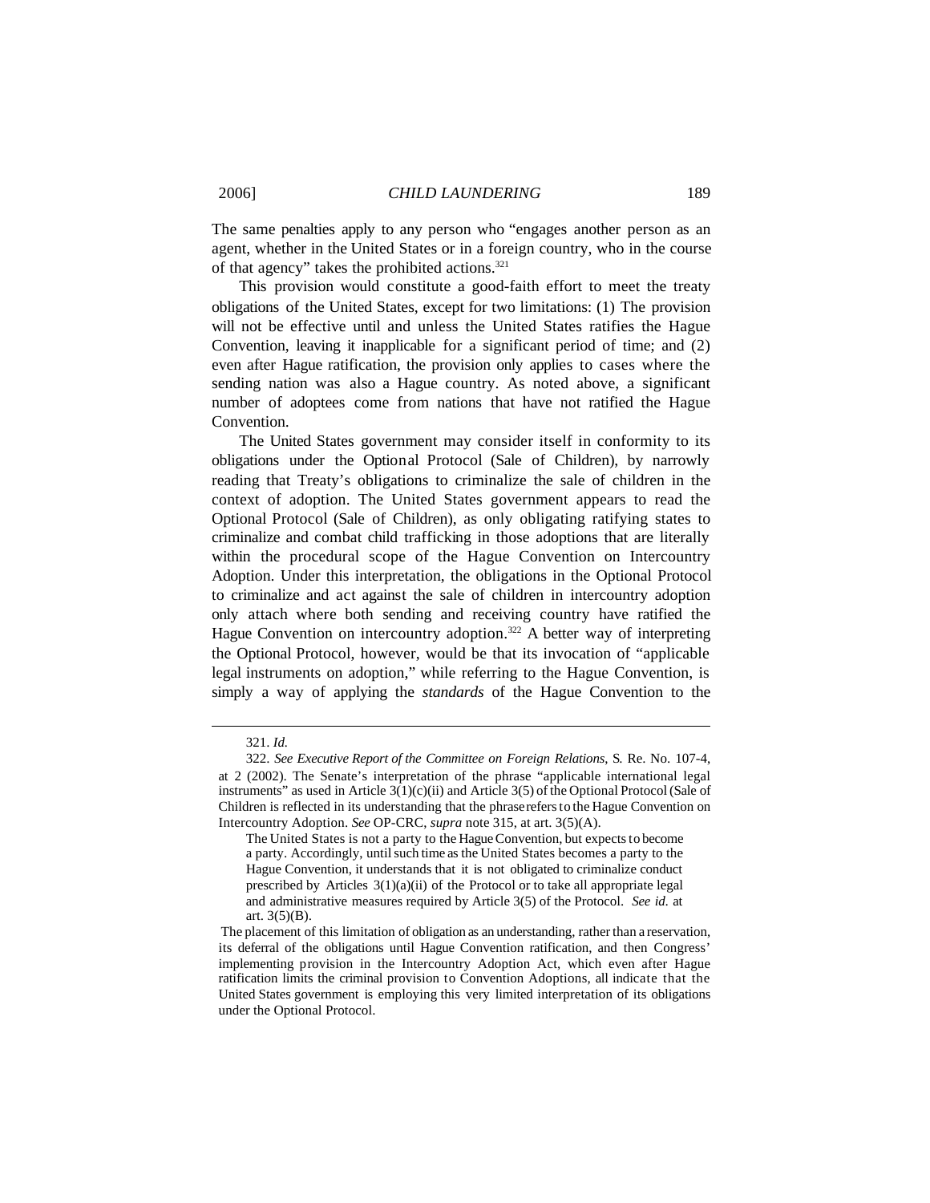The same penalties apply to any person who "engages another person as an agent, whether in the United States or in a foreign country, who in the course of that agency" takes the prohibited actions.[321]

This provision would constitute a good-faith effort to meet the treaty obligations of the United States, except for two limitations: (1) The provision will not be effective until and unless the United States ratifies the Hague Convention, leaving it inapplicable for a significant period of time; and (2) even after Hague ratification, the provision only applies to cases where the sending nation was also a Hague country. As noted above, a significant number of adoptees come from nations that have not ratified the Hague Convention.

The United States government may consider itself in conformity to its obligations under the Optional Protocol (Sale of Children), by narrowly reading that Treaty's obligations to criminalize the sale of children in the context of adoption. The United States government appears to read the Optional Protocol (Sale of Children), as only obligating ratifying states to criminalize and combat child trafficking in those adoptions that are literally within the procedural scope of the Hague Convention on Intercountry Adoption. Under this interpretation, the obligations in the Optional Protocol to criminalize and act against the sale of children in intercountry adoption only attach where both sending and receiving country have ratified the Hague Convention on intercountry adoption.[322] A better way of interpreting the Optional Protocol, however, would be that its invocation of "applicable legal instruments on adoption," while referring to the Hague Convention, is simply a way of applying the *standards* of the Hague Convention to the

---

321. *Id.*

322. *See Executive Report of the Committee on Foreign Relations*, S. Re. No. 107-4, at 2 (2002). The Senate's interpretation of the phrase "applicable international legal instruments" as used in Article 3(1)(c)(ii) and Article 3(5) of the Optional Protocol (Sale of Children is reflected in its understanding that the phrase refers to the Hague Convention on Intercountry Adoption. *See* OP-CRC, *supra* note 315, at art. 3(5)(A).

> The United States is not a party to the Hague Convention, but expects to become a party. Accordingly, until such time as the United States becomes a party to the Hague Convention, it understands that it is not obligated to criminalize conduct prescribed by Articles 3(1)(a)(ii) of the Protocol or to take all appropriate legal and administrative measures required by Article 3(5) of the Protocol. *See id.* at art. 3(5)(B).

The placement of this limitation of obligation as an understanding, rather than a reservation, its deferral of the obligations until Hague Convention ratification, and then Congress' implementing provision in the Intercountry Adoption Act, which even after Hague ratification limits the criminal provision to Convention Adoptions, all indicate that the United States government is employing this very limited interpretation of its obligations under the Optional Protocol.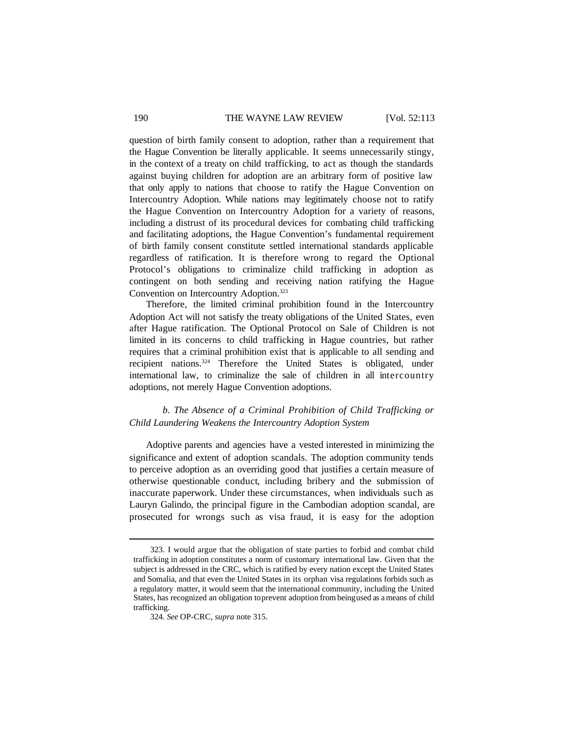question of birth family consent to adoption, rather than a requirement that the Hague Convention be literally applicable. It seems unnecessarily stingy, in the context of a treaty on child trafficking, to act as though the standards against buying children for adoption are an arbitrary form of positive law that only apply to nations that choose to ratify the Hague Convention on Intercountry Adoption. While nations may legitimately choose not to ratify the Hague Convention on Intercountry Adoption for a variety of reasons, including a distrust of its procedural devices for combating child trafficking and facilitating adoptions, the Hague Convention's fundamental requirement of birth family consent constitute settled international standards applicable regardless of ratification. It is therefore wrong to regard the Optional Protocol's obligations to criminalize child trafficking in adoption as contingent on both sending and receiving nation ratifying the Hague Convention on Intercountry Adoption.[323]

Therefore, the limited criminal prohibition found in the Intercountry Adoption Act will not satisfy the treaty obligations of the United States, even after Hague ratification. The Optional Protocol on Sale of Children is not limited in its concerns to child trafficking in Hague countries, but rather requires that a criminal prohibition exist that is applicable to all sending and recipient nations.[324] Therefore the United States is obligated, under international law, to criminalize the sale of children in all intercountry adoptions, not merely Hague Convention adoptions.

*b. The Absence of a Criminal Prohibition of Child Trafficking or Child Laundering Weakens the Intercountry Adoption System*

Adoptive parents and agencies have a vested interested in minimizing the significance and extent of adoption scandals. The adoption community tends to perceive adoption as an overriding good that justifies a certain measure of otherwise questionable conduct, including bribery and the submission of inaccurate paperwork. Under these circumstances, when individuals such as Lauryn Galindo, the principal figure in the Cambodian adoption scandal, are prosecuted for wrongs such as visa fraud, it is easy for the adoption

---

323. I would argue that the obligation of state parties to forbid and combat child trafficking in adoption constitutes a norm of customary international law. Given that the subject is addressed in the CRC, which is ratified by every nation except the United States and Somalia, and that even the United States in its orphan visa regulations forbids such as a regulatory matter, it would seem that the international community, including the United States, has recognized an obligation to prevent adoption from being used as a means of child trafficking.

324. *See* OP-CRC, *supra* note 315.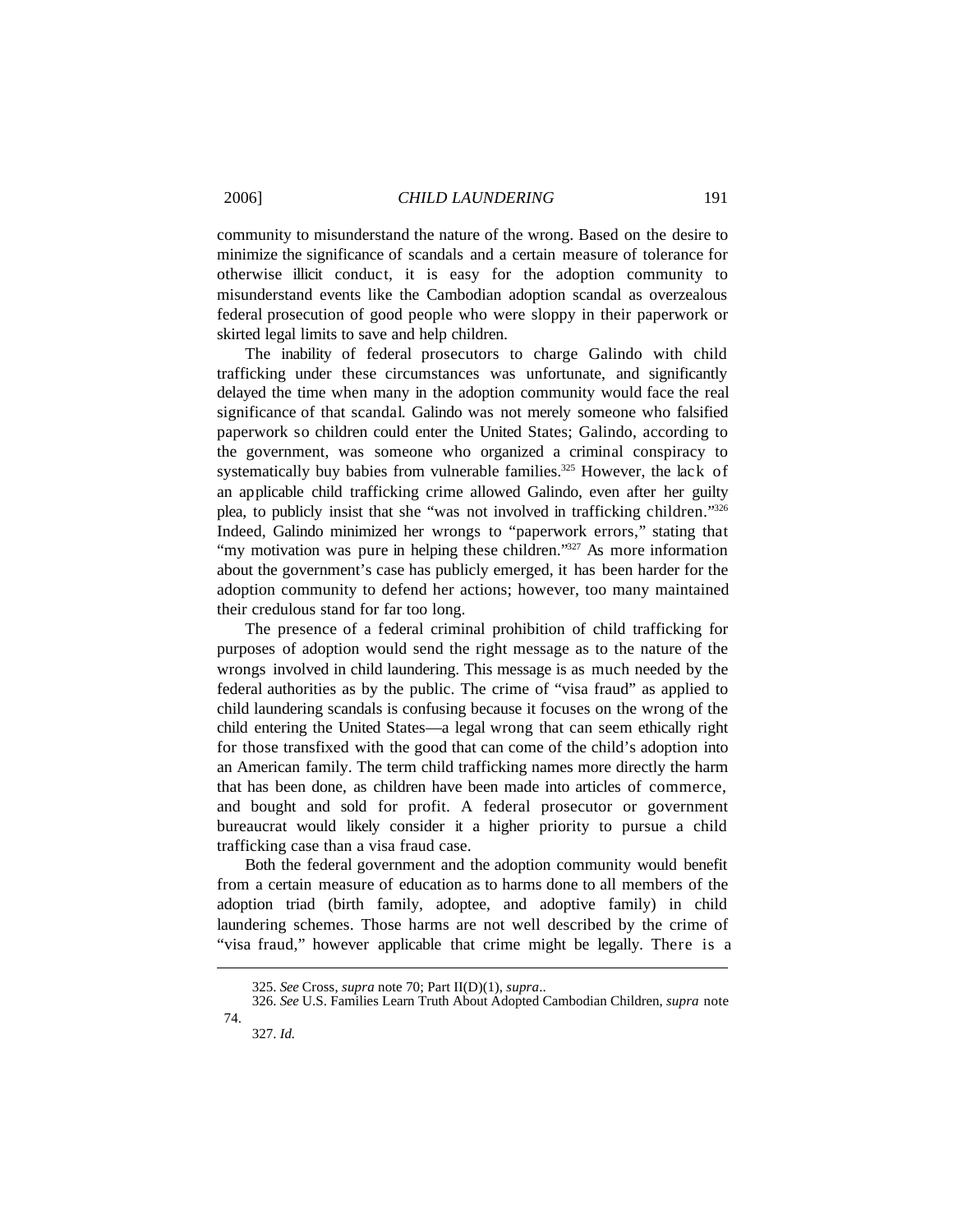community to misunderstand the nature of the wrong. Based on the desire to minimize the significance of scandals and a certain measure of tolerance for otherwise illicit conduct, it is easy for the adoption community to misunderstand events like the Cambodian adoption scandal as overzealous federal prosecution of good people who were sloppy in their paperwork or skirted legal limits to save and help children.

The inability of federal prosecutors to charge Galindo with child trafficking under these circumstances was unfortunate, and significantly delayed the time when many in the adoption community would face the real significance of that scandal. Galindo was not merely someone who falsified paperwork so children could enter the United States; Galindo, according to the government, was someone who organized a criminal conspiracy to systematically buy babies from vulnerable families.[325] However, the lack of an applicable child trafficking crime allowed Galindo, even after her guilty plea, to publicly insist that she "was not involved in trafficking children."[326] Indeed, Galindo minimized her wrongs to "paperwork errors," stating that "my motivation was pure in helping these children."[327] As more information about the government's case has publicly emerged, it has been harder for the adoption community to defend her actions; however, too many maintained their credulous stand for far too long.

The presence of a federal criminal prohibition of child trafficking for purposes of adoption would send the right message as to the nature of the wrongs involved in child laundering. This message is as much needed by the federal authorities as by the public. The crime of "visa fraud" as applied to child laundering scandals is confusing because it focuses on the wrong of the child entering the United States—a legal wrong that can seem ethically right for those transfixed with the good that can come of the child's adoption into an American family. The term child trafficking names more directly the harm that has been done, as children have been made into articles of commerce, and bought and sold for profit. A federal prosecutor or government bureaucrat would likely consider it a higher priority to pursue a child trafficking case than a visa fraud case.

Both the federal government and the adoption community would benefit from a certain measure of education as to harms done to all members of the adoption triad (birth family, adoptee, and adoptive family) in child laundering schemes. Those harms are not well described by the crime of "visa fraud," however applicable that crime might be legally. There is a

---

325. *See* Cross, *supra* note 70; Part II(D)(1), *supra*..

326. *See* U.S. Families Learn Truth About Adopted Cambodian Children, *supra* note 74.

327. *Id.*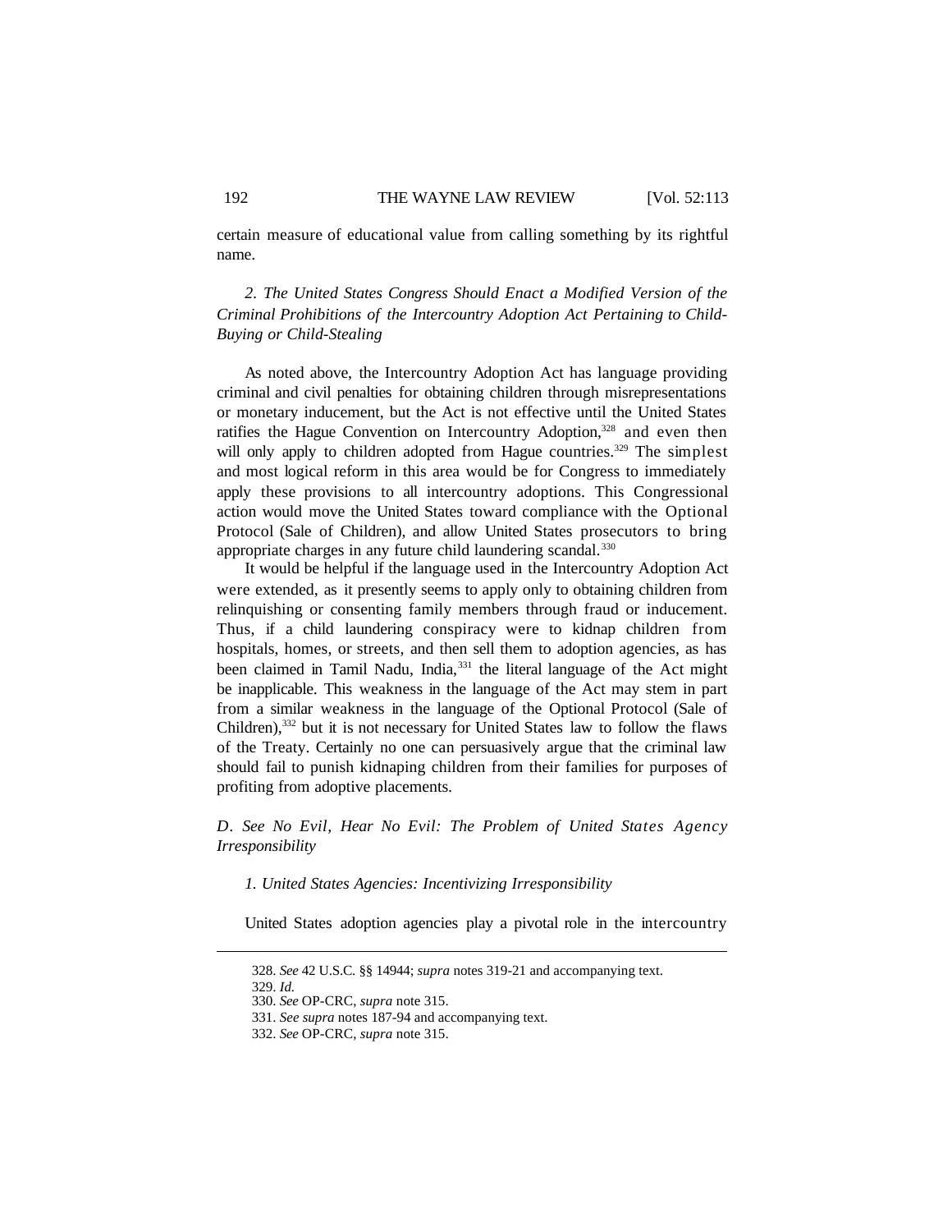certain measure of educational value from calling something by its rightful name.

### *2. The United States Congress Should Enact a Modified Version of the Criminal Prohibitions of the Intercountry Adoption Act Pertaining to Child-Buying or Child-Stealing*

As noted above, the Intercountry Adoption Act has language providing criminal and civil penalties for obtaining children through misrepresentations or monetary inducement, but the Act is not effective until the United States ratifies the Hague Convention on Intercountry Adoption,[328] and even then will only apply to children adopted from Hague countries.[329] The simplest and most logical reform in this area would be for Congress to immediately apply these provisions to all intercountry adoptions. This Congressional action would move the United States toward compliance with the Optional Protocol (Sale of Children), and allow United States prosecutors to bring appropriate charges in any future child laundering scandal.[330]

It would be helpful if the language used in the Intercountry Adoption Act were extended, as it presently seems to apply only to obtaining children from relinquishing or consenting family members through fraud or inducement. Thus, if a child laundering conspiracy were to kidnap children from hospitals, homes, or streets, and then sell them to adoption agencies, as has been claimed in Tamil Nadu, India,[331] the literal language of the Act might be inapplicable. This weakness in the language of the Act may stem in part from a similar weakness in the language of the Optional Protocol (Sale of Children),[332] but it is not necessary for United States law to follow the flaws of the Treaty. Certainly no one can persuasively argue that the criminal law should fail to punish kidnaping children from their families for purposes of profiting from adoptive placements.

## *D. See No Evil, Hear No Evil: The Problem of United States Agency Irresponsibility*

### *1. United States Agencies: Incentivizing Irresponsibility*

United States adoption agencies play a pivotal role in the intercountry

---

328. *See* 42 U.S.C. §§ 14944; *supra* notes 319-21 and accompanying text.

329. *Id.*

330. *See* OP-CRC, *supra* note 315.

331. *See supra* notes 187-94 and accompanying text.

332. *See* OP-CRC, *supra* note 315.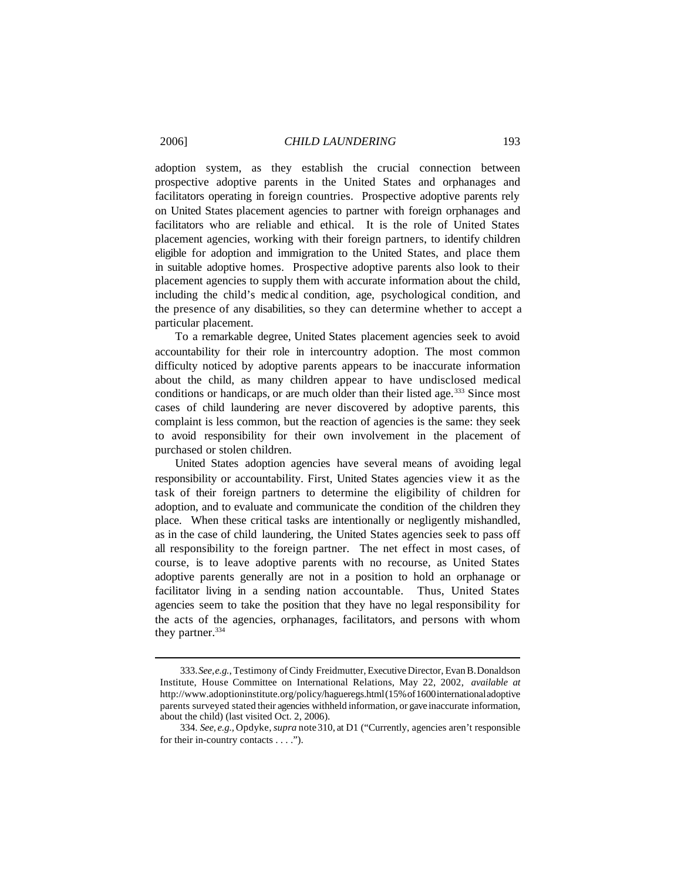adoption system, as they establish the crucial connection between prospective adoptive parents in the United States and orphanages and facilitators operating in foreign countries. Prospective adoptive parents rely on United States placement agencies to partner with foreign orphanages and facilitators who are reliable and ethical. It is the role of United States placement agencies, working with their foreign partners, to identify children eligible for adoption and immigration to the United States, and place them in suitable adoptive homes. Prospective adoptive parents also look to their placement agencies to supply them with accurate information about the child, including the child's medical condition, age, psychological condition, and the presence of any disabilities, so they can determine whether to accept a particular placement.

To a remarkable degree, United States placement agencies seek to avoid accountability for their role in intercountry adoption. The most common difficulty noticed by adoptive parents appears to be inaccurate information about the child, as many children appear to have undisclosed medical conditions or handicaps, or are much older than their listed age.[333] Since most cases of child laundering are never discovered by adoptive parents, this complaint is less common, but the reaction of agencies is the same: they seek to avoid responsibility for their own involvement in the placement of purchased or stolen children.

United States adoption agencies have several means of avoiding legal responsibility or accountability. First, United States agencies view it as the task of their foreign partners to determine the eligibility of children for adoption, and to evaluate and communicate the condition of the children they place. When these critical tasks are intentionally or negligently mishandled, as in the case of child laundering, the United States agencies seek to pass off all responsibility to the foreign partner. The net effect in most cases, of course, is to leave adoptive parents with no recourse, as United States adoptive parents generally are not in a position to hold an orphanage or facilitator living in a sending nation accountable. Thus, United States agencies seem to take the position that they have no legal responsibility for the acts of the agencies, orphanages, facilitators, and persons with whom they partner.[334]

---

333. *See, e.g.*, Testimony of Cindy Freidmutter, Executive Director, Evan B. Donaldson Institute, House Committee on International Relations, May 22, 2002, *available at* http://www.adoptioninstitute.org/policy/hagueregs.html (15% of 1600 international adoptive parents surveyed stated their agencies withheld information, or gave inaccurate information, about the child) (last visited Oct. 2, 2006).

334. *See, e.g.*, Opdyke, *supra* note 310, at D1 ("Currently, agencies aren't responsible for their in-country contacts . . . .").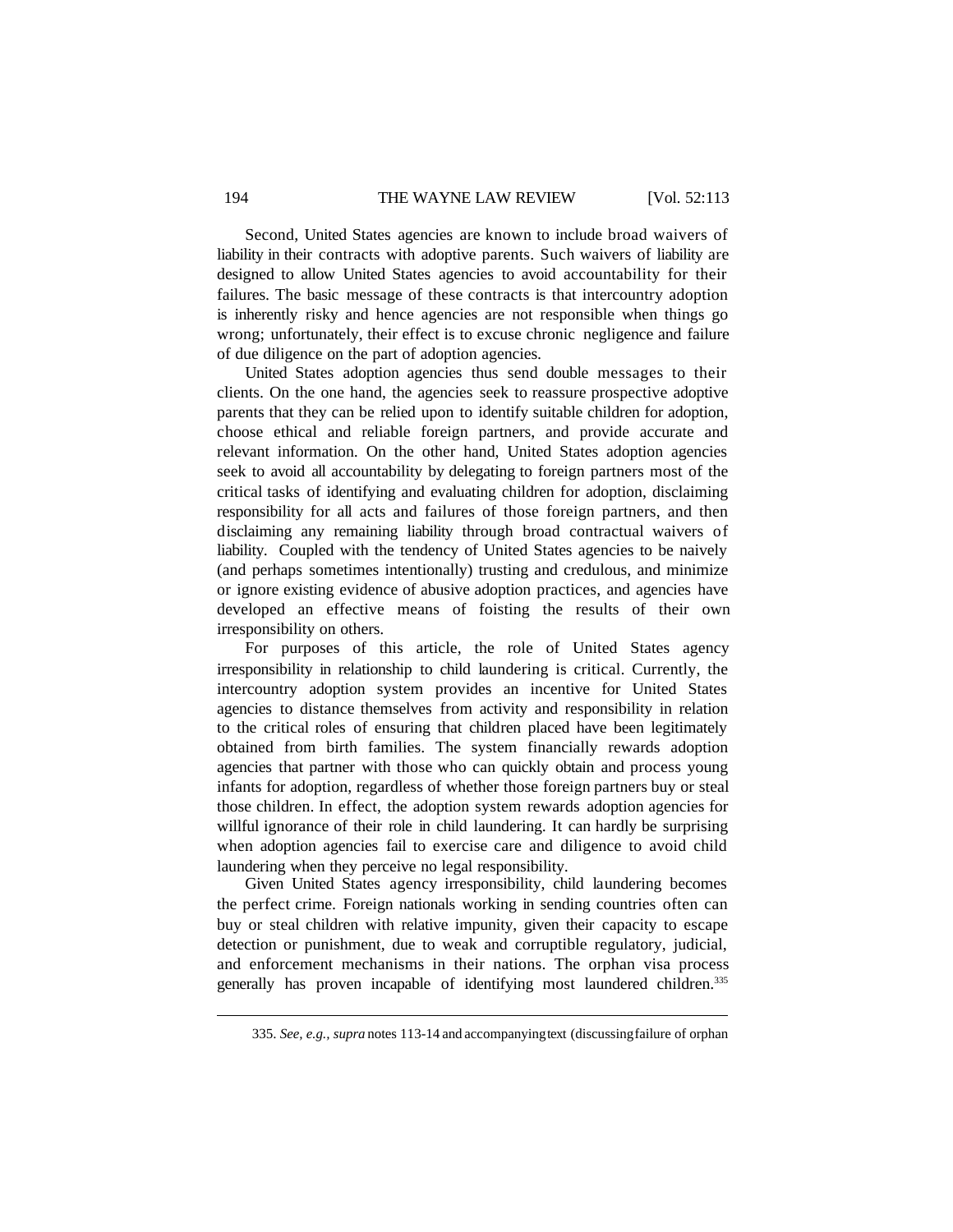Second, United States agencies are known to include broad waivers of liability in their contracts with adoptive parents. Such waivers of liability are designed to allow United States agencies to avoid accountability for their failures. The basic message of these contracts is that intercountry adoption is inherently risky and hence agencies are not responsible when things go wrong; unfortunately, their effect is to excuse chronic negligence and failure of due diligence on the part of adoption agencies.

United States adoption agencies thus send double messages to their clients. On the one hand, the agencies seek to reassure prospective adoptive parents that they can be relied upon to identify suitable children for adoption, choose ethical and reliable foreign partners, and provide accurate and relevant information. On the other hand, United States adoption agencies seek to avoid all accountability by delegating to foreign partners most of the critical tasks of identifying and evaluating children for adoption, disclaiming responsibility for all acts and failures of those foreign partners, and then disclaiming any remaining liability through broad contractual waivers of liability. Coupled with the tendency of United States agencies to be naively (and perhaps sometimes intentionally) trusting and credulous, and minimize or ignore existing evidence of abusive adoption practices, and agencies have developed an effective means of foisting the results of their own irresponsibility on others.

For purposes of this article, the role of United States agency irresponsibility in relationship to child laundering is critical. Currently, the intercountry adoption system provides an incentive for United States agencies to distance themselves from activity and responsibility in relation to the critical roles of ensuring that children placed have been legitimately obtained from birth families. The system financially rewards adoption agencies that partner with those who can quickly obtain and process young infants for adoption, regardless of whether those foreign partners buy or steal those children. In effect, the adoption system rewards adoption agencies for willful ignorance of their role in child laundering. It can hardly be surprising when adoption agencies fail to exercise care and diligence to avoid child laundering when they perceive no legal responsibility.

Given United States agency irresponsibility, child laundering becomes the perfect crime. Foreign nationals working in sending countries often can buy or steal children with relative impunity, given their capacity to escape detection or punishment, due to weak and corruptible regulatory, judicial, and enforcement mechanisms in their nations. The orphan visa process generally has proven incapable of identifying most laundered children.[335]

---

335. *See, e.g., supra* notes 113-14 and accompanying text (discussing failure of orphan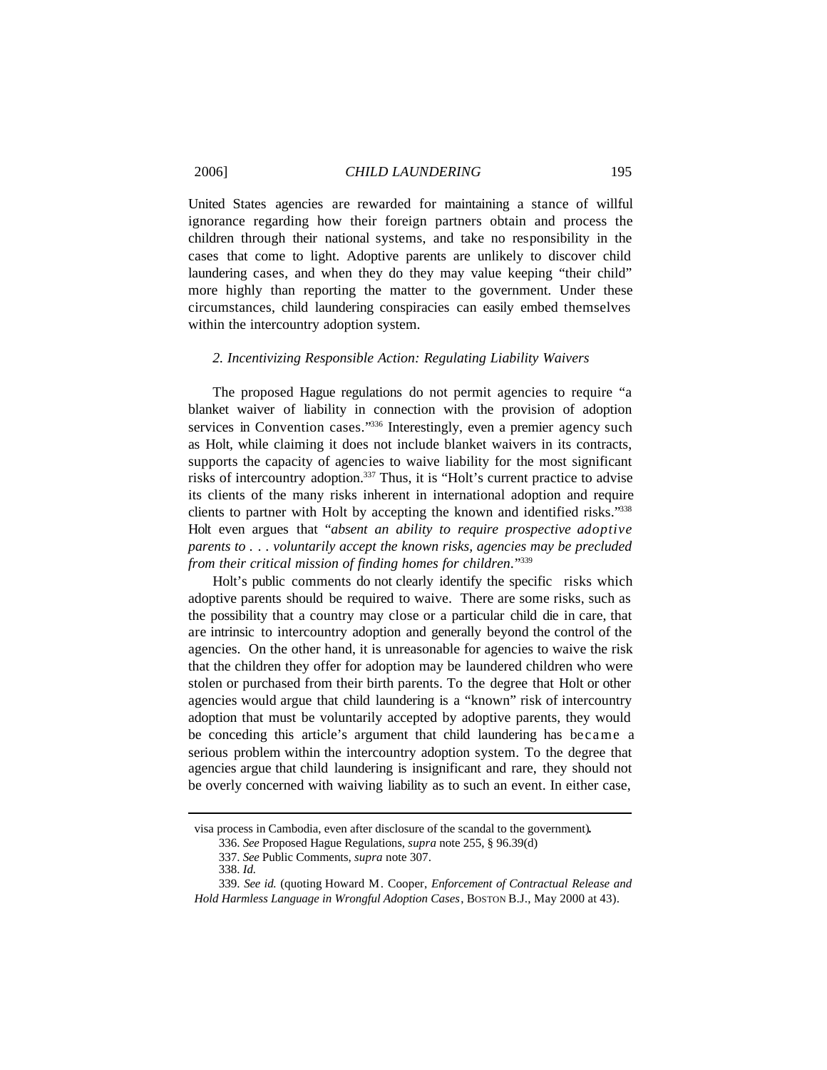United States agencies are rewarded for maintaining a stance of willful ignorance regarding how their foreign partners obtain and process the children through their national systems, and take no responsibility in the cases that come to light. Adoptive parents are unlikely to discover child laundering cases, and when they do they may value keeping "their child" more highly than reporting the matter to the government. Under these circumstances, child laundering conspiracies can easily embed themselves within the intercountry adoption system.

### *2. Incentivizing Responsible Action: Regulating Liability Waivers*

The proposed Hague regulations do not permit agencies to require "a blanket waiver of liability in connection with the provision of adoption services in Convention cases."[336] Interestingly, even a premier agency such as Holt, while claiming it does not include blanket waivers in its contracts, supports the capacity of agencies to waive liability for the most significant risks of intercountry adoption.[337] Thus, it is "Holt's current practice to advise its clients of the many risks inherent in international adoption and require clients to partner with Holt by accepting the known and identified risks."[338] Holt even argues that "*absent an ability to require prospective adoptive parents to . . . voluntarily accept the known risks, agencies may be precluded from their critical mission of finding homes for children*."[339]

Holt's public comments do not clearly identify the specific risks which adoptive parents should be required to waive. There are some risks, such as the possibility that a country may close or a particular child die in care, that are intrinsic to intercountry adoption and generally beyond the control of the agencies. On the other hand, it is unreasonable for agencies to waive the risk that the children they offer for adoption may be laundered children who were stolen or purchased from their birth parents. To the degree that Holt or other agencies would argue that child laundering is a "known" risk of intercountry adoption that must be voluntarily accepted by adoptive parents, they would be conceding this article's argument that child laundering has became a serious problem within the intercountry adoption system. To the degree that agencies argue that child laundering is insignificant and rare, they should not be overly concerned with waiving liability as to such an event. In either case,

---

visa process in Cambodia, even after disclosure of the scandal to the government).

336. *See* Proposed Hague Regulations, *supra* note 255, § 96.39(d)

337. *See* Public Comments, *supra* note 307.

338. *Id.*

339. *See id.* (quoting Howard M. Cooper, *Enforcement of Contractual Release and Hold Harmless Language in Wrongful Adoption Cases*, BOSTON B.J., May 2000 at 43).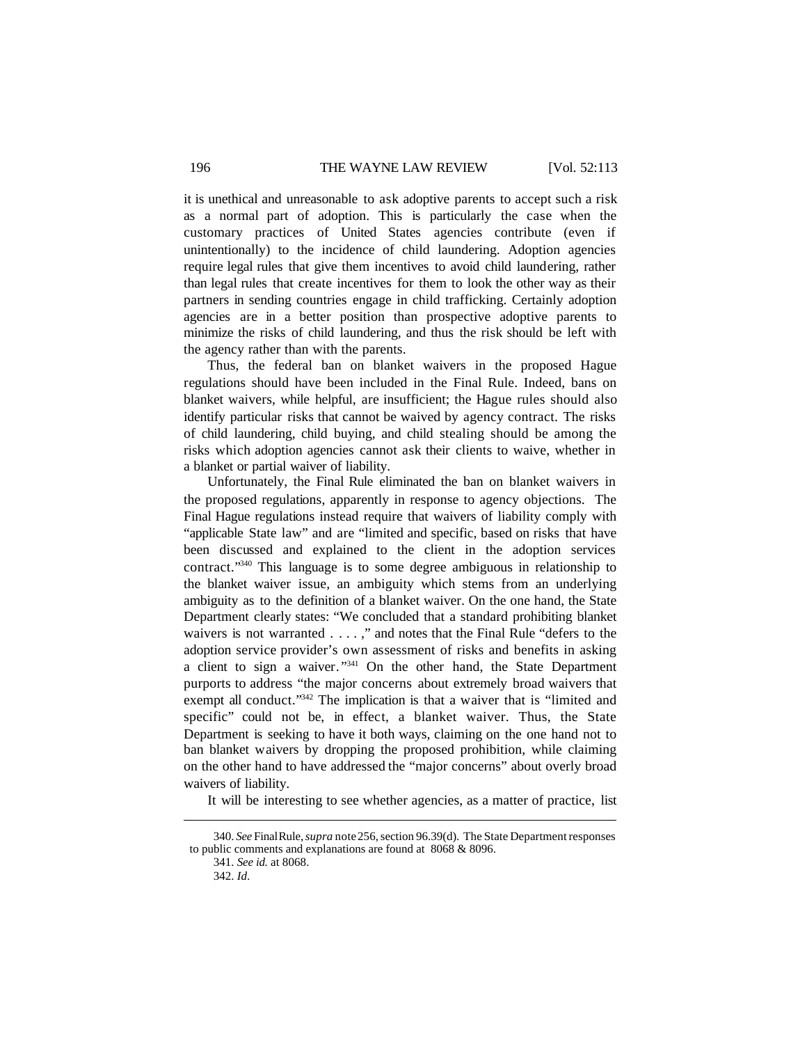it is unethical and unreasonable to ask adoptive parents to accept such a risk as a normal part of adoption. This is particularly the case when the customary practices of United States agencies contribute (even if unintentionally) to the incidence of child laundering. Adoption agencies require legal rules that give them incentives to avoid child laundering, rather than legal rules that create incentives for them to look the other way as their partners in sending countries engage in child trafficking. Certainly adoption agencies are in a better position than prospective adoptive parents to minimize the risks of child laundering, and thus the risk should be left with the agency rather than with the parents.

Thus, the federal ban on blanket waivers in the proposed Hague regulations should have been included in the Final Rule. Indeed, bans on blanket waivers, while helpful, are insufficient; the Hague rules should also identify particular risks that cannot be waived by agency contract. The risks of child laundering, child buying, and child stealing should be among the risks which adoption agencies cannot ask their clients to waive, whether in a blanket or partial waiver of liability.

Unfortunately, the Final Rule eliminated the ban on blanket waivers in the proposed regulations, apparently in response to agency objections. The Final Hague regulations instead require that waivers of liability comply with "applicable State law" and are "limited and specific, based on risks that have been discussed and explained to the client in the adoption services contract."[340] This language is to some degree ambiguous in relationship to the blanket waiver issue, an ambiguity which stems from an underlying ambiguity as to the definition of a blanket waiver. On the one hand, the State Department clearly states: "We concluded that a standard prohibiting blanket waivers is not warranted . . . . ," and notes that the Final Rule "defers to the adoption service provider's own assessment of risks and benefits in asking a client to sign a waiver."[341] On the other hand, the State Department purports to address "the major concerns about extremely broad waivers that exempt all conduct."[342] The implication is that a waiver that is "limited and specific" could not be, in effect, a blanket waiver. Thus, the State Department is seeking to have it both ways, claiming on the one hand not to ban blanket waivers by dropping the proposed prohibition, while claiming on the other hand to have addressed the "major concerns" about overly broad waivers of liability.

It will be interesting to see whether agencies, as a matter of practice, list

---

340. *See* Final Rule, *supra* note 256, section 96.39(d). The State Department responses to public comments and explanations are found at 8068 & 8096.

341. *See id.* at 8068.

342. *Id*.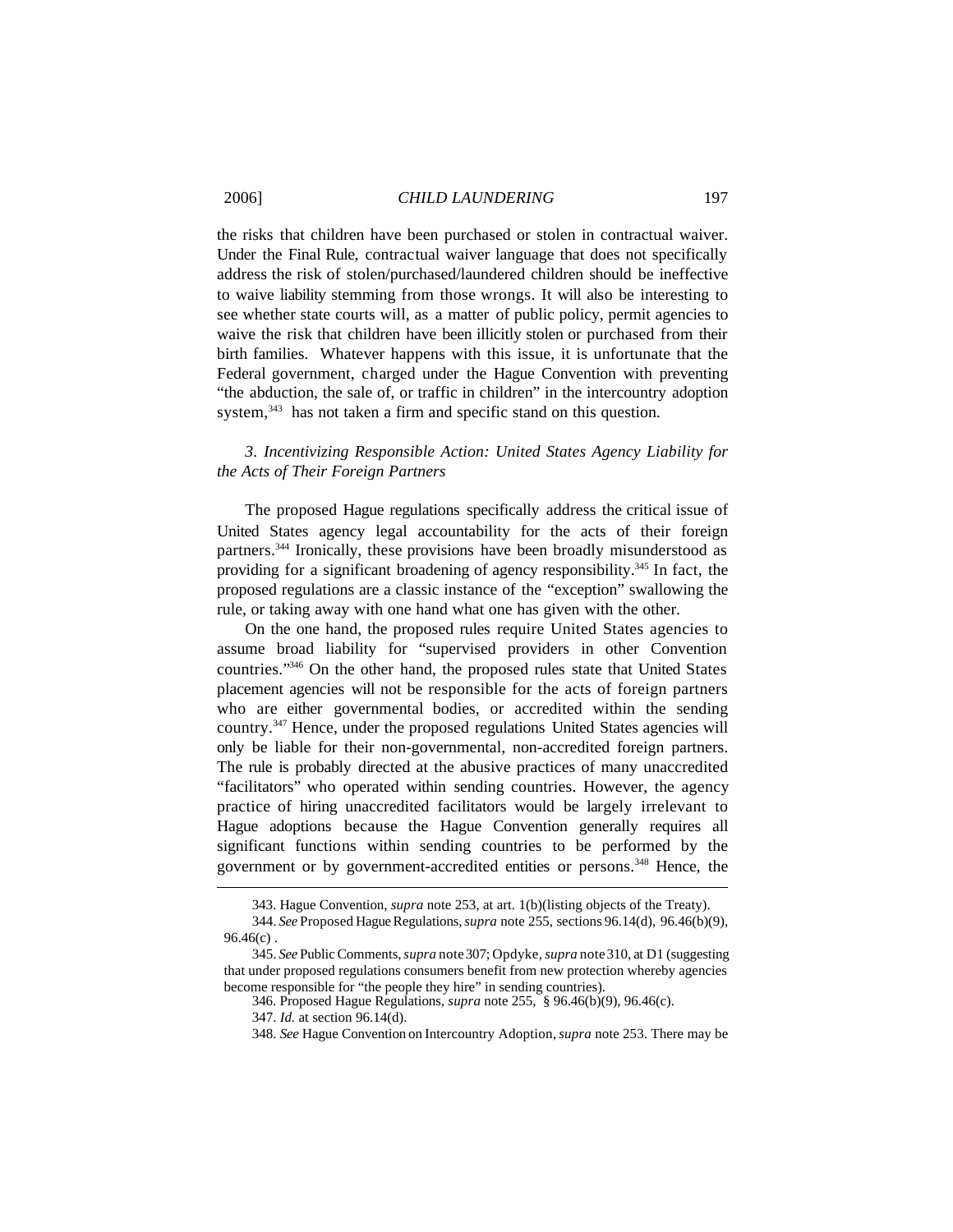the risks that children have been purchased or stolen in contractual waiver. Under the Final Rule, contractual waiver language that does not specifically address the risk of stolen/purchased/laundered children should be ineffective to waive liability stemming from those wrongs. It will also be interesting to see whether state courts will, as a matter of public policy, permit agencies to waive the risk that children have been illicitly stolen or purchased from their birth families. Whatever happens with this issue, it is unfortunate that the Federal government, charged under the Hague Convention with preventing "the abduction, the sale of, or traffic in children" in the intercountry adoption system,[343] has not taken a firm and specific stand on this question.

### *3. Incentivizing Responsible Action: United States Agency Liability for the Acts of Their Foreign Partners*

The proposed Hague regulations specifically address the critical issue of United States agency legal accountability for the acts of their foreign partners.[344] Ironically, these provisions have been broadly misunderstood as providing for a significant broadening of agency responsibility.[345] In fact, the proposed regulations are a classic instance of the "exception" swallowing the rule, or taking away with one hand what one has given with the other.

On the one hand, the proposed rules require United States agencies to assume broad liability for "supervised providers in other Convention countries."[346] On the other hand, the proposed rules state that United States placement agencies will not be responsible for the acts of foreign partners who are either governmental bodies, or accredited within the sending country.[347] Hence, under the proposed regulations United States agencies will only be liable for their non-governmental, non-accredited foreign partners. The rule is probably directed at the abusive practices of many unaccredited "facilitators" who operated within sending countries. However, the agency practice of hiring unaccredited facilitators would be largely irrelevant to Hague adoptions because the Hague Convention generally requires all significant functions within sending countries to be performed by the government or by government-accredited entities or persons.[348] Hence, the

---

343. Hague Convention, *supra* note 253, at art. 1(b)(listing objects of the Treaty).

344. *See* Proposed Hague Regulations, *supra* note 255, sections 96.14(d), 96.46(b)(9), 96.46(c) .

345. *See* Public Comments, *supra* note 307; Opdyke, *supra* note 310, at D1 (suggesting that under proposed regulations consumers benefit from new protection whereby agencies become responsible for "the people they hire" in sending countries).

346. Proposed Hague Regulations, *supra* note 255, § 96.46(b)(9), 96.46(c).

347. *Id.* at section 96.14(d).

348. *See* Hague Convention on Intercountry Adoption, *supra* note 253. There may be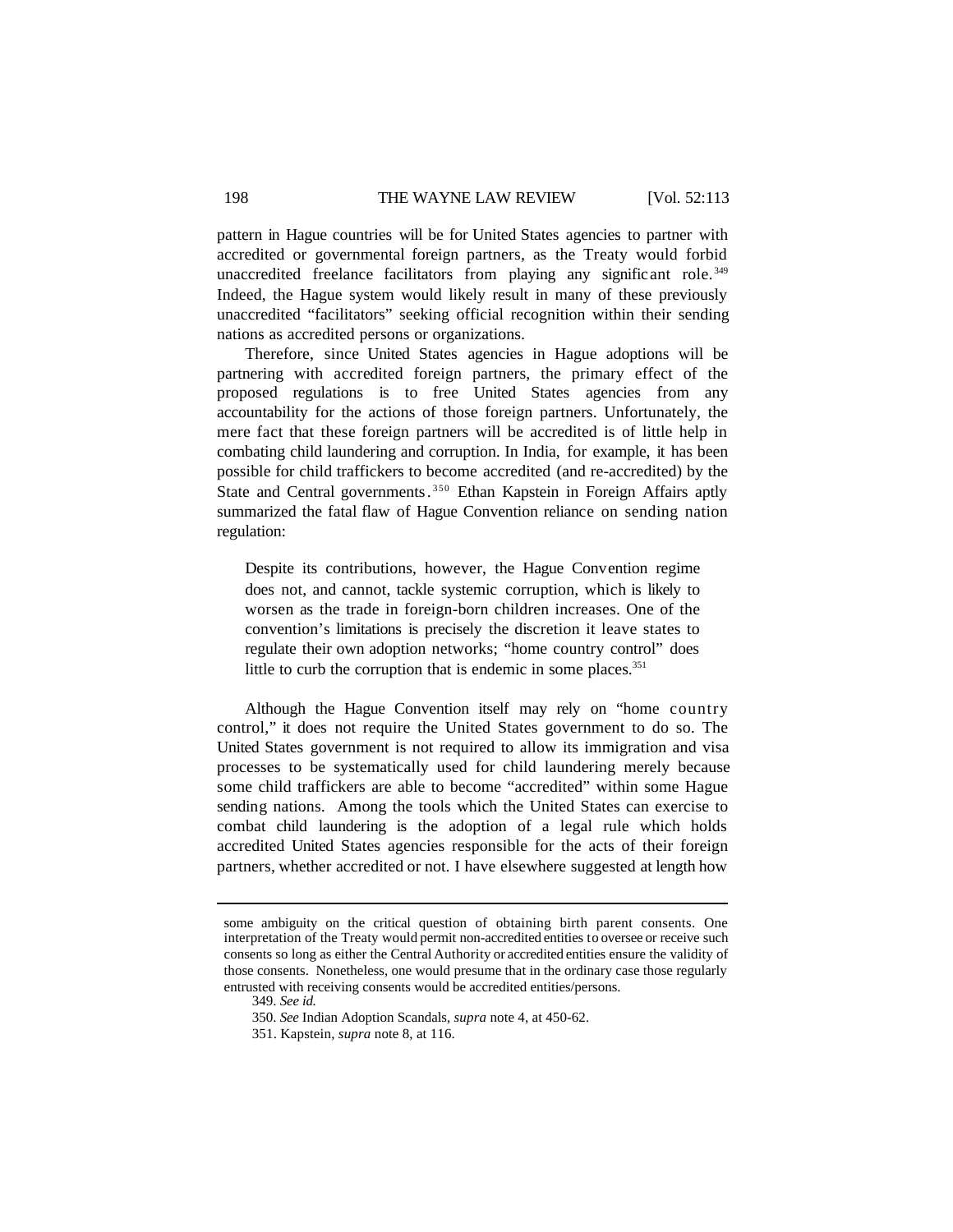pattern in Hague countries will be for United States agencies to partner with accredited or governmental foreign partners, as the Treaty would forbid unaccredited freelance facilitators from playing any significant role.[349] Indeed, the Hague system would likely result in many of these previously unaccredited "facilitators" seeking official recognition within their sending nations as accredited persons or organizations.

Therefore, since United States agencies in Hague adoptions will be partnering with accredited foreign partners, the primary effect of the proposed regulations is to free United States agencies from any accountability for the actions of those foreign partners. Unfortunately, the mere fact that these foreign partners will be accredited is of little help in combating child laundering and corruption. In India, for example, it has been possible for child traffickers to become accredited (and re-accredited) by the State and Central governments.[350] Ethan Kapstein in Foreign Affairs aptly summarized the fatal flaw of Hague Convention reliance on sending nation regulation:

> Despite its contributions, however, the Hague Convention regime does not, and cannot, tackle systemic corruption, which is likely to worsen as the trade in foreign-born children increases. One of the convention's limitations is precisely the discretion it leave states to regulate their own adoption networks; "home country control" does little to curb the corruption that is endemic in some places.[351]

Although the Hague Convention itself may rely on "home country control," it does not require the United States government to do so. The United States government is not required to allow its immigration and visa processes to be systematically used for child laundering merely because some child traffickers are able to become "accredited" within some Hague sending nations. Among the tools which the United States can exercise to combat child laundering is the adoption of a legal rule which holds accredited United States agencies responsible for the acts of their foreign partners, whether accredited or not. I have elsewhere suggested at length how

---

some ambiguity on the critical question of obtaining birth parent consents. One interpretation of the Treaty would permit non-accredited entities to oversee or receive such consents so long as either the Central Authority or accredited entities ensure the validity of those consents. Nonetheless, one would presume that in the ordinary case those regularly entrusted with receiving consents would be accredited entities/persons.

349. *See id.*

350. *See* Indian Adoption Scandals, *supra* note 4, at 450-62.

351. Kapstein, *supra* note 8, at 116.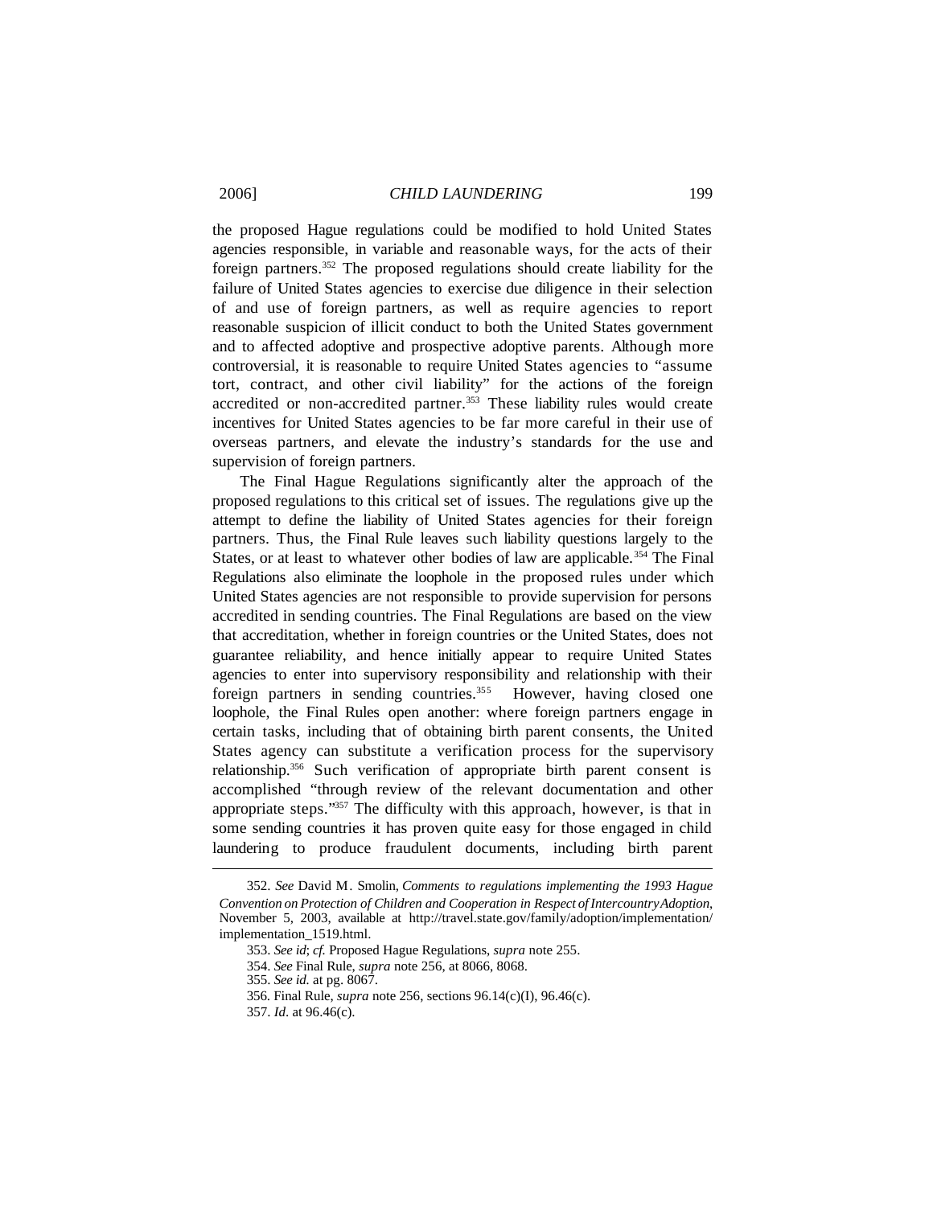the proposed Hague regulations could be modified to hold United States agencies responsible, in variable and reasonable ways, for the acts of their foreign partners.[352] The proposed regulations should create liability for the failure of United States agencies to exercise due diligence in their selection of and use of foreign partners, as well as require agencies to report reasonable suspicion of illicit conduct to both the United States government and to affected adoptive and prospective adoptive parents. Although more controversial, it is reasonable to require United States agencies to "assume tort, contract, and other civil liability" for the actions of the foreign accredited or non-accredited partner.[353] These liability rules would create incentives for United States agencies to be far more careful in their use of overseas partners, and elevate the industry's standards for the use and supervision of foreign partners.

The Final Hague Regulations significantly alter the approach of the proposed regulations to this critical set of issues. The regulations give up the attempt to define the liability of United States agencies for their foreign partners. Thus, the Final Rule leaves such liability questions largely to the States, or at least to whatever other bodies of law are applicable.[354] The Final Regulations also eliminate the loophole in the proposed rules under which United States agencies are not responsible to provide supervision for persons accredited in sending countries. The Final Regulations are based on the view that accreditation, whether in foreign countries or the United States, does not guarantee reliability, and hence initially appear to require United States agencies to enter into supervisory responsibility and relationship with their foreign partners in sending countries.[355] However, having closed one loophole, the Final Rules open another: where foreign partners engage in certain tasks, including that of obtaining birth parent consents, the United States agency can substitute a verification process for the supervisory relationship.[356] Such verification of appropriate birth parent consent is accomplished "through review of the relevant documentation and other appropriate steps."[357] The difficulty with this approach, however, is that in some sending countries it has proven quite easy for those engaged in child laundering to produce fraudulent documents, including birth parent

---

352. *See* David M. Smolin, *Comments to regulations implementing the 1993 Hague Convention on Protection of Children and Cooperation in Respect of Intercountry Adoption*, November 5, 2003, available at http://travel.state.gov/family/adoption/implementation/implementation_1519.html.

353. *See id*; *cf.* Proposed Hague Regulations, *supra* note 255.

354. *See* Final Rule, *supra* note 256, at 8066, 8068.

355. *See id.* at pg. 8067.

356. Final Rule, *supra* note 256, sections 96.14(c)(I), 96.46(c).

357. *Id*. at 96.46(c).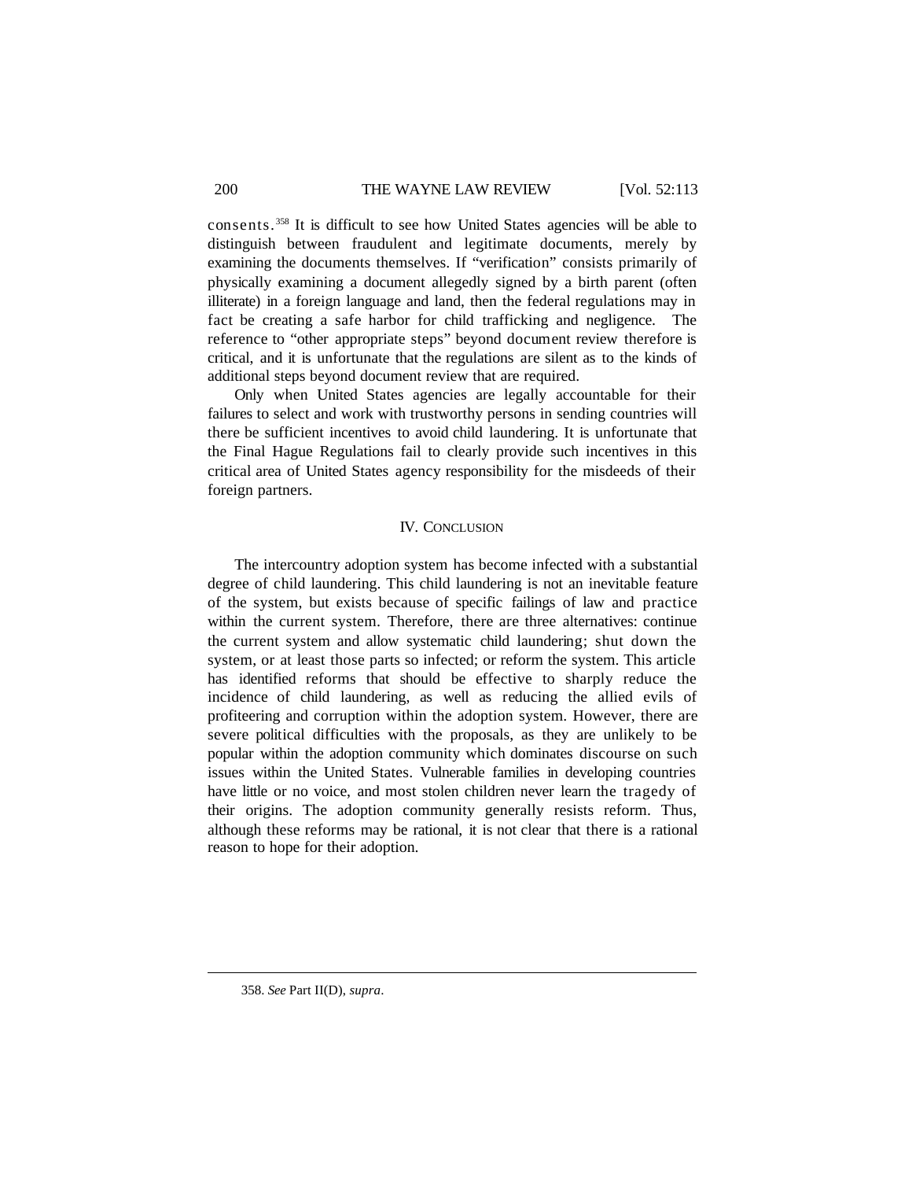consents.[358] It is difficult to see how United States agencies will be able to distinguish between fraudulent and legitimate documents, merely by examining the documents themselves. If "verification" consists primarily of physically examining a document allegedly signed by a birth parent (often illiterate) in a foreign language and land, then the federal regulations may in fact be creating a safe harbor for child trafficking and negligence. The reference to "other appropriate steps" beyond document review therefore is critical, and it is unfortunate that the regulations are silent as to the kinds of additional steps beyond document review that are required.

Only when United States agencies are legally accountable for their failures to select and work with trustworthy persons in sending countries will there be sufficient incentives to avoid child laundering. It is unfortunate that the Final Hague Regulations fail to clearly provide such incentives in this critical area of United States agency responsibility for the misdeeds of their foreign partners.

## IV. CONCLUSION

The intercountry adoption system has become infected with a substantial degree of child laundering. This child laundering is not an inevitable feature of the system, but exists because of specific failings of law and practice within the current system. Therefore, there are three alternatives: continue the current system and allow systematic child laundering; shut down the system, or at least those parts so infected; or reform the system. This article has identified reforms that should be effective to sharply reduce the incidence of child laundering, as well as reducing the allied evils of profiteering and corruption within the adoption system. However, there are severe political difficulties with the proposals, as they are unlikely to be popular within the adoption community which dominates discourse on such issues within the United States. Vulnerable families in developing countries have little or no voice, and most stolen children never learn the tragedy of their origins. The adoption community generally resists reform. Thus, although these reforms may be rational, it is not clear that there is a rational reason to hope for their adoption.

358. *See* Part II(D), *supra*.